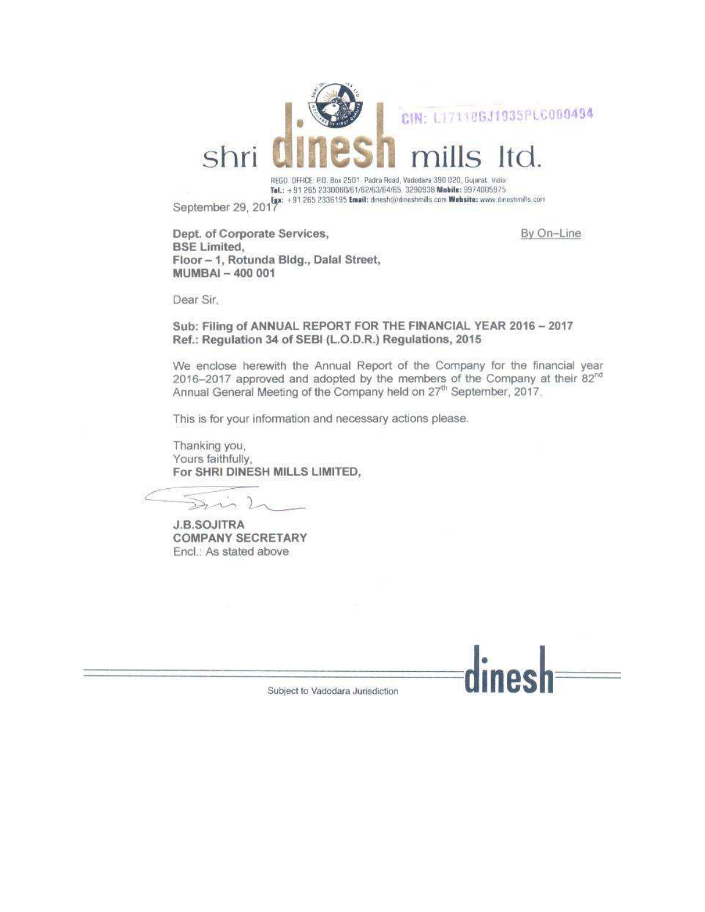CIN: L17110GJ1935PLC000494

# shri dinesh mills ltd.

REGD. OFFICE: P.O. Box 2501, Padra Road, Vadodara 390 020, Gujarat, India
**Tel.:** +91 265 2330060/61/62/63/64/65, 3290938 **Mobile:** 9974005975
**Fax:** +91 265 2336195 **Email:** dinesh@dineshmills.com **Website:** www.dineshmills.com

September 29, 2017

**Dept. of Corporate Services,**
**BSE Limited,**
**Floor – 1, Rotunda Bldg., Dalal Street,**
**MUMBAI – 400 001**

By On–Line

Dear Sir,

**Sub: Filing of ANNUAL REPORT FOR THE FINANCIAL YEAR 2016 – 2017**
**Ref.: Regulation 34 of SEBI (L.O.D.R.) Regulations, 2015**

We enclose herewith the Annual Report of the Company for the financial year 2016–2017 approved and adopted by the members of the Company at their 82nd Annual General Meeting of the Company held on 27th September, 2017.

This is for your information and necessary actions please.

Thanking you,
Yours faithfully,
**For SHRI DINESH MILLS LIMITED,**

**J.B.SOJITRA**
**COMPANY SECRETARY**
Encl.: As stated above

Subject to Vadodara Jurisdiction

dinesh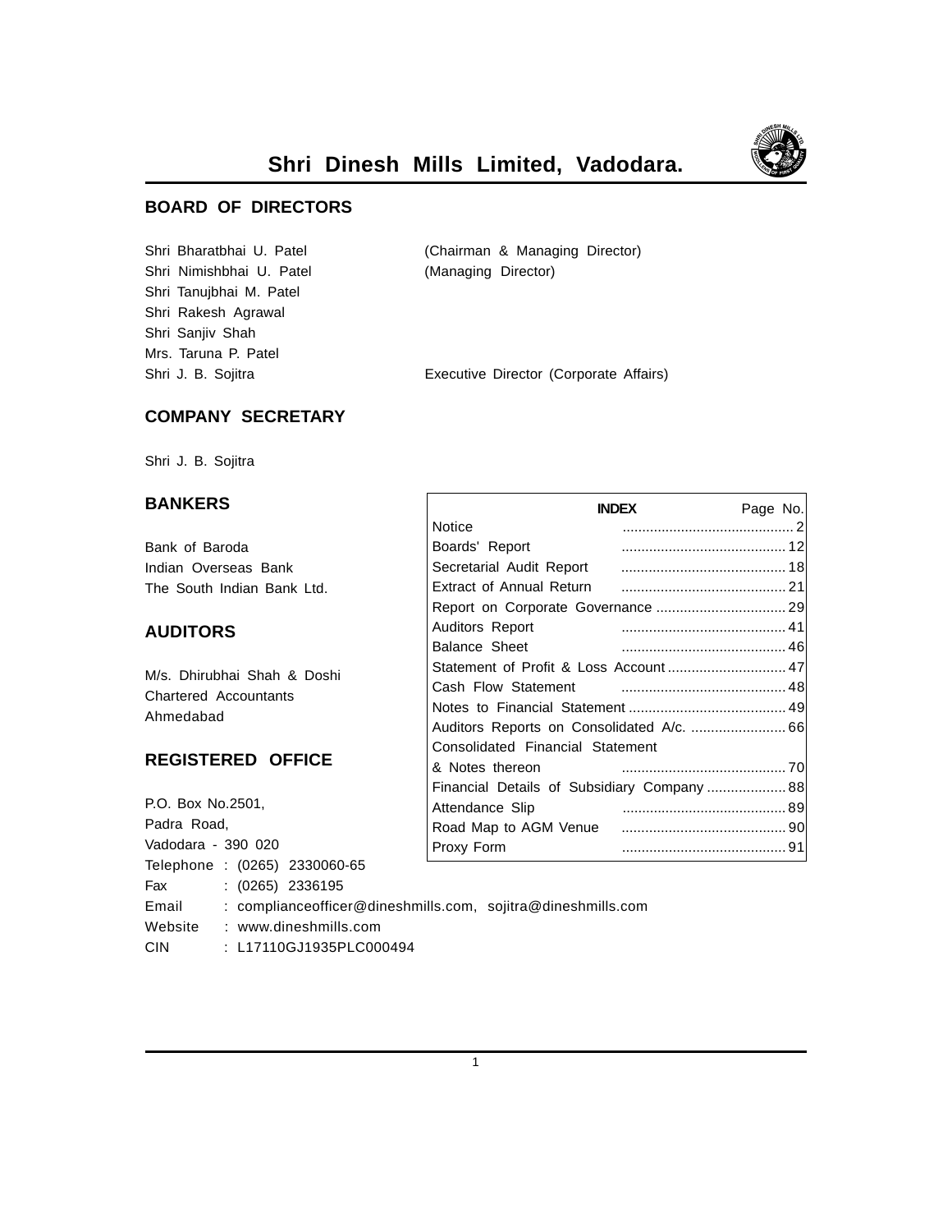# Shri Dinesh Mills Limited, Vadodara.

## BOARD OF DIRECTORS

| | |
|---|---|
| Shri Bharatbhai U. Patel | (Chairman & Managing Director) |
| Shri Nimishbhai U. Patel | (Managing Director) |
| Shri Tanujbhai M. Patel | |
| Shri Rakesh Agrawal | |
| Shri Sanjiv Shah | |
| Mrs. Taruna P. Patel | |
| Shri J. B. Sojitra | Executive Director (Corporate Affairs) |

## COMPANY SECRETARY

Shri J. B. Sojitra

## BANKERS

Bank of Baroda
Indian Overseas Bank
The South Indian Bank Ltd.

## AUDITORS

M/s. Dhirubhai Shah & Doshi
Chartered Accountants
Ahmedabad

## REGISTERED OFFICE

P.O. Box No.2501,
Padra Road,
Vadodara - 390 020

Telephone : (0265) 2330060-65
Fax : (0265) 2336195
Email : complianceofficer@dineshmills.com, sojitra@dineshmills.com
Website : www.dineshmills.com
CIN : L17110GJ1935PLC000494

| INDEX | Page No. |
|---|---|
| Notice | 2 |
| Boards' Report | 12 |
| Secretarial Audit Report | 18 |
| Extract of Annual Return | 21 |
| Report on Corporate Governance | 29 |
| Auditors Report | 41 |
| Balance Sheet | 46 |
| Statement of Profit & Loss Account | 47 |
| Cash Flow Statement | 48 |
| Notes to Financial Statement | 49 |
| Auditors Reports on Consolidated A/c. | 66 |
| Consolidated Financial Statement & Notes thereon | 70 |
| Financial Details of Subsidiary Company | 88 |
| Attendance Slip | 89 |
| Road Map to AGM Venue | 90 |
| Proxy Form | 91 |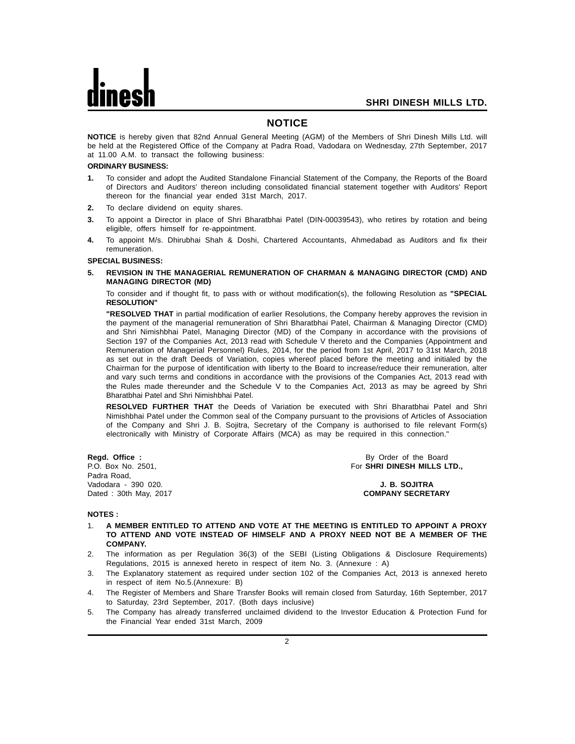# NOTICE

**NOTICE** is hereby given that 82nd Annual General Meeting (AGM) of the Members of Shri Dinesh Mills Ltd. will be held at the Registered Office of the Company at Padra Road, Vadodara on Wednesday, 27th September, 2017 at 11.00 A.M. to transact the following business:

**ORDINARY BUSINESS:**

**1.** To consider and adopt the Audited Standalone Financial Statement of the Company, the Reports of the Board of Directors and Auditors' thereon including consolidated financial statement together with Auditors' Report thereon for the financial year ended 31st March, 2017.

**2.** To declare dividend on equity shares.

**3.** To appoint a Director in place of Shri Bharatbhai Patel (DIN-00039543), who retires by rotation and being eligible, offers himself for re-appointment.

**4.** To appoint M/s. Dhirubhai Shah & Doshi, Chartered Accountants, Ahmedabad as Auditors and fix their remuneration.

**SPECIAL BUSINESS:**

**5. REVISION IN THE MANAGERIAL REMUNERATION OF CHARMAN & MANAGING DIRECTOR (CMD) AND MANAGING DIRECTOR (MD)**

To consider and if thought fit, to pass with or without modification(s), the following Resolution as **"SPECIAL RESOLUTION"**

**"RESOLVED THAT** in partial modification of earlier Resolutions, the Company hereby approves the revision in the payment of the managerial remuneration of Shri Bharatbhai Patel, Chairman & Managing Director (CMD) and Shri Nimishbhai Patel, Managing Director (MD) of the Company in accordance with the provisions of Section 197 of the Companies Act, 2013 read with Schedule V thereto and the Companies (Appointment and Remuneration of Managerial Personnel) Rules, 2014, for the period from 1st April, 2017 to 31st March, 2018 as set out in the draft Deeds of Variation, copies whereof placed before the meeting and initialed by the Chairman for the purpose of identification with liberty to the Board to increase/reduce their remuneration, alter and vary such terms and conditions in accordance with the provisions of the Companies Act, 2013 read with the Rules made thereunder and the Schedule V to the Companies Act, 2013 as may be agreed by Shri Bharatbhai Patel and Shri Nimishbhai Patel.

**RESOLVED FURTHER THAT** the Deeds of Variation be executed with Shri Bharatbhai Patel and Shri Nimishbhai Patel under the Common seal of the Company pursuant to the provisions of Articles of Association of the Company and Shri J. B. Sojitra, Secretary of the Company is authorised to file relevant Form(s) electronically with Ministry of Corporate Affairs (MCA) as may be required in this connection."

**Regd. Office :**
P.O. Box No. 2501,
Padra Road,
Vadodara - 390 020.
Dated : 30th May, 2017

By Order of the Board
For **SHRI DINESH MILLS LTD.,**

**J. B. SOJITRA**
**COMPANY SECRETARY**

**NOTES :**

1. **A MEMBER ENTITLED TO ATTEND AND VOTE AT THE MEETING IS ENTITLED TO APPOINT A PROXY TO ATTEND AND VOTE INSTEAD OF HIMSELF AND A PROXY NEED NOT BE A MEMBER OF THE COMPANY.**
2. The information as per Regulation 36(3) of the SEBI (Listing Obligations & Disclosure Requirements) Regulations, 2015 is annexed hereto in respect of item No. 3. (Annexure : A)
3. The Explanatory statement as required under section 102 of the Companies Act, 2013 is annexed hereto in respect of item No.5.(Annexure: B)
4. The Register of Members and Share Transfer Books will remain closed from Saturday, 16th September, 2017 to Saturday, 23rd September, 2017. (Both days inclusive)
5. The Company has already transferred unclaimed dividend to the Investor Education & Protection Fund for the Financial Year ended 31st March, 2009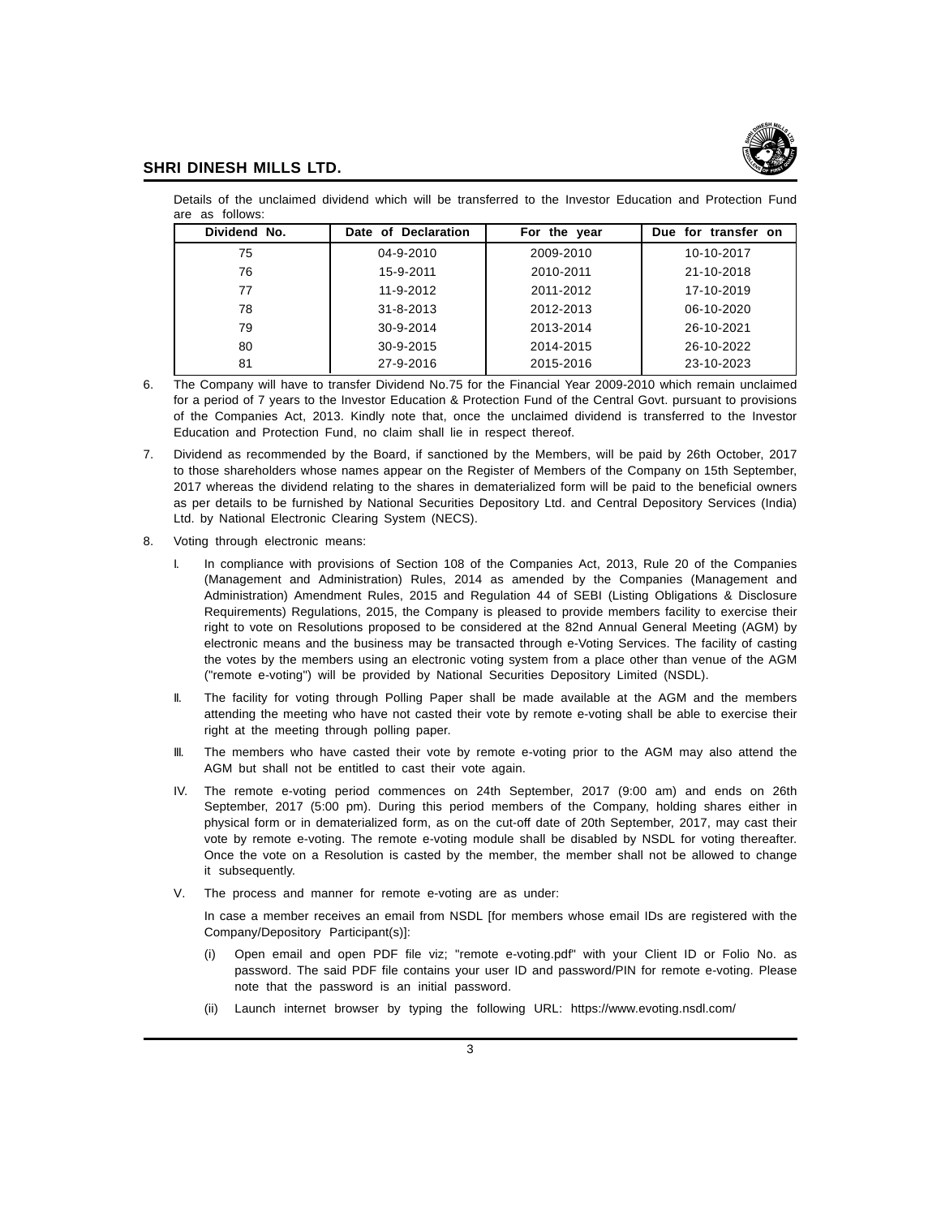Details of the unclaimed dividend which will be transferred to the Investor Education and Protection Fund are as follows:

| Dividend No. | Date of Declaration | For the year | Due for transfer on |
|---|---|---|---|
| 75 | 04-9-2010 | 2009-2010 | 10-10-2017 |
| 76 | 15-9-2011 | 2010-2011 | 21-10-2018 |
| 77 | 11-9-2012 | 2011-2012 | 17-10-2019 |
| 78 | 31-8-2013 | 2012-2013 | 06-10-2020 |
| 79 | 30-9-2014 | 2013-2014 | 26-10-2021 |
| 80 | 30-9-2015 | 2014-2015 | 26-10-2022 |
| 81 | 27-9-2016 | 2015-2016 | 23-10-2023 |

6. The Company will have to transfer Dividend No.75 for the Financial Year 2009-2010 which remain unclaimed for a period of 7 years to the Investor Education & Protection Fund of the Central Govt. pursuant to provisions of the Companies Act, 2013. Kindly note that, once the unclaimed dividend is transferred to the Investor Education and Protection Fund, no claim shall lie in respect thereof.

7. Dividend as recommended by the Board, if sanctioned by the Members, will be paid by 26th October, 2017 to those shareholders whose names appear on the Register of Members of the Company on 15th September, 2017 whereas the dividend relating to the shares in dematerialized form will be paid to the beneficial owners as per details to be furnished by National Securities Depository Ltd. and Central Depository Services (India) Ltd. by National Electronic Clearing System (NECS).

8. Voting through electronic means:

   I. In compliance with provisions of Section 108 of the Companies Act, 2013, Rule 20 of the Companies (Management and Administration) Rules, 2014 as amended by the Companies (Management and Administration) Amendment Rules, 2015 and Regulation 44 of SEBI (Listing Obligations & Disclosure Requirements) Regulations, 2015, the Company is pleased to provide members facility to exercise their right to vote on Resolutions proposed to be considered at the 82nd Annual General Meeting (AGM) by electronic means and the business may be transacted through e-Voting Services. The facility of casting the votes by the members using an electronic voting system from a place other than venue of the AGM ("remote e-voting") will be provided by National Securities Depository Limited (NSDL).

   II. The facility for voting through Polling Paper shall be made available at the AGM and the members attending the meeting who have not casted their vote by remote e-voting shall be able to exercise their right at the meeting through polling paper.

   III. The members who have casted their vote by remote e-voting prior to the AGM may also attend the AGM but shall not be entitled to cast their vote again.

   IV. The remote e-voting period commences on 24th September, 2017 (9:00 am) and ends on 26th September, 2017 (5:00 pm). During this period members of the Company, holding shares either in physical form or in dematerialized form, as on the cut-off date of 20th September, 2017, may cast their vote by remote e-voting. The remote e-voting module shall be disabled by NSDL for voting thereafter. Once the vote on a Resolution is casted by the member, the member shall not be allowed to change it subsequently.

   V. The process and manner for remote e-voting are as under:

      In case a member receives an email from NSDL [for members whose email IDs are registered with the Company/Depository Participant(s)]:

      (i) Open email and open PDF file viz; "remote e-voting.pdf" with your Client ID or Folio No. as password. The said PDF file contains your user ID and password/PIN for remote e-voting. Please note that the password is an initial password.

      (ii) Launch internet browser by typing the following URL: https://www.evoting.nsdl.com/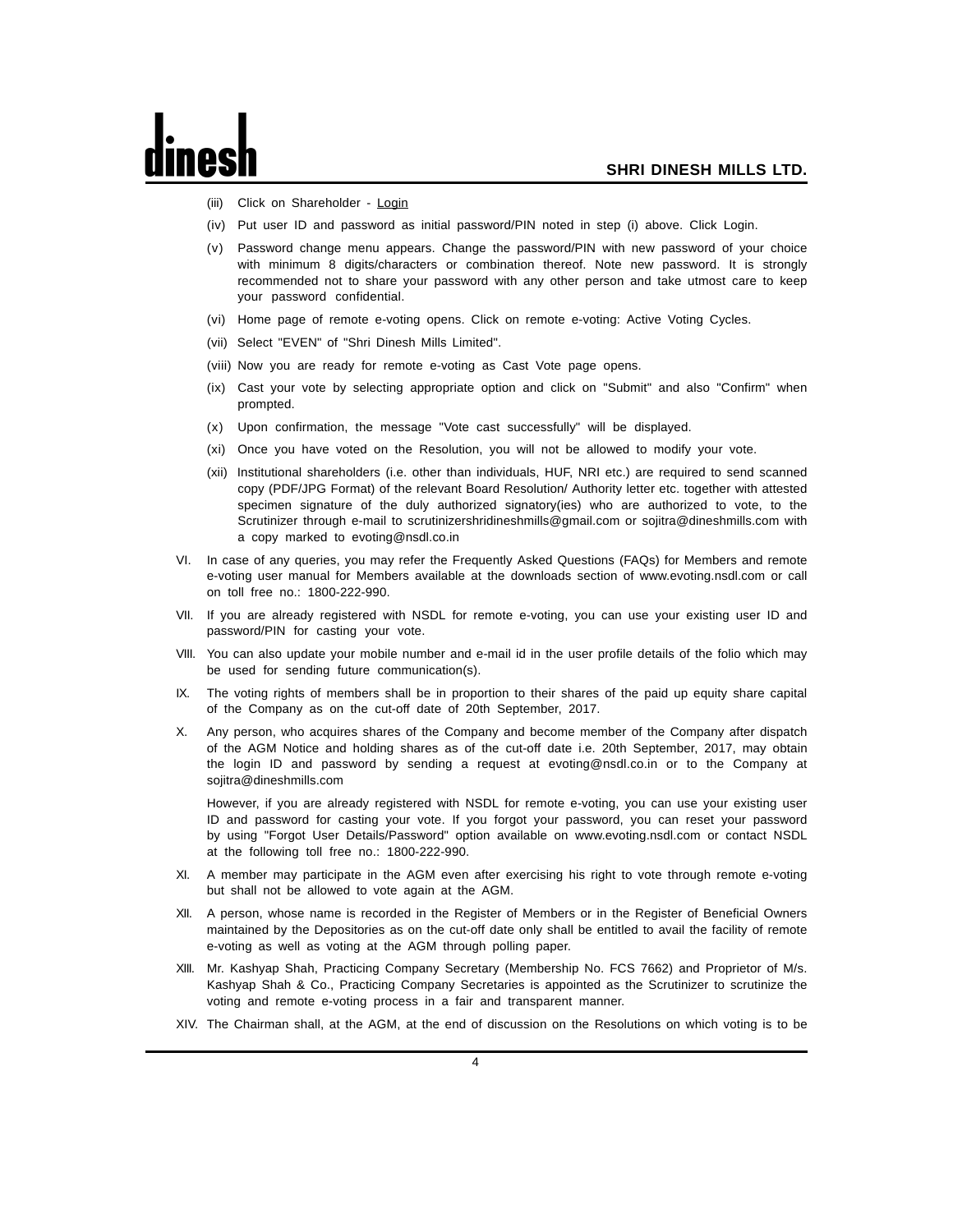(iii) Click on Shareholder - Login

(iv) Put user ID and password as initial password/PIN noted in step (i) above. Click Login.

(v) Password change menu appears. Change the password/PIN with new password of your choice with minimum 8 digits/characters or combination thereof. Note new password. It is strongly recommended not to share your password with any other person and take utmost care to keep your password confidential.

(vi) Home page of remote e-voting opens. Click on remote e-voting: Active Voting Cycles.

(vii) Select "EVEN" of "Shri Dinesh Mills Limited".

(viii) Now you are ready for remote e-voting as Cast Vote page opens.

(ix) Cast your vote by selecting appropriate option and click on "Submit" and also "Confirm" when prompted.

(x) Upon confirmation, the message "Vote cast successfully" will be displayed.

(xi) Once you have voted on the Resolution, you will not be allowed to modify your vote.

(xii) Institutional shareholders (i.e. other than individuals, HUF, NRI etc.) are required to send scanned copy (PDF/JPG Format) of the relevant Board Resolution/ Authority letter etc. together with attested specimen signature of the duly authorized signatory(ies) who are authorized to vote, to the Scrutinizer through e-mail to scrutinizershridineshmills@gmail.com or sojitra@dineshmills.com with a copy marked to evoting@nsdl.co.in

VI. In case of any queries, you may refer the Frequently Asked Questions (FAQs) for Members and remote e-voting user manual for Members available at the downloads section of www.evoting.nsdl.com or call on toll free no.: 1800-222-990.

VII. If you are already registered with NSDL for remote e-voting, you can use your existing user ID and password/PIN for casting your vote.

VIII. You can also update your mobile number and e-mail id in the user profile details of the folio which may be used for sending future communication(s).

IX. The voting rights of members shall be in proportion to their shares of the paid up equity share capital of the Company as on the cut-off date of 20th September, 2017.

X. Any person, who acquires shares of the Company and become member of the Company after dispatch of the AGM Notice and holding shares as of the cut-off date i.e. 20th September, 2017, may obtain the login ID and password by sending a request at evoting@nsdl.co.in or to the Company at sojitra@dineshmills.com

However, if you are already registered with NSDL for remote e-voting, you can use your existing user ID and password for casting your vote. If you forgot your password, you can reset your password by using "Forgot User Details/Password" option available on www.evoting.nsdl.com or contact NSDL at the following toll free no.: 1800-222-990.

XI. A member may participate in the AGM even after exercising his right to vote through remote e-voting but shall not be allowed to vote again at the AGM.

XII. A person, whose name is recorded in the Register of Members or in the Register of Beneficial Owners maintained by the Depositories as on the cut-off date only shall be entitled to avail the facility of remote e-voting as well as voting at the AGM through polling paper.

XIII. Mr. Kashyap Shah, Practicing Company Secretary (Membership No. FCS 7662) and Proprietor of M/s. Kashyap Shah & Co., Practicing Company Secretaries is appointed as the Scrutinizer to scrutinize the voting and remote e-voting process in a fair and transparent manner.

XIV. The Chairman shall, at the AGM, at the end of discussion on the Resolutions on which voting is to be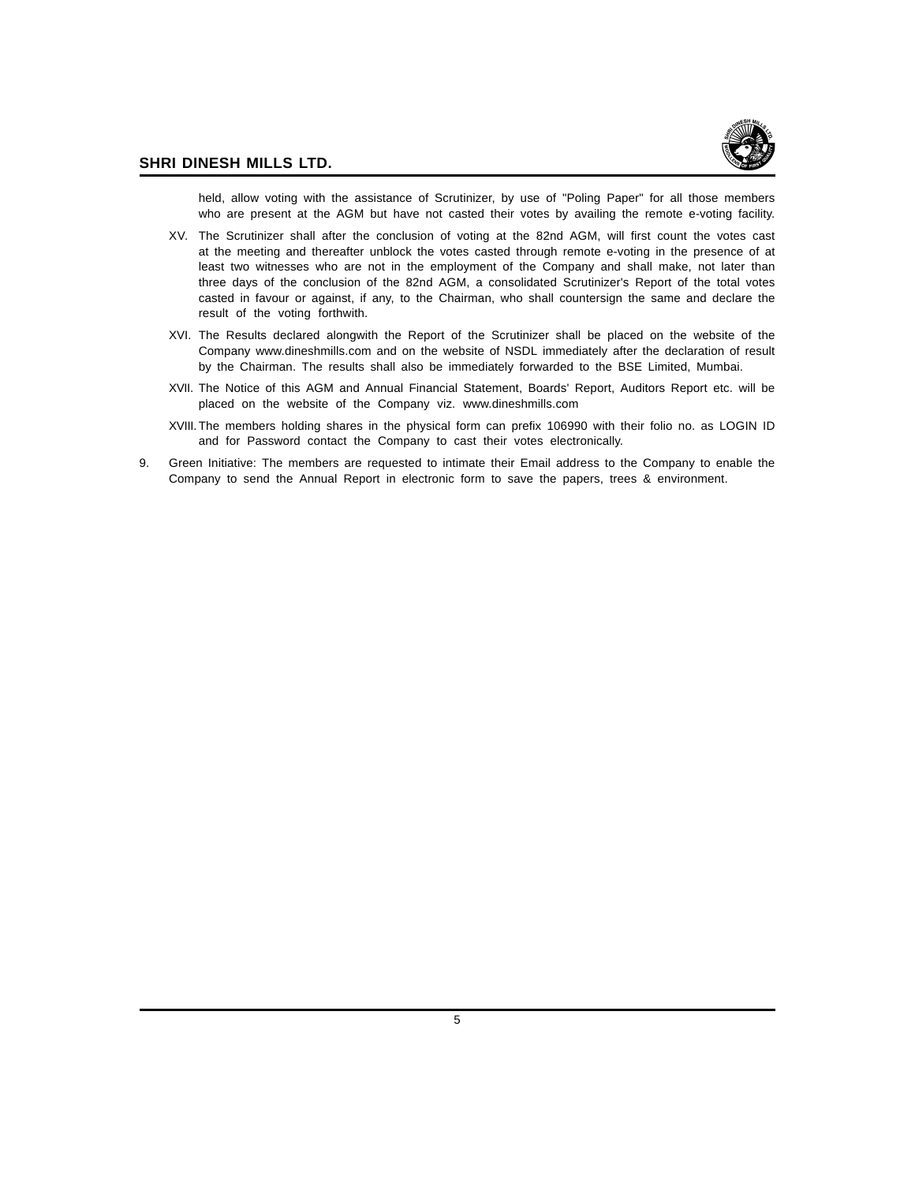held, allow voting with the assistance of Scrutinizer, by use of "Poling Paper" for all those members who are present at the AGM but have not casted their votes by availing the remote e-voting facility.

XV. The Scrutinizer shall after the conclusion of voting at the 82nd AGM, will first count the votes cast at the meeting and thereafter unblock the votes casted through remote e-voting in the presence of at least two witnesses who are not in the employment of the Company and shall make, not later than three days of the conclusion of the 82nd AGM, a consolidated Scrutinizer's Report of the total votes casted in favour or against, if any, to the Chairman, who shall countersign the same and declare the result of the voting forthwith.

XVI. The Results declared alongwith the Report of the Scrutinizer shall be placed on the website of the Company www.dineshmills.com and on the website of NSDL immediately after the declaration of result by the Chairman. The results shall also be immediately forwarded to the BSE Limited, Mumbai.

XVII. The Notice of this AGM and Annual Financial Statement, Boards' Report, Auditors Report etc. will be placed on the website of the Company viz. www.dineshmills.com

XVIII. The members holding shares in the physical form can prefix 106990 with their folio no. as LOGIN ID and for Password contact the Company to cast their votes electronically.

9. Green Initiative: The members are requested to intimate their Email address to the Company to enable the Company to send the Annual Report in electronic form to save the papers, trees & environment.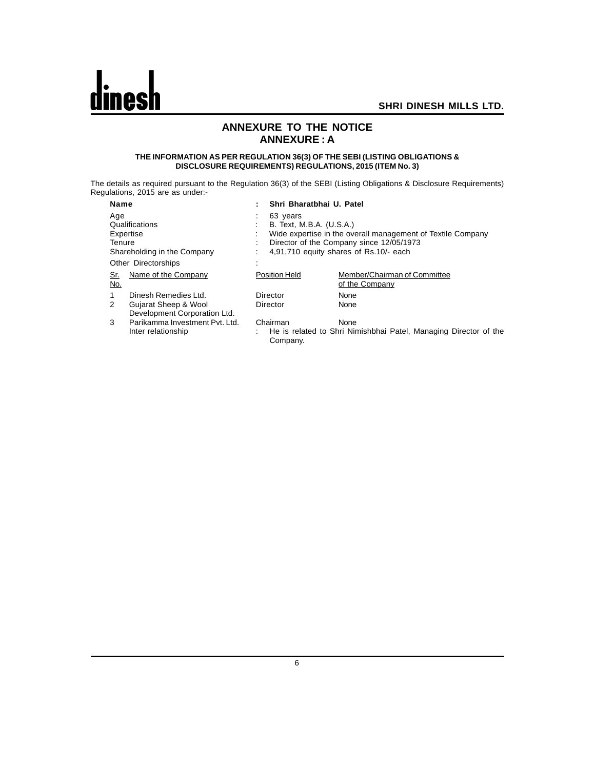# ANNEXURE TO THE NOTICE

## ANNEXURE : A

### THE INFORMATION AS PER REGULATION 36(3) OF THE SEBI (LISTING OBLIGATIONS & DISCLOSURE REQUIREMENTS) REGULATIONS, 2015 (ITEM No. 3)

The details as required pursuant to the Regulation 36(3) of the SEBI (Listing Obligations & Disclosure Requirements) Regulations, 2015 are as under:-

| | | |
|---|---|---|
| **Name** | : | **Shri Bharatbhai U. Patel** |
| Age | : | 63 years |
| Qualifications | : | B. Text, M.B.A. (U.S.A.) |
| Expertise | : | Wide expertise in the overall management of Textile Company |
| Tenure | : | Director of the Company since 12/05/1973 |
| Shareholding in the Company | : | 4,91,710 equity shares of Rs.10/- each |
| Other Directorships | : | |

| Sr. No. | Name of the Company | Position Held | Member/Chairman of Committee of the Company |
|---|---|---|---|
| 1 | Dinesh Remedies Ltd. | Director | None |
| 2 | Gujarat Sheep & Wool Development Corporation Ltd. | Director | None |
| 3 | Parikamma Investment Pvt. Ltd. | Chairman | None |

Inter relationship : He is related to Shri Nimishbhai Patel, Managing Director of the Company.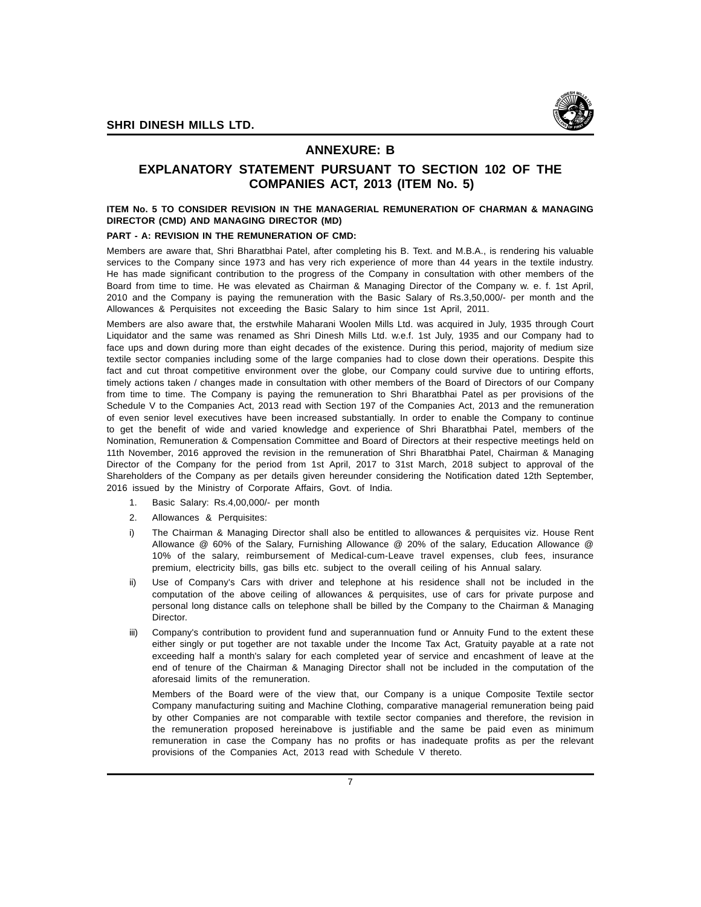## ANNEXURE: B

## EXPLANATORY STATEMENT PURSUANT TO SECTION 102 OF THE COMPANIES ACT, 2013 (ITEM No. 5)

**ITEM No. 5 TO CONSIDER REVISION IN THE MANAGERIAL REMUNERATION OF CHARMAN & MANAGING DIRECTOR (CMD) AND MANAGING DIRECTOR (MD)**

**PART - A: REVISION IN THE REMUNERATION OF CMD:**

Members are aware that, Shri Bharatbhai Patel, after completing his B. Text. and M.B.A., is rendering his valuable services to the Company since 1973 and has very rich experience of more than 44 years in the textile industry. He has made significant contribution to the progress of the Company in consultation with other members of the Board from time to time. He was elevated as Chairman & Managing Director of the Company w. e. f. 1st April, 2010 and the Company is paying the remuneration with the Basic Salary of Rs.3,50,000/- per month and the Allowances & Perquisites not exceeding the Basic Salary to him since 1st April, 2011.

Members are also aware that, the erstwhile Maharani Woolen Mills Ltd. was acquired in July, 1935 through Court Liquidator and the same was renamed as Shri Dinesh Mills Ltd. w.e.f. 1st July, 1935 and our Company had to face ups and down during more than eight decades of the existence. During this period, majority of medium size textile sector companies including some of the large companies had to close down their operations. Despite this fact and cut throat competitive environment over the globe, our Company could survive due to untiring efforts, timely actions taken / changes made in consultation with other members of the Board of Directors of our Company from time to time. The Company is paying the remuneration to Shri Bharatbhai Patel as per provisions of the Schedule V to the Companies Act, 2013 read with Section 197 of the Companies Act, 2013 and the remuneration of even senior level executives have been increased substantially. In order to enable the Company to continue to get the benefit of wide and varied knowledge and experience of Shri Bharatbhai Patel, members of the Nomination, Remuneration & Compensation Committee and Board of Directors at their respective meetings held on 11th November, 2016 approved the revision in the remuneration of Shri Bharatbhai Patel, Chairman & Managing Director of the Company for the period from 1st April, 2017 to 31st March, 2018 subject to approval of the Shareholders of the Company as per details given hereunder considering the Notification dated 12th September, 2016 issued by the Ministry of Corporate Affairs, Govt. of India.

1. Basic Salary: Rs.4,00,000/- per month
2. Allowances & Perquisites:

i) The Chairman & Managing Director shall also be entitled to allowances & perquisites viz. House Rent Allowance @ 60% of the Salary, Furnishing Allowance @ 20% of the salary, Education Allowance @ 10% of the salary, reimbursement of Medical-cum-Leave travel expenses, club fees, insurance premium, electricity bills, gas bills etc. subject to the overall ceiling of his Annual salary.

ii) Use of Company's Cars with driver and telephone at his residence shall not be included in the computation of the above ceiling of allowances & perquisites, use of cars for private purpose and personal long distance calls on telephone shall be billed by the Company to the Chairman & Managing Director.

iii) Company's contribution to provident fund and superannuation fund or Annuity Fund to the extent these either singly or put together are not taxable under the Income Tax Act, Gratuity payable at a rate not exceeding half a month's salary for each completed year of service and encashment of leave at the end of tenure of the Chairman & Managing Director shall not be included in the computation of the aforesaid limits of the remuneration.

Members of the Board were of the view that, our Company is a unique Composite Textile sector Company manufacturing suiting and Machine Clothing, comparative managerial remuneration being paid by other Companies are not comparable with textile sector companies and therefore, the revision in the remuneration proposed hereinabove is justifiable and the same be paid even as minimum remuneration in case the Company has no profits or has inadequate profits as per the relevant provisions of the Companies Act, 2013 read with Schedule V thereto.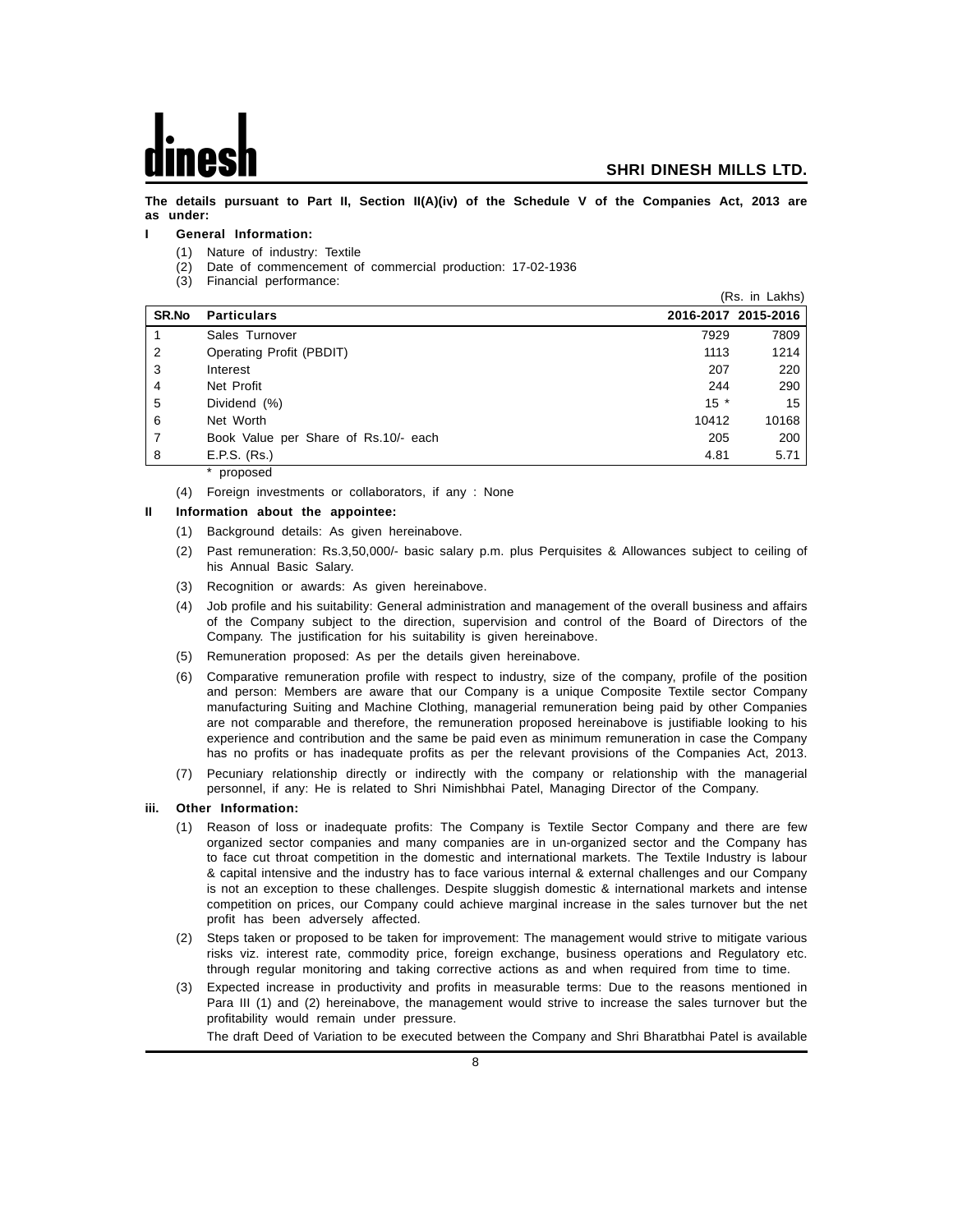The details pursuant to Part II, Section II(A)(iv) of the Schedule V of the Companies Act, 2013 are as under:

**I General Information:**

(1) Nature of industry: Textile

(2) Date of commencement of commercial production: 17-02-1936

(3) Financial performance:

(Rs. in Lakhs)

| SR.No | Particulars | 2016-2017 | 2015-2016 |
|---|---|---|---|
| 1 | Sales Turnover | 7929 | 7809 |
| 2 | Operating Profit (PBDIT) | 1113 | 1214 |
| 3 | Interest | 207 | 220 |
| 4 | Net Profit | 244 | 290 |
| 5 | Dividend (%) | 15 * | 15 |
| 6 | Net Worth | 10412 | 10168 |
| 7 | Book Value per Share of Rs.10/- each | 205 | 200 |
| 8 | E.P.S. (Rs.) | 4.81 | 5.71 |

\* proposed

(4) Foreign investments or collaborators, if any : None

**II Information about the appointee:**

(1) Background details: As given hereinabove.

(2) Past remuneration: Rs.3,50,000/- basic salary p.m. plus Perquisites & Allowances subject to ceiling of his Annual Basic Salary.

(3) Recognition or awards: As given hereinabove.

(4) Job profile and his suitability: General administration and management of the overall business and affairs of the Company subject to the direction, supervision and control of the Board of Directors of the Company. The justification for his suitability is given hereinabove.

(5) Remuneration proposed: As per the details given hereinabove.

(6) Comparative remuneration profile with respect to industry, size of the company, profile of the position and person: Members are aware that our Company is a unique Composite Textile sector Company manufacturing Suiting and Machine Clothing, managerial remuneration being paid by other Companies are not comparable and therefore, the remuneration proposed hereinabove is justifiable looking to his experience and contribution and the same be paid even as minimum remuneration in case the Company has no profits or has inadequate profits as per the relevant provisions of the Companies Act, 2013.

(7) Pecuniary relationship directly or indirectly with the company or relationship with the managerial personnel, if any: He is related to Shri Nimishbhai Patel, Managing Director of the Company.

**iii. Other Information:**

(1) Reason of loss or inadequate profits: The Company is Textile Sector Company and there are few organized sector companies and many companies are in un-organized sector and the Company has to face cut throat competition in the domestic and international markets. The Textile Industry is labour & capital intensive and the industry has to face various internal & external challenges and our Company is not an exception to these challenges. Despite sluggish domestic & international markets and intense competition on prices, our Company could achieve marginal increase in the sales turnover but the net profit has been adversely affected.

(2) Steps taken or proposed to be taken for improvement: The management would strive to mitigate various risks viz. interest rate, commodity price, foreign exchange, business operations and Regulatory etc. through regular monitoring and taking corrective actions as and when required from time to time.

(3) Expected increase in productivity and profits in measurable terms: Due to the reasons mentioned in Para III (1) and (2) hereinabove, the management would strive to increase the sales turnover but the profitability would remain under pressure.

The draft Deed of Variation to be executed between the Company and Shri Bharatbhai Patel is available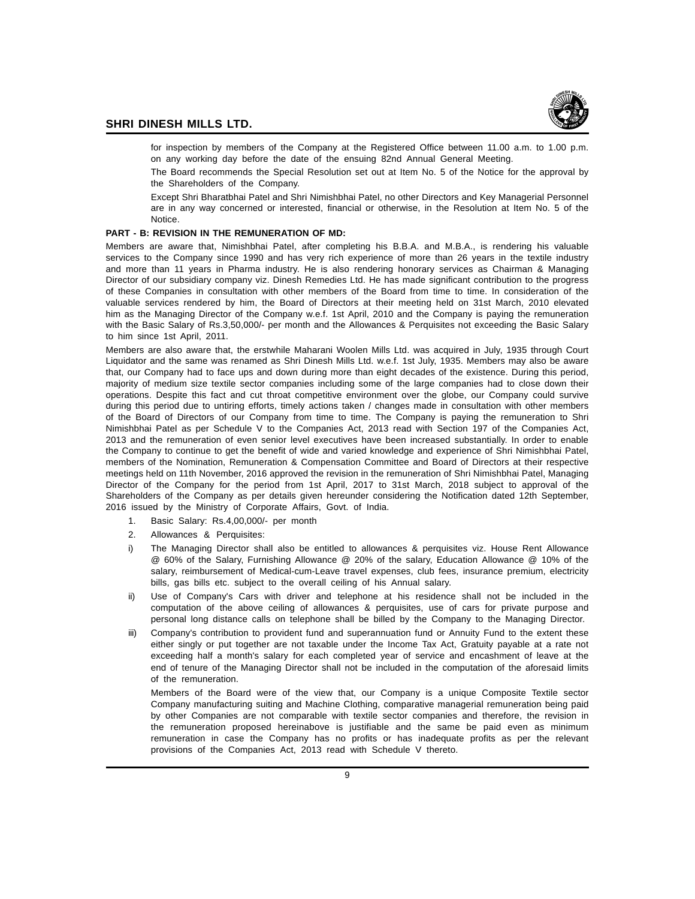for inspection by members of the Company at the Registered Office between 11.00 a.m. to 1.00 p.m. on any working day before the date of the ensuing 82nd Annual General Meeting.

The Board recommends the Special Resolution set out at Item No. 5 of the Notice for the approval by the Shareholders of the Company.

Except Shri Bharatbhai Patel and Shri Nimishbhai Patel, no other Directors and Key Managerial Personnel are in any way concerned or interested, financial or otherwise, in the Resolution at Item No. 5 of the Notice.

**PART - B: REVISION IN THE REMUNERATION OF MD:**

Members are aware that, Nimishbhai Patel, after completing his B.B.A. and M.B.A., is rendering his valuable services to the Company since 1990 and has very rich experience of more than 26 years in the textile industry and more than 11 years in Pharma industry. He is also rendering honorary services as Chairman & Managing Director of our subsidiary company viz. Dinesh Remedies Ltd. He has made significant contribution to the progress of these Companies in consultation with other members of the Board from time to time. In consideration of the valuable services rendered by him, the Board of Directors at their meeting held on 31st March, 2010 elevated him as the Managing Director of the Company w.e.f. 1st April, 2010 and the Company is paying the remuneration with the Basic Salary of Rs.3,50,000/- per month and the Allowances & Perquisites not exceeding the Basic Salary to him since 1st April, 2011.

Members are also aware that, the erstwhile Maharani Woolen Mills Ltd. was acquired in July, 1935 through Court Liquidator and the same was renamed as Shri Dinesh Mills Ltd. w.e.f. 1st July, 1935. Members may also be aware that, our Company had to face ups and down during more than eight decades of the existence. During this period, majority of medium size textile sector companies including some of the large companies had to close down their operations. Despite this fact and cut throat competitive environment over the globe, our Company could survive during this period due to untiring efforts, timely actions taken / changes made in consultation with other members of the Board of Directors of our Company from time to time. The Company is paying the remuneration to Shri Nimishbhai Patel as per Schedule V to the Companies Act, 2013 read with Section 197 of the Companies Act, 2013 and the remuneration of even senior level executives have been increased substantially. In order to enable the Company to continue to get the benefit of wide and varied knowledge and experience of Shri Nimishbhai Patel, members of the Nomination, Remuneration & Compensation Committee and Board of Directors at their respective meetings held on 11th November, 2016 approved the revision in the remuneration of Shri Nimishbhai Patel, Managing Director of the Company for the period from 1st April, 2017 to 31st March, 2018 subject to approval of the Shareholders of the Company as per details given hereunder considering the Notification dated 12th September, 2016 issued by the Ministry of Corporate Affairs, Govt. of India.

1. Basic Salary: Rs.4,00,000/- per month
2. Allowances & Perquisites:

i) The Managing Director shall also be entitled to allowances & perquisites viz. House Rent Allowance @ 60% of the Salary, Furnishing Allowance @ 20% of the salary, Education Allowance @ 10% of the salary, reimbursement of Medical-cum-Leave travel expenses, club fees, insurance premium, electricity bills, gas bills etc. subject to the overall ceiling of his Annual salary.

ii) Use of Company's Cars with driver and telephone at his residence shall not be included in the computation of the above ceiling of allowances & perquisites, use of cars for private purpose and personal long distance calls on telephone shall be billed by the Company to the Managing Director.

iii) Company's contribution to provident fund and superannuation fund or Annuity Fund to the extent these either singly or put together are not taxable under the Income Tax Act, Gratuity payable at a rate not exceeding half a month's salary for each completed year of service and encashment of leave at the end of tenure of the Managing Director shall not be included in the computation of the aforesaid limits of the remuneration.

Members of the Board were of the view that, our Company is a unique Composite Textile sector Company manufacturing suiting and Machine Clothing, comparative managerial remuneration being paid by other Companies are not comparable with textile sector companies and therefore, the revision in the remuneration proposed hereinabove is justifiable and the same be paid even as minimum remuneration in case the Company has no profits or has inadequate profits as per the relevant provisions of the Companies Act, 2013 read with Schedule V thereto.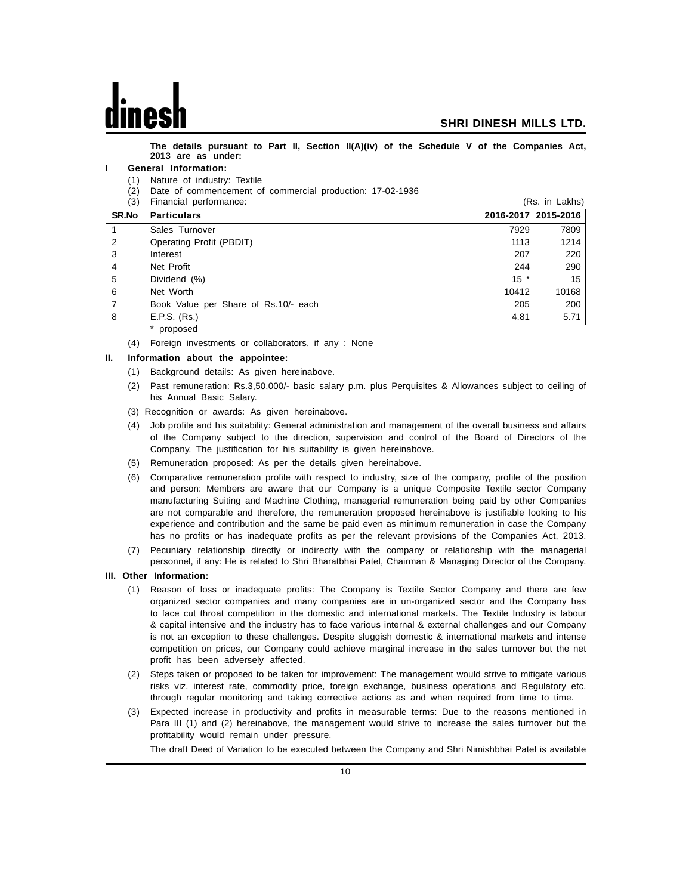**The details pursuant to Part II, Section II(A)(iv) of the Schedule V of the Companies Act, 2013 are as under:**

**I General Information:**

(1) Nature of industry: Textile

(2) Date of commencement of commercial production: 17-02-1936

(3) Financial performance: (Rs. in Lakhs)

| SR.No | Particulars | 2016-2017 | 2015-2016 |
|---|---|---|---|
| 1 | Sales Turnover | 7929 | 7809 |
| 2 | Operating Profit (PBDIT) | 1113 | 1214 |
| 3 | Interest | 207 | 220 |
| 4 | Net Profit | 244 | 290 |
| 5 | Dividend (%) | 15 * | 15 |
| 6 | Net Worth | 10412 | 10168 |
| 7 | Book Value per Share of Rs.10/- each | 205 | 200 |
| 8 | E.P.S. (Rs.) | 4.81 | 5.71 |

\* proposed

(4) Foreign investments or collaborators, if any : None

**II. Information about the appointee:**

(1) Background details: As given hereinabove.

(2) Past remuneration: Rs.3,50,000/- basic salary p.m. plus Perquisites & Allowances subject to ceiling of his Annual Basic Salary.

(3) Recognition or awards: As given hereinabove.

(4) Job profile and his suitability: General administration and management of the overall business and affairs of the Company subject to the direction, supervision and control of the Board of Directors of the Company. The justification for his suitability is given hereinabove.

(5) Remuneration proposed: As per the details given hereinabove.

(6) Comparative remuneration profile with respect to industry, size of the company, profile of the position and person: Members are aware that our Company is a unique Composite Textile sector Company manufacturing Suiting and Machine Clothing, managerial remuneration being paid by other Companies are not comparable and therefore, the remuneration proposed hereinabove is justifiable looking to his experience and contribution and the same be paid even as minimum remuneration in case the Company has no profits or has inadequate profits as per the relevant provisions of the Companies Act, 2013.

(7) Pecuniary relationship directly or indirectly with the company or relationship with the managerial personnel, if any: He is related to Shri Bharatbhai Patel, Chairman & Managing Director of the Company.

**III. Other Information:**

(1) Reason of loss or inadequate profits: The Company is Textile Sector Company and there are few organized sector companies and many companies are in un-organized sector and the Company has to face cut throat competition in the domestic and international markets. The Textile Industry is labour & capital intensive and the industry has to face various internal & external challenges and our Company is not an exception to these challenges. Despite sluggish domestic & international markets and intense competition on prices, our Company could achieve marginal increase in the sales turnover but the net profit has been adversely affected.

(2) Steps taken or proposed to be taken for improvement: The management would strive to mitigate various risks viz. interest rate, commodity price, foreign exchange, business operations and Regulatory etc. through regular monitoring and taking corrective actions as and when required from time to time.

(3) Expected increase in productivity and profits in measurable terms: Due to the reasons mentioned in Para III (1) and (2) hereinabove, the management would strive to increase the sales turnover but the profitability would remain under pressure.

The draft Deed of Variation to be executed between the Company and Shri Nimishbhai Patel is available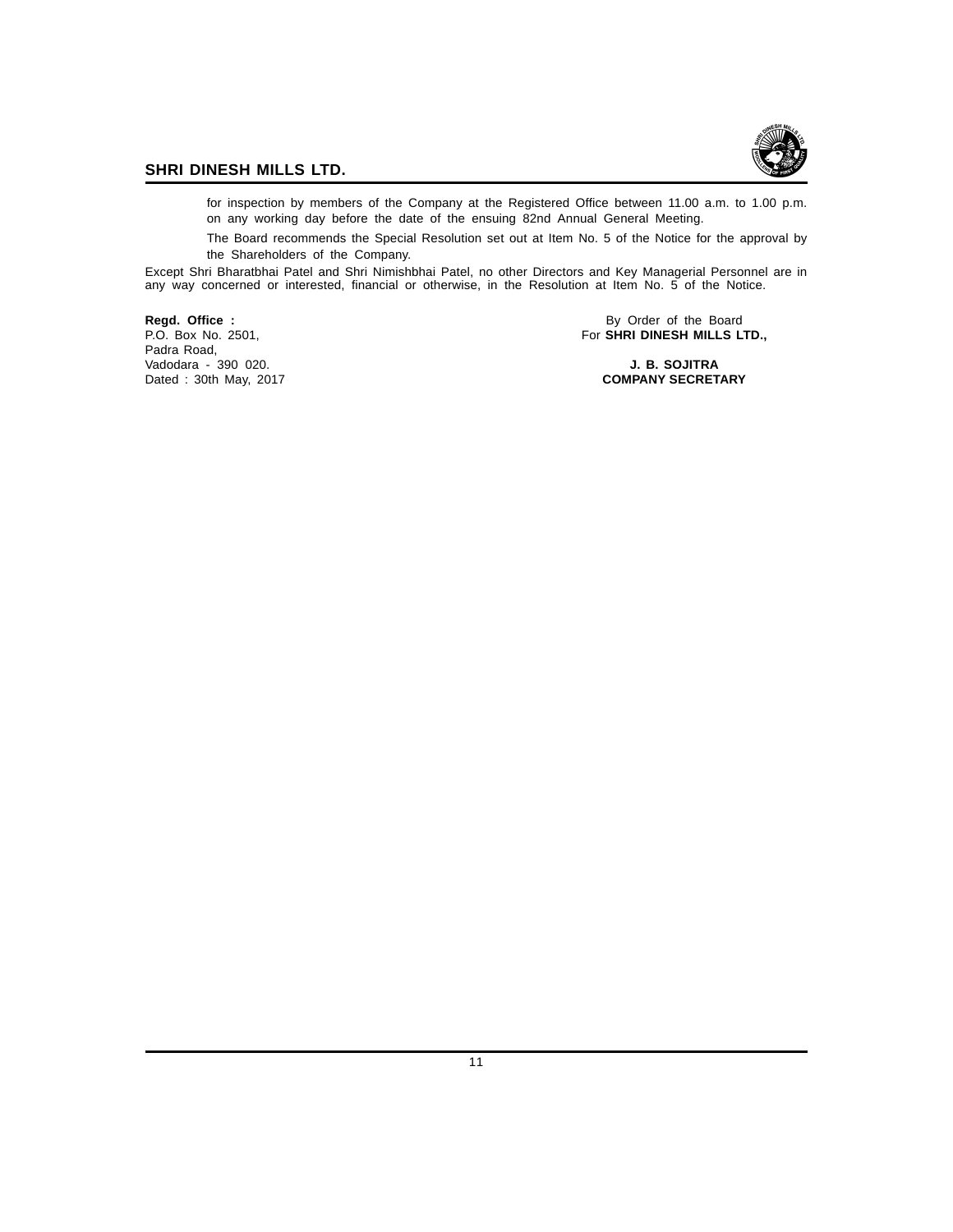for inspection by members of the Company at the Registered Office between 11.00 a.m. to 1.00 p.m. on any working day before the date of the ensuing 82nd Annual General Meeting.

The Board recommends the Special Resolution set out at Item No. 5 of the Notice for the approval by the Shareholders of the Company.

Except Shri Bharatbhai Patel and Shri Nimishbhai Patel, no other Directors and Key Managerial Personnel are in any way concerned or interested, financial or otherwise, in the Resolution at Item No. 5 of the Notice.

**Regd. Office :**
P.O. Box No. 2501,
Padra Road,
Vadodara - 390 020.
Dated : 30th May, 2017

By Order of the Board
For **SHRI DINESH MILLS LTD.,**

**J. B. SOJITRA**
**COMPANY SECRETARY**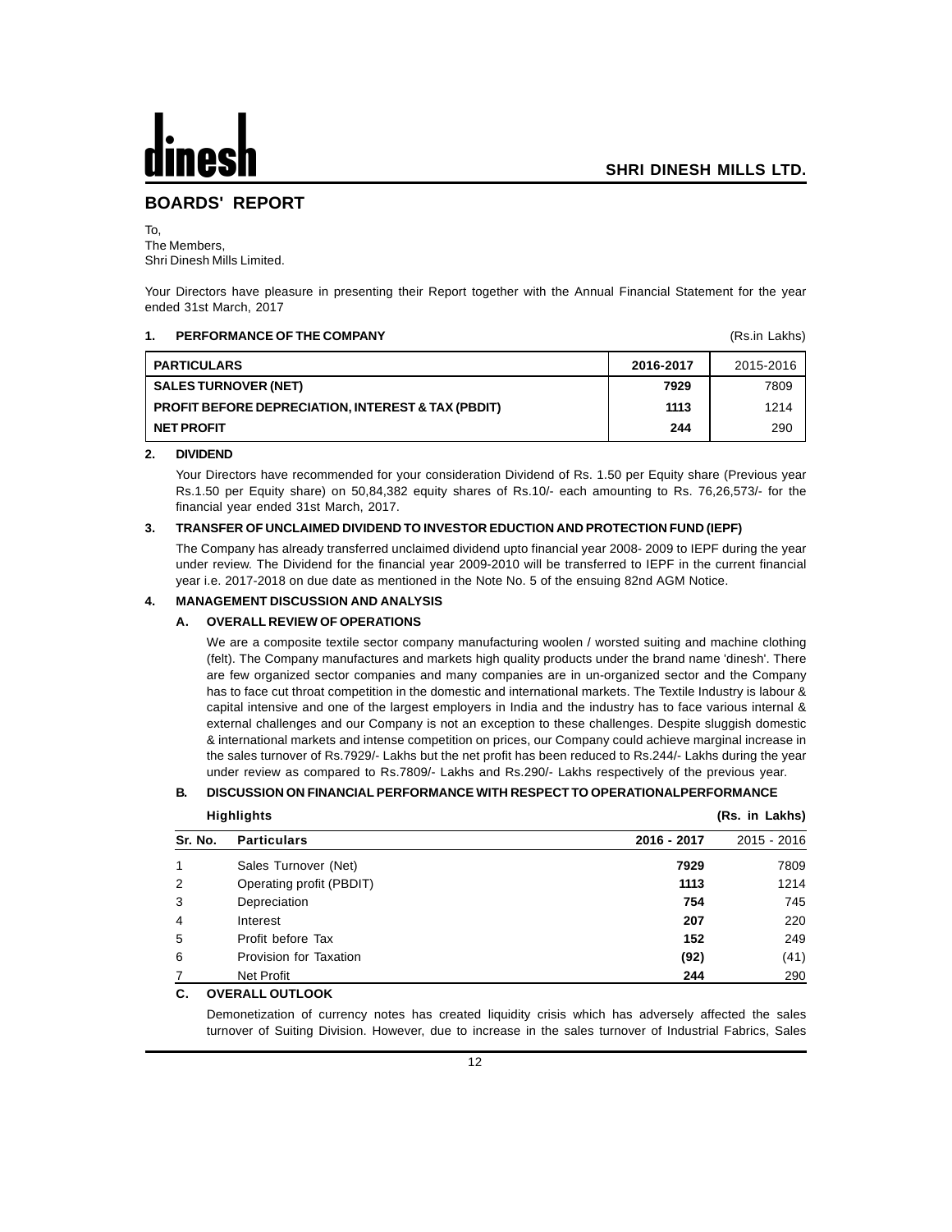# BOARDS' REPORT

To,
The Members,
Shri Dinesh Mills Limited.

Your Directors have pleasure in presenting their Report together with the Annual Financial Statement for the year ended 31st March, 2017

## 1. PERFORMANCE OF THE COMPANY

(Rs.in Lakhs)

| PARTICULARS | 2016-2017 | 2015-2016 |
|---|---|---|
| SALES TURNOVER (NET) | **7929** | 7809 |
| PROFIT BEFORE DEPRECIATION, INTEREST & TAX (PBDIT) | **1113** | 1214 |
| NET PROFIT | **244** | 290 |

## 2. DIVIDEND

Your Directors have recommended for your consideration Dividend of Rs. 1.50 per Equity share (Previous year Rs.1.50 per Equity share) on 50,84,382 equity shares of Rs.10/- each amounting to Rs. 76,26,573/- for the financial year ended 31st March, 2017.

## 3. TRANSFER OF UNCLAIMED DIVIDEND TO INVESTOR EDUCTION AND PROTECTION FUND (IEPF)

The Company has already transferred unclaimed dividend upto financial year 2008- 2009 to IEPF during the year under review. The Dividend for the financial year 2009-2010 will be transferred to IEPF in the current financial year i.e. 2017-2018 on due date as mentioned in the Note No. 5 of the ensuing 82nd AGM Notice.

## 4. MANAGEMENT DISCUSSION AND ANALYSIS

### A. OVERALL REVIEW OF OPERATIONS

We are a composite textile sector company manufacturing woolen / worsted suiting and machine clothing (felt). The Company manufactures and markets high quality products under the brand name 'dinesh'. There are few organized sector companies and many companies are in un-organized sector and the Company has to face cut throat competition in the domestic and international markets. The Textile Industry is labour & capital intensive and one of the largest employers in India and the industry has to face various internal & external challenges and our Company is not an exception to these challenges. Despite sluggish domestic & international markets and intense competition on prices, our Company could achieve marginal increase in the sales turnover of Rs.7929/- Lakhs but the net profit has been reduced to Rs.244/- Lakhs during the year under review as compared to Rs.7809/- Lakhs and Rs.290/- Lakhs respectively of the previous year.

### B. DISCUSSION ON FINANCIAL PERFORMANCE WITH RESPECT TO OPERATIONALPERFORMANCE

**Highlights** **(Rs. in Lakhs)**

| Sr. No. | Particulars | 2016 - 2017 | 2015 - 2016 |
|---|---|---|---|
| 1 | Sales Turnover (Net) | **7929** | 7809 |
| 2 | Operating profit (PBDIT) | **1113** | 1214 |
| 3 | Depreciation | **754** | 745 |
| 4 | Interest | **207** | 220 |
| 5 | Profit before Tax | **152** | 249 |
| 6 | Provision for Taxation | **(92)** | (41) |
| 7 | Net Profit | **244** | 290 |

### C. OVERALL OUTLOOK

Demonetization of currency notes has created liquidity crisis which has adversely affected the sales turnover of Suiting Division. However, due to increase in the sales turnover of Industrial Fabrics, Sales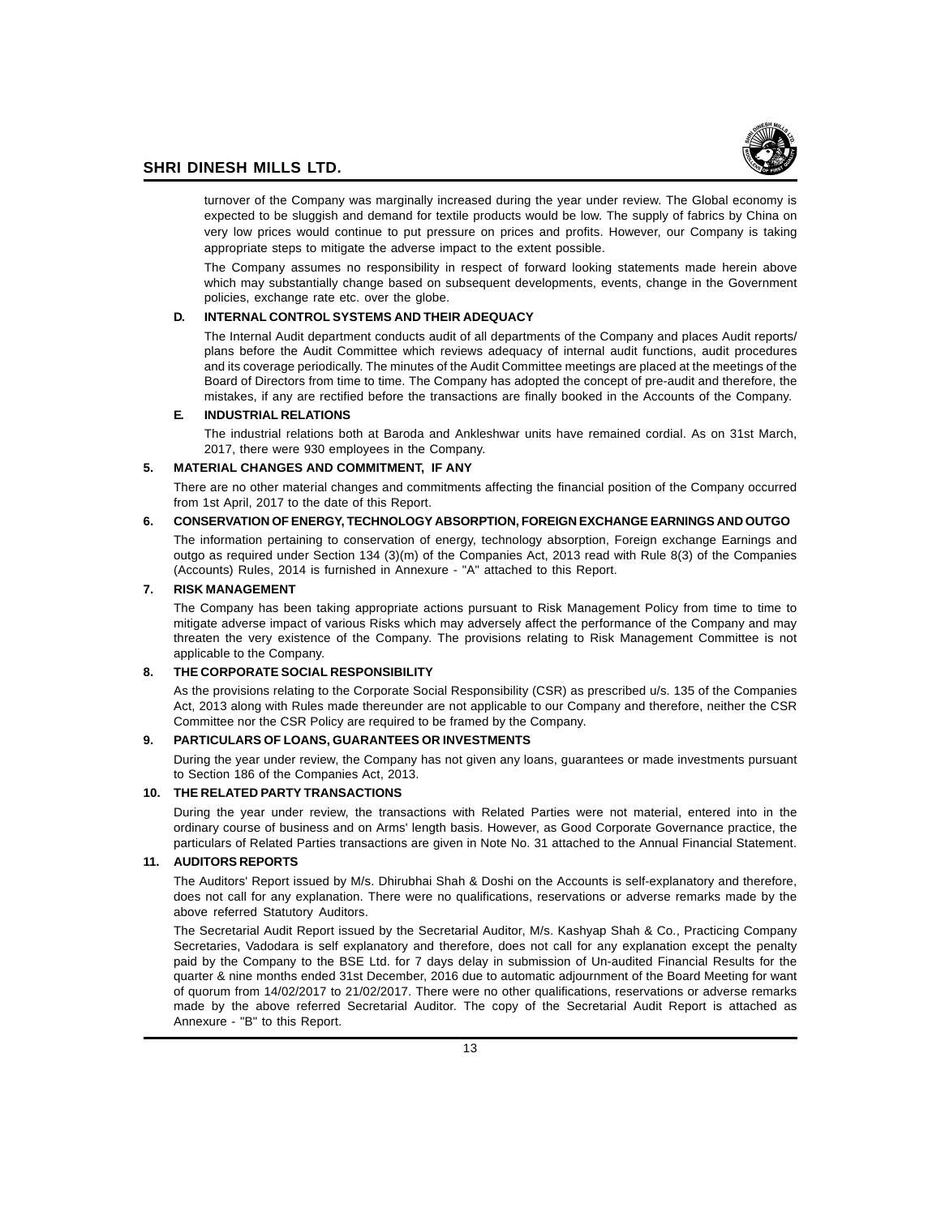turnover of the Company was marginally increased during the year under review. The Global economy is expected to be sluggish and demand for textile products would be low. The supply of fabrics by China on very low prices would continue to put pressure on prices and profits. However, our Company is taking appropriate steps to mitigate the adverse impact to the extent possible.

The Company assumes no responsibility in respect of forward looking statements made herein above which may substantially change based on subsequent developments, events, change in the Government policies, exchange rate etc. over the globe.

### D. INTERNAL CONTROL SYSTEMS AND THEIR ADEQUACY

The Internal Audit department conducts audit of all departments of the Company and places Audit reports/ plans before the Audit Committee which reviews adequacy of internal audit functions, audit procedures and its coverage periodically. The minutes of the Audit Committee meetings are placed at the meetings of the Board of Directors from time to time. The Company has adopted the concept of pre-audit and therefore, the mistakes, if any are rectified before the transactions are finally booked in the Accounts of the Company.

### E. INDUSTRIAL RELATIONS

The industrial relations both at Baroda and Ankleshwar units have remained cordial. As on 31st March, 2017, there were 930 employees in the Company.

## 5. MATERIAL CHANGES AND COMMITMENT, IF ANY

There are no other material changes and commitments affecting the financial position of the Company occurred from 1st April, 2017 to the date of this Report.

## 6. CONSERVATION OF ENERGY, TECHNOLOGY ABSORPTION, FOREIGN EXCHANGE EARNINGS AND OUTGO

The information pertaining to conservation of energy, technology absorption, Foreign exchange Earnings and outgo as required under Section 134 (3)(m) of the Companies Act, 2013 read with Rule 8(3) of the Companies (Accounts) Rules, 2014 is furnished in Annexure - "A" attached to this Report.

## 7. RISK MANAGEMENT

The Company has been taking appropriate actions pursuant to Risk Management Policy from time to time to mitigate adverse impact of various Risks which may adversely affect the performance of the Company and may threaten the very existence of the Company. The provisions relating to Risk Management Committee is not applicable to the Company.

## 8. THE CORPORATE SOCIAL RESPONSIBILITY

As the provisions relating to the Corporate Social Responsibility (CSR) as prescribed u/s. 135 of the Companies Act, 2013 along with Rules made thereunder are not applicable to our Company and therefore, neither the CSR Committee nor the CSR Policy are required to be framed by the Company.

## 9. PARTICULARS OF LOANS, GUARANTEES OR INVESTMENTS

During the year under review, the Company has not given any loans, guarantees or made investments pursuant to Section 186 of the Companies Act, 2013.

## 10. THE RELATED PARTY TRANSACTIONS

During the year under review, the transactions with Related Parties were not material, entered into in the ordinary course of business and on Arms' length basis. However, as Good Corporate Governance practice, the particulars of Related Parties transactions are given in Note No. 31 attached to the Annual Financial Statement.

## 11. AUDITORS REPORTS

The Auditors' Report issued by M/s. Dhirubhai Shah & Doshi on the Accounts is self-explanatory and therefore, does not call for any explanation. There were no qualifications, reservations or adverse remarks made by the above referred Statutory Auditors.

The Secretarial Audit Report issued by the Secretarial Auditor, M/s. Kashyap Shah & Co., Practicing Company Secretaries, Vadodara is self explanatory and therefore, does not call for any explanation except the penalty paid by the Company to the BSE Ltd. for 7 days delay in submission of Un-audited Financial Results for the quarter & nine months ended 31st December, 2016 due to automatic adjournment of the Board Meeting for want of quorum from 14/02/2017 to 21/02/2017. There were no other qualifications, reservations or adverse remarks made by the above referred Secretarial Auditor. The copy of the Secretarial Audit Report is attached as Annexure - "B" to this Report.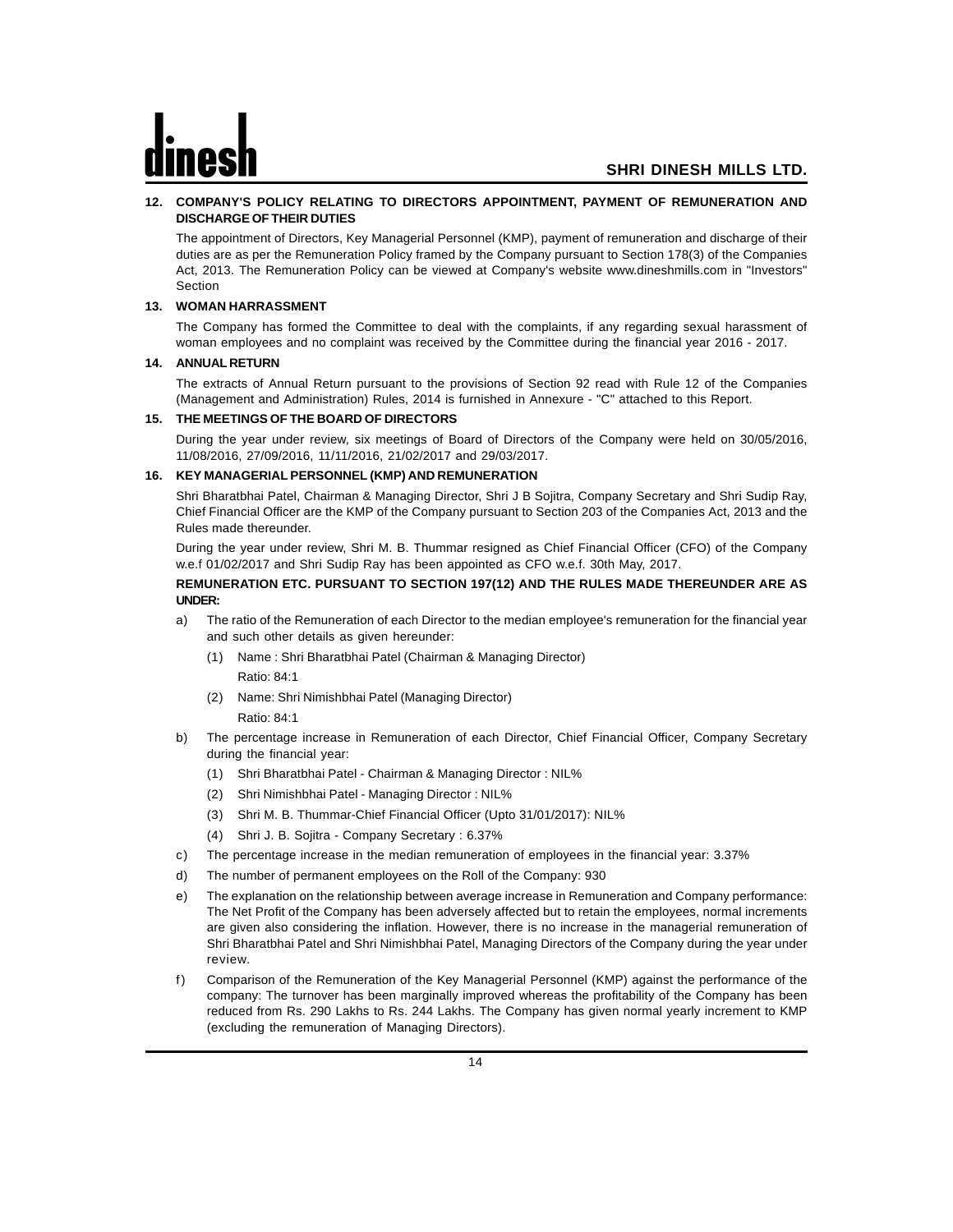## 12. COMPANY'S POLICY RELATING TO DIRECTORS APPOINTMENT, PAYMENT OF REMUNERATION AND DISCHARGE OF THEIR DUTIES

The appointment of Directors, Key Managerial Personnel (KMP), payment of remuneration and discharge of their duties are as per the Remuneration Policy framed by the Company pursuant to Section 178(3) of the Companies Act, 2013. The Remuneration Policy can be viewed at Company's website www.dineshmills.com in "Investors" Section

## 13. WOMAN HARRASSMENT

The Company has formed the Committee to deal with the complaints, if any regarding sexual harassment of woman employees and no complaint was received by the Committee during the financial year 2016 - 2017.

## 14. ANNUAL RETURN

The extracts of Annual Return pursuant to the provisions of Section 92 read with Rule 12 of the Companies (Management and Administration) Rules, 2014 is furnished in Annexure - "C" attached to this Report.

## 15. THE MEETINGS OF THE BOARD OF DIRECTORS

During the year under review, six meetings of Board of Directors of the Company were held on 30/05/2016, 11/08/2016, 27/09/2016, 11/11/2016, 21/02/2017 and 29/03/2017.

## 16. KEY MANAGERIAL PERSONNEL (KMP) AND REMUNERATION

Shri Bharatbhai Patel, Chairman & Managing Director, Shri J B Sojitra, Company Secretary and Shri Sudip Ray, Chief Financial Officer are the KMP of the Company pursuant to Section 203 of the Companies Act, 2013 and the Rules made thereunder.

During the year under review, Shri M. B. Thummar resigned as Chief Financial Officer (CFO) of the Company w.e.f 01/02/2017 and Shri Sudip Ray has been appointed as CFO w.e.f. 30th May, 2017.

**REMUNERATION ETC. PURSUANT TO SECTION 197(12) AND THE RULES MADE THEREUNDER ARE AS UNDER:**

a) The ratio of the Remuneration of each Director to the median employee's remuneration for the financial year and such other details as given hereunder:

   (1) Name : Shri Bharatbhai Patel (Chairman & Managing Director)
   Ratio: 84:1

   (2) Name: Shri Nimishbhai Patel (Managing Director)
   Ratio: 84:1

b) The percentage increase in Remuneration of each Director, Chief Financial Officer, Company Secretary during the financial year:

   (1) Shri Bharatbhai Patel - Chairman & Managing Director : NIL%

   (2) Shri Nimishbhai Patel - Managing Director : NIL%

   (3) Shri M. B. Thummar-Chief Financial Officer (Upto 31/01/2017): NIL%

   (4) Shri J. B. Sojitra - Company Secretary : 6.37%

c) The percentage increase in the median remuneration of employees in the financial year: 3.37%

d) The number of permanent employees on the Roll of the Company: 930

e) The explanation on the relationship between average increase in Remuneration and Company performance: The Net Profit of the Company has been adversely affected but to retain the employees, normal increments are given also considering the inflation. However, there is no increase in the managerial remuneration of Shri Bharatbhai Patel and Shri Nimishbhai Patel, Managing Directors of the Company during the year under review.

f) Comparison of the Remuneration of the Key Managerial Personnel (KMP) against the performance of the company: The turnover has been marginally improved whereas the profitability of the Company has been reduced from Rs. 290 Lakhs to Rs. 244 Lakhs. The Company has given normal yearly increment to KMP (excluding the remuneration of Managing Directors).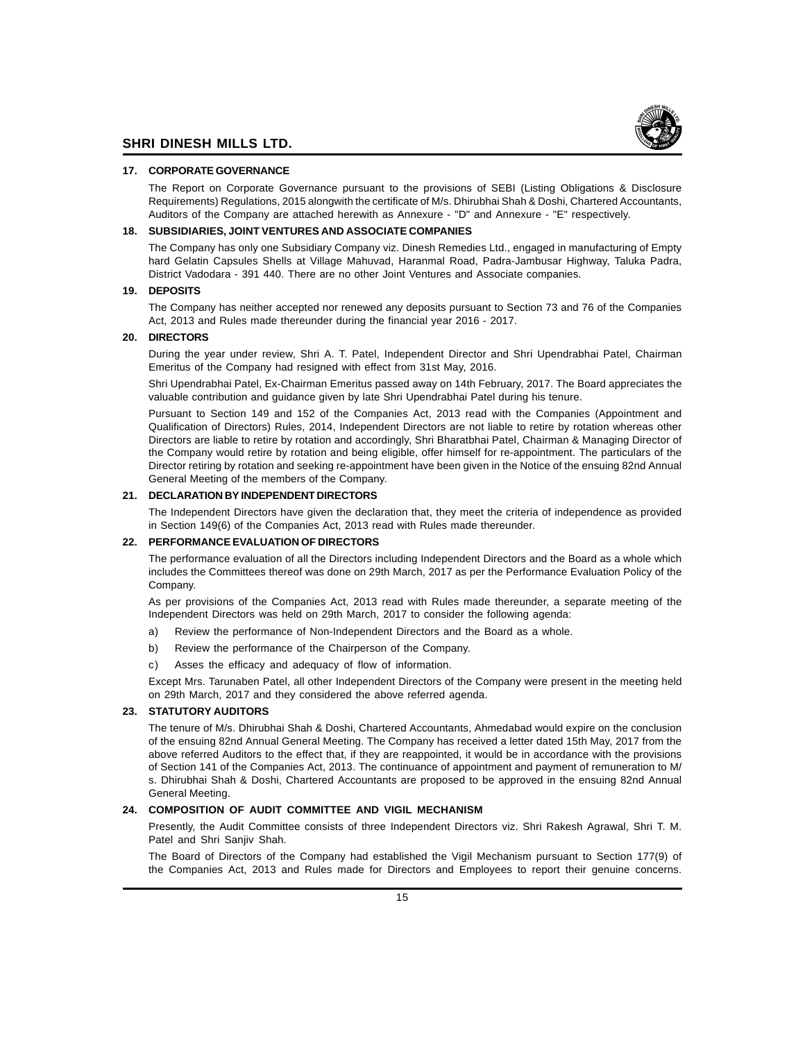## 17. CORPORATE GOVERNANCE

The Report on Corporate Governance pursuant to the provisions of SEBI (Listing Obligations & Disclosure Requirements) Regulations, 2015 alongwith the certificate of M/s. Dhirubhai Shah & Doshi, Chartered Accountants, Auditors of the Company are attached herewith as Annexure - "D" and Annexure - "E" respectively.

## 18. SUBSIDIARIES, JOINT VENTURES AND ASSOCIATE COMPANIES

The Company has only one Subsidiary Company viz. Dinesh Remedies Ltd., engaged in manufacturing of Empty hard Gelatin Capsules Shells at Village Mahuvad, Haranmal Road, Padra-Jambusar Highway, Taluka Padra, District Vadodara - 391 440. There are no other Joint Ventures and Associate companies.

## 19. DEPOSITS

The Company has neither accepted nor renewed any deposits pursuant to Section 73 and 76 of the Companies Act, 2013 and Rules made thereunder during the financial year 2016 - 2017.

## 20. DIRECTORS

During the year under review, Shri A. T. Patel, Independent Director and Shri Upendrabhai Patel, Chairman Emeritus of the Company had resigned with effect from 31st May, 2016.

Shri Upendrabhai Patel, Ex-Chairman Emeritus passed away on 14th February, 2017. The Board appreciates the valuable contribution and guidance given by late Shri Upendrabhai Patel during his tenure.

Pursuant to Section 149 and 152 of the Companies Act, 2013 read with the Companies (Appointment and Qualification of Directors) Rules, 2014, Independent Directors are not liable to retire by rotation whereas other Directors are liable to retire by rotation and accordingly, Shri Bharatbhai Patel, Chairman & Managing Director of the Company would retire by rotation and being eligible, offer himself for re-appointment. The particulars of the Director retiring by rotation and seeking re-appointment have been given in the Notice of the ensuing 82nd Annual General Meeting of the members of the Company.

## 21. DECLARATION BY INDEPENDENT DIRECTORS

The Independent Directors have given the declaration that, they meet the criteria of independence as provided in Section 149(6) of the Companies Act, 2013 read with Rules made thereunder.

## 22. PERFORMANCE EVALUATION OF DIRECTORS

The performance evaluation of all the Directors including Independent Directors and the Board as a whole which includes the Committees thereof was done on 29th March, 2017 as per the Performance Evaluation Policy of the Company.

As per provisions of the Companies Act, 2013 read with Rules made thereunder, a separate meeting of the Independent Directors was held on 29th March, 2017 to consider the following agenda:

a) Review the performance of Non-Independent Directors and the Board as a whole.

b) Review the performance of the Chairperson of the Company.

c) Asses the efficacy and adequacy of flow of information.

Except Mrs. Tarunaben Patel, all other Independent Directors of the Company were present in the meeting held on 29th March, 2017 and they considered the above referred agenda.

## 23. STATUTORY AUDITORS

The tenure of M/s. Dhirubhai Shah & Doshi, Chartered Accountants, Ahmedabad would expire on the conclusion of the ensuing 82nd Annual General Meeting. The Company has received a letter dated 15th May, 2017 from the above referred Auditors to the effect that, if they are reappointed, it would be in accordance with the provisions of Section 141 of the Companies Act, 2013. The continuance of appointment and payment of remuneration to M/s. Dhirubhai Shah & Doshi, Chartered Accountants are proposed to be approved in the ensuing 82nd Annual General Meeting.

## 24. COMPOSITION OF AUDIT COMMITTEE AND VIGIL MECHANISM

Presently, the Audit Committee consists of three Independent Directors viz. Shri Rakesh Agrawal, Shri T. M. Patel and Shri Sanjiv Shah.

The Board of Directors of the Company had established the Vigil Mechanism pursuant to Section 177(9) of the Companies Act, 2013 and Rules made for Directors and Employees to report their genuine concerns.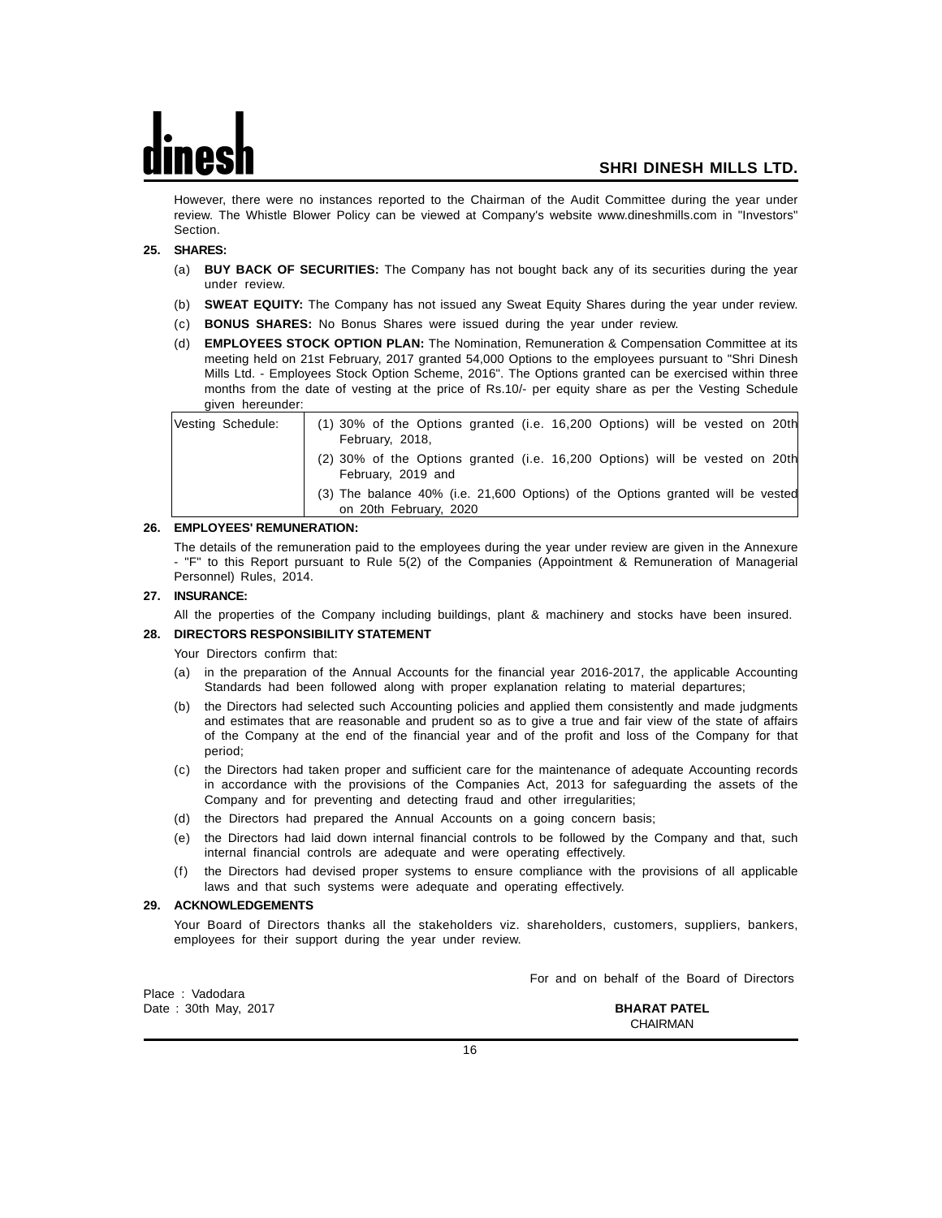However, there were no instances reported to the Chairman of the Audit Committee during the year under review. The Whistle Blower Policy can be viewed at Company's website www.dineshmills.com in "Investors" Section.

**25. SHARES:**

(a) **BUY BACK OF SECURITIES:** The Company has not bought back any of its securities during the year under review.

(b) **SWEAT EQUITY:** The Company has not issued any Sweat Equity Shares during the year under review.

(c) **BONUS SHARES:** No Bonus Shares were issued during the year under review.

(d) **EMPLOYEES STOCK OPTION PLAN:** The Nomination, Remuneration & Compensation Committee at its meeting held on 21st February, 2017 granted 54,000 Options to the employees pursuant to "Shri Dinesh Mills Ltd. - Employees Stock Option Scheme, 2016". The Options granted can be exercised within three months from the date of vesting at the price of Rs.10/- per equity share as per the Vesting Schedule given hereunder:

| Vesting Schedule: | (1) 30% of the Options granted (i.e. 16,200 Options) will be vested on 20th February, 2018,<br>(2) 30% of the Options granted (i.e. 16,200 Options) will be vested on 20th February, 2019 and<br>(3) The balance 40% (i.e. 21,600 Options) of the Options granted will be vested on 20th February, 2020 |
|---|---|

**26. EMPLOYEES' REMUNERATION:**

The details of the remuneration paid to the employees during the year under review are given in the Annexure - "F" to this Report pursuant to Rule 5(2) of the Companies (Appointment & Remuneration of Managerial Personnel) Rules, 2014.

**27. INSURANCE:**

All the properties of the Company including buildings, plant & machinery and stocks have been insured.

**28. DIRECTORS RESPONSIBILITY STATEMENT**

Your Directors confirm that:

(a) in the preparation of the Annual Accounts for the financial year 2016-2017, the applicable Accounting Standards had been followed along with proper explanation relating to material departures;

(b) the Directors had selected such Accounting policies and applied them consistently and made judgments and estimates that are reasonable and prudent so as to give a true and fair view of the state of affairs of the Company at the end of the financial year and of the profit and loss of the Company for that period;

(c) the Directors had taken proper and sufficient care for the maintenance of adequate Accounting records in accordance with the provisions of the Companies Act, 2013 for safeguarding the assets of the Company and for preventing and detecting fraud and other irregularities;

(d) the Directors had prepared the Annual Accounts on a going concern basis;

(e) the Directors had laid down internal financial controls to be followed by the Company and that, such internal financial controls are adequate and were operating effectively.

(f) the Directors had devised proper systems to ensure compliance with the provisions of all applicable laws and that such systems were adequate and operating effectively.

**29. ACKNOWLEDGEMENTS**

Your Board of Directors thanks all the stakeholders viz. shareholders, customers, suppliers, bankers, employees for their support during the year under review.

For and on behalf of the Board of Directors

Place : Vadodara
Date : 30th May, 2017

**BHARAT PATEL**
CHAIRMAN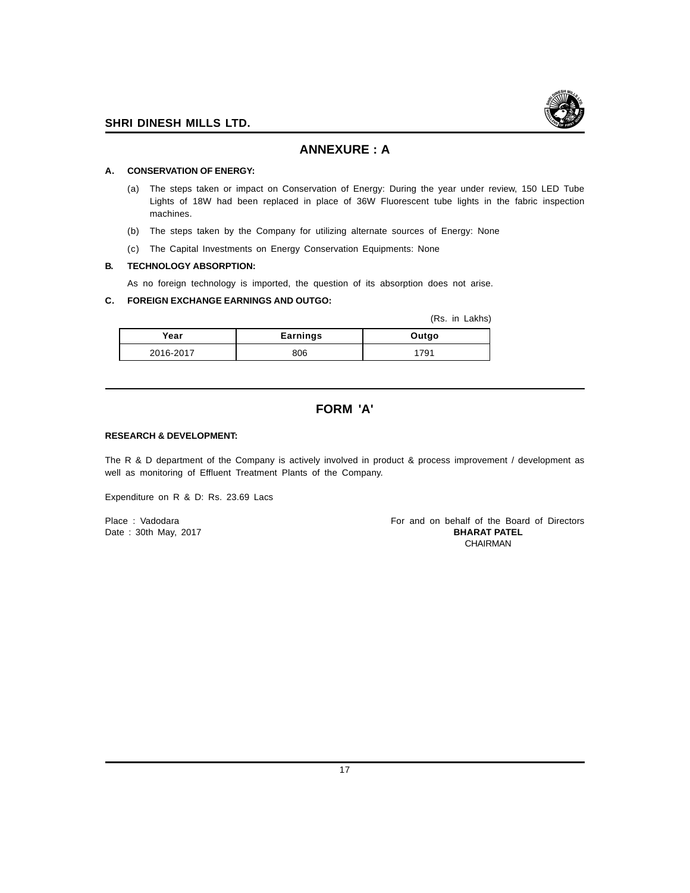# ANNEXURE : A

**A. CONSERVATION OF ENERGY:**

(a) The steps taken or impact on Conservation of Energy: During the year under review, 150 LED Tube Lights of 18W had been replaced in place of 36W Fluorescent tube lights in the fabric inspection machines.

(b) The steps taken by the Company for utilizing alternate sources of Energy: None

(c) The Capital Investments on Energy Conservation Equipments: None

**B. TECHNOLOGY ABSORPTION:**

As no foreign technology is imported, the question of its absorption does not arise.

**C. FOREIGN EXCHANGE EARNINGS AND OUTGO:**

(Rs. in Lakhs)

| Year | Earnings | Outgo |
|---|---|---|
| 2016-2017 | 806 | 1791 |

---

# FORM 'A'

**RESEARCH & DEVELOPMENT:**

The R & D department of the Company is actively involved in product & process improvement / development as well as monitoring of Effluent Treatment Plants of the Company.

Expenditure on R & D: Rs. 23.69 Lacs

Place : Vadodara
Date : 30th May, 2017

For and on behalf of the Board of Directors
**BHARAT PATEL**
CHAIRMAN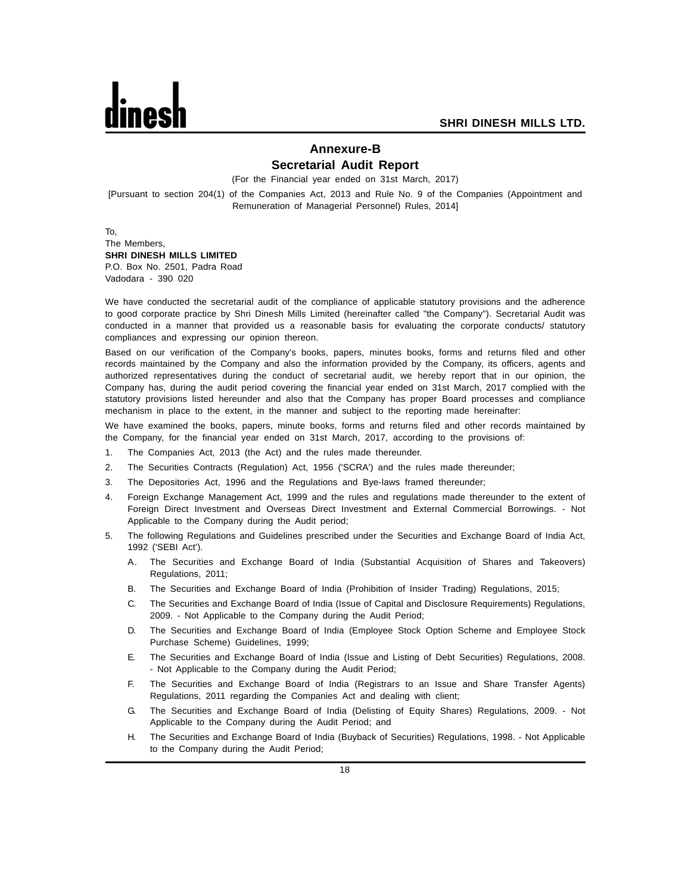# Annexure-B

## Secretarial Audit Report

(For the Financial year ended on 31st March, 2017)

[Pursuant to section 204(1) of the Companies Act, 2013 and Rule No. 9 of the Companies (Appointment and Remuneration of Managerial Personnel) Rules, 2014]

To,
The Members,
**SHRI DINESH MILLS LIMITED**
P.O. Box No. 2501, Padra Road
Vadodara - 390 020

We have conducted the secretarial audit of the compliance of applicable statutory provisions and the adherence to good corporate practice by Shri Dinesh Mills Limited (hereinafter called "the Company"). Secretarial Audit was conducted in a manner that provided us a reasonable basis for evaluating the corporate conducts/ statutory compliances and expressing our opinion thereon.

Based on our verification of the Company's books, papers, minutes books, forms and returns filed and other records maintained by the Company and also the information provided by the Company, its officers, agents and authorized representatives during the conduct of secretarial audit, we hereby report that in our opinion, the Company has, during the audit period covering the financial year ended on 31st March, 2017 complied with the statutory provisions listed hereunder and also that the Company has proper Board processes and compliance mechanism in place to the extent, in the manner and subject to the reporting made hereinafter:

We have examined the books, papers, minute books, forms and returns filed and other records maintained by the Company, for the financial year ended on 31st March, 2017, according to the provisions of:

1. The Companies Act, 2013 (the Act) and the rules made thereunder.
2. The Securities Contracts (Regulation) Act, 1956 ('SCRA') and the rules made thereunder;
3. The Depositories Act, 1996 and the Regulations and Bye-laws framed thereunder;
4. Foreign Exchange Management Act, 1999 and the rules and regulations made thereunder to the extent of Foreign Direct Investment and Overseas Direct Investment and External Commercial Borrowings. - Not Applicable to the Company during the Audit period;
5. The following Regulations and Guidelines prescribed under the Securities and Exchange Board of India Act, 1992 ('SEBI Act').
   - A. The Securities and Exchange Board of India (Substantial Acquisition of Shares and Takeovers) Regulations, 2011;
   - B. The Securities and Exchange Board of India (Prohibition of Insider Trading) Regulations, 2015;
   - C. The Securities and Exchange Board of India (Issue of Capital and Disclosure Requirements) Regulations, 2009. - Not Applicable to the Company during the Audit Period;
   - D. The Securities and Exchange Board of India (Employee Stock Option Scheme and Employee Stock Purchase Scheme) Guidelines, 1999;
   - E. The Securities and Exchange Board of India (Issue and Listing of Debt Securities) Regulations, 2008. - Not Applicable to the Company during the Audit Period;
   - F. The Securities and Exchange Board of India (Registrars to an Issue and Share Transfer Agents) Regulations, 2011 regarding the Companies Act and dealing with client;
   - G. The Securities and Exchange Board of India (Delisting of Equity Shares) Regulations, 2009. - Not Applicable to the Company during the Audit Period; and
   - H. The Securities and Exchange Board of India (Buyback of Securities) Regulations, 1998. - Not Applicable to the Company during the Audit Period;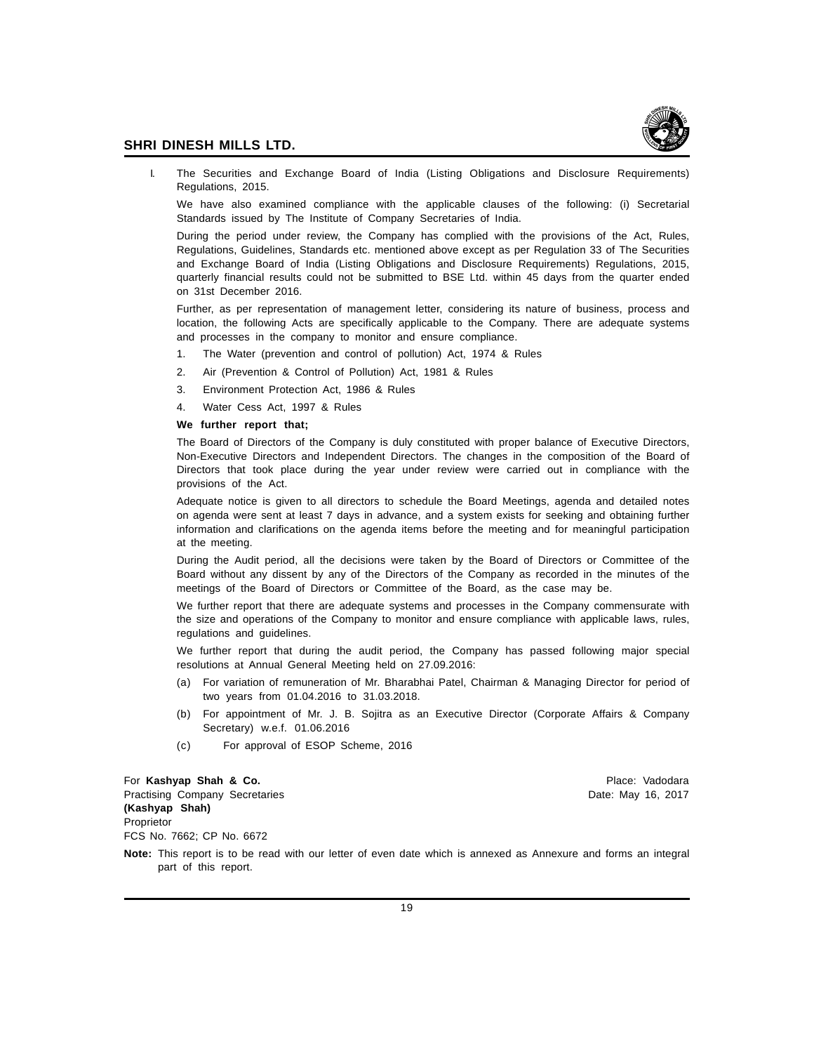I. The Securities and Exchange Board of India (Listing Obligations and Disclosure Requirements) Regulations, 2015.

We have also examined compliance with the applicable clauses of the following: (i) Secretarial Standards issued by The Institute of Company Secretaries of India.

During the period under review, the Company has complied with the provisions of the Act, Rules, Regulations, Guidelines, Standards etc. mentioned above except as per Regulation 33 of The Securities and Exchange Board of India (Listing Obligations and Disclosure Requirements) Regulations, 2015, quarterly financial results could not be submitted to BSE Ltd. within 45 days from the quarter ended on 31st December 2016.

Further, as per representation of management letter, considering its nature of business, process and location, the following Acts are specifically applicable to the Company. There are adequate systems and processes in the company to monitor and ensure compliance.

1. The Water (prevention and control of pollution) Act, 1974 & Rules
2. Air (Prevention & Control of Pollution) Act, 1981 & Rules
3. Environment Protection Act, 1986 & Rules
4. Water Cess Act, 1997 & Rules

**We further report that;**

The Board of Directors of the Company is duly constituted with proper balance of Executive Directors, Non-Executive Directors and Independent Directors. The changes in the composition of the Board of Directors that took place during the year under review were carried out in compliance with the provisions of the Act.

Adequate notice is given to all directors to schedule the Board Meetings, agenda and detailed notes on agenda were sent at least 7 days in advance, and a system exists for seeking and obtaining further information and clarifications on the agenda items before the meeting and for meaningful participation at the meeting.

During the Audit period, all the decisions were taken by the Board of Directors or Committee of the Board without any dissent by any of the Directors of the Company as recorded in the minutes of the meetings of the Board of Directors or Committee of the Board, as the case may be.

We further report that there are adequate systems and processes in the Company commensurate with the size and operations of the Company to monitor and ensure compliance with applicable laws, rules, regulations and guidelines.

We further report that during the audit period, the Company has passed following major special resolutions at Annual General Meeting held on 27.09.2016:

(a) For variation of remuneration of Mr. Bharabhai Patel, Chairman & Managing Director for period of two years from 01.04.2016 to 31.03.2018.

(b) For appointment of Mr. J. B. Sojitra as an Executive Director (Corporate Affairs & Company Secretary) w.e.f. 01.06.2016

(c) For approval of ESOP Scheme, 2016

For **Kashyap Shah & Co.**
Practising Company Secretaries
**(Kashyap Shah)**
Proprietor
FCS No. 7662; CP No. 6672

Place: Vadodara
Date: May 16, 2017

**Note:** This report is to be read with our letter of even date which is annexed as Annexure and forms an integral part of this report.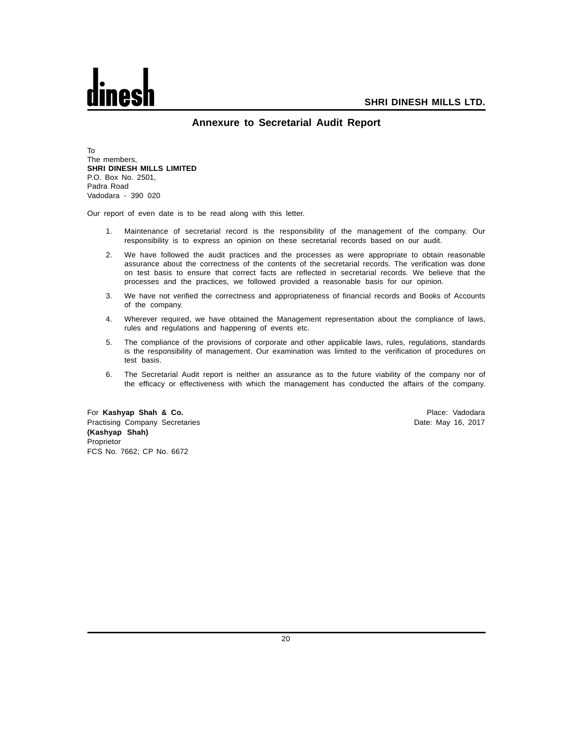## Annexure to Secretarial Audit Report

To
The members,
**SHRI DINESH MILLS LIMITED**
P.O. Box No. 2501,
Padra Road
Vadodara - 390 020

Our report of even date is to be read along with this letter.

1. Maintenance of secretarial record is the responsibility of the management of the company. Our responsibility is to express an opinion on these secretarial records based on our audit.
2. We have followed the audit practices and the processes as were appropriate to obtain reasonable assurance about the correctness of the contents of the secretarial records. The verification was done on test basis to ensure that correct facts are reflected in secretarial records. We believe that the processes and the practices, we followed provided a reasonable basis for our opinion.
3. We have not verified the correctness and appropriateness of financial records and Books of Accounts of the company.
4. Wherever required, we have obtained the Management representation about the compliance of laws, rules and regulations and happening of events etc.
5. The compliance of the provisions of corporate and other applicable laws, rules, regulations, standards is the responsibility of management. Our examination was limited to the verification of procedures on test basis.
6. The Secretarial Audit report is neither an assurance as to the future viability of the company nor of the efficacy or effectiveness with which the management has conducted the affairs of the company.

For **Kashyap Shah & Co.**
Practising Company Secretaries
**(Kashyap Shah)**
Proprietor
FCS No. 7662; CP No. 6672

Place: Vadodara
Date: May 16, 2017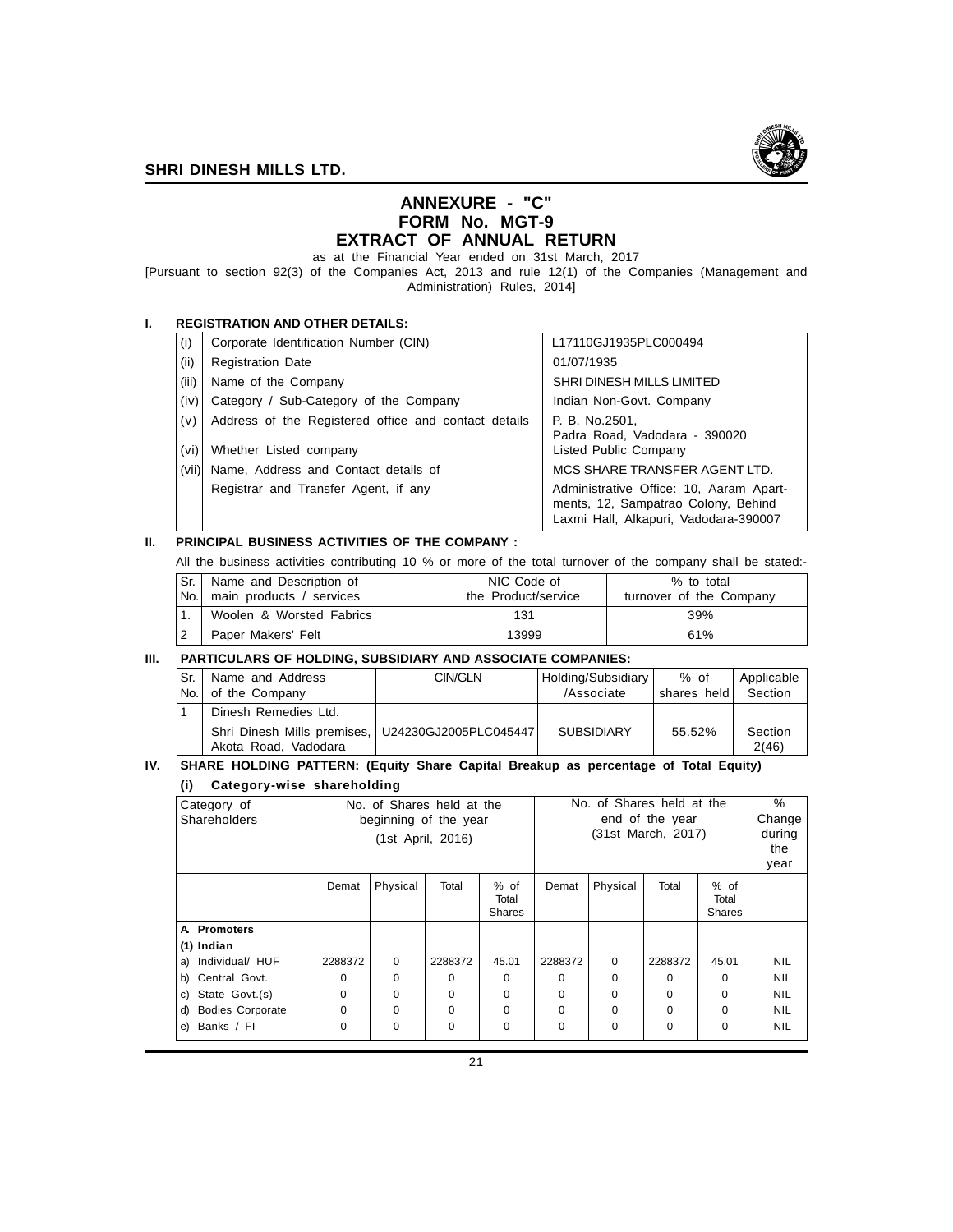# ANNEXURE - "C"
# FORM No. MGT-9
# EXTRACT OF ANNUAL RETURN

as at the Financial Year ended on 31st March, 2017

[Pursuant to section 92(3) of the Companies Act, 2013 and rule 12(1) of the Companies (Management and Administration) Rules, 2014]

## I. REGISTRATION AND OTHER DETAILS:

| | | |
|---|---|---|
| (i) | Corporate Identification Number (CIN) | L17110GJ1935PLC000494 |
| (ii) | Registration Date | 01/07/1935 |
| (iii) | Name of the Company | SHRI DINESH MILLS LIMITED |
| (iv) | Category / Sub-Category of the Company | Indian Non-Govt. Company |
| (v) | Address of the Registered office and contact details | P. B. No.2501, Padra Road, Vadodara - 390020 |
| (vi) | Whether Listed company | Listed Public Company |
| (vii) | Name, Address and Contact details of Registrar and Transfer Agent, if any | MCS SHARE TRANSFER AGENT LTD. Administrative Office: 10, Aaram Apartments, 12, Sampatrao Colony, Behind Laxmi Hall, Alkapuri, Vadodara-390007 |

## II. PRINCIPAL BUSINESS ACTIVITIES OF THE COMPANY :

All the business activities contributing 10 % or more of the total turnover of the company shall be stated:-

| Sr. No. | Name and Description of main products / services | NIC Code of the Product/service | % to total turnover of the Company |
|---|---|---|---|
| 1. | Woolen & Worsted Fabrics | 131 | 39% |
| 2 | Paper Makers' Felt | 13999 | 61% |

## III. PARTICULARS OF HOLDING, SUBSIDIARY AND ASSOCIATE COMPANIES:

| Sr. No. | Name and Address of the Company | CIN/GLN | Holding/Subsidiary /Associate | % of shares held | Applicable Section |
|---|---|---|---|---|---|
| 1 | Dinesh Remedies Ltd. Shri Dinesh Mills premises, Akota Road, Vadodara | U24230GJ2005PLC045447 | SUBSIDIARY | 55.52% | Section 2(46) |

## IV. SHARE HOLDING PATTERN: (Equity Share Capital Breakup as percentage of Total Equity)

### (i) Category-wise shareholding

| Category of Shareholders | No. of Shares held at the beginning of the year (1st April, 2016) | | | | No. of Shares held at the end of the year (31st March, 2017) | | | | % Change during the year |
|---|---|---|---|---|---|---|---|---|---|
| | Demat | Physical | Total | % of Total Shares | Demat | Physical | Total | % of Total Shares | |
| **A. Promoters** | | | | | | | | | |
| **(1) Indian** | | | | | | | | | |
| a) Individual/ HUF | 2288372 | 0 | 2288372 | 45.01 | 2288372 | 0 | 2288372 | 45.01 | NIL |
| b) Central Govt. | 0 | 0 | 0 | 0 | 0 | 0 | 0 | 0 | NIL |
| c) State Govt.(s) | 0 | 0 | 0 | 0 | 0 | 0 | 0 | 0 | NIL |
| d) Bodies Corporate | 0 | 0 | 0 | 0 | 0 | 0 | 0 | 0 | NIL |
| e) Banks / FI | 0 | 0 | 0 | 0 | 0 | 0 | 0 | 0 | NIL |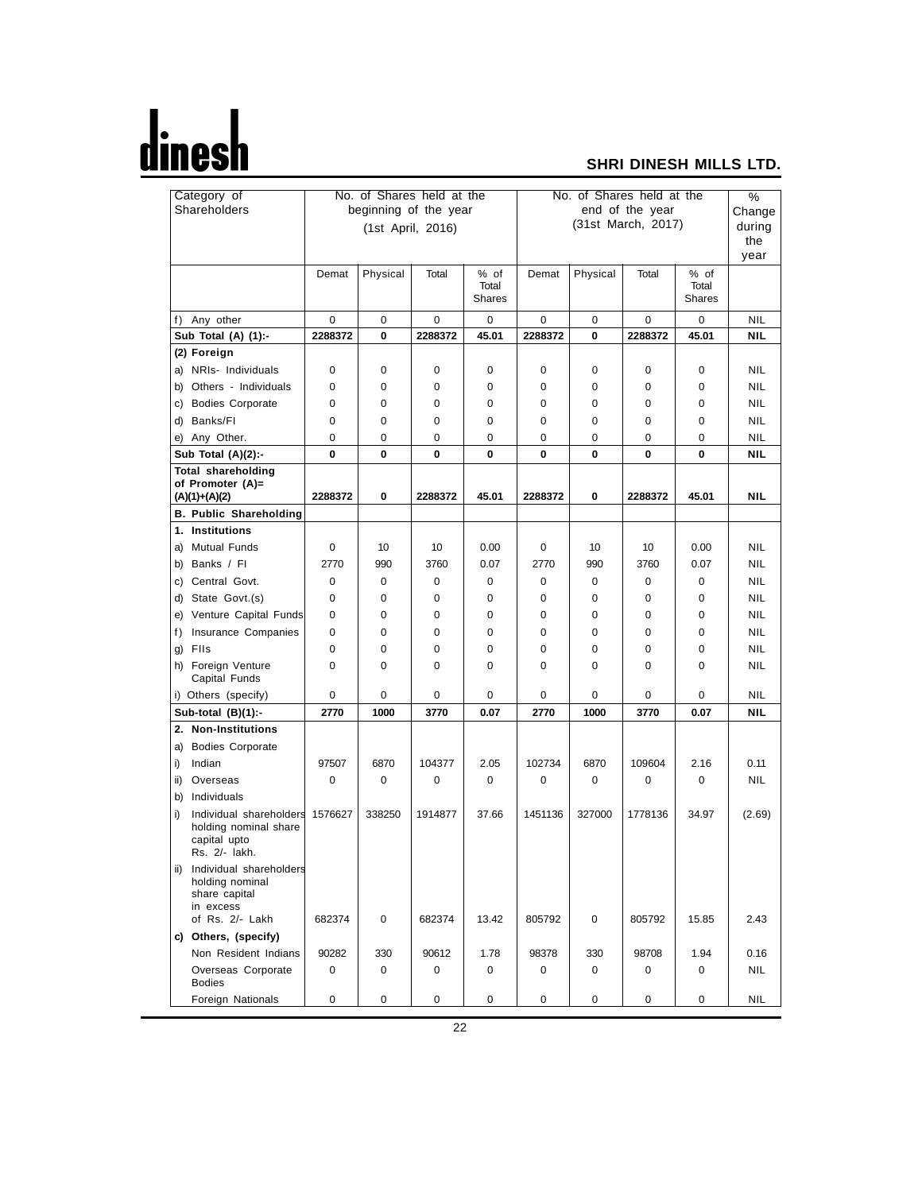| Category of Shareholders | No. of Shares held at the beginning of the year (1st April, 2016) | | | | No. of Shares held at the end of the year (31st March, 2017) | | | | % Change during the year |
|---|---|---|---|---|---|---|---|---|---|
| | Demat | Physical | Total | % of Total Shares | Demat | Physical | Total | % of Total Shares | |
| f) Any other | 0 | 0 | 0 | 0 | 0 | 0 | 0 | 0 | NIL |
| **Sub Total (A) (1):-** | **2288372** | **0** | **2288372** | **45.01** | **2288372** | **0** | **2288372** | **45.01** | **NIL** |
| **(2) Foreign** | | | | | | | | | |
| a) NRIs- Individuals | 0 | 0 | 0 | 0 | 0 | 0 | 0 | 0 | NIL |
| b) Others - Individuals | 0 | 0 | 0 | 0 | 0 | 0 | 0 | 0 | NIL |
| c) Bodies Corporate | 0 | 0 | 0 | 0 | 0 | 0 | 0 | 0 | NIL |
| d) Banks/FI | 0 | 0 | 0 | 0 | 0 | 0 | 0 | 0 | NIL |
| e) Any Other. | 0 | 0 | 0 | 0 | 0 | 0 | 0 | 0 | NIL |
| **Sub Total (A)(2):-** | **0** | **0** | **0** | **0** | **0** | **0** | **0** | **0** | **NIL** |
| **Total shareholding of Promoter (A)= (A)(1)+(A)(2)** | **2288372** | **0** | **2288372** | **45.01** | **2288372** | **0** | **2288372** | **45.01** | **NIL** |
| **B. Public Shareholding** | | | | | | | | | |
| **1. Institutions** | | | | | | | | | |
| a) Mutual Funds | 0 | 10 | 10 | 0.00 | 0 | 10 | 10 | 0.00 | NIL |
| b) Banks / FI | 2770 | 990 | 3760 | 0.07 | 2770 | 990 | 3760 | 0.07 | NIL |
| c) Central Govt. | 0 | 0 | 0 | 0 | 0 | 0 | 0 | 0 | NIL |
| d) State Govt.(s) | 0 | 0 | 0 | 0 | 0 | 0 | 0 | 0 | NIL |
| e) Venture Capital Funds | 0 | 0 | 0 | 0 | 0 | 0 | 0 | 0 | NIL |
| f) Insurance Companies | 0 | 0 | 0 | 0 | 0 | 0 | 0 | 0 | NIL |
| g) FIIs | 0 | 0 | 0 | 0 | 0 | 0 | 0 | 0 | NIL |
| h) Foreign Venture Capital Funds | 0 | 0 | 0 | 0 | 0 | 0 | 0 | 0 | NIL |
| i) Others (specify) | 0 | 0 | 0 | 0 | 0 | 0 | 0 | 0 | NIL |
| **Sub-total (B)(1):-** | **2770** | **1000** | **3770** | **0.07** | **2770** | **1000** | **3770** | **0.07** | **NIL** |
| **2. Non-Institutions** | | | | | | | | | |
| a) Bodies Corporate | | | | | | | | | |
| i) Indian | 97507 | 6870 | 104377 | 2.05 | 102734 | 6870 | 109604 | 2.16 | 0.11 |
| ii) Overseas | 0 | 0 | 0 | 0 | 0 | 0 | 0 | 0 | NIL |
| b) Individuals | | | | | | | | | |
| i) Individual shareholders holding nominal share capital upto Rs. 2/- lakh. | 1576627 | 338250 | 1914877 | 37.66 | 1451136 | 327000 | 1778136 | 34.97 | (2.69) |
| ii) Individual shareholders holding nominal share capital in excess of Rs. 2/- Lakh | 682374 | 0 | 682374 | 13.42 | 805792 | 0 | 805792 | 15.85 | 2.43 |
| **c) Others, (specify)** | | | | | | | | | |
| Non Resident Indians | 90282 | 330 | 90612 | 1.78 | 98378 | 330 | 98708 | 1.94 | 0.16 |
| Overseas Corporate Bodies | 0 | 0 | 0 | 0 | 0 | 0 | 0 | 0 | NIL |
| Foreign Nationals | 0 | 0 | 0 | 0 | 0 | 0 | 0 | 0 | NIL |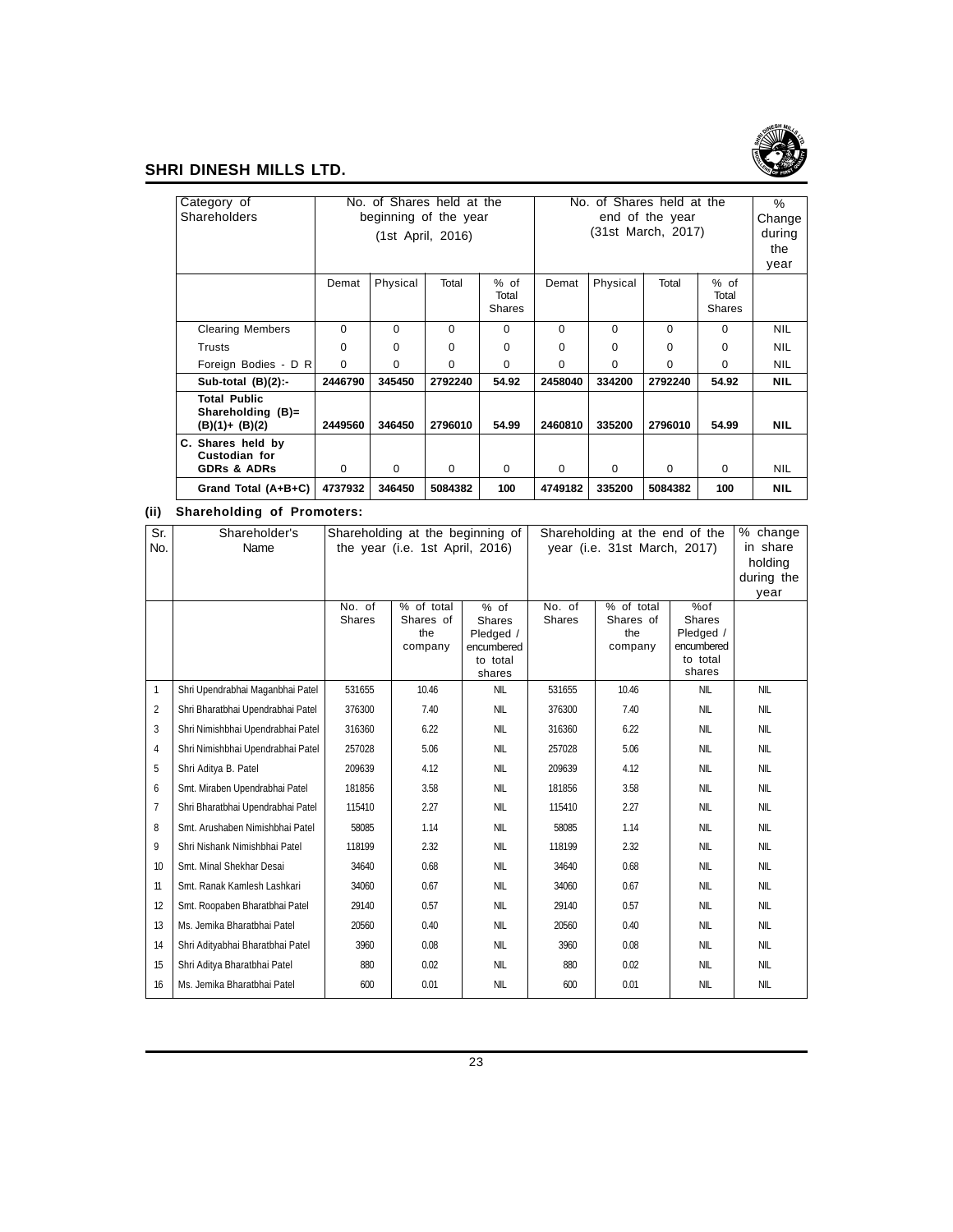| Category of Shareholders | No. of Shares held at the beginning of the year (1st April, 2016) | | | | No. of Shares held at the end of the year (31st March, 2017) | | | | % Change during the year |
|---|---|---|---|---|---|---|---|---|---|
| | Demat | Physical | Total | % of Total Shares | Demat | Physical | Total | % of Total Shares | |
| Clearing Members | 0 | 0 | 0 | 0 | 0 | 0 | 0 | 0 | NIL |
| Trusts | 0 | 0 | 0 | 0 | 0 | 0 | 0 | 0 | NIL |
| Foreign Bodies - D R | 0 | 0 | 0 | 0 | 0 | 0 | 0 | 0 | NIL |
| **Sub-total (B)(2):-** | **2446790** | **345450** | **2792240** | **54.92** | **2458040** | **334200** | **2792240** | **54.92** | **NIL** |
| **Total Public Shareholding (B)= (B)(1)+ (B)(2)** | **2449560** | **346450** | **2796010** | **54.99** | **2460810** | **335200** | **2796010** | **54.99** | **NIL** |
| **C. Shares held by Custodian for GDRs & ADRs** | 0 | 0 | 0 | 0 | 0 | 0 | 0 | 0 | NIL |
| **Grand Total (A+B+C)** | **4737932** | **346450** | **5084382** | **100** | **4749182** | **335200** | **5084382** | **100** | **NIL** |

**(ii) Shareholding of Promoters:**

| Sr. No. | Shareholder's Name | Shareholding at the beginning of the year (i.e. 1st April, 2016) | | | Shareholding at the end of the year (i.e. 31st March, 2017) | | | % change in share holding during the year |
|---|---|---|---|---|---|---|---|---|
| | | No. of Shares | % of total Shares of the company | % of Shares Pledged / encumbered to total shares | No. of Shares | % of total Shares of the company | %of Shares Pledged / encumbered to total shares | |
| 1 | Shri Upendrabhai Maganbhai Patel | 531655 | 10.46 | NIL | 531655 | 10.46 | NIL | NIL |
| 2 | Shri Bharatbhai Upendrabhai Patel | 376300 | 7.40 | NIL | 376300 | 7.40 | NIL | NIL |
| 3 | Shri Nimishbhai Upendrabhai Patel | 316360 | 6.22 | NIL | 316360 | 6.22 | NIL | NIL |
| 4 | Shri Nimishbhai Upendrabhai Patel | 257028 | 5.06 | NIL | 257028 | 5.06 | NIL | NIL |
| 5 | Shri Aditya B. Patel | 209639 | 4.12 | NIL | 209639 | 4.12 | NIL | NIL |
| 6 | Smt. Miraben Upendrabhai Patel | 181856 | 3.58 | NIL | 181856 | 3.58 | NIL | NIL |
| 7 | Shri Bharatbhai Upendrabhai Patel | 115410 | 2.27 | NIL | 115410 | 2.27 | NIL | NIL |
| 8 | Smt. Arushaben Nimishbhai Patel | 58085 | 1.14 | NIL | 58085 | 1.14 | NIL | NIL |
| 9 | Shri Nishank Nimishbhai Patel | 118199 | 2.32 | NIL | 118199 | 2.32 | NIL | NIL |
| 10 | Smt. Minal Shekhar Desai | 34640 | 0.68 | NIL | 34640 | 0.68 | NIL | NIL |
| 11 | Smt. Ranak Kamlesh Lashkari | 34060 | 0.67 | NIL | 34060 | 0.67 | NIL | NIL |
| 12 | Smt. Roopaben Bharatbhai Patel | 29140 | 0.57 | NIL | 29140 | 0.57 | NIL | NIL |
| 13 | Ms. Jemika Bharatbhai Patel | 20560 | 0.40 | NIL | 20560 | 0.40 | NIL | NIL |
| 14 | Shri Adityabhai Bharatbhai Patel | 3960 | 0.08 | NIL | 3960 | 0.08 | NIL | NIL |
| 15 | Shri Aditya Bharatbhai Patel | 880 | 0.02 | NIL | 880 | 0.02 | NIL | NIL |
| 16 | Ms. Jemika Bharatbhai Patel | 600 | 0.01 | NIL | 600 | 0.01 | NIL | NIL |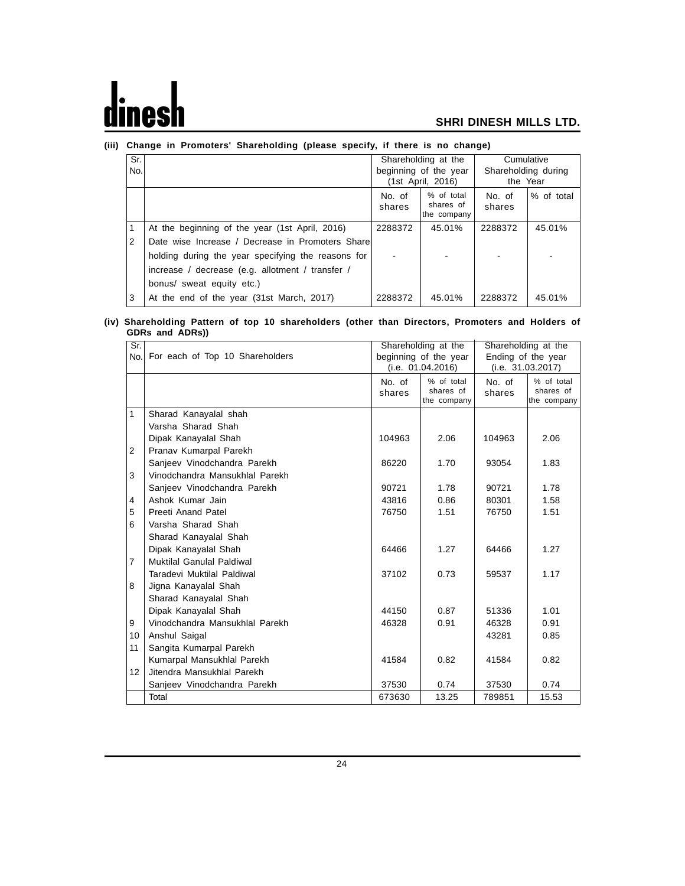**(iii) Change in Promoters' Shareholding (please specify, if there is no change)**

| Sr. No. | | Shareholding at the beginning of the year (1st April, 2016) | | Cumulative Shareholding during the Year | |
|---|---|---|---|---|---|
| | | No. of shares | % of total shares of the company | No. of shares | % of total |
| 1 | At the beginning of the year (1st April, 2016) | 2288372 | 45.01% | 2288372 | 45.01% |
| 2 | Date wise Increase / Decrease in Promoters Share holding during the year specifying the reasons for increase / decrease (e.g. allotment / transfer / bonus/ sweat equity etc.) | - | - | - | - |
| 3 | At the end of the year (31st March, 2017) | 2288372 | 45.01% | 2288372 | 45.01% |

**(iv) Shareholding Pattern of top 10 shareholders (other than Directors, Promoters and Holders of GDRs and ADRs))**

| Sr. No. | For each of Top 10 Shareholders | Shareholding at the beginning of the year (i.e. 01.04.2016) | | Shareholding at the Ending of the year (i.e. 31.03.2017) | |
|---|---|---|---|---|---|
| | | No. of shares | % of total shares of the company | No. of shares | % of total shares of the company |
| 1 | Sharad Kanayalal shah<br>Varsha Sharad Shah<br>Dipak Kanayalal Shah | 104963 | 2.06 | 104963 | 2.06 |
| 2 | Pranav Kumarpal Parekh<br>Sanjeev Vinodchandra Parekh | 86220 | 1.70 | 93054 | 1.83 |
| 3 | Vinodchandra Mansukhlal Parekh<br>Sanjeev Vinodchandra Parekh | 90721 | 1.78 | 90721 | 1.78 |
| 4 | Ashok Kumar Jain | 43816 | 0.86 | 80301 | 1.58 |
| 5 | Preeti Anand Patel | 76750 | 1.51 | 76750 | 1.51 |
| 6 | Varsha Sharad Shah<br>Sharad Kanayalal Shah<br>Dipak Kanayalal Shah | 64466 | 1.27 | 64466 | 1.27 |
| 7 | Muktilal Ganulal Paldiwal<br>Taradevi Muktilal Paldiwal | 37102 | 0.73 | 59537 | 1.17 |
| 8 | Jigna Kanayalal Shah<br>Sharad Kanayalal Shah<br>Dipak Kanayalal Shah | 44150 | 0.87 | 51336 | 1.01 |
| 9 | Vinodchandra Mansukhlal Parekh | 46328 | 0.91 | 46328 | 0.91 |
| 10 | Anshul Saigal | | | 43281 | 0.85 |
| 11 | Sangita Kumarpal Parekh<br>Kumarpal Mansukhlal Parekh | 41584 | 0.82 | 41584 | 0.82 |
| 12 | Jitendra Mansukhlal Parekh<br>Sanjeev Vinodchandra Parekh | 37530 | 0.74 | 37530 | 0.74 |
| | Total | 673630 | 13.25 | 789851 | 15.53 |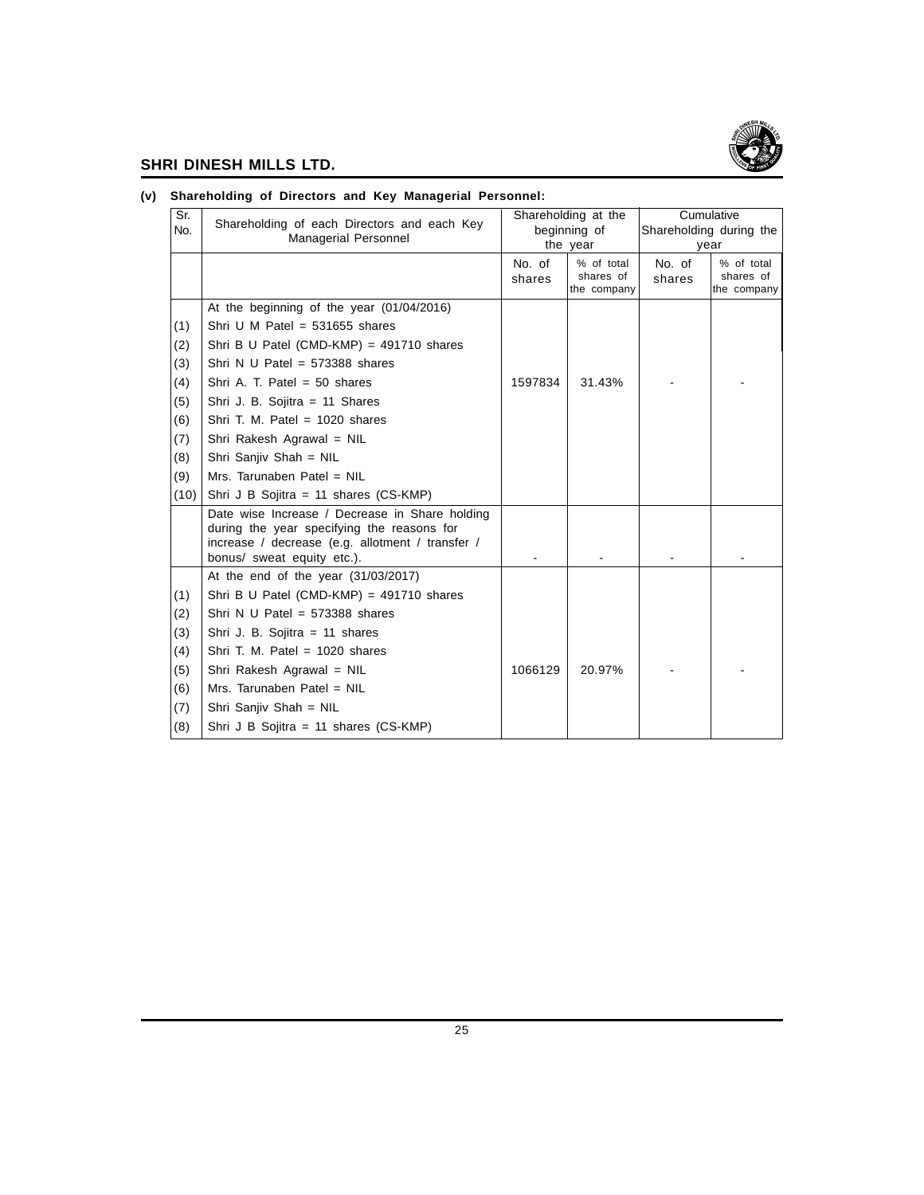### (v) Shareholding of Directors and Key Managerial Personnel:

| Sr. No. | Shareholding of each Directors and each Key Managerial Personnel | Shareholding at the beginning of the year | | Cumulative Shareholding during the year | |
|---|---|---|---|---|---|
| | | No. of shares | % of total shares of the company | No. of shares | % of total shares of the company |
| | At the beginning of the year (01/04/2016) | | | | |
| (1) | Shri U M Patel = 531655 shares | | | | |
| (2) | Shri B U Patel (CMD-KMP) = 491710 shares | | | | |
| (3) | Shri N U Patel = 573388 shares | | | | |
| (4) | Shri A. T. Patel = 50 shares | 1597834 | 31.43% | - | - |
| (5) | Shri J. B. Sojitra = 11 Shares | | | | |
| (6) | Shri T. M. Patel = 1020 shares | | | | |
| (7) | Shri Rakesh Agrawal = NIL | | | | |
| (8) | Shri Sanjiv Shah = NIL | | | | |
| (9) | Mrs. Tarunaben Patel = NIL | | | | |
| (10) | Shri J B Sojitra = 11 shares (CS-KMP) | | | | |
| | Date wise Increase / Decrease in Share holding during the year specifying the reasons for increase / decrease (e.g. allotment / transfer / bonus/ sweat equity etc.). | - | - | - | - |
| | At the end of the year (31/03/2017) | | | | |
| (1) | Shri B U Patel (CMD-KMP) = 491710 shares | | | | |
| (2) | Shri N U Patel = 573388 shares | | | | |
| (3) | Shri J. B. Sojitra = 11 shares | | | | |
| (4) | Shri T. M. Patel = 1020 shares | | | | |
| (5) | Shri Rakesh Agrawal = NIL | 1066129 | 20.97% | - | - |
| (6) | Mrs. Tarunaben Patel = NIL | | | | |
| (7) | Shri Sanjiv Shah = NIL | | | | |
| (8) | Shri J B Sojitra = 11 shares (CS-KMP) | | | | |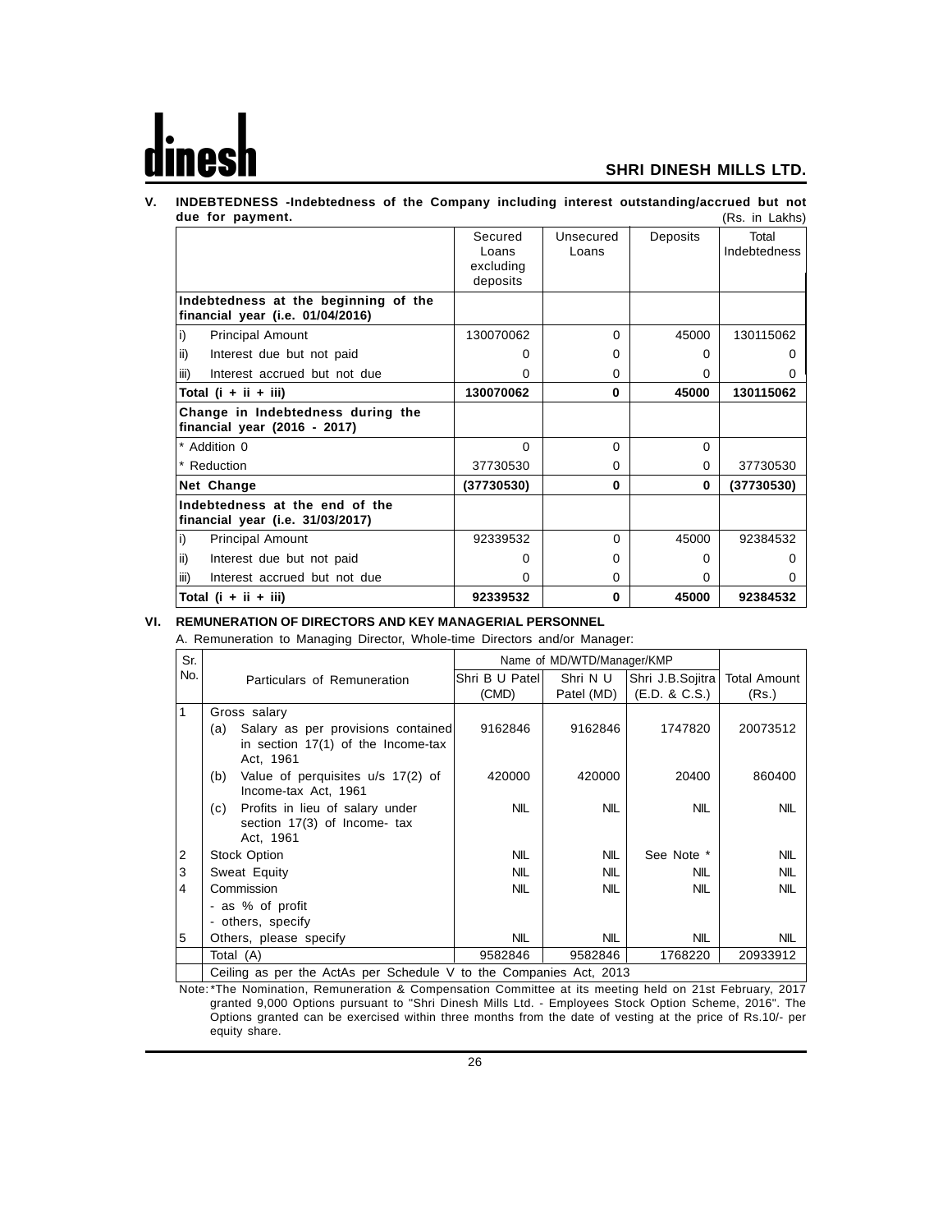## V. INDEBTEDNESS -Indebtedness of the Company including interest outstanding/accrued but not due for payment.

(Rs. in Lakhs)

| | Secured Loans excluding deposits | Unsecured Loans | Deposits | Total Indebtedness |
|---|---|---|---|---|
| **Indebtedness at the beginning of the financial year (i.e. 01/04/2016)** | | | | |
| i) Principal Amount | 130070062 | 0 | 45000 | 130115062 |
| ii) Interest due but not paid | 0 | 0 | 0 | 0 |
| iii) Interest accrued but not due | 0 | 0 | 0 | 0 |
| **Total (i + ii + iii)** | **130070062** | **0** | **45000** | **130115062** |
| **Change in Indebtedness during the financial year (2016 - 2017)** | | | | |
| * Addition 0 | 0 | 0 | 0 | |
| * Reduction | 37730530 | 0 | 0 | 37730530 |
| **Net Change** | **(37730530)** | **0** | **0** | **(37730530)** |
| **Indebtedness at the end of the financial year (i.e. 31/03/2017)** | | | | |
| i) Principal Amount | 92339532 | 0 | 45000 | 92384532 |
| ii) Interest due but not paid | 0 | 0 | 0 | 0 |
| iii) Interest accrued but not due | 0 | 0 | 0 | 0 |
| **Total (i + ii + iii)** | **92339532** | **0** | **45000** | **92384532** |

## VI. REMUNERATION OF DIRECTORS AND KEY MANAGERIAL PERSONNEL

A. Remuneration to Managing Director, Whole-time Directors and/or Manager:

| Sr. No. | Particulars of Remuneration | Name of MD/WTD/Manager/KMP | | | Total Amount (Rs.) |
|---|---|---|---|---|---|
| | | Shri B U Patel (CMD) | Shri N U Patel (MD) | Shri J.B.Sojitra (E.D. & C.S.) | |
| 1 | Gross salary | | | | |
| | (a) Salary as per provisions contained in section 17(1) of the Income-tax Act, 1961 | 9162846 | 9162846 | 1747820 | 20073512 |
| | (b) Value of perquisites u/s 17(2) of Income-tax Act, 1961 | 420000 | 420000 | 20400 | 860400 |
| | (c) Profits in lieu of salary under section 17(3) of Income- tax Act, 1961 | NIL | NIL | NIL | NIL |
| 2 | Stock Option | NIL | NIL | See Note * | NIL |
| 3 | Sweat Equity | NIL | NIL | NIL | NIL |
| 4 | Commission<br>- as % of profit<br>- others, specify | NIL | NIL | NIL | NIL |
| 5 | Others, please specify | NIL | NIL | NIL | NIL |
| | Total (A) | 9582846 | 9582846 | 1768220 | 20933912 |
| | Ceiling as per the ActAs per Schedule V to the Companies Act, 2013 | | | | |

Note: *The Nomination, Remuneration & Compensation Committee at its meeting held on 21st February, 2017 granted 9,000 Options pursuant to "Shri Dinesh Mills Ltd. - Employees Stock Option Scheme, 2016". The Options granted can be exercised within three months from the date of vesting at the price of Rs.10/- per equity share.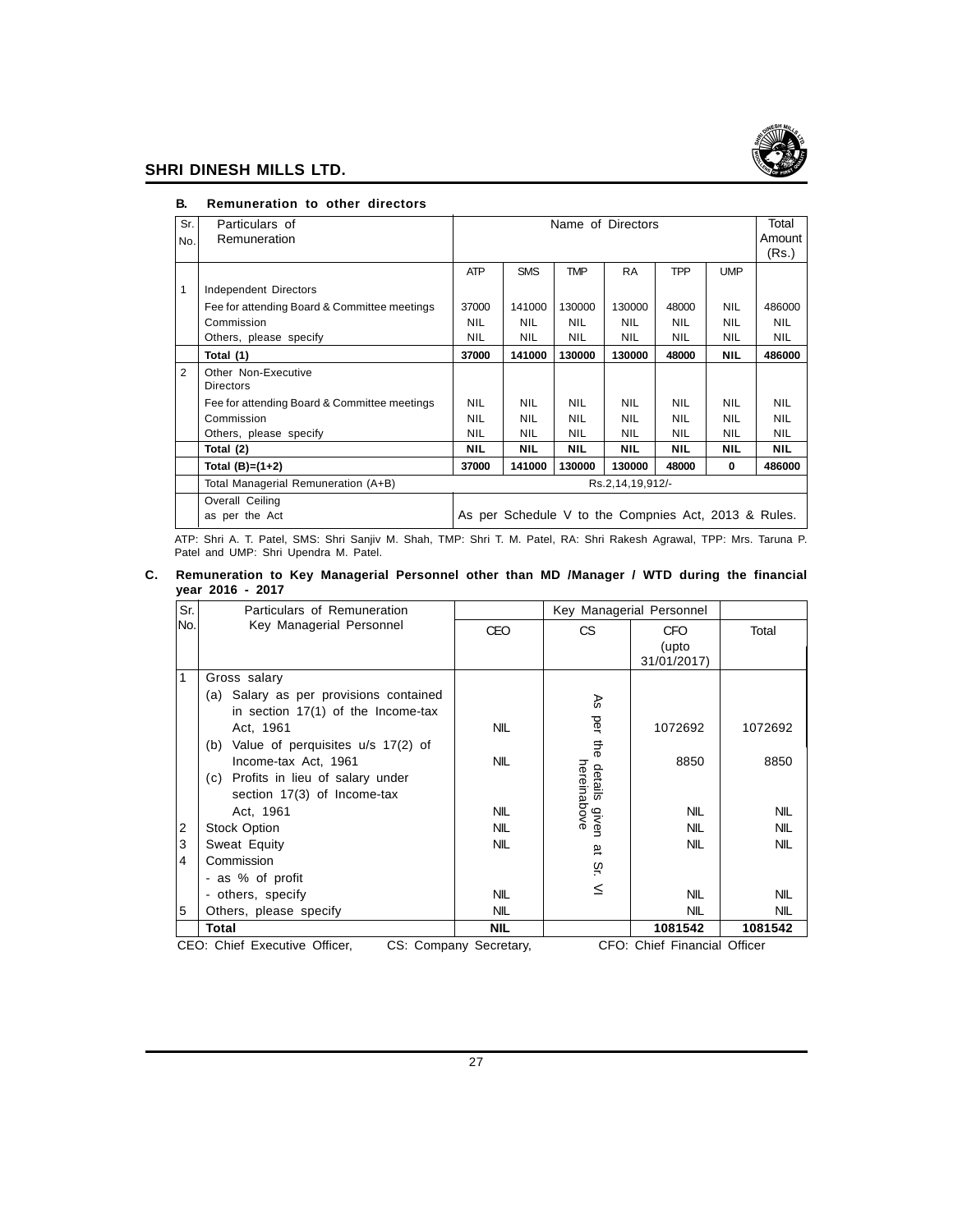### B. Remuneration to other directors

| Sr. No. | Particulars of Remuneration | Name of Directors | | | | | | Total Amount (Rs.) |
|---|---|---|---|---|---|---|---|---|
| | | ATP | SMS | TMP | RA | TPP | UMP | |
| 1 | Independent Directors | | | | | | | |
| | Fee for attending Board & Committee meetings | 37000 | 141000 | 130000 | 130000 | 48000 | NIL | 486000 |
| | Commission | NIL | NIL | NIL | NIL | NIL | NIL | NIL |
| | Others, please specify | NIL | NIL | NIL | NIL | NIL | NIL | NIL |
| | **Total (1)** | **37000** | **141000** | **130000** | **130000** | **48000** | **NIL** | **486000** |
| 2 | Other Non-Executive Directors | | | | | | | |
| | Fee for attending Board & Committee meetings | NIL | NIL | NIL | NIL | NIL | NIL | NIL |
| | Commission | NIL | NIL | NIL | NIL | NIL | NIL | NIL |
| | Others, please specify | NIL | NIL | NIL | NIL | NIL | NIL | NIL |
| | **Total (2)** | **NIL** | **NIL** | **NIL** | **NIL** | **NIL** | **NIL** | **NIL** |
| | **Total (B)=(1+2)** | **37000** | **141000** | **130000** | **130000** | **48000** | **0** | **486000** |
| | Total Managerial Remuneration (A+B) | Rs.2,14,19,912/- | | | | | | |
| | Overall Ceiling as per the Act | As per Schedule V to the Compnies Act, 2013 & Rules. | | | | | | |

ATP: Shri A. T. Patel, SMS: Shri Sanjiv M. Shah, TMP: Shri T. M. Patel, RA: Shri Rakesh Agrawal, TPP: Mrs. Taruna P. Patel and UMP: Shri Upendra M. Patel.

### C. Remuneration to Key Managerial Personnel other than MD /Manager / WTD during the financial year 2016 - 2017

| Sr. No. | Particulars of Remuneration Key Managerial Personnel | Key Managerial Personnel | | | |
|---|---|---|---|---|---|
| | | CEO | CS | CFO (upto 31/01/2017) | Total |
| 1 | Gross salary | | As per the details given hereinabove at Sr. VI | | |
| | (a) Salary as per provisions contained in section 17(1) of the Income-tax Act, 1961 | NIL | | 1072692 | 1072692 |
| | (b) Value of perquisites u/s 17(2) of Income-tax Act, 1961 | NIL | | 8850 | 8850 |
| | (c) Profits in lieu of salary under section 17(3) of Income-tax Act, 1961 | NIL | | NIL | NIL |
| 2 | Stock Option | NIL | | NIL | NIL |
| 3 | Sweat Equity | NIL | | NIL | NIL |
| 4 | Commission - as % of profit - others, specify | NIL | | NIL | NIL |
| 5 | Others, please specify | NIL | | NIL | NIL |
| | **Total** | **NIL** | | **1081542** | **1081542** |

CEO: Chief Executive Officer, CS: Company Secretary, CFO: Chief Financial Officer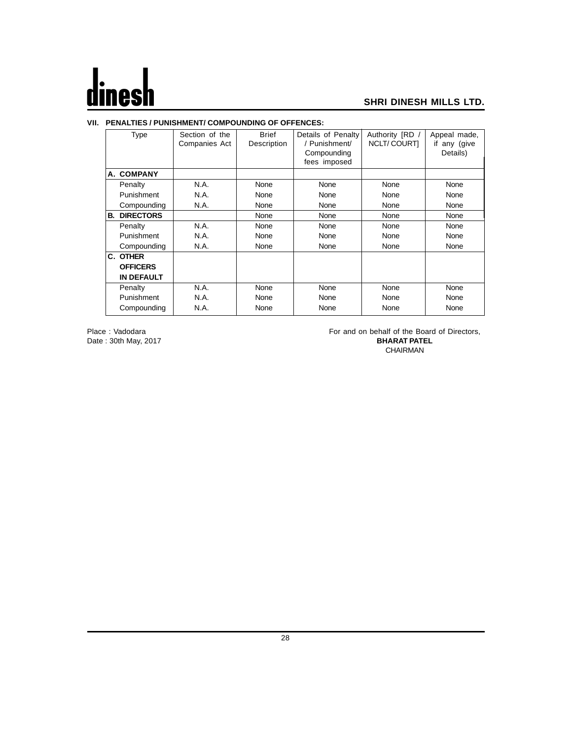### VII. PENALTIES / PUNISHMENT/ COMPOUNDING OF OFFENCES:

| Type | Section of the Companies Act | Brief Description | Details of Penalty / Punishment/ Compounding fees imposed | Authority [RD / NCLT/ COURT] | Appeal made, if any (give Details) |
|---|---|---|---|---|---|
| **A. COMPANY** | | | | | |
| Penalty | N.A. | None | None | None | None |
| Punishment | N.A. | None | None | None | None |
| Compounding | N.A. | None | None | None | None |
| **B. DIRECTORS** | | None | None | None | None |
| Penalty | N.A. | None | None | None | None |
| Punishment | N.A. | None | None | None | None |
| Compounding | N.A. | None | None | None | None |
| **C. OTHER OFFICERS IN DEFAULT** | | | | | |
| Penalty | N.A. | None | None | None | None |
| Punishment | N.A. | None | None | None | None |
| Compounding | N.A. | None | None | None | None |

Place : Vadodara
Date : 30th May, 2017

For and on behalf of the Board of Directors,
**BHARAT PATEL**
CHAIRMAN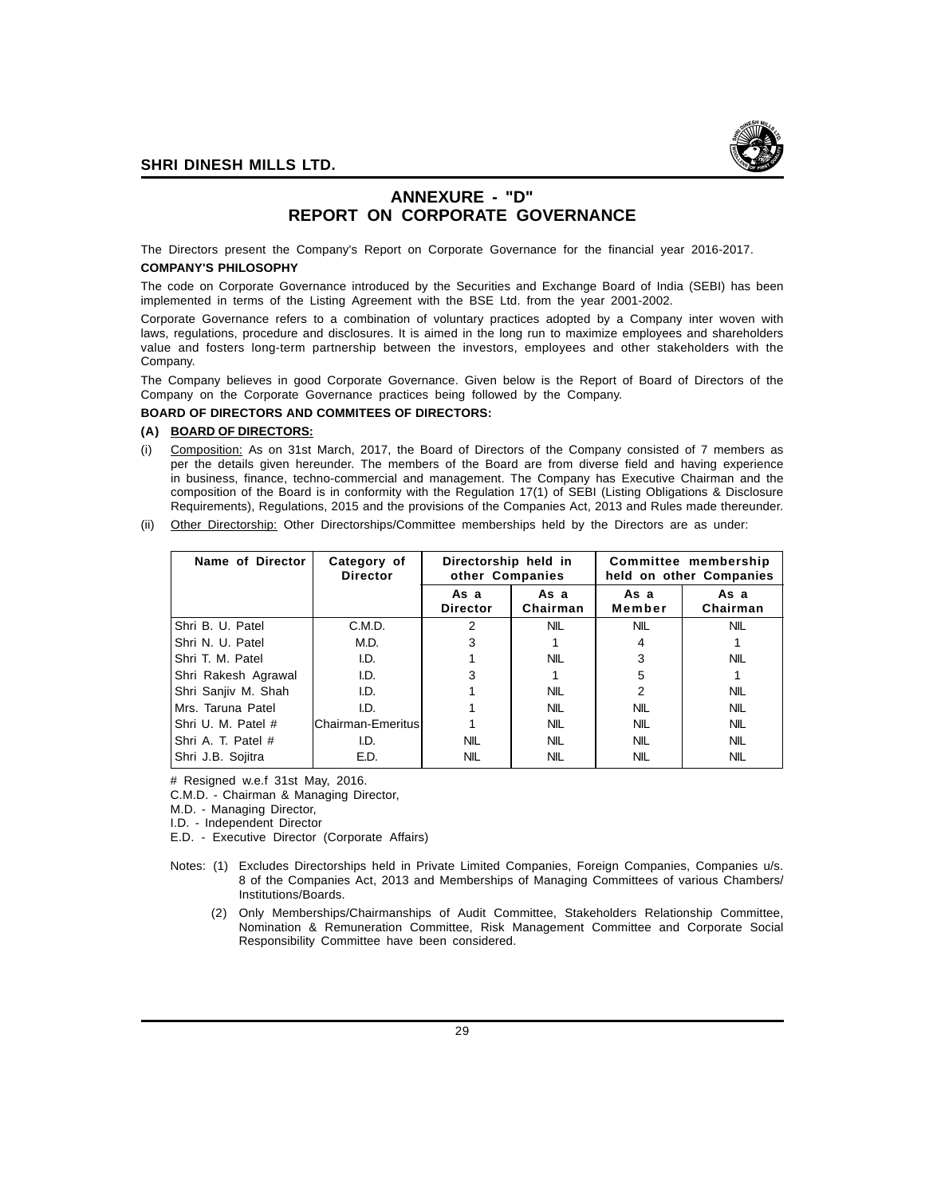# ANNEXURE - "D"
# REPORT ON CORPORATE GOVERNANCE

The Directors present the Company's Report on Corporate Governance for the financial year 2016-2017.

**COMPANY'S PHILOSOPHY**

The code on Corporate Governance introduced by the Securities and Exchange Board of India (SEBI) has been implemented in terms of the Listing Agreement with the BSE Ltd. from the year 2001-2002.

Corporate Governance refers to a combination of voluntary practices adopted by a Company inter woven with laws, regulations, procedure and disclosures. It is aimed in the long run to maximize employees and shareholders value and fosters long-term partnership between the investors, employees and other stakeholders with the Company.

The Company believes in good Corporate Governance. Given below is the Report of Board of Directors of the Company on the Corporate Governance practices being followed by the Company.

**BOARD OF DIRECTORS AND COMMITEES OF DIRECTORS:**

**(A) BOARD OF DIRECTORS:**

(i) Composition: As on 31st March, 2017, the Board of Directors of the Company consisted of 7 members as per the details given hereunder. The members of the Board are from diverse field and having experience in business, finance, techno-commercial and management. The Company has Executive Chairman and the composition of the Board is in conformity with the Regulation 17(1) of SEBI (Listing Obligations & Disclosure Requirements), Regulations, 2015 and the provisions of the Companies Act, 2013 and Rules made thereunder.

(ii) Other Directorship: Other Directorships/Committee memberships held by the Directors are as under:

| Name of Director | Category of Director | Directorship held in other Companies | | Committee membership held on other Companies | |
|---|---|---|---|---|---|
| | | As a Director | As a Chairman | As a Member | As a Chairman |
| Shri B. U. Patel | C.M.D. | 2 | NIL | NIL | NIL |
| Shri N. U. Patel | M.D. | 3 | 1 | 4 | 1 |
| Shri T. M. Patel | I.D. | 1 | NIL | 3 | NIL |
| Shri Rakesh Agrawal | I.D. | 3 | 1 | 5 | 1 |
| Shri Sanjiv M. Shah | I.D. | 1 | NIL | 2 | NIL |
| Mrs. Taruna Patel | I.D. | 1 | NIL | NIL | NIL |
| Shri U. M. Patel # | Chairman-Emeritus | 1 | NIL | NIL | NIL |
| Shri A. T. Patel # | I.D. | NIL | NIL | NIL | NIL |
| Shri J.B. Sojitra | E.D. | NIL | NIL | NIL | NIL |

# Resigned w.e.f 31st May, 2016.

C.M.D. - Chairman & Managing Director,

M.D. - Managing Director,

I.D. - Independent Director

E.D. - Executive Director (Corporate Affairs)

Notes: (1) Excludes Directorships held in Private Limited Companies, Foreign Companies, Companies u/s. 8 of the Companies Act, 2013 and Memberships of Managing Committees of various Chambers/ Institutions/Boards.

(2) Only Memberships/Chairmanships of Audit Committee, Stakeholders Relationship Committee, Nomination & Remuneration Committee, Risk Management Committee and Corporate Social Responsibility Committee have been considered.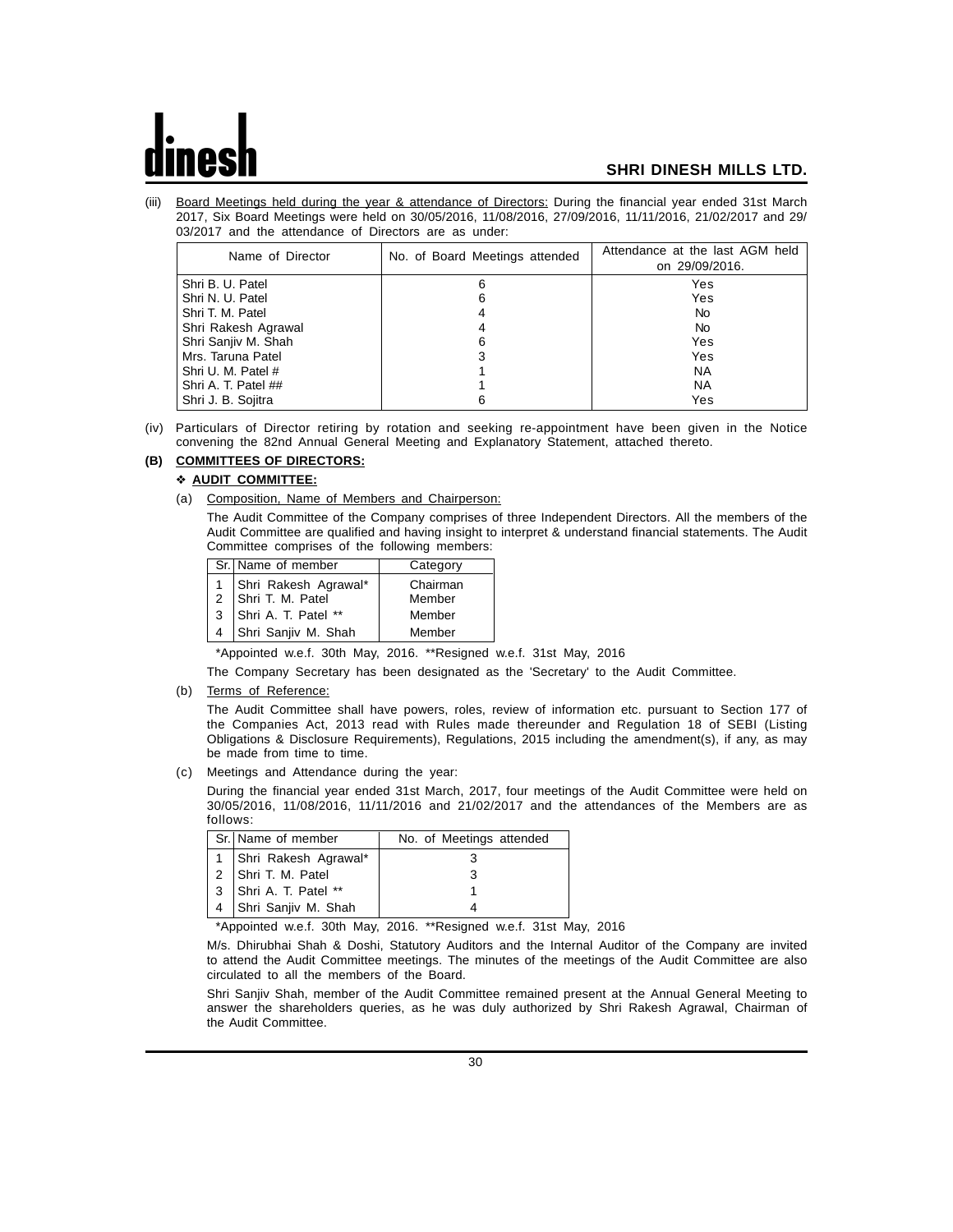(iii) Board Meetings held during the year & attendance of Directors: During the financial year ended 31st March 2017, Six Board Meetings were held on 30/05/2016, 11/08/2016, 27/09/2016, 11/11/2016, 21/02/2017 and 29/03/2017 and the attendance of Directors are as under:

| Name of Director | No. of Board Meetings attended | Attendance at the last AGM held on 29/09/2016. |
|---|---|---|
| Shri B. U. Patel | 6 | Yes |
| Shri N. U. Patel | 6 | Yes |
| Shri T. M. Patel | 4 | No |
| Shri Rakesh Agrawal | 4 | No |
| Shri Sanjiv M. Shah | 6 | Yes |
| Mrs. Taruna Patel | 3 | Yes |
| Shri U. M. Patel # | 1 | NA |
| Shri A. T. Patel ## | 1 | NA |
| Shri J. B. Sojitra | 6 | Yes |

(iv) Particulars of Director retiring by rotation and seeking re-appointment have been given in the Notice convening the 82nd Annual General Meeting and Explanatory Statement, attached thereto.

**(B) COMMITTEES OF DIRECTORS:**

❖ **AUDIT COMMITTEE:**

(a) Composition, Name of Members and Chairperson:

The Audit Committee of the Company comprises of three Independent Directors. All the members of the Audit Committee are qualified and having insight to interpret & understand financial statements. The Audit Committee comprises of the following members:

| Sr. | Name of member | Category |
|---|---|---|
| 1 | Shri Rakesh Agrawal* | Chairman |
| 2 | Shri T. M. Patel | Member |
| 3 | Shri A. T. Patel ** | Member |
| 4 | Shri Sanjiv M. Shah | Member |

*Appointed w.e.f. 30th May, 2016. **Resigned w.e.f. 31st May, 2016

The Company Secretary has been designated as the 'Secretary' to the Audit Committee.

(b) Terms of Reference:

The Audit Committee shall have powers, roles, review of information etc. pursuant to Section 177 of the Companies Act, 2013 read with Rules made thereunder and Regulation 18 of SEBI (Listing Obligations & Disclosure Requirements), Regulations, 2015 including the amendment(s), if any, as may be made from time to time.

(c) Meetings and Attendance during the year:

During the financial year ended 31st March, 2017, four meetings of the Audit Committee were held on 30/05/2016, 11/08/2016, 11/11/2016 and 21/02/2017 and the attendances of the Members are as follows:

| Sr. | Name of member | No. of Meetings attended |
|---|---|---|
| 1 | Shri Rakesh Agrawal* | 3 |
| 2 | Shri T. M. Patel | 3 |
| 3 | Shri A. T. Patel ** | 1 |
| 4 | Shri Sanjiv M. Shah | 4 |

*Appointed w.e.f. 30th May, 2016. **Resigned w.e.f. 31st May, 2016

M/s. Dhirubhai Shah & Doshi, Statutory Auditors and the Internal Auditor of the Company are invited to attend the Audit Committee meetings. The minutes of the meetings of the Audit Committee are also circulated to all the members of the Board.

Shri Sanjiv Shah, member of the Audit Committee remained present at the Annual General Meeting to answer the shareholders queries, as he was duly authorized by Shri Rakesh Agrawal, Chairman of the Audit Committee.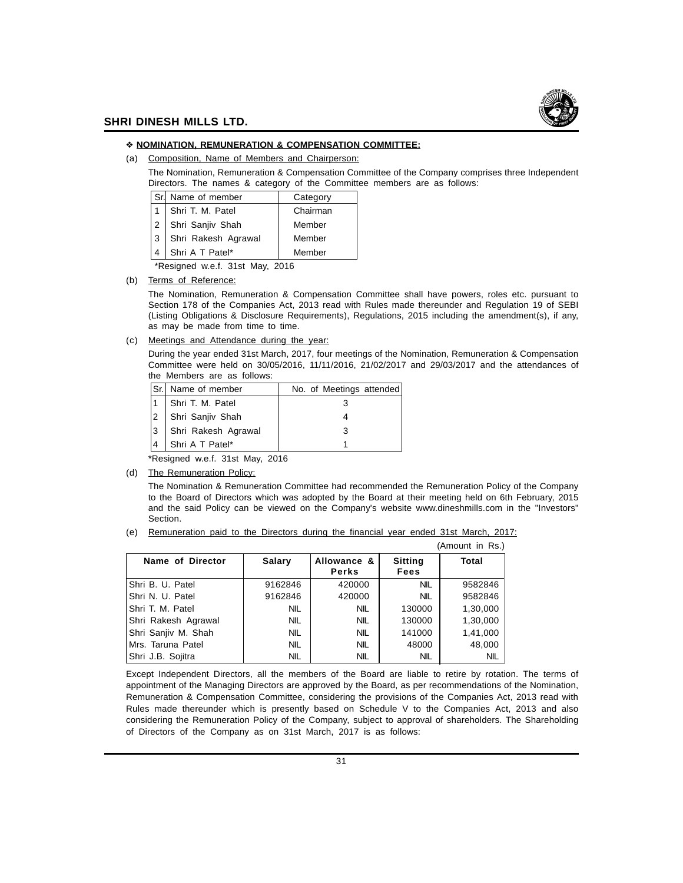### ❖ NOMINATION, REMUNERATION & COMPENSATION COMMITTEE:

(a) Composition, Name of Members and Chairperson:

The Nomination, Remuneration & Compensation Committee of the Company comprises three Independent Directors. The names & category of the Committee members are as follows:

| Sr. | Name of member | Category |
|---|---|---|
| 1 | Shri T. M. Patel | Chairman |
| 2 | Shri Sanjiv Shah | Member |
| 3 | Shri Rakesh Agrawal | Member |
| 4 | Shri A T Patel* | Member |

*Resigned w.e.f. 31st May, 2016

(b) Terms of Reference:

The Nomination, Remuneration & Compensation Committee shall have powers, roles etc. pursuant to Section 178 of the Companies Act, 2013 read with Rules made thereunder and Regulation 19 of SEBI (Listing Obligations & Disclosure Requirements), Regulations, 2015 including the amendment(s), if any, as may be made from time to time.

(c) Meetings and Attendance during the year:

During the year ended 31st March, 2017, four meetings of the Nomination, Remuneration & Compensation Committee were held on 30/05/2016, 11/11/2016, 21/02/2017 and 29/03/2017 and the attendances of the Members are as follows:

| Sr. | Name of member | No. of Meetings attended |
|---|---|---|
| 1 | Shri T. M. Patel | 3 |
| 2 | Shri Sanjiv Shah | 4 |
| 3 | Shri Rakesh Agrawal | 3 |
| 4 | Shri A T Patel* | 1 |

*Resigned w.e.f. 31st May, 2016

(d) The Remuneration Policy:

The Nomination & Remuneration Committee had recommended the Remuneration Policy of the Company to the Board of Directors which was adopted by the Board at their meeting held on 6th February, 2015 and the said Policy can be viewed on the Company's website www.dineshmills.com in the "Investors" Section.

(e) Remuneration paid to the Directors during the financial year ended 31st March, 2017:

(Amount in Rs.)

| Name of Director | Salary | Allowance & Perks | Sitting Fees | Total |
|---|---|---|---|---|
| Shri B. U. Patel | 9162846 | 420000 | NIL | 9582846 |
| Shri N. U. Patel | 9162846 | 420000 | NIL | 9582846 |
| Shri T. M. Patel | NIL | NIL | 130000 | 1,30,000 |
| Shri Rakesh Agrawal | NIL | NIL | 130000 | 1,30,000 |
| Shri Sanjiv M. Shah | NIL | NIL | 141000 | 1,41,000 |
| Mrs. Taruna Patel | NIL | NIL | 48000 | 48,000 |
| Shri J.B. Sojitra | NIL | NIL | NIL | NIL |

Except Independent Directors, all the members of the Board are liable to retire by rotation. The terms of appointment of the Managing Directors are approved by the Board, as per recommendations of the Nomination, Remuneration & Compensation Committee, considering the provisions of the Companies Act, 2013 read with Rules made thereunder which is presently based on Schedule V to the Companies Act, 2013 and also considering the Remuneration Policy of the Company, subject to approval of shareholders. The Shareholding of Directors of the Company as on 31st March, 2017 is as follows: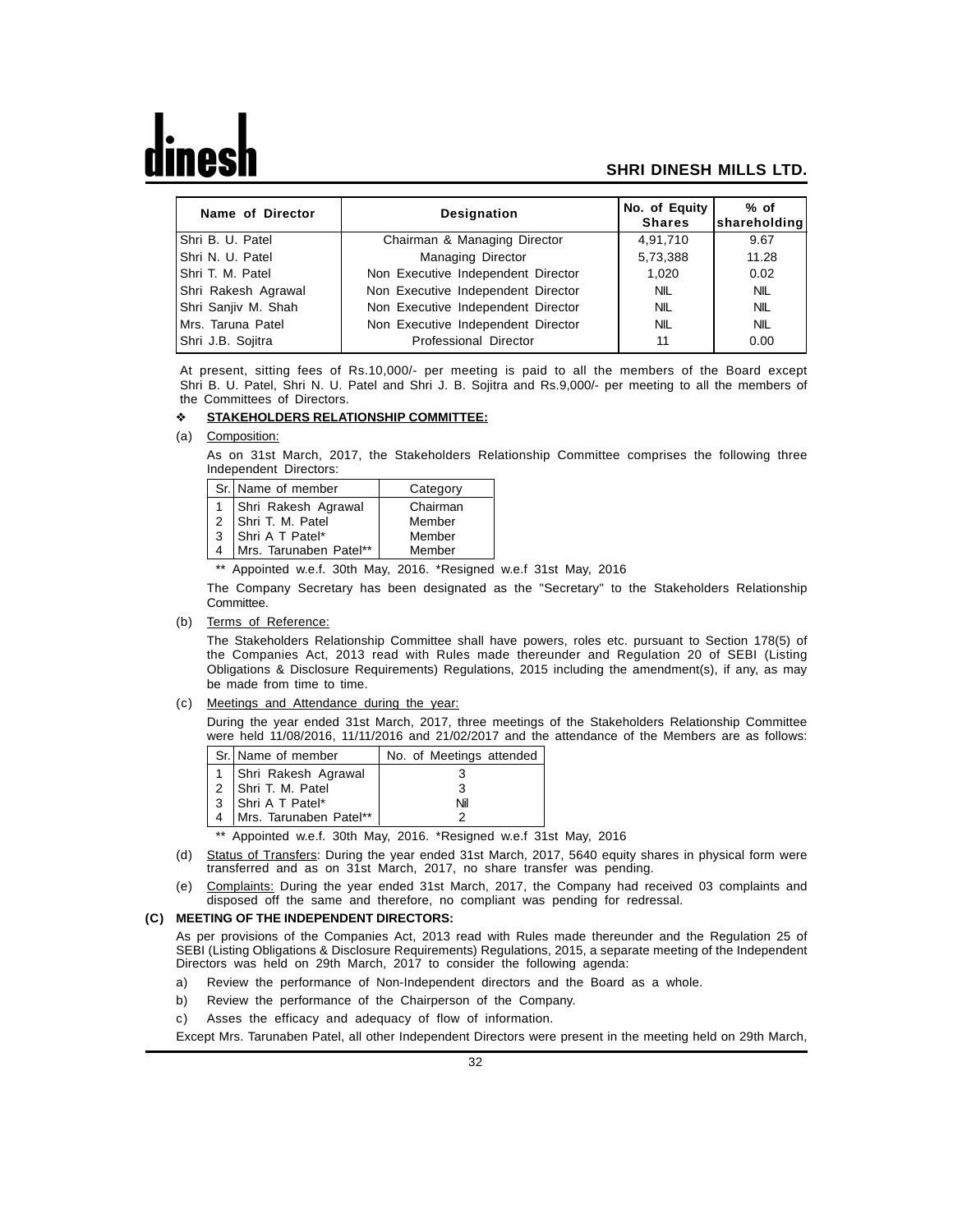| Name of Director | Designation | No. of Equity Shares | % of shareholding |
|---|---|---|---|
| Shri B. U. Patel | Chairman & Managing Director | 4,91,710 | 9.67 |
| Shri N. U. Patel | Managing Director | 5,73,388 | 11.28 |
| Shri T. M. Patel | Non Executive Independent Director | 1,020 | 0.02 |
| Shri Rakesh Agrawal | Non Executive Independent Director | NIL | NIL |
| Shri Sanjiv M. Shah | Non Executive Independent Director | NIL | NIL |
| Mrs. Taruna Patel | Non Executive Independent Director | NIL | NIL |
| Shri J.B. Sojitra | Professional Director | 11 | 0.00 |

At present, sitting fees of Rs.10,000/- per meeting is paid to all the members of the Board except Shri B. U. Patel, Shri N. U. Patel and Shri J. B. Sojitra and Rs.9,000/- per meeting to all the members of the Committees of Directors.

❖ **STAKEHOLDERS RELATIONSHIP COMMITTEE:**

(a) Composition:

As on 31st March, 2017, the Stakeholders Relationship Committee comprises the following three Independent Directors:

| Sr. | Name of member | Category |
|---|---|---|
| 1 | Shri Rakesh Agrawal | Chairman |
| 2 | Shri T. M. Patel | Member |
| 3 | Shri A T Patel* | Member |
| 4 | Mrs. Tarunaben Patel** | Member |

** Appointed w.e.f. 30th May, 2016. *Resigned w.e.f 31st May, 2016

The Company Secretary has been designated as the "Secretary" to the Stakeholders Relationship Committee.

(b) Terms of Reference:

The Stakeholders Relationship Committee shall have powers, roles etc. pursuant to Section 178(5) of the Companies Act, 2013 read with Rules made thereunder and Regulation 20 of SEBI (Listing Obligations & Disclosure Requirements) Regulations, 2015 including the amendment(s), if any, as may be made from time to time.

(c) Meetings and Attendance during the year:

During the year ended 31st March, 2017, three meetings of the Stakeholders Relationship Committee were held 11/08/2016, 11/11/2016 and 21/02/2017 and the attendance of the Members are as follows:

| Sr. | Name of member | No. of Meetings attended |
|---|---|---|
| 1 | Shri Rakesh Agrawal | 3 |
| 2 | Shri T. M. Patel | 3 |
| 3 | Shri A T Patel* | Nil |
| 4 | Mrs. Tarunaben Patel** | 2 |

** Appointed w.e.f. 30th May, 2016. *Resigned w.e.f 31st May, 2016

(d) Status of Transfers: During the year ended 31st March, 2017, 5640 equity shares in physical form were transferred and as on 31st March, 2017, no share transfer was pending.

(e) Complaints: During the year ended 31st March, 2017, the Company had received 03 complaints and disposed off the same and therefore, no compliant was pending for redressal.

**(C) MEETING OF THE INDEPENDENT DIRECTORS:**

As per provisions of the Companies Act, 2013 read with Rules made thereunder and the Regulation 25 of SEBI (Listing Obligations & Disclosure Requirements) Regulations, 2015, a separate meeting of the Independent Directors was held on 29th March, 2017 to consider the following agenda:

a) Review the performance of Non-Independent directors and the Board as a whole.

b) Review the performance of the Chairperson of the Company.

c) Asses the efficacy and adequacy of flow of information.

Except Mrs. Tarunaben Patel, all other Independent Directors were present in the meeting held on 29th March,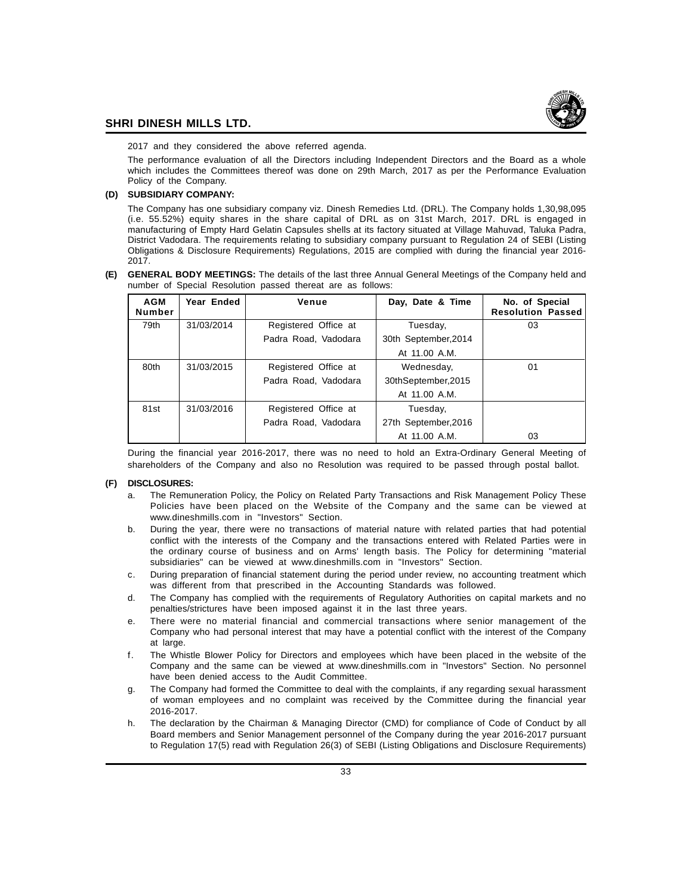2017 and they considered the above referred agenda.

The performance evaluation of all the Directors including Independent Directors and the Board as a whole which includes the Committees thereof was done on 29th March, 2017 as per the Performance Evaluation Policy of the Company.

**(D) SUBSIDIARY COMPANY:**

The Company has one subsidiary company viz. Dinesh Remedies Ltd. (DRL). The Company holds 1,30,98,095 (i.e. 55.52%) equity shares in the share capital of DRL as on 31st March, 2017. DRL is engaged in manufacturing of Empty Hard Gelatin Capsules shells at its factory situated at Village Mahuvad, Taluka Padra, District Vadodara. The requirements relating to subsidiary company pursuant to Regulation 24 of SEBI (Listing Obligations & Disclosure Requirements) Regulations, 2015 are complied with during the financial year 2016-2017.

**(E) GENERAL BODY MEETINGS:** The details of the last three Annual General Meetings of the Company held and number of Special Resolution passed thereat are as follows:

| AGM Number | Year Ended | Venue | Day, Date & Time | No. of Special Resolution Passed |
|---|---|---|---|---|
| 79th | 31/03/2014 | Registered Office at Padra Road, Vadodara | Tuesday, 30th September,2014 At 11.00 A.M. | 03 |
| 80th | 31/03/2015 | Registered Office at Padra Road, Vadodara | Wednesday, 30thSeptember,2015 At 11.00 A.M. | 01 |
| 81st | 31/03/2016 | Registered Office at Padra Road, Vadodara | Tuesday, 27th September,2016 At 11.00 A.M. | 03 |

During the financial year 2016-2017, there was no need to hold an Extra-Ordinary General Meeting of shareholders of the Company and also no Resolution was required to be passed through postal ballot.

**(F) DISCLOSURES:**

a. The Remuneration Policy, the Policy on Related Party Transactions and Risk Management Policy These Policies have been placed on the Website of the Company and the same can be viewed at www.dineshmills.com in "Investors" Section.

b. During the year, there were no transactions of material nature with related parties that had potential conflict with the interests of the Company and the transactions entered with Related Parties were in the ordinary course of business and on Arms' length basis. The Policy for determining "material subsidiaries" can be viewed at www.dineshmills.com in "Investors" Section.

c. During preparation of financial statement during the period under review, no accounting treatment which was different from that prescribed in the Accounting Standards was followed.

d. The Company has complied with the requirements of Regulatory Authorities on capital markets and no penalties/strictures have been imposed against it in the last three years.

e. There were no material financial and commercial transactions where senior management of the Company who had personal interest that may have a potential conflict with the interest of the Company at large.

f. The Whistle Blower Policy for Directors and employees which have been placed in the website of the Company and the same can be viewed at www.dineshmills.com in "Investors" Section. No personnel have been denied access to the Audit Committee.

g. The Company had formed the Committee to deal with the complaints, if any regarding sexual harassment of woman employees and no complaint was received by the Committee during the financial year 2016-2017.

h. The declaration by the Chairman & Managing Director (CMD) for compliance of Code of Conduct by all Board members and Senior Management personnel of the Company during the year 2016-2017 pursuant to Regulation 17(5) read with Regulation 26(3) of SEBI (Listing Obligations and Disclosure Requirements)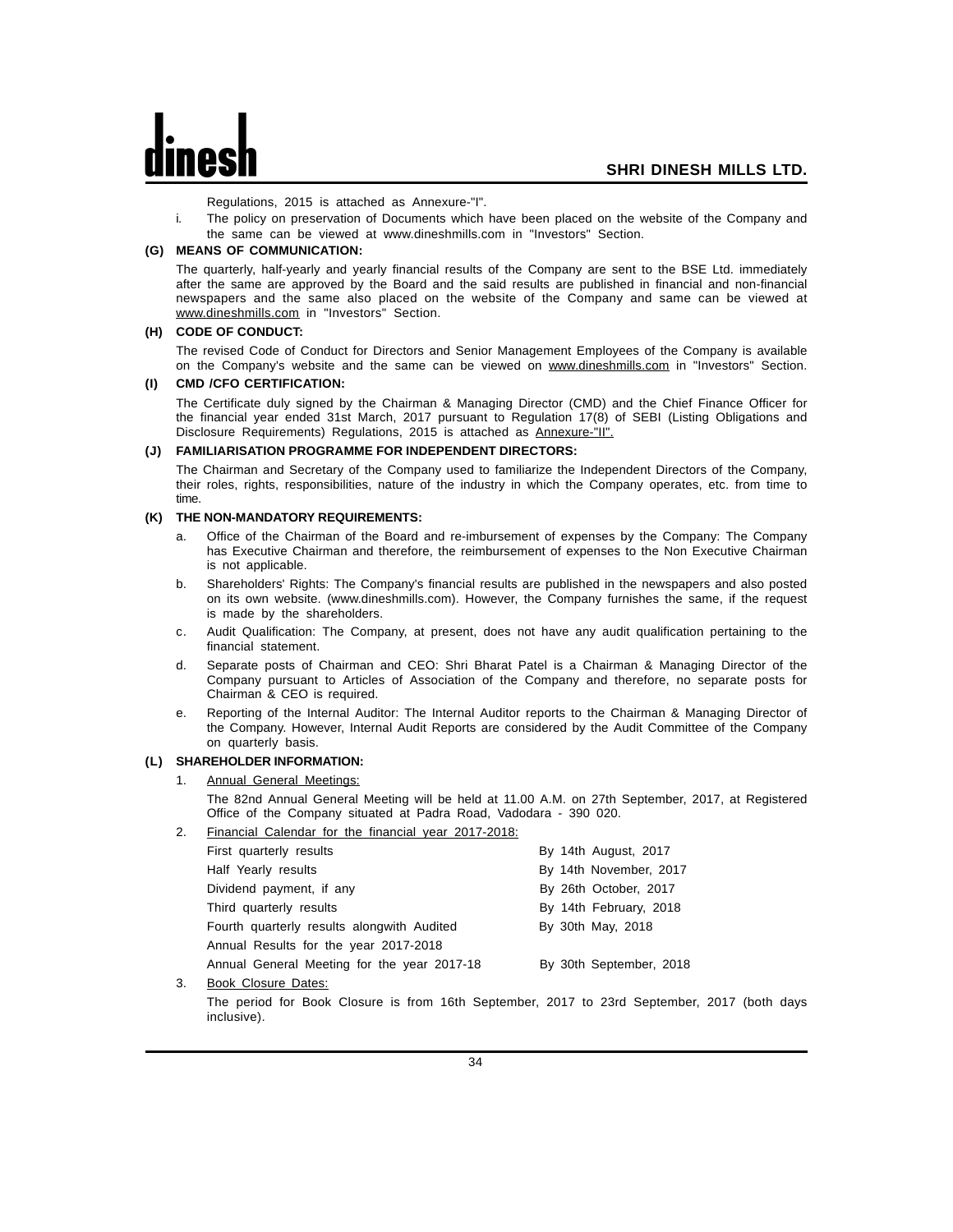Regulations, 2015 is attached as Annexure-"I".

i. The policy on preservation of Documents which have been placed on the website of the Company and the same can be viewed at www.dineshmills.com in "Investors" Section.

**(G) MEANS OF COMMUNICATION:**

The quarterly, half-yearly and yearly financial results of the Company are sent to the BSE Ltd. immediately after the same are approved by the Board and the said results are published in financial and non-financial newspapers and the same also placed on the website of the Company and same can be viewed at www.dineshmills.com in "Investors" Section.

**(H) CODE OF CONDUCT:**

The revised Code of Conduct for Directors and Senior Management Employees of the Company is available on the Company's website and the same can be viewed on www.dineshmills.com in "Investors" Section.

**(I) CMD /CFO CERTIFICATION:**

The Certificate duly signed by the Chairman & Managing Director (CMD) and the Chief Finance Officer for the financial year ended 31st March, 2017 pursuant to Regulation 17(8) of SEBI (Listing Obligations and Disclosure Requirements) Regulations, 2015 is attached as Annexure-"II".

**(J) FAMILIARISATION PROGRAMME FOR INDEPENDENT DIRECTORS:**

The Chairman and Secretary of the Company used to familiarize the Independent Directors of the Company, their roles, rights, responsibilities, nature of the industry in which the Company operates, etc. from time to time.

**(K) THE NON-MANDATORY REQUIREMENTS:**

a. Office of the Chairman of the Board and re-imbursement of expenses by the Company: The Company has Executive Chairman and therefore, the reimbursement of expenses to the Non Executive Chairman is not applicable.

b. Shareholders' Rights: The Company's financial results are published in the newspapers and also posted on its own website. (www.dineshmills.com). However, the Company furnishes the same, if the request is made by the shareholders.

c. Audit Qualification: The Company, at present, does not have any audit qualification pertaining to the financial statement.

d. Separate posts of Chairman and CEO: Shri Bharat Patel is a Chairman & Managing Director of the Company pursuant to Articles of Association of the Company and therefore, no separate posts for Chairman & CEO is required.

e. Reporting of the Internal Auditor: The Internal Auditor reports to the Chairman & Managing Director of the Company. However, Internal Audit Reports are considered by the Audit Committee of the Company on quarterly basis.

**(L) SHAREHOLDER INFORMATION:**

1. Annual General Meetings:

   The 82nd Annual General Meeting will be held at 11.00 A.M. on 27th September, 2017, at Registered Office of the Company situated at Padra Road, Vadodara - 390 020.

2. Financial Calendar for the financial year 2017-2018:

| | |
|---|---|
| First quarterly results | By 14th August, 2017 |
| Half Yearly results | By 14th November, 2017 |
| Dividend payment, if any | By 26th October, 2017 |
| Third quarterly results | By 14th February, 2018 |
| Fourth quarterly results alongwith Audited Annual Results for the year 2017-2018 | By 30th May, 2018 |
| Annual General Meeting for the year 2017-18 | By 30th September, 2018 |

3. Book Closure Dates:

   The period for Book Closure is from 16th September, 2017 to 23rd September, 2017 (both days inclusive).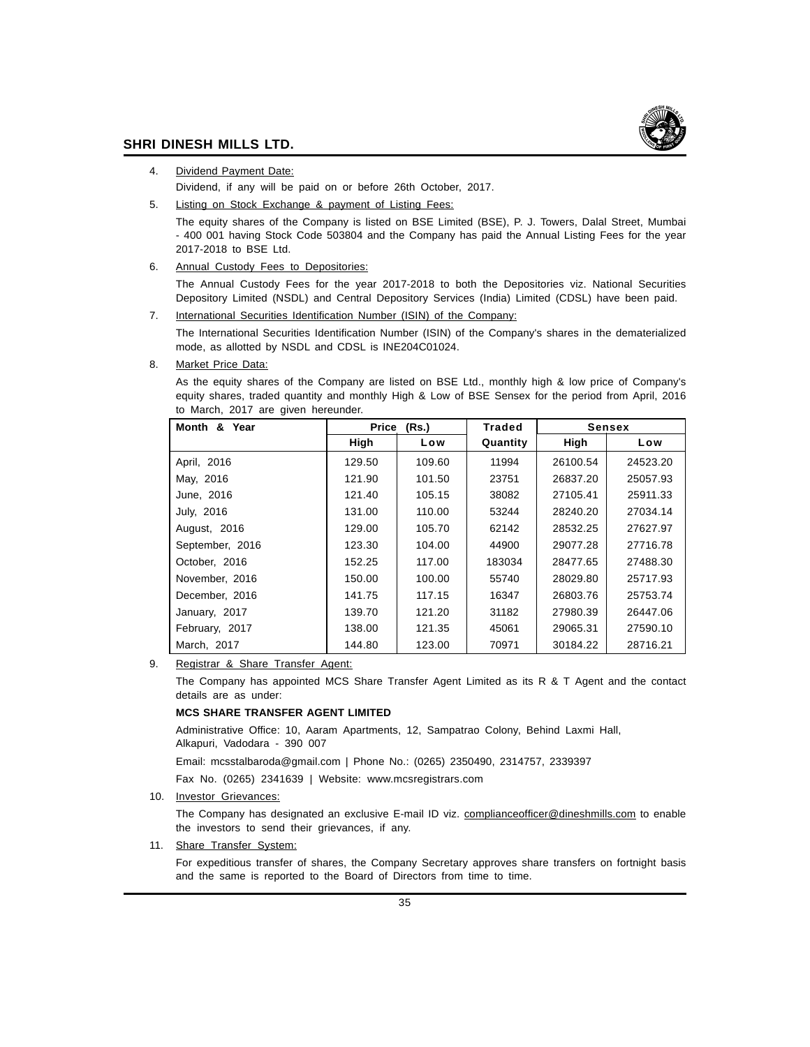4. Dividend Payment Date:

   Dividend, if any will be paid on or before 26th October, 2017.

5. Listing on Stock Exchange & payment of Listing Fees:

   The equity shares of the Company is listed on BSE Limited (BSE), P. J. Towers, Dalal Street, Mumbai - 400 001 having Stock Code 503804 and the Company has paid the Annual Listing Fees for the year 2017-2018 to BSE Ltd.

6. Annual Custody Fees to Depositories:

   The Annual Custody Fees for the year 2017-2018 to both the Depositories viz. National Securities Depository Limited (NSDL) and Central Depository Services (India) Limited (CDSL) have been paid.

7. International Securities Identification Number (ISIN) of the Company:

   The International Securities Identification Number (ISIN) of the Company's shares in the dematerialized mode, as allotted by NSDL and CDSL is INE204C01024.

8. Market Price Data:

   As the equity shares of the Company are listed on BSE Ltd., monthly high & low price of Company's equity shares, traded quantity and monthly High & Low of BSE Sensex for the period from April, 2016 to March, 2017 are given hereunder.

| Month & Year | Price (Rs.) | | Traded | Sensex | |
|---|---|---|---|---|---|
| | High | Low | Quantity | High | Low |
| April, 2016 | 129.50 | 109.60 | 11994 | 26100.54 | 24523.20 |
| May, 2016 | 121.90 | 101.50 | 23751 | 26837.20 | 25057.93 |
| June, 2016 | 121.40 | 105.15 | 38082 | 27105.41 | 25911.33 |
| July, 2016 | 131.00 | 110.00 | 53244 | 28240.20 | 27034.14 |
| August, 2016 | 129.00 | 105.70 | 62142 | 28532.25 | 27627.97 |
| September, 2016 | 123.30 | 104.00 | 44900 | 29077.28 | 27716.78 |
| October, 2016 | 152.25 | 117.00 | 183034 | 28477.65 | 27488.30 |
| November, 2016 | 150.00 | 100.00 | 55740 | 28029.80 | 25717.93 |
| December, 2016 | 141.75 | 117.15 | 16347 | 26803.76 | 25753.74 |
| January, 2017 | 139.70 | 121.20 | 31182 | 27980.39 | 26447.06 |
| February, 2017 | 138.00 | 121.35 | 45061 | 29065.31 | 27590.10 |
| March, 2017 | 144.80 | 123.00 | 70971 | 30184.22 | 28716.21 |

9. Registrar & Share Transfer Agent:

   The Company has appointed MCS Share Transfer Agent Limited as its R & T Agent and the contact details are as under:

   **MCS SHARE TRANSFER AGENT LIMITED**

   Administrative Office: 10, Aaram Apartments, 12, Sampatrao Colony, Behind Laxmi Hall, Alkapuri, Vadodara - 390 007

   Email: mcsstalbaroda@gmail.com | Phone No.: (0265) 2350490, 2314757, 2339397

   Fax No. (0265) 2341639 | Website: www.mcsregistrars.com

10. Investor Grievances:

    The Company has designated an exclusive E-mail ID viz. complianceofficer@dineshmills.com to enable the investors to send their grievances, if any.

11. Share Transfer System:

    For expeditious transfer of shares, the Company Secretary approves share transfers on fortnight basis and the same is reported to the Board of Directors from time to time.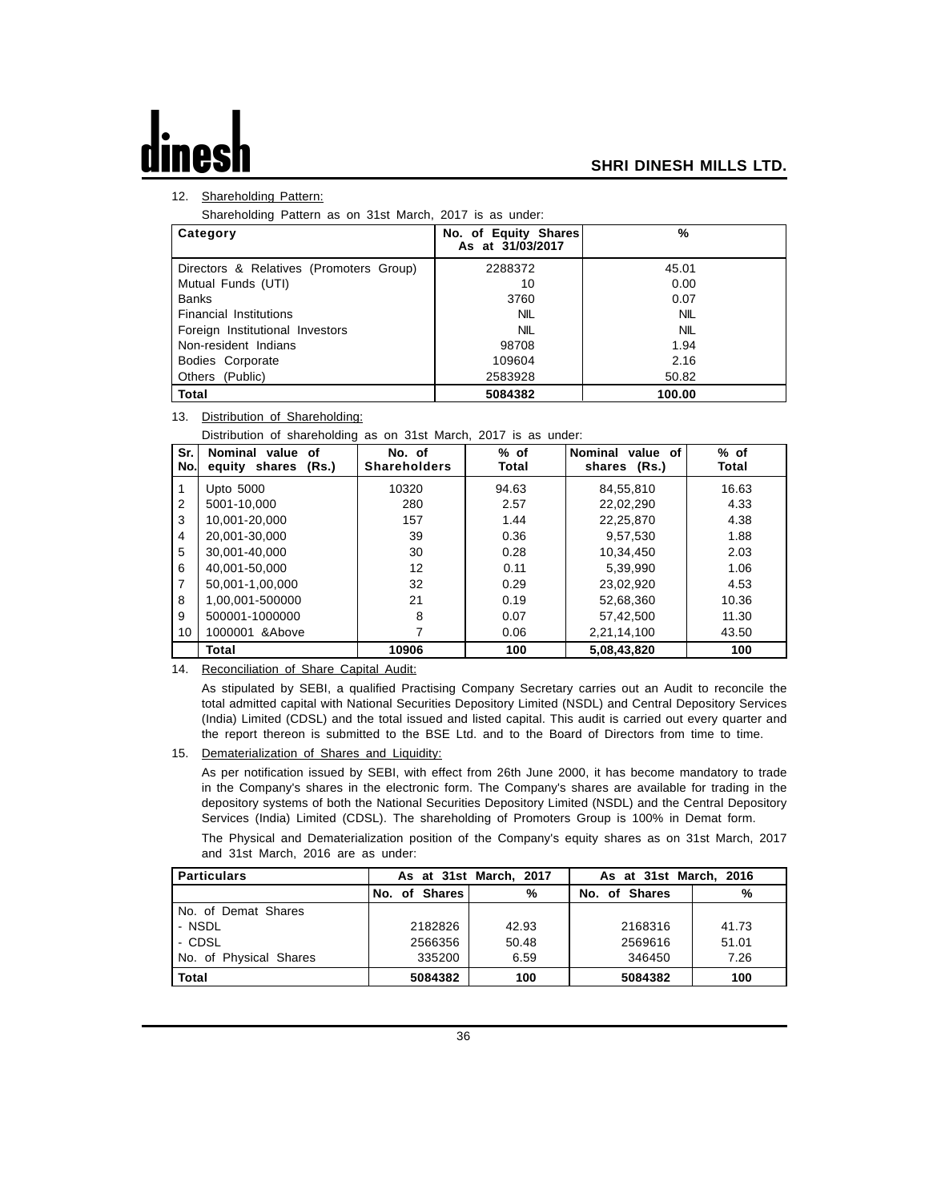12. Shareholding Pattern:

Shareholding Pattern as on 31st March, 2017 is as under:

| Category | No. of Equity Shares As at 31/03/2017 | % |
|---|---|---|
| Directors & Relatives (Promoters Group) | 2288372 | 45.01 |
| Mutual Funds (UTI) | 10 | 0.00 |
| Banks | 3760 | 0.07 |
| Financial Institutions | NIL | NIL |
| Foreign Institutional Investors | NIL | NIL |
| Non-resident Indians | 98708 | 1.94 |
| Bodies Corporate | 109604 | 2.16 |
| Others (Public) | 2583928 | 50.82 |
| **Total** | **5084382** | **100.00** |

13. Distribution of Shareholding:

Distribution of shareholding as on 31st March, 2017 is as under:

| Sr. No. | Nominal value of equity shares (Rs.) | No. of Shareholders | % of Total | Nominal value of shares (Rs.) | % of Total |
|---|---|---|---|---|---|
| 1 | Upto 5000 | 10320 | 94.63 | 84,55,810 | 16.63 |
| 2 | 5001-10,000 | 280 | 2.57 | 22,02,290 | 4.33 |
| 3 | 10,001-20,000 | 157 | 1.44 | 22,25,870 | 4.38 |
| 4 | 20,001-30,000 | 39 | 0.36 | 9,57,530 | 1.88 |
| 5 | 30,001-40,000 | 30 | 0.28 | 10,34,450 | 2.03 |
| 6 | 40,001-50,000 | 12 | 0.11 | 5,39,990 | 1.06 |
| 7 | 50,001-1,00,000 | 32 | 0.29 | 23,02,920 | 4.53 |
| 8 | 1,00,001-500000 | 21 | 0.19 | 52,68,360 | 10.36 |
| 9 | 500001-1000000 | 8 | 0.07 | 57,42,500 | 11.30 |
| 10 | 1000001 &Above | 7 | 0.06 | 2,21,14,100 | 43.50 |
| | **Total** | **10906** | **100** | **5,08,43,820** | **100** |

14. Reconciliation of Share Capital Audit:

As stipulated by SEBI, a qualified Practising Company Secretary carries out an Audit to reconcile the total admitted capital with National Securities Depository Limited (NSDL) and Central Depository Services (India) Limited (CDSL) and the total issued and listed capital. This audit is carried out every quarter and the report thereon is submitted to the BSE Ltd. and to the Board of Directors from time to time.

15. Dematerialization of Shares and Liquidity:

As per notification issued by SEBI, with effect from 26th June 2000, it has become mandatory to trade in the Company's shares in the electronic form. The Company's shares are available for trading in the depository systems of both the National Securities Depository Limited (NSDL) and the Central Depository Services (India) Limited (CDSL). The shareholding of Promoters Group is 100% in Demat form.

The Physical and Dematerialization position of the Company's equity shares as on 31st March, 2017 and 31st March, 2016 are as under:

| Particulars | As at 31st March, 2017 | | As at 31st March, 2016 | |
|---|---|---|---|---|
| | No. of Shares | % | No. of Shares | % |
| No. of Demat Shares | | | | |
| - NSDL | 2182826 | 42.93 | 2168316 | 41.73 |
| - CDSL | 2566356 | 50.48 | 2569616 | 51.01 |
| No. of Physical Shares | 335200 | 6.59 | 346450 | 7.26 |
| **Total** | **5084382** | **100** | **5084382** | **100** |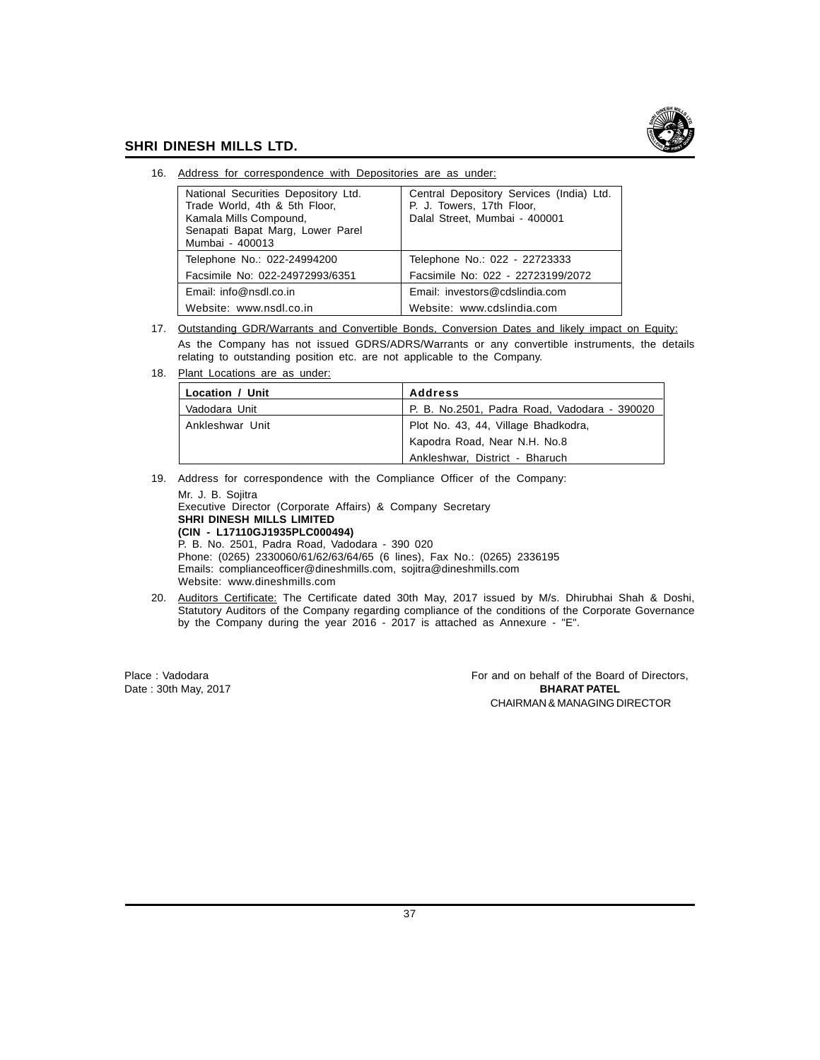16. Address for correspondence with Depositories are as under:

| National Securities Depository Ltd.<br>Trade World, 4th & 5th Floor,<br>Kamala Mills Compound,<br>Senapati Bapat Marg, Lower Parel<br>Mumbai - 400013 | Central Depository Services (India) Ltd.<br>P. J. Towers, 17th Floor,<br>Dalal Street, Mumbai - 400001 |
|---|---|
| Telephone No.: 022-24994200 | Telephone No.: 022 - 22723333 |
| Facsimile No: 022-24972993/6351 | Facsimile No: 022 - 22723199/2072 |
| Email: info@nsdl.co.in | Email: investors@cdslindia.com |
| Website: www.nsdl.co.in | Website: www.cdslindia.com |

17. Outstanding GDR/Warrants and Convertible Bonds, Conversion Dates and likely impact on Equity:

    As the Company has not issued GDRS/ADRS/Warrants or any convertible instruments, the details relating to outstanding position etc. are not applicable to the Company.

18. Plant Locations are as under:

| Location / Unit | Address |
|---|---|
| Vadodara Unit | P. B. No.2501, Padra Road, Vadodara - 390020 |
| Ankleshwar Unit | Plot No. 43, 44, Village Bhadkodra,<br>Kapodra Road, Near N.H. No.8<br>Ankleshwar, District - Bharuch |

19. Address for correspondence with the Compliance Officer of the Company:

    Mr. J. B. Sojitra
    Executive Director (Corporate Affairs) & Company Secretary
    **SHRI DINESH MILLS LIMITED**
    **(CIN - L17110GJ1935PLC000494)**
    P. B. No. 2501, Padra Road, Vadodara - 390 020
    Phone: (0265) 2330060/61/62/63/64/65 (6 lines), Fax No.: (0265) 2336195
    Emails: complianceofficer@dineshmills.com, sojitra@dineshmills.com
    Website: www.dineshmills.com

20. Auditors Certificate: The Certificate dated 30th May, 2017 issued by M/s. Dhirubhai Shah & Doshi, Statutory Auditors of the Company regarding compliance of the conditions of the Corporate Governance by the Company during the year 2016 - 2017 is attached as Annexure - "E".

Place : Vadodara
Date : 30th May, 2017

For and on behalf of the Board of Directors,
**BHARAT PATEL**
CHAIRMAN & MANAGING DIRECTOR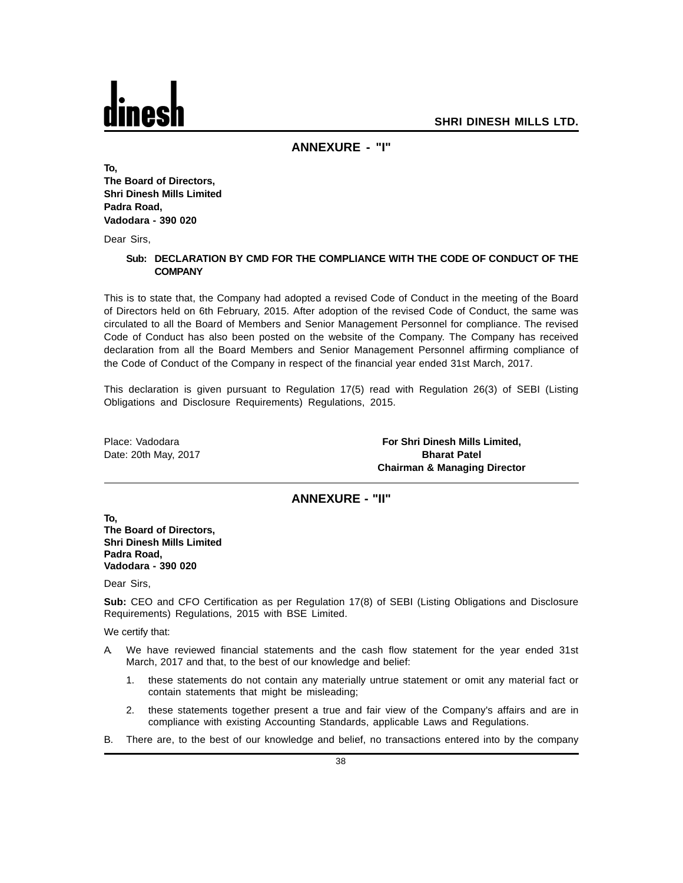## ANNEXURE - "I"

**To,**
**The Board of Directors,**
**Shri Dinesh Mills Limited**
**Padra Road,**
**Vadodara - 390 020**

Dear Sirs,

**Sub: DECLARATION BY CMD FOR THE COMPLIANCE WITH THE CODE OF CONDUCT OF THE COMPANY**

This is to state that, the Company had adopted a revised Code of Conduct in the meeting of the Board of Directors held on 6th February, 2015. After adoption of the revised Code of Conduct, the same was circulated to all the Board of Members and Senior Management Personnel for compliance. The revised Code of Conduct has also been posted on the website of the Company. The Company has received declaration from all the Board Members and Senior Management Personnel affirming compliance of the Code of Conduct of the Company in respect of the financial year ended 31st March, 2017.

This declaration is given pursuant to Regulation 17(5) read with Regulation 26(3) of SEBI (Listing Obligations and Disclosure Requirements) Regulations, 2015.

Place: Vadodara
Date: 20th May, 2017

**For Shri Dinesh Mills Limited,**
**Bharat Patel**
**Chairman & Managing Director**

## ANNEXURE - "II"

**To,**
**The Board of Directors,**
**Shri Dinesh Mills Limited**
**Padra Road,**
**Vadodara - 390 020**

Dear Sirs,

**Sub:** CEO and CFO Certification as per Regulation 17(8) of SEBI (Listing Obligations and Disclosure Requirements) Regulations, 2015 with BSE Limited.

We certify that:

A. We have reviewed financial statements and the cash flow statement for the year ended 31st March, 2017 and that, to the best of our knowledge and belief:

   1. these statements do not contain any materially untrue statement or omit any material fact or contain statements that might be misleading;

   2. these statements together present a true and fair view of the Company's affairs and are in compliance with existing Accounting Standards, applicable Laws and Regulations.

B. There are, to the best of our knowledge and belief, no transactions entered into by the company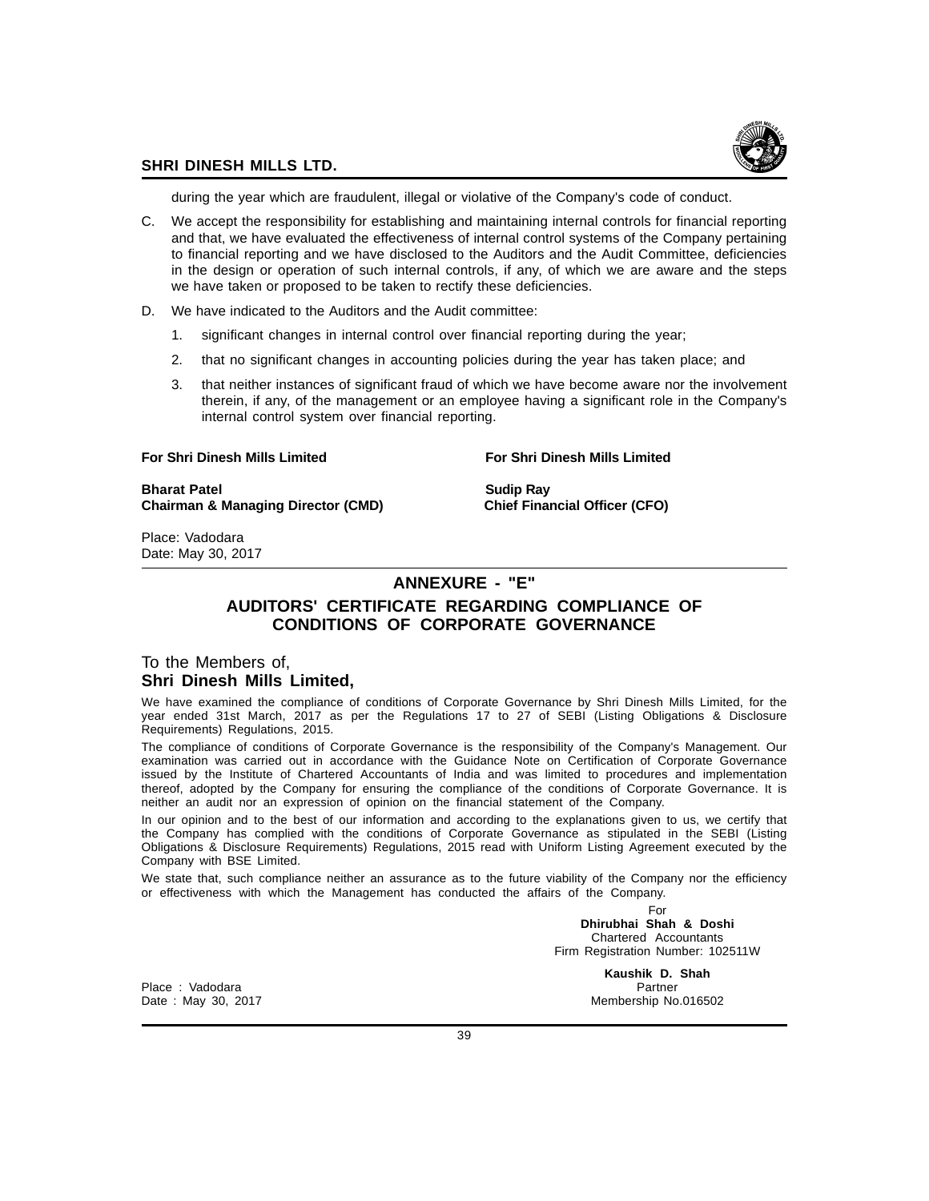during the year which are fraudulent, illegal or violative of the Company's code of conduct.

C. We accept the responsibility for establishing and maintaining internal controls for financial reporting and that, we have evaluated the effectiveness of internal control systems of the Company pertaining to financial reporting and we have disclosed to the Auditors and the Audit Committee, deficiencies in the design or operation of such internal controls, if any, of which we are aware and the steps we have taken or proposed to be taken to rectify these deficiencies.

D. We have indicated to the Auditors and the Audit committee:

   1. significant changes in internal control over financial reporting during the year;

   2. that no significant changes in accounting policies during the year has taken place; and

   3. that neither instances of significant fraud of which we have become aware nor the involvement therein, if any, of the management or an employee having a significant role in the Company's internal control system over financial reporting.

**For Shri Dinesh Mills Limited**

**Bharat Patel**
**Chairman & Managing Director (CMD)**

**For Shri Dinesh Mills Limited**

**Sudip Ray**
**Chief Financial Officer (CFO)**

Place: Vadodara
Date: May 30, 2017

## ANNEXURE - "E"

## AUDITORS' CERTIFICATE REGARDING COMPLIANCE OF CONDITIONS OF CORPORATE GOVERNANCE

To the Members of,
**Shri Dinesh Mills Limited,**

We have examined the compliance of conditions of Corporate Governance by Shri Dinesh Mills Limited, for the year ended 31st March, 2017 as per the Regulations 17 to 27 of SEBI (Listing Obligations & Disclosure Requirements) Regulations, 2015.

The compliance of conditions of Corporate Governance is the responsibility of the Company's Management. Our examination was carried out in accordance with the Guidance Note on Certification of Corporate Governance issued by the Institute of Chartered Accountants of India and was limited to procedures and implementation thereof, adopted by the Company for ensuring the compliance of the conditions of Corporate Governance. It is neither an audit nor an expression of opinion on the financial statement of the Company.

In our opinion and to the best of our information and according to the explanations given to us, we certify that the Company has complied with the conditions of Corporate Governance as stipulated in the SEBI (Listing Obligations & Disclosure Requirements) Regulations, 2015 read with Uniform Listing Agreement executed by the Company with BSE Limited.

We state that, such compliance neither an assurance as to the future viability of the Company nor the efficiency or effectiveness with which the Management has conducted the affairs of the Company.

For
**Dhirubhai Shah & Doshi**
Chartered Accountants
Firm Registration Number: 102511W

**Kaushik D. Shah**
Partner
Membership No.016502

Place : Vadodara
Date : May 30, 2017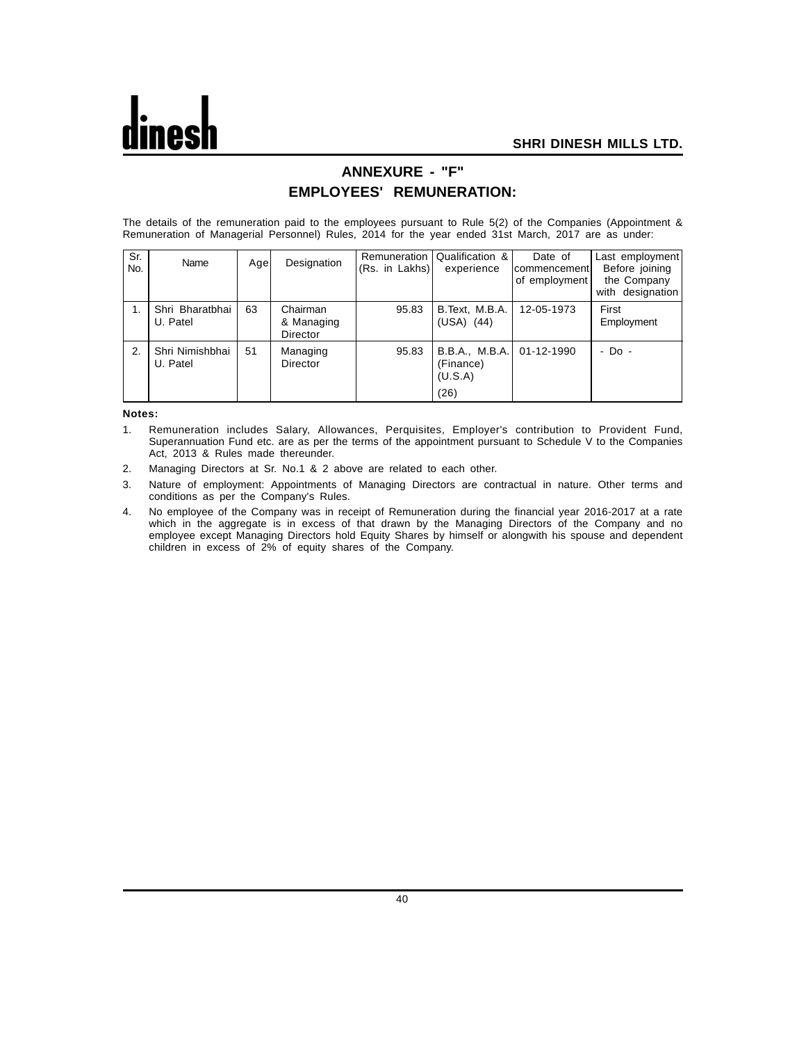## ANNEXURE - "F"

## EMPLOYEES' REMUNERATION:

The details of the remuneration paid to the employees pursuant to Rule 5(2) of the Companies (Appointment & Remuneration of Managerial Personnel) Rules, 2014 for the year ended 31st March, 2017 are as under:

| Sr. No. | Name | Age | Designation | Remuneration (Rs. in Lakhs) | Qualification & experience | Date of commencement of employment | Last employment Before joining the Company with designation |
|---|---|---|---|---|---|---|---|
| 1. | Shri Bharatbhai U. Patel | 63 | Chairman & Managing Director | 95.83 | B.Text, M.B.A. (USA) (44) | 12-05-1973 | First Employment |
| 2. | Shri Nimishbhai U. Patel | 51 | Managing Director | 95.83 | B.B.A., M.B.A. (Finance) (U.S.A) (26) | 01-12-1990 | - Do - |

**Notes:**

1. Remuneration includes Salary, Allowances, Perquisites, Employer's contribution to Provident Fund, Superannuation Fund etc. are as per the terms of the appointment pursuant to Schedule V to the Companies Act, 2013 & Rules made thereunder.
2. Managing Directors at Sr. No.1 & 2 above are related to each other.
3. Nature of employment: Appointments of Managing Directors are contractual in nature. Other terms and conditions as per the Company's Rules.
4. No employee of the Company was in receipt of Remuneration during the financial year 2016-2017 at a rate which in the aggregate is in excess of that drawn by the Managing Directors of the Company and no employee except Managing Directors hold Equity Shares by himself or alongwith his spouse and dependent children in excess of 2% of equity shares of the Company.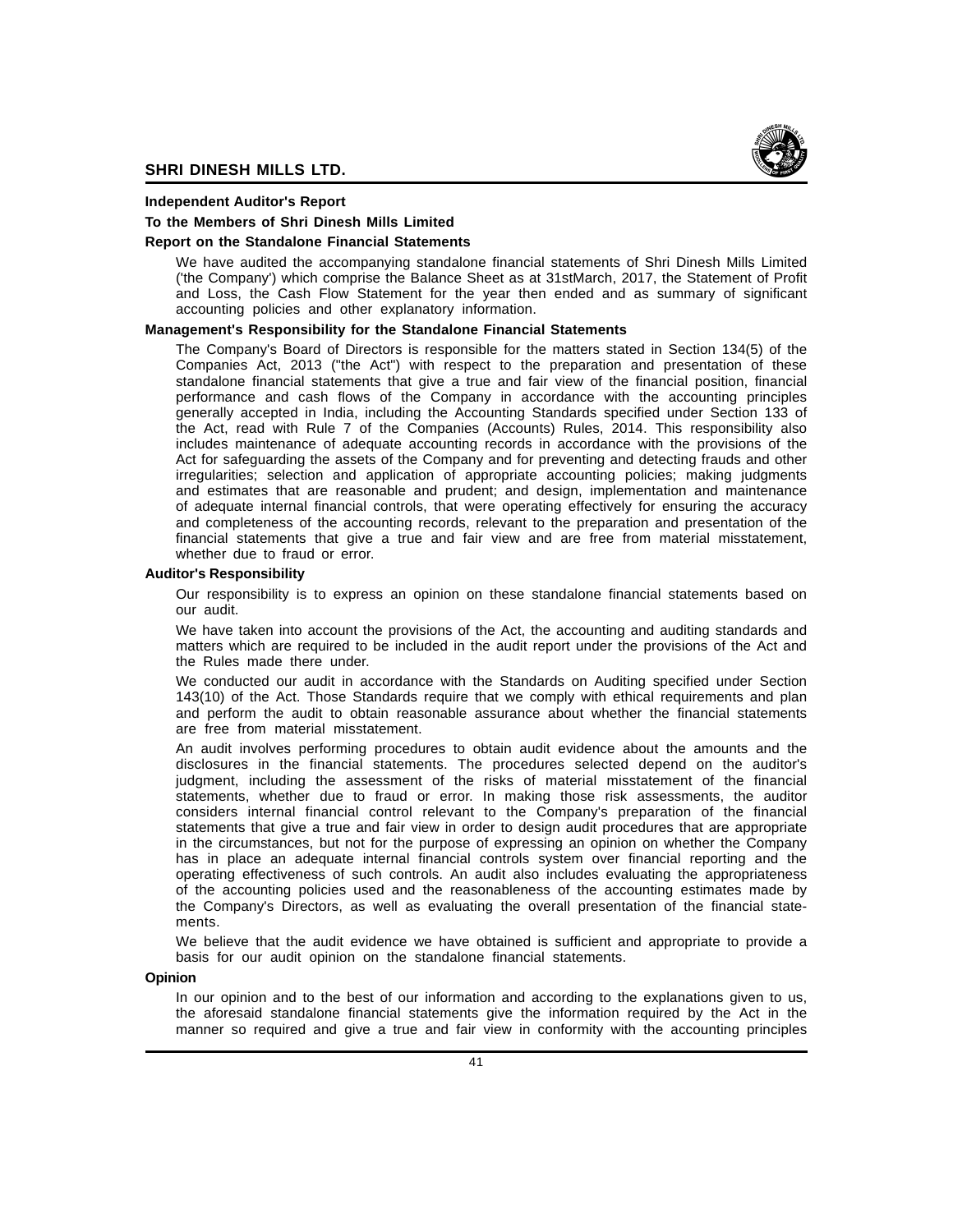**Independent Auditor's Report**

**To the Members of Shri Dinesh Mills Limited**

**Report on the Standalone Financial Statements**

We have audited the accompanying standalone financial statements of Shri Dinesh Mills Limited ('the Company') which comprise the Balance Sheet as at 31stMarch, 2017, the Statement of Profit and Loss, the Cash Flow Statement for the year then ended and as summary of significant accounting policies and other explanatory information.

**Management's Responsibility for the Standalone Financial Statements**

The Company's Board of Directors is responsible for the matters stated in Section 134(5) of the Companies Act, 2013 ("the Act") with respect to the preparation and presentation of these standalone financial statements that give a true and fair view of the financial position, financial performance and cash flows of the Company in accordance with the accounting principles generally accepted in India, including the Accounting Standards specified under Section 133 of the Act, read with Rule 7 of the Companies (Accounts) Rules, 2014. This responsibility also includes maintenance of adequate accounting records in accordance with the provisions of the Act for safeguarding the assets of the Company and for preventing and detecting frauds and other irregularities; selection and application of appropriate accounting policies; making judgments and estimates that are reasonable and prudent; and design, implementation and maintenance of adequate internal financial controls, that were operating effectively for ensuring the accuracy and completeness of the accounting records, relevant to the preparation and presentation of the financial statements that give a true and fair view and are free from material misstatement, whether due to fraud or error.

**Auditor's Responsibility**

Our responsibility is to express an opinion on these standalone financial statements based on our audit.

We have taken into account the provisions of the Act, the accounting and auditing standards and matters which are required to be included in the audit report under the provisions of the Act and the Rules made there under.

We conducted our audit in accordance with the Standards on Auditing specified under Section 143(10) of the Act. Those Standards require that we comply with ethical requirements and plan and perform the audit to obtain reasonable assurance about whether the financial statements are free from material misstatement.

An audit involves performing procedures to obtain audit evidence about the amounts and the disclosures in the financial statements. The procedures selected depend on the auditor's judgment, including the assessment of the risks of material misstatement of the financial statements, whether due to fraud or error. In making those risk assessments, the auditor considers internal financial control relevant to the Company's preparation of the financial statements that give a true and fair view in order to design audit procedures that are appropriate in the circumstances, but not for the purpose of expressing an opinion on whether the Company has in place an adequate internal financial controls system over financial reporting and the operating effectiveness of such controls. An audit also includes evaluating the appropriateness of the accounting policies used and the reasonableness of the accounting estimates made by the Company's Directors, as well as evaluating the overall presentation of the financial statements.

We believe that the audit evidence we have obtained is sufficient and appropriate to provide a basis for our audit opinion on the standalone financial statements.

**Opinion**

In our opinion and to the best of our information and according to the explanations given to us, the aforesaid standalone financial statements give the information required by the Act in the manner so required and give a true and fair view in conformity with the accounting principles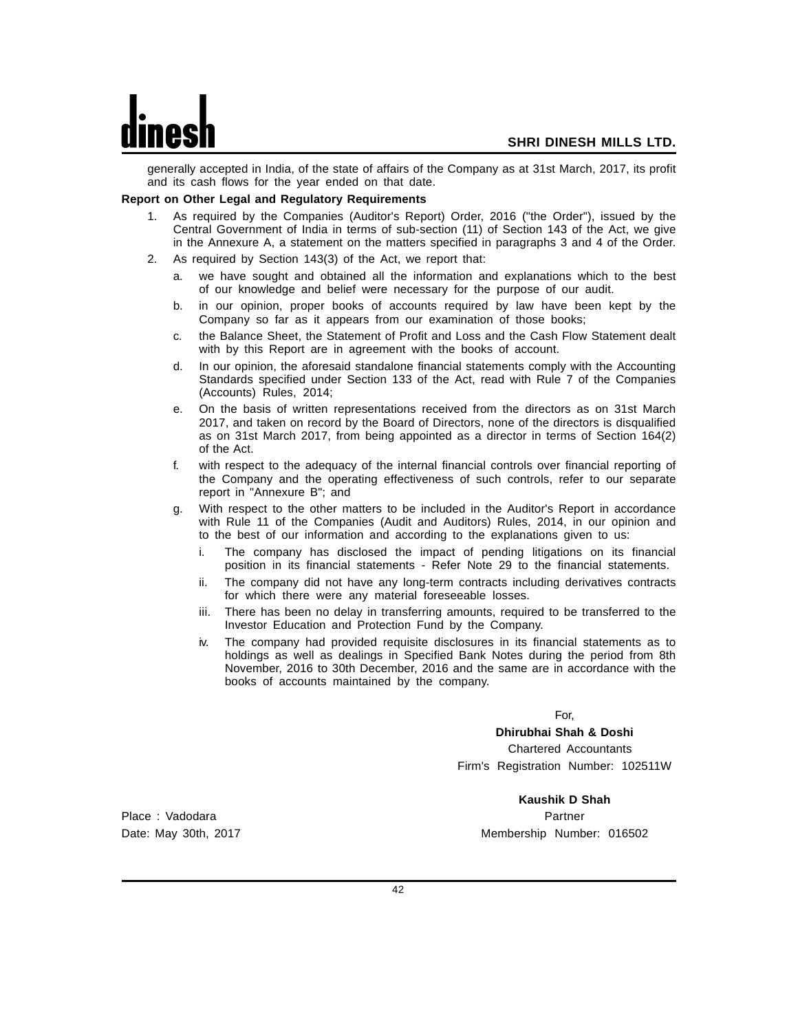generally accepted in India, of the state of affairs of the Company as at 31st March, 2017, its profit and its cash flows for the year ended on that date.

**Report on Other Legal and Regulatory Requirements**

1. As required by the Companies (Auditor's Report) Order, 2016 ("the Order"), issued by the Central Government of India in terms of sub-section (11) of Section 143 of the Act, we give in the Annexure A, a statement on the matters specified in paragraphs 3 and 4 of the Order.
2. As required by Section 143(3) of the Act, we report that:
   a. we have sought and obtained all the information and explanations which to the best of our knowledge and belief were necessary for the purpose of our audit.
   b. in our opinion, proper books of accounts required by law have been kept by the Company so far as it appears from our examination of those books;
   c. the Balance Sheet, the Statement of Profit and Loss and the Cash Flow Statement dealt with by this Report are in agreement with the books of account.
   d. In our opinion, the aforesaid standalone financial statements comply with the Accounting Standards specified under Section 133 of the Act, read with Rule 7 of the Companies (Accounts) Rules, 2014;
   e. On the basis of written representations received from the directors as on 31st March 2017, and taken on record by the Board of Directors, none of the directors is disqualified as on 31st March 2017, from being appointed as a director in terms of Section 164(2) of the Act.
   f. with respect to the adequacy of the internal financial controls over financial reporting of the Company and the operating effectiveness of such controls, refer to our separate report in "Annexure B"; and
   g. With respect to the other matters to be included in the Auditor's Report in accordance with Rule 11 of the Companies (Audit and Auditors) Rules, 2014, in our opinion and to the best of our information and according to the explanations given to us:
      i. The company has disclosed the impact of pending litigations on its financial position in its financial statements - Refer Note 29 to the financial statements.
      ii. The company did not have any long-term contracts including derivatives contracts for which there were any material foreseeable losses.
      iii. There has been no delay in transferring amounts, required to be transferred to the Investor Education and Protection Fund by the Company.
      iv. The company had provided requisite disclosures in its financial statements as to holdings as well as dealings in Specified Bank Notes during the period from 8th November, 2016 to 30th December, 2016 and the same are in accordance with the books of accounts maintained by the company.

For,
**Dhirubhai Shah & Doshi**
Chartered Accountants
Firm's Registration Number: 102511W

**Kaushik D Shah**
Partner
Membership Number: 016502

Place : Vadodara
Date: May 30th, 2017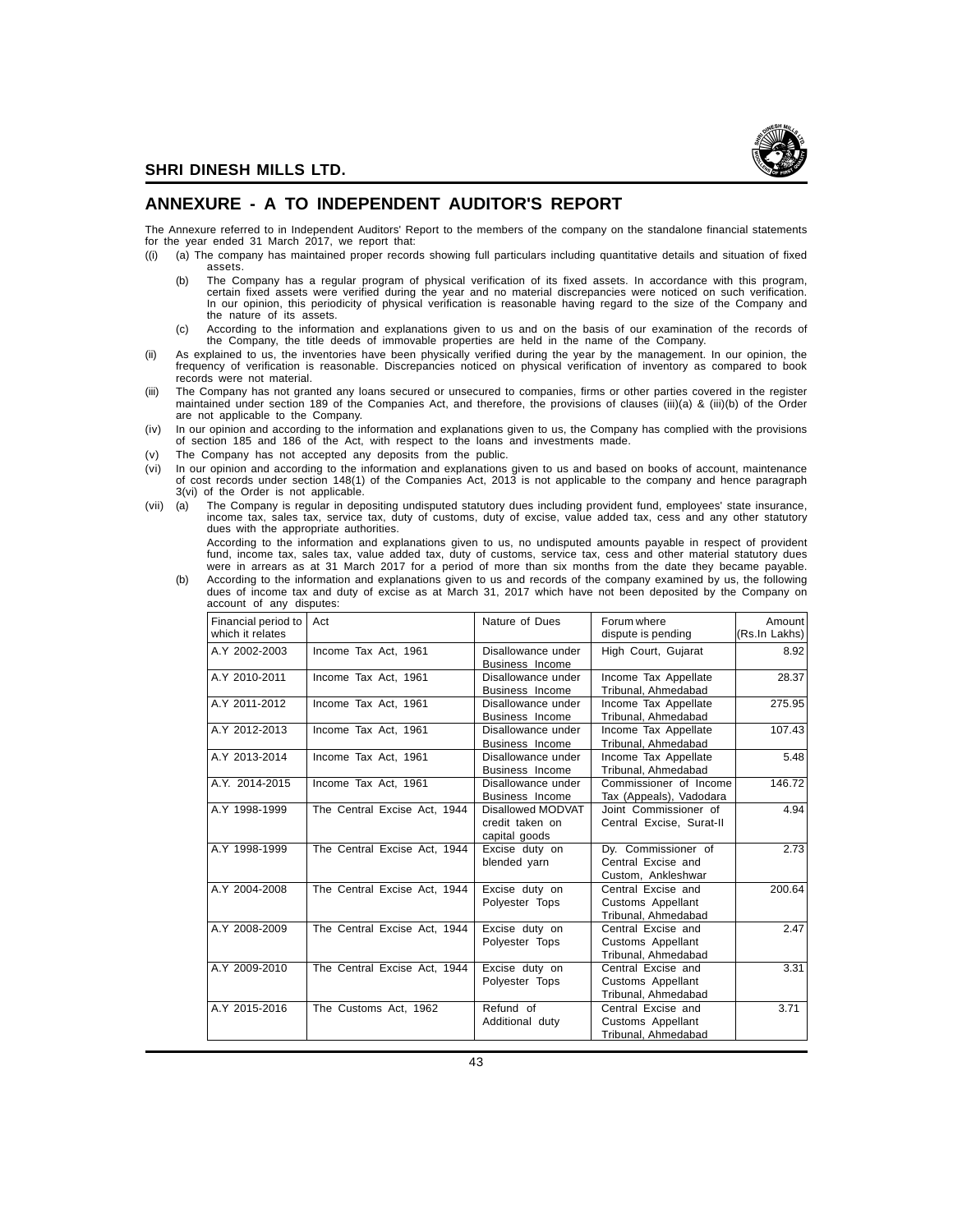## ANNEXURE - A TO INDEPENDENT AUDITOR'S REPORT

The Annexure referred to in Independent Auditors' Report to the members of the company on the standalone financial statements for the year ended 31 March 2017, we report that:

((i) (a) The company has maintained proper records showing full particulars including quantitative details and situation of fixed assets.

(b) The Company has a regular program of physical verification of its fixed assets. In accordance with this program, certain fixed assets were verified during the year and no material discrepancies were noticed on such verification. In our opinion, this periodicity of physical verification is reasonable having regard to the size of the Company and the nature of its assets.

(c) According to the information and explanations given to us and on the basis of our examination of the records of the Company, the title deeds of immovable properties are held in the name of the Company.

(ii) As explained to us, the inventories have been physically verified during the year by the management. In our opinion, the frequency of verification is reasonable. Discrepancies noticed on physical verification of inventory as compared to book records were not material.

(iii) The Company has not granted any loans secured or unsecured to companies, firms or other parties covered in the register maintained under section 189 of the Companies Act, and therefore, the provisions of clauses (iii)(a) & (iii)(b) of the Order are not applicable to the Company.

(iv) In our opinion and according to the information and explanations given to us, the Company has complied with the provisions of section 185 and 186 of the Act, with respect to the loans and investments made.

(v) The Company has not accepted any deposits from the public.

(vi) In our opinion and according to the information and explanations given to us and based on books of account, maintenance of cost records under section 148(1) of the Companies Act, 2013 is not applicable to the company and hence paragraph 3(vi) of the Order is not applicable.

(vii) (a) The Company is regular in depositing undisputed statutory dues including provident fund, employees' state insurance, income tax, sales tax, service tax, duty of customs, duty of excise, value added tax, cess and any other statutory dues with the appropriate authorities.

According to the information and explanations given to us, no undisputed amounts payable in respect of provident fund, income tax, sales tax, value added tax, duty of customs, service tax, cess and other material statutory dues were in arrears as at 31 March 2017 for a period of more than six months from the date they became payable.

(b) According to the information and explanations given to us and records of the company examined by us, the following dues of income tax and duty of excise as at March 31, 2017 which have not been deposited by the Company on account of any disputes:

| Financial period to which it relates | Act | Nature of Dues | Forum where dispute is pending | Amount (Rs.In Lakhs) |
|---|---|---|---|---|
| A.Y 2002-2003 | Income Tax Act, 1961 | Disallowance under Business Income | High Court, Gujarat | 8.92 |
| A.Y 2010-2011 | Income Tax Act, 1961 | Disallowance under Business Income | Income Tax Appellate Tribunal, Ahmedabad | 28.37 |
| A.Y 2011-2012 | Income Tax Act, 1961 | Disallowance under Business Income | Income Tax Appellate Tribunal, Ahmedabad | 275.95 |
| A.Y 2012-2013 | Income Tax Act, 1961 | Disallowance under Business Income | Income Tax Appellate Tribunal, Ahmedabad | 107.43 |
| A.Y 2013-2014 | Income Tax Act, 1961 | Disallowance under Business Income | Income Tax Appellate Tribunal, Ahmedabad | 5.48 |
| A.Y. 2014-2015 | Income Tax Act, 1961 | Disallowance under Business Income | Commissioner of Income Tax (Appeals), Vadodara | 146.72 |
| A.Y 1998-1999 | The Central Excise Act, 1944 | Disallowed MODVAT credit taken on capital goods | Joint Commissioner of Central Excise, Surat-II | 4.94 |
| A.Y 1998-1999 | The Central Excise Act, 1944 | Excise duty on blended yarn | Dy. Commissioner of Central Excise and Custom, Ankleshwar | 2.73 |
| A.Y 2004-2008 | The Central Excise Act, 1944 | Excise duty on Polyester Tops | Central Excise and Customs Appellant Tribunal, Ahmedabad | 200.64 |
| A.Y 2008-2009 | The Central Excise Act, 1944 | Excise duty on Polyester Tops | Central Excise and Customs Appellant Tribunal, Ahmedabad | 2.47 |
| A.Y 2009-2010 | The Central Excise Act, 1944 | Excise duty on Polyester Tops | Central Excise and Customs Appellant Tribunal, Ahmedabad | 3.31 |
| A.Y 2015-2016 | The Customs Act, 1962 | Refund of Additional duty | Central Excise and Customs Appellant Tribunal, Ahmedabad | 3.71 |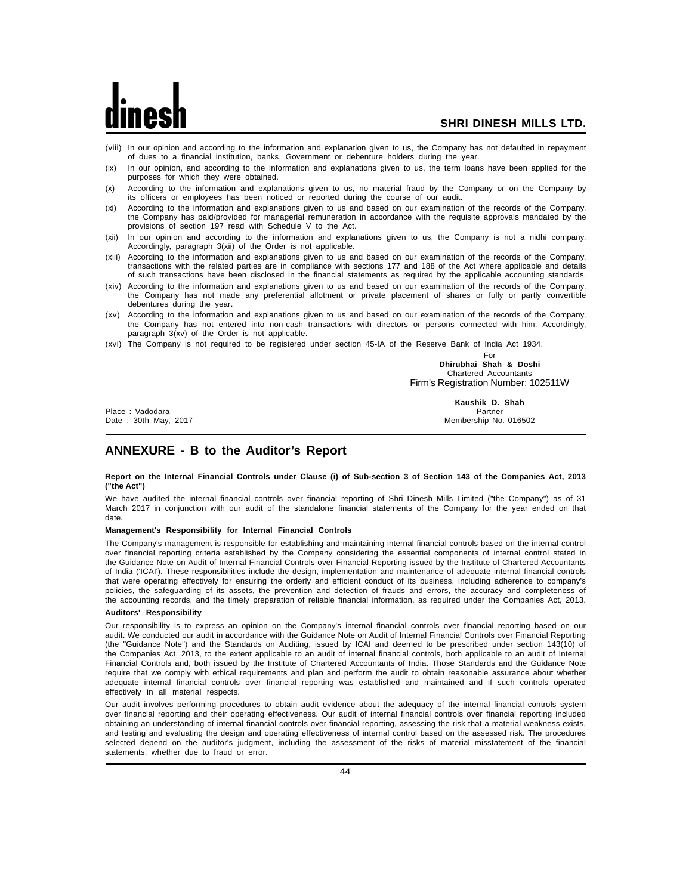(viii) In our opinion and according to the information and explanation given to us, the Company has not defaulted in repayment of dues to a financial institution, banks, Government or debenture holders during the year.

(ix) In our opinion, and according to the information and explanations given to us, the term loans have been applied for the purposes for which they were obtained.

(x) According to the information and explanations given to us, no material fraud by the Company or on the Company by its officers or employees has been noticed or reported during the course of our audit.

(xi) According to the information and explanations given to us and based on our examination of the records of the Company, the Company has paid/provided for managerial remuneration in accordance with the requisite approvals mandated by the provisions of section 197 read with Schedule V to the Act.

(xii) In our opinion and according to the information and explanations given to us, the Company is not a nidhi company. Accordingly, paragraph 3(xii) of the Order is not applicable.

(xiii) According to the information and explanations given to us and based on our examination of the records of the Company, transactions with the related parties are in compliance with sections 177 and 188 of the Act where applicable and details of such transactions have been disclosed in the financial statements as required by the applicable accounting standards.

(xiv) According to the information and explanations given to us and based on our examination of the records of the Company, the Company has not made any preferential allotment or private placement of shares or fully or partly convertible debentures during the year.

(xv) According to the information and explanations given to us and based on our examination of the records of the Company, the Company has not entered into non-cash transactions with directors or persons connected with him. Accordingly, paragraph 3(xv) of the Order is not applicable.

(xvi) The Company is not required to be registered under section 45-IA of the Reserve Bank of India Act 1934.

For
**Dhirubhai Shah & Doshi**
Chartered Accountants
Firm's Registration Number: 102511W

**Kaushik D. Shah**
Partner
Membership No. 016502

Place : Vadodara
Date : 30th May, 2017

## ANNEXURE - B to the Auditor's Report

**Report on the Internal Financial Controls under Clause (i) of Sub-section 3 of Section 143 of the Companies Act, 2013 ("the Act")**

We have audited the internal financial controls over financial reporting of Shri Dinesh Mills Limited ("the Company") as of 31 March 2017 in conjunction with our audit of the standalone financial statements of the Company for the year ended on that date.

**Management's Responsibility for Internal Financial Controls**

The Company's management is responsible for establishing and maintaining internal financial controls based on the internal control over financial reporting criteria established by the Company considering the essential components of internal control stated in the Guidance Note on Audit of Internal Financial Controls over Financial Reporting issued by the Institute of Chartered Accountants of India ('ICAI'). These responsibilities include the design, implementation and maintenance of adequate internal financial controls that were operating effectively for ensuring the orderly and efficient conduct of its business, including adherence to company's policies, the safeguarding of its assets, the prevention and detection of frauds and errors, the accuracy and completeness of the accounting records, and the timely preparation of reliable financial information, as required under the Companies Act, 2013.

**Auditors' Responsibility**

Our responsibility is to express an opinion on the Company's internal financial controls over financial reporting based on our audit. We conducted our audit in accordance with the Guidance Note on Audit of Internal Financial Controls over Financial Reporting (the "Guidance Note") and the Standards on Auditing, issued by ICAI and deemed to be prescribed under section 143(10) of the Companies Act, 2013, to the extent applicable to an audit of internal financial controls, both applicable to an audit of Internal Financial Controls and, both issued by the Institute of Chartered Accountants of India. Those Standards and the Guidance Note require that we comply with ethical requirements and plan and perform the audit to obtain reasonable assurance about whether adequate internal financial controls over financial reporting was established and maintained and if such controls operated effectively in all material respects.

Our audit involves performing procedures to obtain audit evidence about the adequacy of the internal financial controls system over financial reporting and their operating effectiveness. Our audit of internal financial controls over financial reporting included obtaining an understanding of internal financial controls over financial reporting, assessing the risk that a material weakness exists, and testing and evaluating the design and operating effectiveness of internal control based on the assessed risk. The procedures selected depend on the auditor's judgment, including the assessment of the risks of material misstatement of the financial statements, whether due to fraud or error.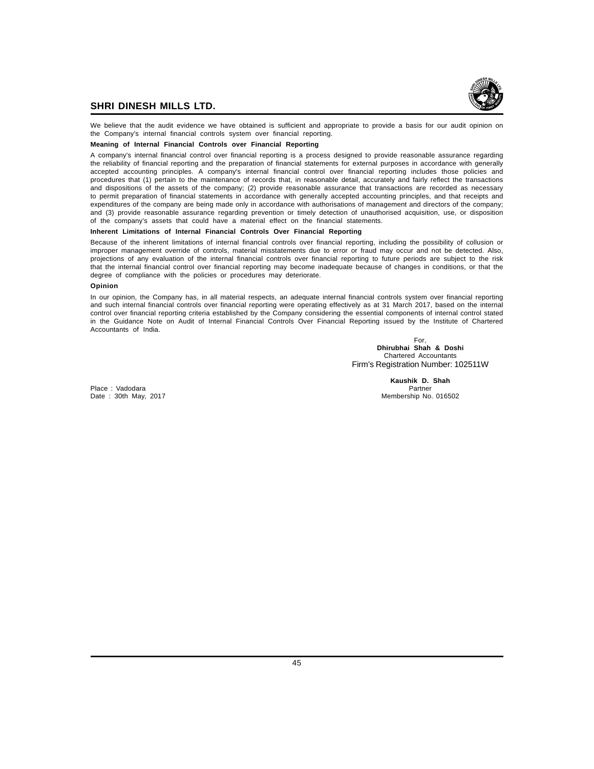We believe that the audit evidence we have obtained is sufficient and appropriate to provide a basis for our audit opinion on the Company's internal financial controls system over financial reporting.

**Meaning of Internal Financial Controls over Financial Reporting**

A company's internal financial control over financial reporting is a process designed to provide reasonable assurance regarding the reliability of financial reporting and the preparation of financial statements for external purposes in accordance with generally accepted accounting principles. A company's internal financial control over financial reporting includes those policies and procedures that (1) pertain to the maintenance of records that, in reasonable detail, accurately and fairly reflect the transactions and dispositions of the assets of the company; (2) provide reasonable assurance that transactions are recorded as necessary to permit preparation of financial statements in accordance with generally accepted accounting principles, and that receipts and expenditures of the company are being made only in accordance with authorisations of management and directors of the company; and (3) provide reasonable assurance regarding prevention or timely detection of unauthorised acquisition, use, or disposition of the company's assets that could have a material effect on the financial statements.

**Inherent Limitations of Internal Financial Controls Over Financial Reporting**

Because of the inherent limitations of internal financial controls over financial reporting, including the possibility of collusion or improper management override of controls, material misstatements due to error or fraud may occur and not be detected. Also, projections of any evaluation of the internal financial controls over financial reporting to future periods are subject to the risk that the internal financial control over financial reporting may become inadequate because of changes in conditions, or that the degree of compliance with the policies or procedures may deteriorate.

**Opinion**

In our opinion, the Company has, in all material respects, an adequate internal financial controls system over financial reporting and such internal financial controls over financial reporting were operating effectively as at 31 March 2017, based on the internal control over financial reporting criteria established by the Company considering the essential components of internal control stated in the Guidance Note on Audit of Internal Financial Controls Over Financial Reporting issued by the Institute of Chartered Accountants of India.

For,
**Dhirubhai Shah & Doshi**
Chartered Accountants
Firm's Registration Number: 102511W

**Kaushik D. Shah**
Partner
Membership No. 016502

Place : Vadodara
Date : 30th May, 2017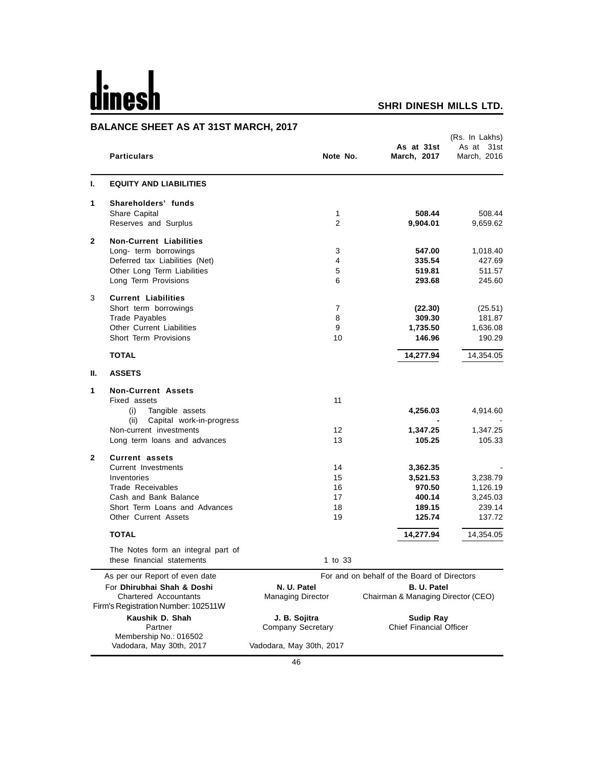dinesh

**SHRI DINESH MILLS LTD.**

## BALANCE SHEET AS AT 31ST MARCH, 2017

(Rs. In Lakhs)

| | Particulars | Note No. | As at 31st March, 2017 | As at 31st March, 2016 |
|---|---|---|---|---|
| **I.** | **EQUITY AND LIABILITIES** | | | |
| **1** | **Shareholders' funds** | | | |
| | Share Capital | 1 | **508.44** | 508.44 |
| | Reserves and Surplus | 2 | **9,904.01** | 9,659.62 |
| **2** | **Non-Current Liabilities** | | | |
| | Long- term borrowings | 3 | **547.00** | 1,018.40 |
| | Deferred tax Liabilities (Net) | 4 | **335.54** | 427.69 |
| | Other Long Term Liabilities | 5 | **519.81** | 511.57 |
| | Long Term Provisions | 6 | **293.68** | 245.60 |
| 3 | **Current Liabilities** | | | |
| | Short term borrowings | 7 | **(22.30)** | (25.51) |
| | Trade Payables | 8 | **309.30** | 181.87 |
| | Other Current Liabilities | 9 | **1,735.50** | 1,636.08 |
| | Short Term Provisions | 10 | **146.96** | 190.29 |
| | **TOTAL** | | **14,277.94** | 14,354.05 |
| **II.** | **ASSETS** | | | |
| **1** | **Non-Current Assets** | | | |
| | Fixed assets | 11 | | |
| | (i) Tangible assets | | **4,256.03** | 4,914.60 |
| | (ii) Capital work-in-progress | | **-** | - |
| | Non-current investments | 12 | **1,347.25** | 1,347.25 |
| | Long term loans and advances | 13 | **105.25** | 105.33 |
| **2** | **Current assets** | | | |
| | Current Investments | 14 | **3,362.35** | - |
| | Inventories | 15 | **3,521.53** | 3,238.79 |
| | Trade Receivables | 16 | **970.50** | 1,126.19 |
| | Cash and Bank Balance | 17 | **400.14** | 3,245.03 |
| | Short Term Loans and Advances | 18 | **189.15** | 239.14 |
| | Other Current Assets | 19 | **125.74** | 137.72 |
| | **TOTAL** | | **14,277.94** | 14,354.05 |
| | The Notes form an integral part of these financial statements | 1 to 33 | | |

As per our Report of even date

For **Dhirubhai Shah & Doshi**
Chartered Accountants
Firm's Registration Number: 102511W

**Kaushik D. Shah**
Partner
Membership No.: 016502
Vadodara, May 30th, 2017

For and on behalf of the Board of Directors

**N. U. Patel**
Managing Director

**B. U. Patel**
Chairman & Managing Director (CEO)

**J. B. Sojitra**
Company Secretary

**Sudip Ray**
Chief Financial Officer

Vadodara, May 30th, 2017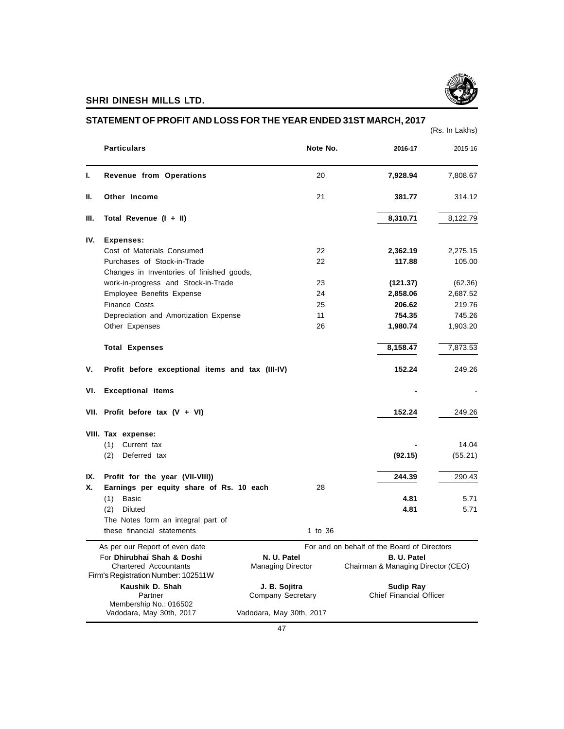## SHRI DINESH MILLS LTD.

## STATEMENT OF PROFIT AND LOSS FOR THE YEAR ENDED 31ST MARCH, 2017

(Rs. In Lakhs)

| | Particulars | Note No. | 2016-17 | 2015-16 |
|---|---|---|---|---|
| I. | **Revenue from Operations** | 20 | **7,928.94** | 7,808.67 |
| II. | **Other Income** | 21 | **381.77** | 314.12 |
| III. | **Total Revenue (I + II)** | | **8,310.71** | 8,122.79 |
| IV. | **Expenses:** | | | |
| | Cost of Materials Consumed | 22 | **2,362.19** | 2,275.15 |
| | Purchases of Stock-in-Trade | 22 | **117.88** | 105.00 |
| | Changes in Inventories of finished goods, work-in-progress and Stock-in-Trade | 23 | **(121.37)** | (62.36) |
| | Employee Benefits Expense | 24 | **2,858.06** | 2,687.52 |
| | Finance Costs | 25 | **206.62** | 219.76 |
| | Depreciation and Amortization Expense | 11 | **754.35** | 745.26 |
| | Other Expenses | 26 | **1,980.74** | 1,903.20 |
| | **Total Expenses** | | **8,158.47** | 7,873.53 |
| V. | **Profit before exceptional items and tax (III-IV)** | | **152.24** | 249.26 |
| VI. | **Exceptional items** | | **-** | - |
| VII. | **Profit before tax (V + VI)** | | **152.24** | 249.26 |
| VIII. | **Tax expense:** | | | |
| | (1) Current tax | | **-** | 14.04 |
| | (2) Deferred tax | | **(92.15)** | (55.21) |
| IX. | **Profit for the year (VII-VIII))** | | **244.39** | 290.43 |
| X. | **Earnings per equity share of Rs. 10 each** | 28 | | |
| | (1) Basic | | **4.81** | 5.71 |
| | (2) Diluted | | **4.81** | 5.71 |
| | The Notes form an integral part of these financial statements | 1 to 36 | | |

As per our Report of even date
For **Dhirubhai Shah & Doshi**
Chartered Accountants
Firm's Registration Number: 102511W

**Kaushik D. Shah**
Partner
Membership No.: 016502
Vadodara, May 30th, 2017

For and on behalf of the Board of Directors

**N. U. Patel**
Managing Director

**B. U. Patel**
Chairman & Managing Director (CEO)

**J. B. Sojitra**
Company Secretary

**Sudip Ray**
Chief Financial Officer

Vadodara, May 30th, 2017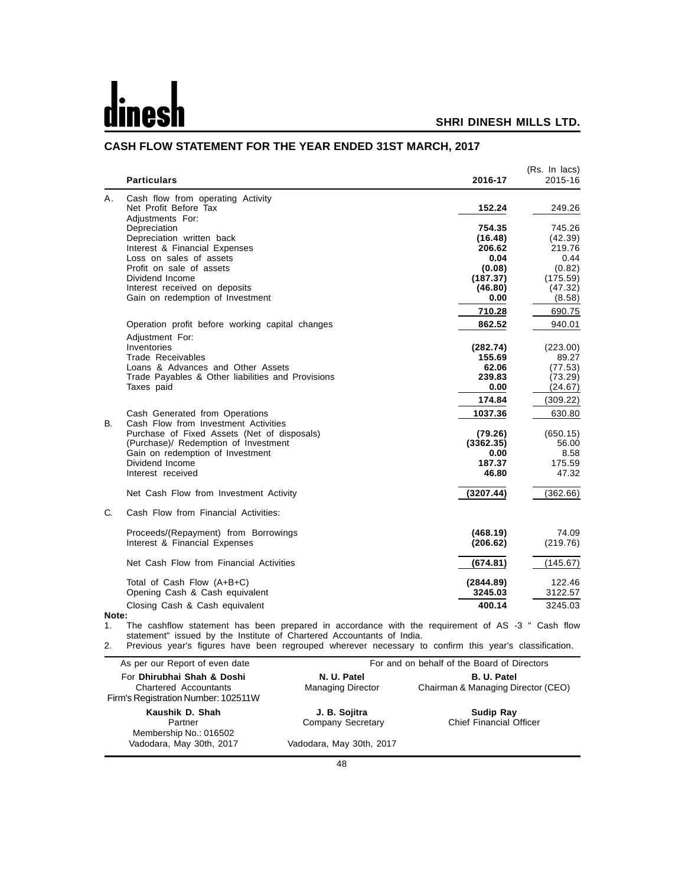# SHRI DINESH MILLS LTD.

## CASH FLOW STATEMENT FOR THE YEAR ENDED 31ST MARCH, 2017

(Rs. In lacs)

| | Particulars | 2016-17 | 2015-16 |
|---|---|---|---|
| A. | Cash flow from operating Activity | | |
| | Net Profit Before Tax | **152.24** | 249.26 |
| | Adjustments For: | | |
| | Depreciation | **754.35** | 745.26 |
| | Depreciation written back | **(16.48)** | (42.39) |
| | Interest & Financial Expenses | **206.62** | 219.76 |
| | Loss on sales of assets | **0.04** | 0.44 |
| | Profit on sale of assets | **(0.08)** | (0.82) |
| | Dividend Income | **(187.37)** | (175.59) |
| | Interest received on deposits | **(46.80)** | (47.32) |
| | Gain on redemption of Investment | **0.00** | (8.58) |
| | | **710.28** | 690.75 |
| | Operation profit before working capital changes | **862.52** | 940.01 |
| | Adjustment For: | | |
| | Inventories | **(282.74)** | (223.00) |
| | Trade Receivables | **155.69** | 89.27 |
| | Loans & Advances and Other Assets | **62.06** | (77.53) |
| | Trade Payables & Other liabilities and Provisions | **239.83** | (73.29) |
| | Taxes paid | **0.00** | (24.67) |
| | | **174.84** | (309.22) |
| | Cash Generated from Operations | **1037.36** | 630.80 |
| B. | Cash Flow from Investment Activities | | |
| | Purchase of Fixed Assets (Net of disposals) | **(79.26)** | (650.15) |
| | (Purchase)/ Redemption of Investment | **(3362.35)** | 56.00 |
| | Gain on redemption of Investment | **0.00** | 8.58 |
| | Dividend Income | **187.37** | 175.59 |
| | Interest received | **46.80** | 47.32 |
| | Net Cash Flow from Investment Activity | **(3207.44)** | (362.66) |
| C. | Cash Flow from Financial Activities: | | |
| | Proceeds/(Repayment) from Borrowings | **(468.19)** | 74.09 |
| | Interest & Financial Expenses | **(206.62)** | (219.76) |
| | Net Cash Flow from Financial Activities | **(674.81)** | (145.67) |
| | Total of Cash Flow (A+B+C) | **(2844.89)** | 122.46 |
| | Opening Cash & Cash equivalent | **3245.03** | 3122.57 |
| | Closing Cash & Cash equivalent | **400.14** | 3245.03 |

**Note:**

1. The cashflow statement has been prepared in accordance with the requirement of AS -3 " Cash flow statement" issued by the Institute of Chartered Accountants of India.
2. Previous year's figures have been regrouped wherever necessary to confirm this year's classification.

| As per our Report of even date | For and on behalf of the Board of Directors | |
|---|---|---|
| For **Dhirubhai Shah & Doshi**<br>Chartered Accountants<br>Firm's Registration Number: 102511W | **N. U. Patel**<br>Managing Director | **B. U. Patel**<br>Chairman & Managing Director (CEO) |
| **Kaushik D. Shah**<br>Partner<br>Membership No.: 016502<br>Vadodara, May 30th, 2017 | **J. B. Sojitra**<br>Company Secretary<br><br>Vadodara, May 30th, 2017 | **Sudip Ray**<br>Chief Financial Officer |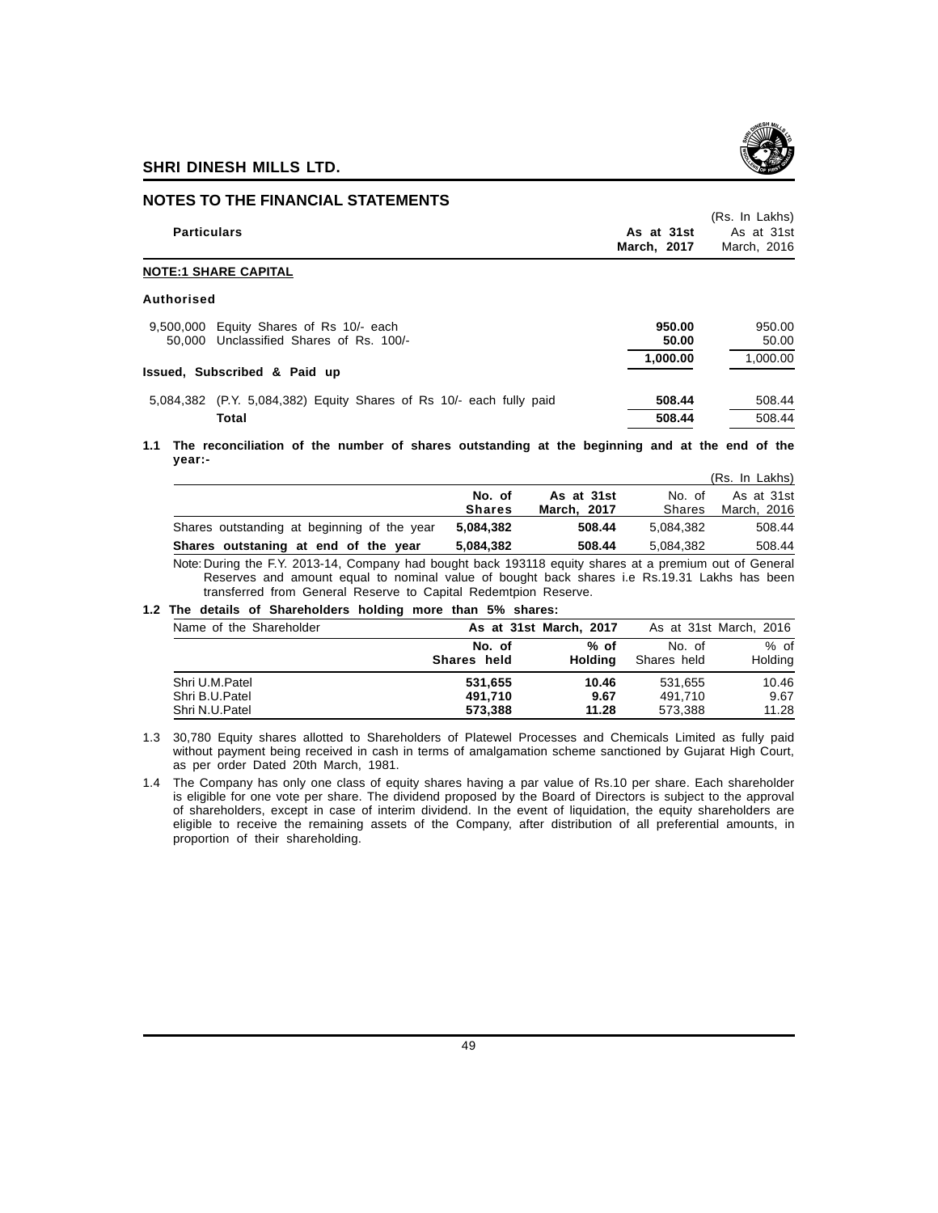## NOTES TO THE FINANCIAL STATEMENTS

(Rs. In Lakhs)

| Particulars | As at 31st March, 2017 | As at 31st March, 2016 |
|---|---|---|
| **NOTE:1 SHARE CAPITAL** | | |
| **Authorised** | | |
| 9,500,000 Equity Shares of Rs 10/- each | **950.00** | 950.00 |
| 50,000 Unclassified Shares of Rs. 100/- | **50.00** | 50.00 |
| | **1,000.00** | 1,000.00 |
| **Issued, Subscribed & Paid up** | | |
| 5,084,382 (P.Y. 5,084,382) Equity Shares of Rs 10/- each fully paid | **508.44** | 508.44 |
| **Total** | **508.44** | 508.44 |

**1.1 The reconciliation of the number of shares outstanding at the beginning and at the end of the year:-**

(Rs. In Lakhs)

| | No. of Shares | As at 31st March, 2017 | No. of Shares | As at 31st March, 2016 |
|---|---|---|---|---|
| Shares outstanding at beginning of the year | **5,084,382** | **508.44** | 5,084,382 | 508.44 |
| **Shares outstaning at end of the year** | **5,084,382** | **508.44** | 5,084,382 | 508.44 |

Note: During the F.Y. 2013-14, Company had bought back 193118 equity shares at a premium out of General Reserves and amount equal to nominal value of bought back shares i.e Rs.19.31 Lakhs has been transferred from General Reserve to Capital Redemtpion Reserve.

**1.2 The details of Shareholders holding more than 5% shares:**

| Name of the Shareholder | As at 31st March, 2017 | | As at 31st March, 2016 | |
|---|---|---|---|---|
| | No. of Shares held | % of Holding | No. of Shares held | % of Holding |
| Shri U.M.Patel | **531,655** | **10.46** | 531,655 | 10.46 |
| Shri B.U.Patel | **491,710** | **9.67** | 491,710 | 9.67 |
| Shri N.U.Patel | **573,388** | **11.28** | 573,388 | 11.28 |

1.3 30,780 Equity shares allotted to Shareholders of Platewel Processes and Chemicals Limited as fully paid without payment being received in cash in terms of amalgamation scheme sanctioned by Gujarat High Court, as per order Dated 20th March, 1981.

1.4 The Company has only one class of equity shares having a par value of Rs.10 per share. Each shareholder is eligible for one vote per share. The dividend proposed by the Board of Directors is subject to the approval of shareholders, except in case of interim dividend. In the event of liquidation, the equity shareholders are eligible to receive the remaining assets of the Company, after distribution of all preferential amounts, in proportion of their shareholding.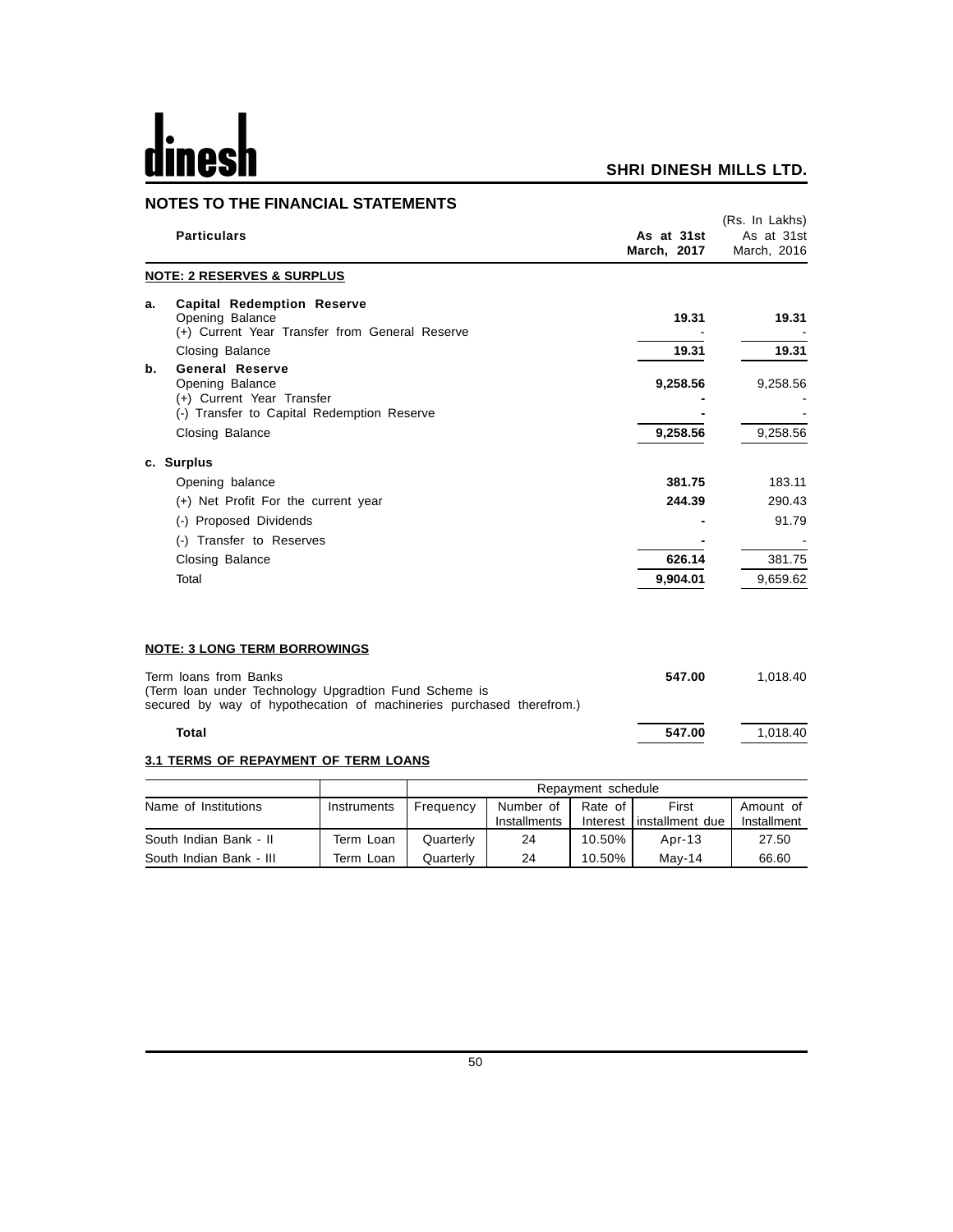## NOTES TO THE FINANCIAL STATEMENTS

(Rs. In Lakhs)

| | Particulars | As at 31st March, 2017 | As at 31st March, 2016 |
|---|---|---|---|
| | **NOTE: 2 RESERVES & SURPLUS** | | |
| **a.** | **Capital Redemption Reserve** | | |
| | Opening Balance | **19.31** | **19.31** |
| | (+) Current Year Transfer from General Reserve | - | - |
| | Closing Balance | **19.31** | **19.31** |
| **b.** | **General Reserve** | | |
| | Opening Balance | **9,258.56** | 9,258.56 |
| | (+) Current Year Transfer | **-** | - |
| | (-) Transfer to Capital Redemption Reserve | **-** | - |
| | Closing Balance | **9,258.56** | 9,258.56 |
| **c.** | **Surplus** | | |
| | Opening balance | **381.75** | 183.11 |
| | (+) Net Profit For the current year | **244.39** | 290.43 |
| | (-) Proposed Dividends | **-** | 91.79 |
| | (-) Transfer to Reserves | **-** | - |
| | Closing Balance | **626.14** | 381.75 |
| | Total | **9,904.01** | 9,659.62 |

**NOTE: 3 LONG TERM BORROWINGS**

| Particulars | As at 31st March, 2017 | As at 31st March, 2016 |
|---|---|---|
| Term loans from Banks (Term loan under Technology Upgradtion Fund Scheme is secured by way of hypothecation of machineries purchased therefrom.) | **547.00** | 1,018.40 |
| **Total** | **547.00** | 1,018.40 |

**3.1 TERMS OF REPAYMENT OF TERM LOANS**

| | | Repayment schedule | | | | |
|---|---|---|---|---|---|---|
| Name of Institutions | Instruments | Frequency | Number of Installments | Rate of Interest | First installment due | Amount of Installment |
| South Indian Bank - II | Term Loan | Quarterly | 24 | 10.50% | Apr-13 | 27.50 |
| South Indian Bank - III | Term Loan | Quarterly | 24 | 10.50% | May-14 | 66.60 |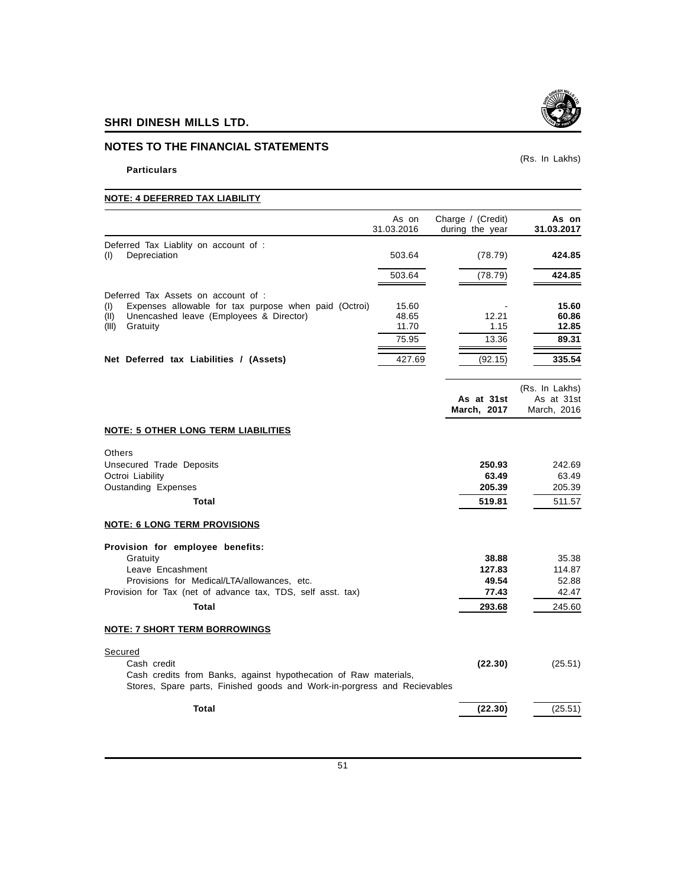## NOTES TO THE FINANCIAL STATEMENTS

(Rs. In Lakhs)

**Particulars**

**NOTE: 4 DEFERRED TAX LIABILITY**

| | As on 31.03.2016 | Charge / (Credit) during the year | As on 31.03.2017 |
|---|---|---|---|
| Deferred Tax Liablity on account of : | | | |
| (I) Depreciation | 503.64 | (78.79) | **424.85** |
| | 503.64 | (78.79) | **424.85** |
| Deferred Tax Assets on account of : | | | |
| (I) Expenses allowable for tax purpose when paid (Octroi) | 15.60 | - | **15.60** |
| (II) Unencashed leave (Employees & Director) | 48.65 | 12.21 | **60.86** |
| (III) Gratuity | 11.70 | 1.15 | **12.85** |
| | 75.95 | 13.36 | **89.31** |
| **Net Deferred tax Liabilities / (Assets)** | 427.69 | (92.15) | **335.54** |

(Rs. In Lakhs)

| | As at 31st March, 2017 | As at 31st March, 2016 |
|---|---|---|
| **NOTE: 5 OTHER LONG TERM LIABILITIES** | | |
| Others | | |
| Unsecured Trade Deposits | **250.93** | 242.69 |
| Octroi Liability | **63.49** | 63.49 |
| Oustanding Expenses | **205.39** | 205.39 |
| **Total** | **519.81** | 511.57 |
| **NOTE: 6 LONG TERM PROVISIONS** | | |
| **Provision for employee benefits:** | | |
| Gratuity | **38.88** | 35.38 |
| Leave Encashment | **127.83** | 114.87 |
| Provisions for Medical/LTA/allowances, etc. | **49.54** | 52.88 |
| Provision for Tax (net of advance tax, TDS, self asst. tax) | **77.43** | 42.47 |
| **Total** | **293.68** | 245.60 |
| **NOTE: 7 SHORT TERM BORROWINGS** | | |
| Secured | | |
| Cash credit | **(22.30)** | (25.51) |
| Cash credits from Banks, against hypothecation of Raw materials, Stores, Spare parts, Finished goods and Work-in-porgress and Recievables | | |
| **Total** | **(22.30)** | (25.51) |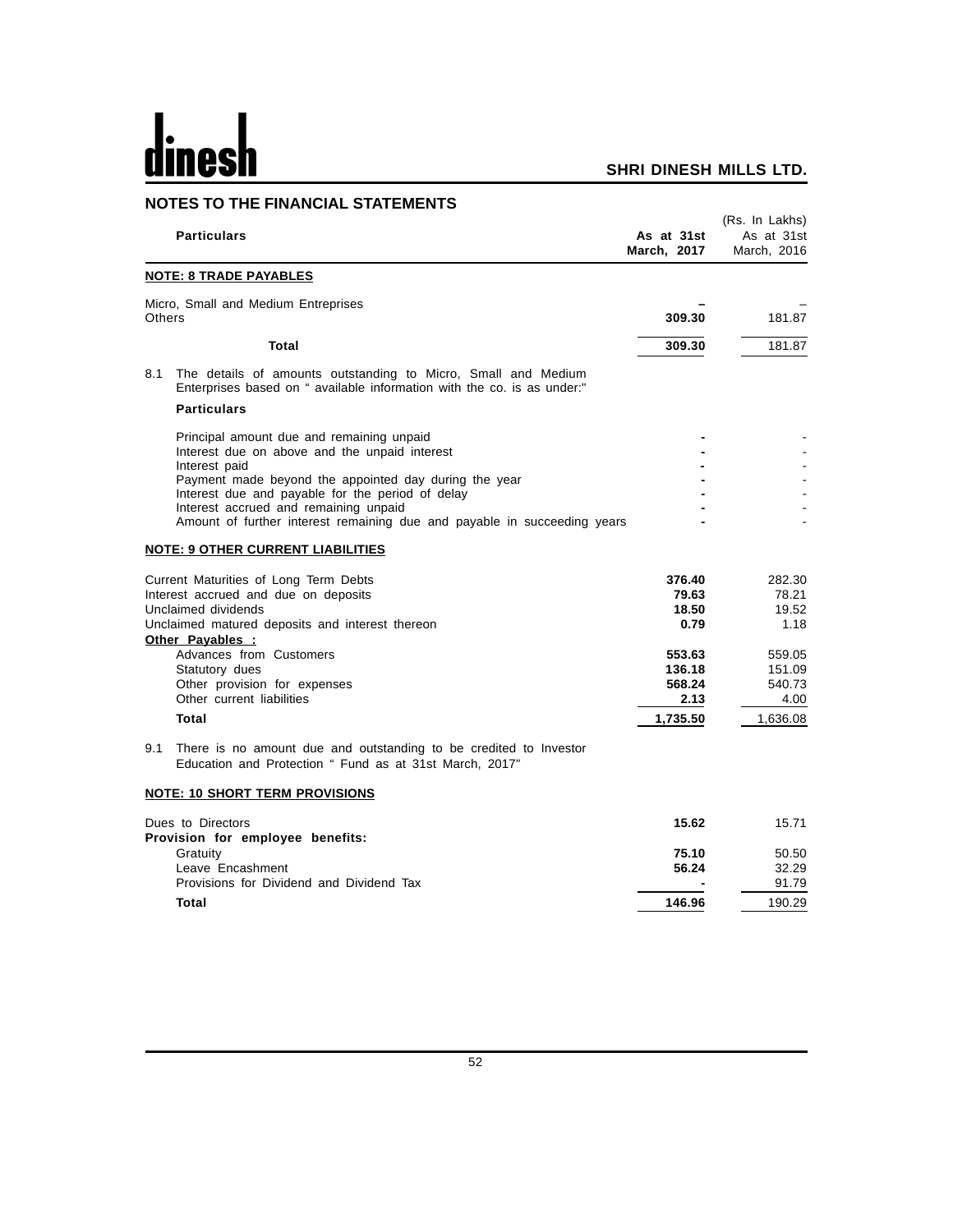## NOTES TO THE FINANCIAL STATEMENTS

(Rs. In Lakhs)

| Particulars | As at 31st March, 2017 | As at 31st March, 2016 |
|---|---|---|
| **NOTE: 8 TRADE PAYABLES** | | |
| Micro, Small and Medium Entreprises | – | – |
| Others | **309.30** | 181.87 |
| **Total** | **309.30** | 181.87 |

8.1 The details of amounts outstanding to Micro, Small and Medium Enterprises based on " available information with the co. is as under:"

| Particulars | | |
|---|---|---|
| Principal amount due and remaining unpaid | - | - |
| Interest due on above and the unpaid interest | - | - |
| Interest paid | - | - |
| Payment made beyond the appointed day during the year | - | - |
| Interest due and payable for the period of delay | - | - |
| Interest accrued and remaining unpaid | - | - |
| Amount of further interest remaining due and payable in succeeding years | - | - |

| Particulars | As at 31st March, 2017 | As at 31st March, 2016 |
|---|---|---|
| **NOTE: 9 OTHER CURRENT LIABILITIES** | | |
| Current Maturities of Long Term Debts | **376.40** | 282.30 |
| Interest accrued and due on deposits | **79.63** | 78.21 |
| Unclaimed dividends | **18.50** | 19.52 |
| Unclaimed matured deposits and interest thereon | **0.79** | 1.18 |
| **Other Payables :** | | |
| Advances from Customers | **553.63** | 559.05 |
| Statutory dues | **136.18** | 151.09 |
| Other provision for expenses | **568.24** | 540.73 |
| Other current liabilities | **2.13** | 4.00 |
| **Total** | **1,735.50** | 1,636.08 |

9.1 There is no amount due and outstanding to be credited to Investor Education and Protection " Fund as at 31st March, 2017"

| Particulars | As at 31st March, 2017 | As at 31st March, 2016 |
|---|---|---|
| **NOTE: 10 SHORT TERM PROVISIONS** | | |
| Dues to Directors | **15.62** | 15.71 |
| **Provision for employee benefits:** | | |
| Gratuity | **75.10** | 50.50 |
| Leave Encashment | **56.24** | 32.29 |
| Provisions for Dividend and Dividend Tax | - | 91.79 |
| **Total** | **146.96** | 190.29 |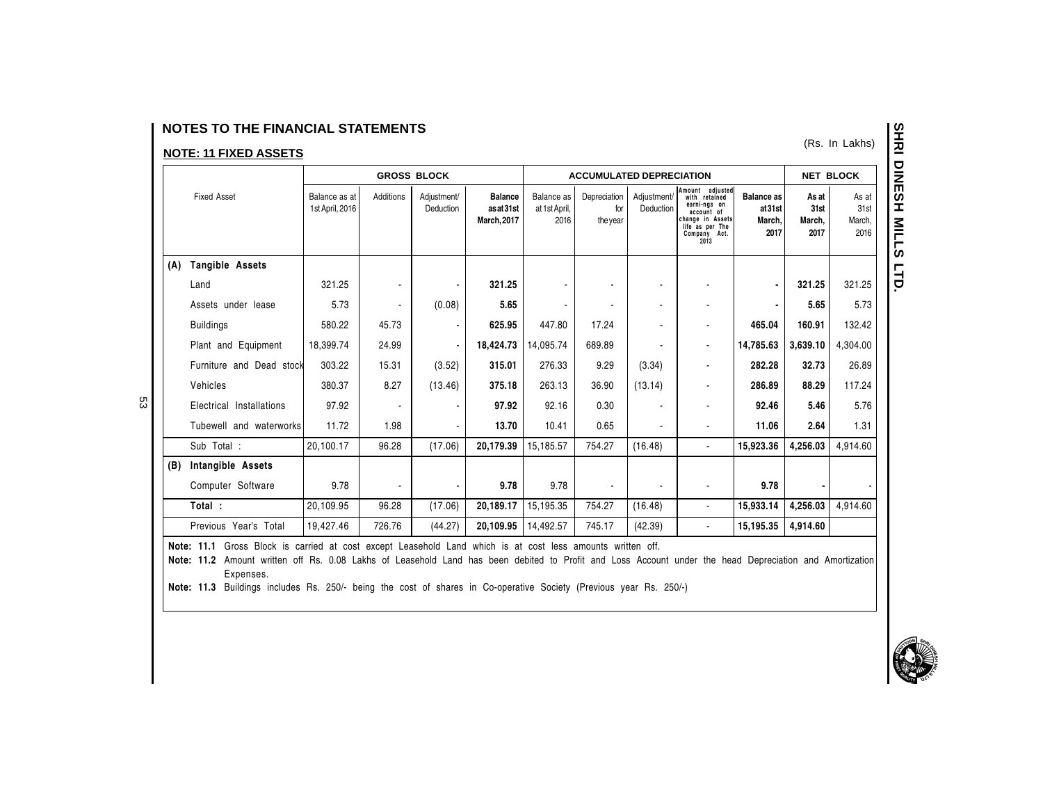# NOTES TO THE FINANCIAL STATEMENTS

## NOTE: 11 FIXED ASSETS

(Rs. In Lakhs)

| Fixed Asset | GROSS BLOCK | | | | ACCUMULATED DEPRECIATION | | | | | NET BLOCK | |
|---|---|---|---|---|---|---|---|---|---|---|---|
| | Balance as at 1st April, 2016 | Additions | Adjustment/ Deduction | **Balance as at 31st March, 2017** | Balance as at 1st April, 2016 | Depreciation for the year | Adjustment/ Deduction | Amount adjusted with retained earni-ngs on account of change in Assets life as per The Company Act. 2013 | **Balance as at 31st March, 2017** | **As at 31st March, 2017** | As at 31st March, 2016 |
| **(A) Tangible Assets** | | | | | | | | | | | |
| Land | 321.25 | - | - | **321.25** | - | - | - | - | **-** | **321.25** | 321.25 |
| Assets under lease | 5.73 | - | (0.08) | **5.65** | - | - | - | - | **-** | **5.65** | 5.73 |
| Buildings | 580.22 | 45.73 | - | **625.95** | 447.80 | 17.24 | - | - | **465.04** | **160.91** | 132.42 |
| Plant and Equipment | 18,399.74 | 24.99 | - | **18,424.73** | 14,095.74 | 689.89 | - | - | **14,785.63** | **3,639.10** | 4,304.00 |
| Furniture and Dead stock | 303.22 | 15.31 | (3.52) | **315.01** | 276.33 | 9.29 | (3.34) | - | **282.28** | **32.73** | 26.89 |
| Vehicles | 380.37 | 8.27 | (13.46) | **375.18** | 263.13 | 36.90 | (13.14) | - | **286.89** | **88.29** | 117.24 |
| Electrical Installations | 97.92 | - | - | **97.92** | 92.16 | 0.30 | - | - | **92.46** | **5.46** | 5.76 |
| Tubewell and waterworks | 11.72 | 1.98 | - | **13.70** | 10.41 | 0.65 | - | - | **11.06** | **2.64** | 1.31 |
| Sub Total : | 20,100.17 | 96.28 | (17.06) | **20,179.39** | 15,185.57 | 754.27 | (16.48) | - | **15,923.36** | **4,256.03** | 4,914.60 |
| **(B) Intangible Assets** | | | | | | | | | | | |
| Computer Software | 9.78 | - | - | **9.78** | 9.78 | - | - | - | **9.78** | **-** | - |
| **Total :** | 20,109.95 | 96.28 | (17.06) | **20,189.17** | 15,195.35 | 754.27 | (16.48) | - | **15,933.14** | **4,256.03** | 4,914.60 |
| Previous Year's Total | 19,427.46 | 726.76 | (44.27) | **20,109.95** | 14,492.57 | 745.17 | (42.39) | - | **15,195.35** | **4,914.60** | |

**Note: 11.1** Gross Block is carried at cost except Leasehold Land which is at cost less amounts written off.

**Note: 11.2** Amount written off Rs. 0.08 Lakhs of Leasehold Land has been debited to Profit and Loss Account under the head Depreciation and Amortization Expenses.

**Note: 11.3** Buildings includes Rs. 250/- being the cost of shares in Co-operative Society (Previous year Rs. 250/-)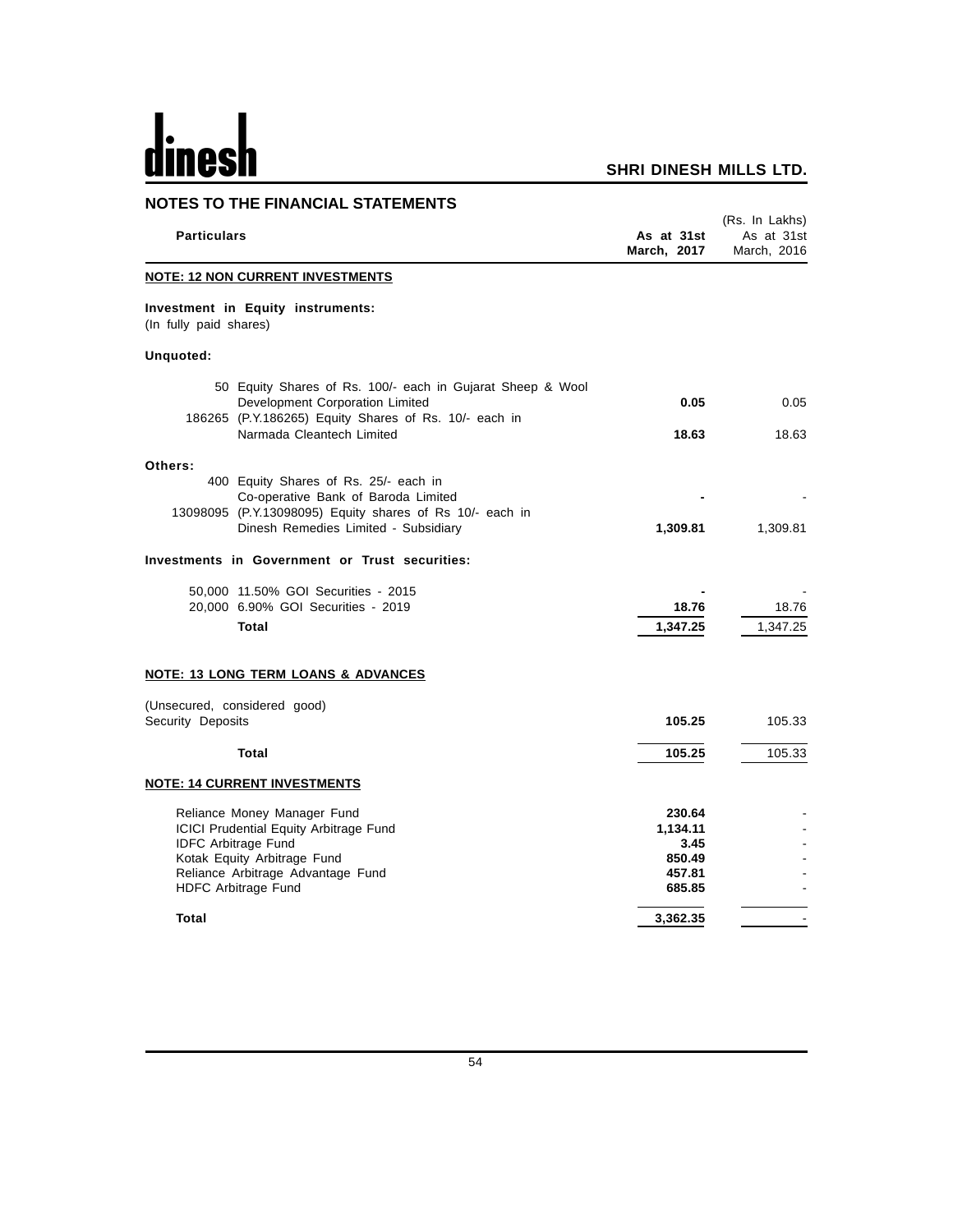## NOTES TO THE FINANCIAL STATEMENTS

(Rs. In Lakhs)

| Particulars | As at 31st March, 2017 | As at 31st March, 2016 |
|---|---|---|
| **NOTE: 12 NON CURRENT INVESTMENTS** | | |
| **Investment in Equity instruments:** (In fully paid shares) | | |
| **Unquoted:** | | |
| 50 Equity Shares of Rs. 100/- each in Gujarat Sheep & Wool Development Corporation Limited | **0.05** | 0.05 |
| 186265 (P.Y.186265) Equity Shares of Rs. 10/- each in Narmada Cleantech Limited | **18.63** | 18.63 |
| **Others:** | | |
| 400 Equity Shares of Rs. 25/- each in Co-operative Bank of Baroda Limited | **-** | - |
| 13098095 (P.Y.13098095) Equity shares of Rs 10/- each in Dinesh Remedies Limited - Subsidiary | **1,309.81** | 1,309.81 |
| **Investments in Government or Trust securities:** | | |
| 50,000 11.50% GOI Securities - 2015 | **-** | - |
| 20,000 6.90% GOI Securities - 2019 | **18.76** | 18.76 |
| **Total** | **1,347.25** | 1,347.25 |
| **NOTE: 13 LONG TERM LOANS & ADVANCES** | | |
| (Unsecured, considered good) | | |
| Security Deposits | **105.25** | 105.33 |
| **Total** | **105.25** | 105.33 |
| **NOTE: 14 CURRENT INVESTMENTS** | | |
| Reliance Money Manager Fund | **230.64** | - |
| ICICI Prudential Equity Arbitrage Fund | **1,134.11** | - |
| IDFC Arbitrage Fund | **3.45** | - |
| Kotak Equity Arbitrage Fund | **850.49** | - |
| Reliance Arbitrage Advantage Fund | **457.81** | - |
| HDFC Arbitrage Fund | **685.85** | - |
| **Total** | **3,362.35** | - |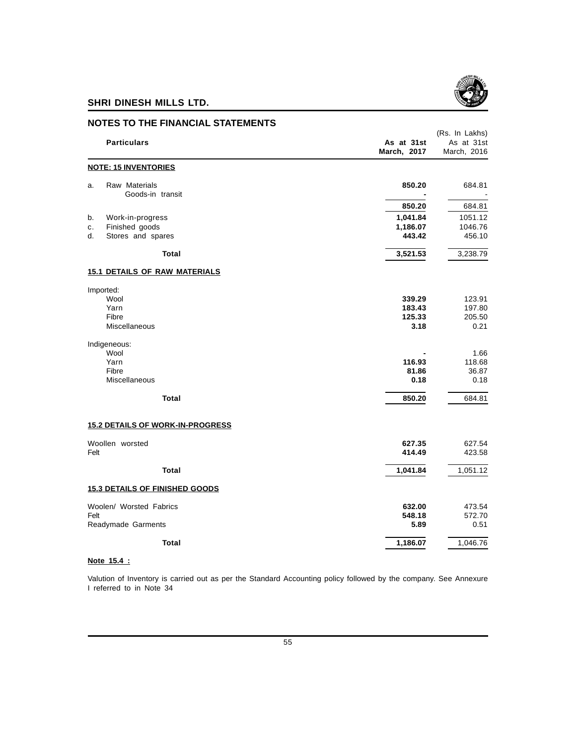## NOTES TO THE FINANCIAL STATEMENTS

(Rs. In Lakhs)

| | Particulars | As at 31st March, 2017 | As at 31st March, 2016 |
|---|---|---|---|
| | **NOTE: 15 INVENTORIES** | | |
| a. | Raw Materials | **850.20** | 684.81 |
| | Goods-in transit | **-** | - |
| | | **850.20** | 684.81 |
| b. | Work-in-progress | **1,041.84** | 1051.12 |
| c. | Finished goods | **1,186.07** | 1046.76 |
| d. | Stores and spares | **443.42** | 456.10 |
| | **Total** | **3,521.53** | 3,238.79 |
| | **15.1 DETAILS OF RAW MATERIALS** | | |
| | Imported: | | |
| | Wool | **339.29** | 123.91 |
| | Yarn | **183.43** | 197.80 |
| | Fibre | **125.33** | 205.50 |
| | Miscellaneous | **3.18** | 0.21 |
| | Indigeneous: | | |
| | Wool | **-** | 1.66 |
| | Yarn | **116.93** | 118.68 |
| | Fibre | **81.86** | 36.87 |
| | Miscellaneous | **0.18** | 0.18 |
| | **Total** | **850.20** | 684.81 |
| | **15.2 DETAILS OF WORK-IN-PROGRESS** | | |
| | Woollen worsted | **627.35** | 627.54 |
| | Felt | **414.49** | 423.58 |
| | **Total** | **1,041.84** | 1,051.12 |
| | **15.3 DETAILS OF FINISHED GOODS** | | |
| | Woolen/ Worsted Fabrics | **632.00** | 473.54 |
| | Felt | **548.18** | 572.70 |
| | Readymade Garments | **5.89** | 0.51 |
| | **Total** | **1,186.07** | 1,046.76 |

**Note 15.4 :**

Valution of Inventory is carried out as per the Standard Accounting policy followed by the company. See Annexure I referred to in Note 34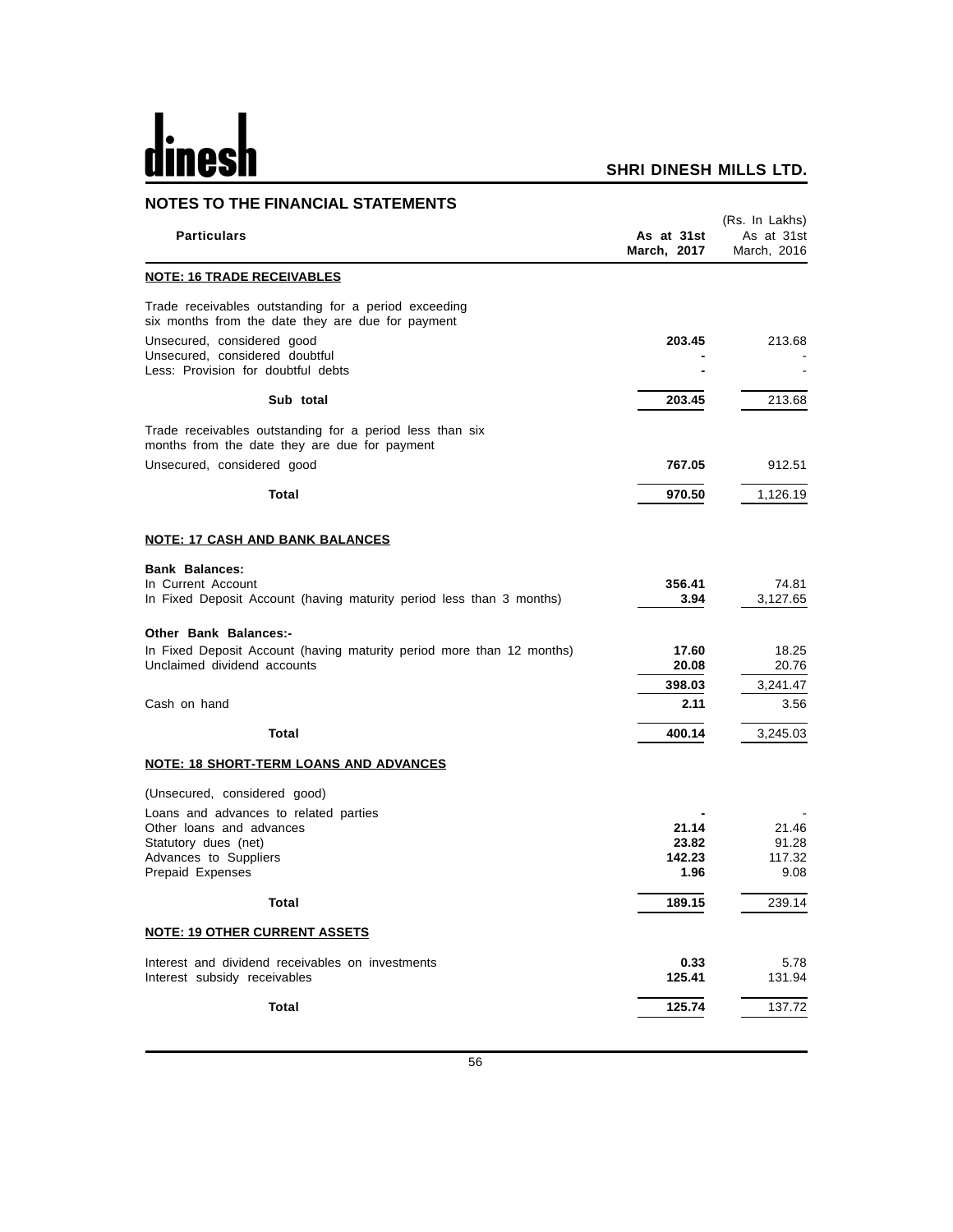## NOTES TO THE FINANCIAL STATEMENTS

(Rs. In Lakhs)

| Particulars | As at 31st March, 2017 | As at 31st March, 2016 |
|---|---|---|
| **NOTE: 16 TRADE RECEIVABLES** | | |
| Trade receivables outstanding for a period exceeding six months from the date they are due for payment | | |
| Unsecured, considered good | **203.45** | 213.68 |
| Unsecured, considered doubtful | **-** | - |
| Less: Provision for doubtful debts | **-** | - |
| **Sub total** | **203.45** | 213.68 |
| Trade receivables outstanding for a period less than six months from the date they are due for payment | | |
| Unsecured, considered good | **767.05** | 912.51 |
| **Total** | **970.50** | 1,126.19 |
| **NOTE: 17 CASH AND BANK BALANCES** | | |
| **Bank Balances:** | | |
| In Current Account | **356.41** | 74.81 |
| In Fixed Deposit Account (having maturity period less than 3 months) | **3.94** | 3,127.65 |
| **Other Bank Balances:-** | | |
| In Fixed Deposit Account (having maturity period more than 12 months) | **17.60** | 18.25 |
| Unclaimed dividend accounts | **20.08** | 20.76 |
| | **398.03** | 3,241.47 |
| Cash on hand | **2.11** | 3.56 |
| **Total** | **400.14** | 3,245.03 |
| **NOTE: 18 SHORT-TERM LOANS AND ADVANCES** | | |
| (Unsecured, considered good) | | |
| Loans and advances to related parties | **-** | - |
| Other loans and advances | **21.14** | 21.46 |
| Statutory dues (net) | **23.82** | 91.28 |
| Advances to Suppliers | **142.23** | 117.32 |
| Prepaid Expenses | **1.96** | 9.08 |
| **Total** | **189.15** | 239.14 |
| **NOTE: 19 OTHER CURRENT ASSETS** | | |
| Interest and dividend receivables on investments | **0.33** | 5.78 |
| Interest subsidy receivables | **125.41** | 131.94 |
| **Total** | **125.74** | 137.72 |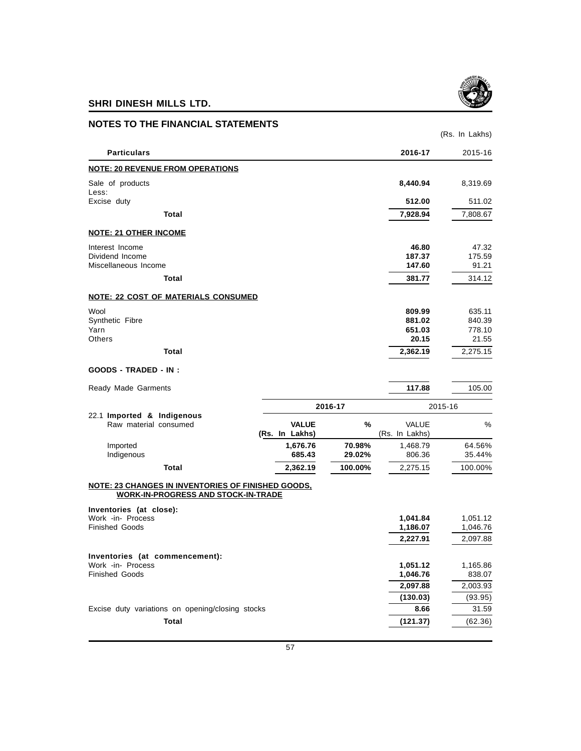## SHRI DINESH MILLS LTD.

## NOTES TO THE FINANCIAL STATEMENTS

(Rs. In Lakhs)

| Particulars | 2016-17 | 2015-16 |
|---|---|---|
| **NOTE: 20 REVENUE FROM OPERATIONS** | | |
| Sale of products | **8,440.94** | 8,319.69 |
| Less: | | |
| Excise duty | **512.00** | 511.02 |
| **Total** | **7,928.94** | 7,808.67 |
| **NOTE: 21 OTHER INCOME** | | |
| Interest Income | **46.80** | 47.32 |
| Dividend Income | **187.37** | 175.59 |
| Miscellaneous Income | **147.60** | 91.21 |
| **Total** | **381.77** | 314.12 |
| **NOTE: 22 COST OF MATERIALS CONSUMED** | | |
| Wool | **809.99** | 635.11 |
| Synthetic Fibre | **881.02** | 840.39 |
| Yarn | **651.03** | 778.10 |
| Others | **20.15** | 21.55 |
| **Total** | **2,362.19** | 2,275.15 |
| **GOODS - TRADED - IN :** | | |
| Ready Made Garments | **117.88** | 105.00 |

| 22.1 **Imported & Indigenous** Raw material consumed | 2016-17 | | 2015-16 | |
|---|---|---|---|---|
| | **VALUE (Rs. In Lakhs)** | **%** | VALUE (Rs. In Lakhs) | % |
| Imported | **1,676.76** | **70.98%** | 1,468.79 | 64.56% |
| Indigenous | **685.43** | **29.02%** | 806.36 | 35.44% |
| **Total** | **2,362.19** | **100.00%** | 2,275.15 | 100.00% |

| Particulars | 2016-17 | 2015-16 |
|---|---|---|
| **NOTE: 23 CHANGES IN INVENTORIES OF FINISHED GOODS, WORK-IN-PROGRESS AND STOCK-IN-TRADE** | | |
| **Inventories (at close):** | | |
| Work -in- Process | **1,041.84** | 1,051.12 |
| Finished Goods | **1,186.07** | 1,046.76 |
| | **2,227.91** | 2,097.88 |
| **Inventories (at commencement):** | | |
| Work -in- Process | **1,051.12** | 1,165.86 |
| Finished Goods | **1,046.76** | 838.07 |
| | **2,097.88** | 2,003.93 |
| | **(130.03)** | (93.95) |
| Excise duty variations on opening/closing stocks | **8.66** | 31.59 |
| **Total** | **(121.37)** | (62.36) |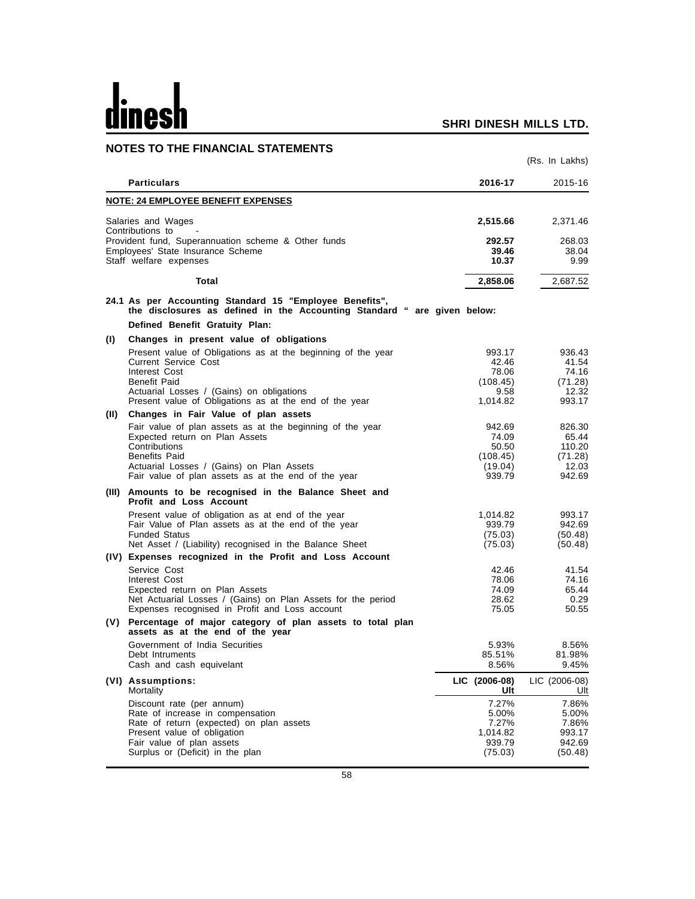## NOTES TO THE FINANCIAL STATEMENTS

(Rs. In Lakhs)

| Particulars | 2016-17 | 2015-16 |
|---|---|---|
| **NOTE: 24 EMPLOYEE BENEFIT EXPENSES** | | |
| Salaries and Wages | **2,515.66** | 2,371.46 |
| Contributions to - | | |
| Provident fund, Superannuation scheme & Other funds | **292.57** | 268.03 |
| Employees' State Insurance Scheme | **39.46** | 38.04 |
| Staff welfare expenses | **10.37** | 9.99 |
| **Total** | **2,858.06** | 2,687.52 |

**24.1 As per Accounting Standard 15 "Employee Benefits", the disclosures as defined in the Accounting Standard " are given below:**

**Defined Benefit Gratuity Plan:**

| Particulars | 2016-17 | 2015-16 |
|---|---|---|
| **(I) Changes in present value of obligations** | | |
| Present value of Obligations as at the beginning of the year | 993.17 | 936.43 |
| Current Service Cost | 42.46 | 41.54 |
| Interest Cost | 78.06 | 74.16 |
| Benefit Paid | (108.45) | (71.28) |
| Actuarial Losses / (Gains) on obligations | 9.58 | 12.32 |
| Present value of Obligations as at the end of the year | 1,014.82 | 993.17 |
| **(II) Changes in Fair Value of plan assets** | | |
| Fair value of plan assets as at the beginning of the year | 942.69 | 826.30 |
| Expected return on Plan Assets | 74.09 | 65.44 |
| Contributions | 50.50 | 110.20 |
| Benefits Paid | (108.45) | (71.28) |
| Actuarial Losses / (Gains) on Plan Assets | (19.04) | 12.03 |
| Fair value of plan assets as at the end of the year | 939.79 | 942.69 |
| **(III) Amounts to be recognised in the Balance Sheet and Profit and Loss Account** | | |
| Present value of obligation as at end of the year | 1,014.82 | 993.17 |
| Fair Value of Plan assets as at the end of the year | 939.79 | 942.69 |
| Funded Status | (75.03) | (50.48) |
| Net Asset / (Liability) recognised in the Balance Sheet | (75.03) | (50.48) |
| **(IV) Expenses recognized in the Profit and Loss Account** | | |
| Service Cost | 42.46 | 41.54 |
| Interest Cost | 78.06 | 74.16 |
| Expected return on Plan Assets | 74.09 | 65.44 |
| Net Actuarial Losses / (Gains) on Plan Assets for the period | 28.62 | 0.29 |
| Expenses recognised in Profit and Loss account | 75.05 | 50.55 |
| **(V) Percentage of major category of plan assets to total plan assets as at the end of the year** | | |
| Government of India Securities | 5.93% | 8.56% |
| Debt Intruments | 85.51% | 81.98% |
| Cash and cash equivelant | 8.56% | 9.45% |
| **(VI) Assumptions:** | | |
| Mortality | **LIC (2006-08) Ult** | LIC (2006-08) Ult |
| Discount rate (per annum) | 7.27% | 7.86% |
| Rate of increase in compensation | 5.00% | 5.00% |
| Rate of return (expected) on plan assets | 7.27% | 7.86% |
| Present value of obligation | 1,014.82 | 993.17 |
| Fair value of plan assets | 939.79 | 942.69 |
| Surplus or (Deficit) in the plan | (75.03) | (50.48) |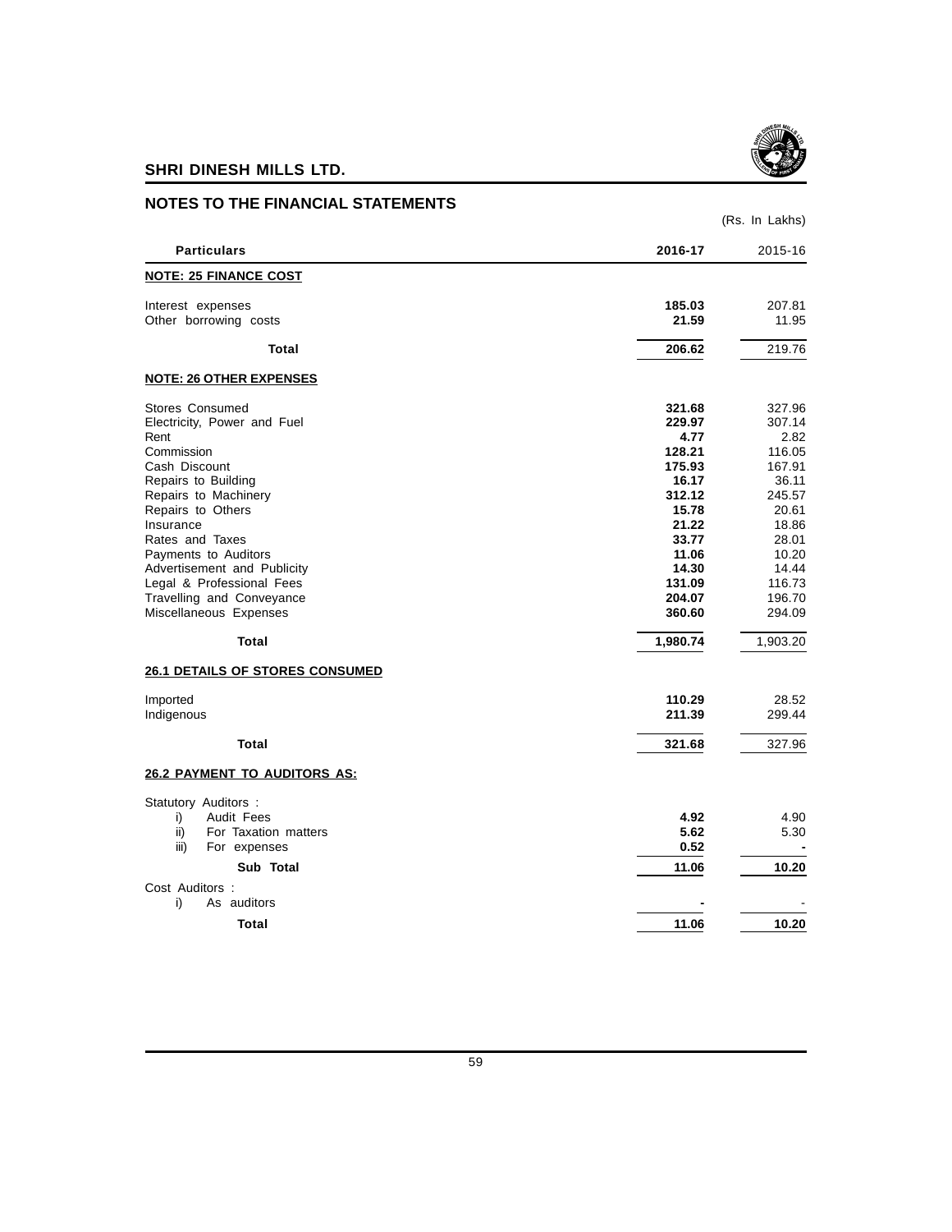## NOTES TO THE FINANCIAL STATEMENTS

(Rs. In Lakhs)

| Particulars | 2016-17 | 2015-16 |
|---|---|---|
| **NOTE: 25 FINANCE COST** | | |
| Interest expenses | **185.03** | 207.81 |
| Other borrowing costs | **21.59** | 11.95 |
| **Total** | **206.62** | 219.76 |
| **NOTE: 26 OTHER EXPENSES** | | |
| Stores Consumed | **321.68** | 327.96 |
| Electricity, Power and Fuel | **229.97** | 307.14 |
| Rent | **4.77** | 2.82 |
| Commission | **128.21** | 116.05 |
| Cash Discount | **175.93** | 167.91 |
| Repairs to Building | **16.17** | 36.11 |
| Repairs to Machinery | **312.12** | 245.57 |
| Repairs to Others | **15.78** | 20.61 |
| Insurance | **21.22** | 18.86 |
| Rates and Taxes | **33.77** | 28.01 |
| Payments to Auditors | **11.06** | 10.20 |
| Advertisement and Publicity | **14.30** | 14.44 |
| Legal & Professional Fees | **131.09** | 116.73 |
| Travelling and Conveyance | **204.07** | 196.70 |
| Miscellaneous Expenses | **360.60** | 294.09 |
| **Total** | **1,980.74** | 1,903.20 |
| **26.1 DETAILS OF STORES CONSUMED** | | |
| Imported | **110.29** | 28.52 |
| Indigenous | **211.39** | 299.44 |
| **Total** | **321.68** | 327.96 |
| **26.2 PAYMENT TO AUDITORS AS:** | | |
| Statutory Auditors : | | |
| i) Audit Fees | **4.92** | 4.90 |
| ii) For Taxation matters | **5.62** | 5.30 |
| iii) For expenses | **0.52** | **-** |
| **Sub Total** | **11.06** | **10.20** |
| Cost Auditors : | | |
| i) As auditors | **-** | - |
| **Total** | **11.06** | **10.20** |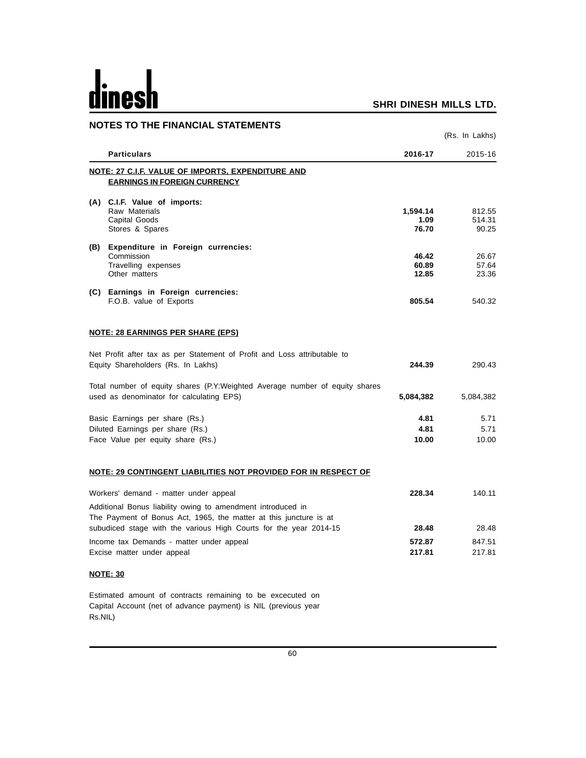## NOTES TO THE FINANCIAL STATEMENTS

(Rs. In Lakhs)

| | Particulars | 2016-17 | 2015-16 |
|---|---|---|---|
| | **NOTE: 27 C.I.F. VALUE OF IMPORTS, EXPENDITURE AND EARNINGS IN FOREIGN CURRENCY** | | |
| **(A)** | **C.I.F. Value of imports:** | | |
| | Raw Materials | **1,594.14** | 812.55 |
| | Capital Goods | **1.09** | 514.31 |
| | Stores & Spares | **76.70** | 90.25 |
| **(B)** | **Expenditure in Foreign currencies:** | | |
| | Commission | **46.42** | 26.67 |
| | Travelling expenses | **60.89** | 57.64 |
| | Other matters | **12.85** | 23.36 |
| **(C)** | **Earnings in Foreign currencies:** | | |
| | F.O.B. value of Exports | **805.54** | 540.32 |

**NOTE: 28 EARNINGS PER SHARE (EPS)**

| Particulars | 2016-17 | 2015-16 |
|---|---|---|
| Net Profit after tax as per Statement of Profit and Loss attributable to Equity Shareholders (Rs. In Lakhs) | **244.39** | 290.43 |
| Total number of equity shares (P.Y:Weighted Average number of equity shares used as denominator for calculating EPS) | **5,084,382** | 5,084,382 |
| Basic Earnings per share (Rs.) | **4.81** | 5.71 |
| Diluted Earnings per share (Rs.) | **4.81** | 5.71 |
| Face Value per equity share (Rs.) | **10.00** | 10.00 |

**NOTE: 29 CONTINGENT LIABILITIES NOT PROVIDED FOR IN RESPECT OF**

| Particulars | 2016-17 | 2015-16 |
|---|---|---|
| Workers' demand - matter under appeal | **228.34** | 140.11 |
| Additional Bonus liability owing to amendment introduced in The Payment of Bonus Act, 1965, the matter at this juncture is at subudiced stage with the various High Courts for the year 2014-15 | **28.48** | 28.48 |
| Income tax Demands - matter under appeal | **572.87** | 847.51 |
| Excise matter under appeal | **217.81** | 217.81 |

**NOTE: 30**

Estimated amount of contracts remaining to be excecuted on Capital Account (net of advance payment) is NIL (previous year Rs.NIL)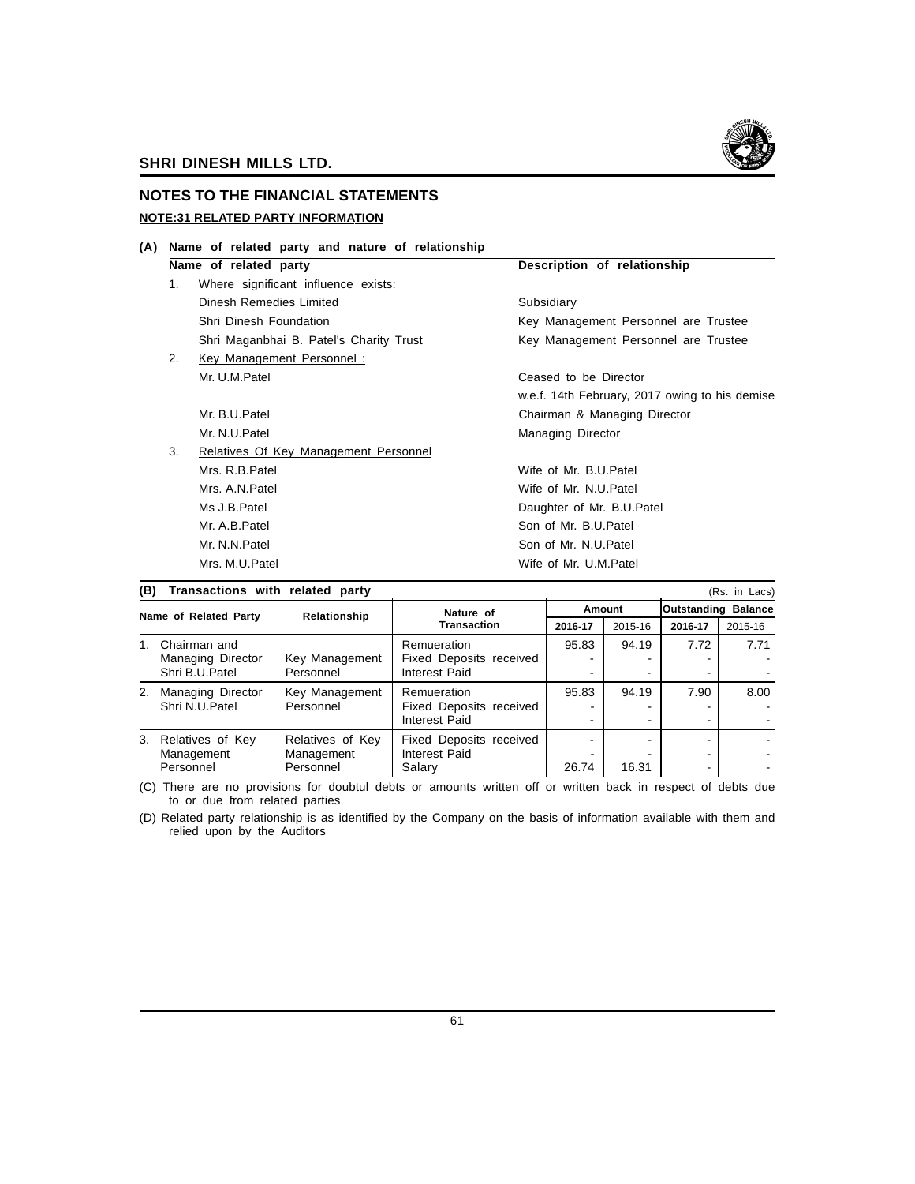## NOTES TO THE FINANCIAL STATEMENTS

### NOTE:31 RELATED PARTY INFORMATION

**(A) Name of related party and nature of relationship**

| Name of related party | Description of relationship |
|---|---|
| 1. Where significant influence exists: | |
| Dinesh Remedies Limited | Subsidiary |
| Shri Dinesh Foundation | Key Management Personnel are Trustee |
| Shri Maganbhai B. Patel's Charity Trust | Key Management Personnel are Trustee |
| 2. Key Management Personnel : | |
| Mr. U.M.Patel | Ceased to be Director w.e.f. 14th February, 2017 owing to his demise |
| Mr. B.U.Patel | Chairman & Managing Director |
| Mr. N.U.Patel | Managing Director |
| 3. Relatives Of Key Management Personnel | |
| Mrs. R.B.Patel | Wife of Mr. B.U.Patel |
| Mrs. A.N.Patel | Wife of Mr. N.U.Patel |
| Ms J.B.Patel | Daughter of Mr. B.U.Patel |
| Mr. A.B.Patel | Son of Mr. B.U.Patel |
| Mr. N.N.Patel | Son of Mr. N.U.Patel |
| Mrs. M.U.Patel | Wife of Mr. U.M.Patel |

**(B) Transactions with related party** (Rs. in Lacs)

| Name of Related Party | Relationship | Nature of Transaction | Amount | | Outstanding Balance | |
|---|---|---|---|---|---|---|
| | | | 2016-17 | 2015-16 | 2016-17 | 2015-16 |
| 1. Chairman and Managing Director Shri B.U.Patel | Key Management Personnel | Remueration | 95.83 | 94.19 | 7.72 | 7.71 |
| | | Fixed Deposits received | - | - | - | - |
| | | Interest Paid | - | - | - | - |
| 2. Managing Director Shri N.U.Patel | Key Management Personnel | Remueration | 95.83 | 94.19 | 7.90 | 8.00 |
| | | Fixed Deposits received | - | - | - | - |
| | | Interest Paid | - | - | - | - |
| 3. Relatives of Key Management Personnel | Relatives of Key Management Personnel | Fixed Deposits received | - | - | - | - |
| | | Interest Paid | - | - | - | - |
| | | Salary | 26.74 | 16.31 | - | - |

(C) There are no provisions for doubtul debts or amounts written off or written back in respect of debts due to or due from related parties

(D) Related party relationship is as identified by the Company on the basis of information available with them and relied upon by the Auditors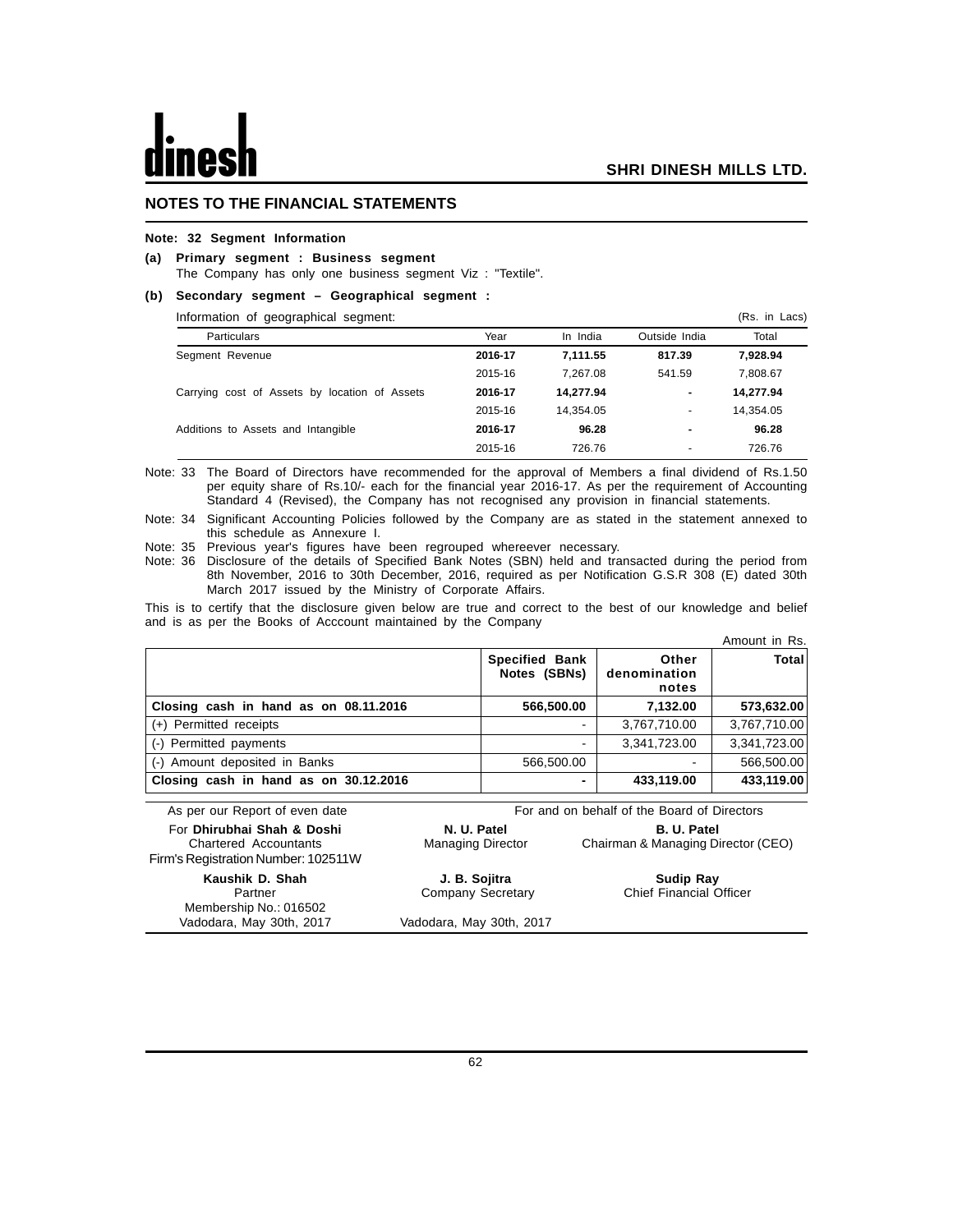## NOTES TO THE FINANCIAL STATEMENTS

**Note: 32 Segment Information**

**(a) Primary segment : Business segment**

The Company has only one business segment Viz : "Textile".

**(b) Secondary segment – Geographical segment :**

Information of geographical segment: (Rs. in Lacs)

| Particulars | Year | In India | Outside India | Total |
|---|---|---|---|---|
| Segment Revenue | **2016-17** | **7,111.55** | **817.39** | **7,928.94** |
| | 2015-16 | 7,267.08 | 541.59 | 7,808.67 |
| Carrying cost of Assets by location of Assets | **2016-17** | **14,277.94** | **-** | **14,277.94** |
| | 2015-16 | 14,354.05 | - | 14,354.05 |
| Additions to Assets and Intangible | **2016-17** | **96.28** | **-** | **96.28** |
| | 2015-16 | 726.76 | - | 726.76 |

Note: 33 The Board of Directors have recommended for the approval of Members a final dividend of Rs.1.50 per equity share of Rs.10/- each for the financial year 2016-17. As per the requirement of Accounting Standard 4 (Revised), the Company has not recognised any provision in financial statements.

Note: 34 Significant Accounting Policies followed by the Company are as stated in the statement annexed to this schedule as Annexure I.

Note: 35 Previous year's figures have been regrouped whereever necessary.

Note: 36 Disclosure of the details of Specified Bank Notes (SBN) held and transacted during the period from 8th November, 2016 to 30th December, 2016, required as per Notification G.S.R 308 (E) dated 30th March 2017 issued by the Ministry of Corporate Affairs.

This is to certify that the disclosure given below are true and correct to the best of our knowledge and belief and is as per the Books of Acccount maintained by the Company

Amount in Rs.

| | Specified Bank Notes (SBNs) | Other denomination notes | Total |
|---|---|---|---|
| **Closing cash in hand as on 08.11.2016** | **566,500.00** | **7,132.00** | **573,632.00** |
| (+) Permitted receipts | - | 3,767,710.00 | 3,767,710.00 |
| (-) Permitted payments | - | 3,341,723.00 | 3,341,723.00 |
| (-) Amount deposited in Banks | 566,500.00 | - | 566,500.00 |
| **Closing cash in hand as on 30.12.2016** | **-** | **433,119.00** | **433,119.00** |

As per our Report of even date

For **Dhirubhai Shah & Doshi**
Chartered Accountants
Firm's Registration Number: 102511W

**Kaushik D. Shah**
Partner
Membership No.: 016502
Vadodara, May 30th, 2017

For and on behalf of the Board of Directors

**N. U. Patel**
Managing Director

**B. U. Patel**
Chairman & Managing Director (CEO)

**J. B. Sojitra**
Company Secretary

**Sudip Ray**
Chief Financial Officer

Vadodara, May 30th, 2017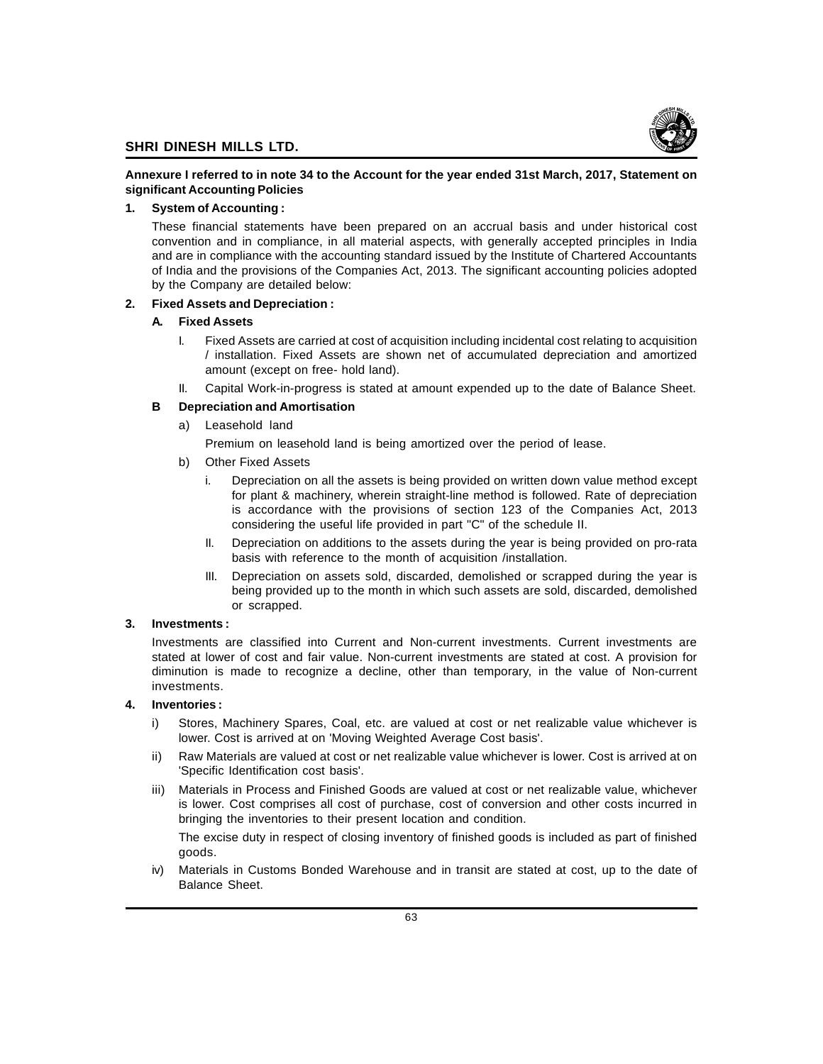**Annexure I referred to in note 34 to the Account for the year ended 31st March, 2017, Statement on significant Accounting Policies**

**1. System of Accounting :**

These financial statements have been prepared on an accrual basis and under historical cost convention and in compliance, in all material aspects, with generally accepted principles in India and are in compliance with the accounting standard issued by the Institute of Chartered Accountants of India and the provisions of the Companies Act, 2013. The significant accounting policies adopted by the Company are detailed below:

**2. Fixed Assets and Depreciation :**

**A. Fixed Assets**

I. Fixed Assets are carried at cost of acquisition including incidental cost relating to acquisition / installation. Fixed Assets are shown net of accumulated depreciation and amortized amount (except on free- hold land).

II. Capital Work-in-progress is stated at amount expended up to the date of Balance Sheet.

**B Depreciation and Amortisation**

a) Leasehold land

Premium on leasehold land is being amortized over the period of lease.

b) Other Fixed Assets

i. Depreciation on all the assets is being provided on written down value method except for plant & machinery, wherein straight-line method is followed. Rate of depreciation is accordance with the provisions of section 123 of the Companies Act, 2013 considering the useful life provided in part "C" of the schedule II.

II. Depreciation on additions to the assets during the year is being provided on pro-rata basis with reference to the month of acquisition /installation.

III. Depreciation on assets sold, discarded, demolished or scrapped during the year is being provided up to the month in which such assets are sold, discarded, demolished or scrapped.

**3. Investments :**

Investments are classified into Current and Non-current investments. Current investments are stated at lower of cost and fair value. Non-current investments are stated at cost. A provision for diminution is made to recognize a decline, other than temporary, in the value of Non-current investments.

**4. Inventories :**

i) Stores, Machinery Spares, Coal, etc. are valued at cost or net realizable value whichever is lower. Cost is arrived at on 'Moving Weighted Average Cost basis'.

ii) Raw Materials are valued at cost or net realizable value whichever is lower. Cost is arrived at on 'Specific Identification cost basis'.

iii) Materials in Process and Finished Goods are valued at cost or net realizable value, whichever is lower. Cost comprises all cost of purchase, cost of conversion and other costs incurred in bringing the inventories to their present location and condition.

The excise duty in respect of closing inventory of finished goods is included as part of finished goods.

iv) Materials in Customs Bonded Warehouse and in transit are stated at cost, up to the date of Balance Sheet.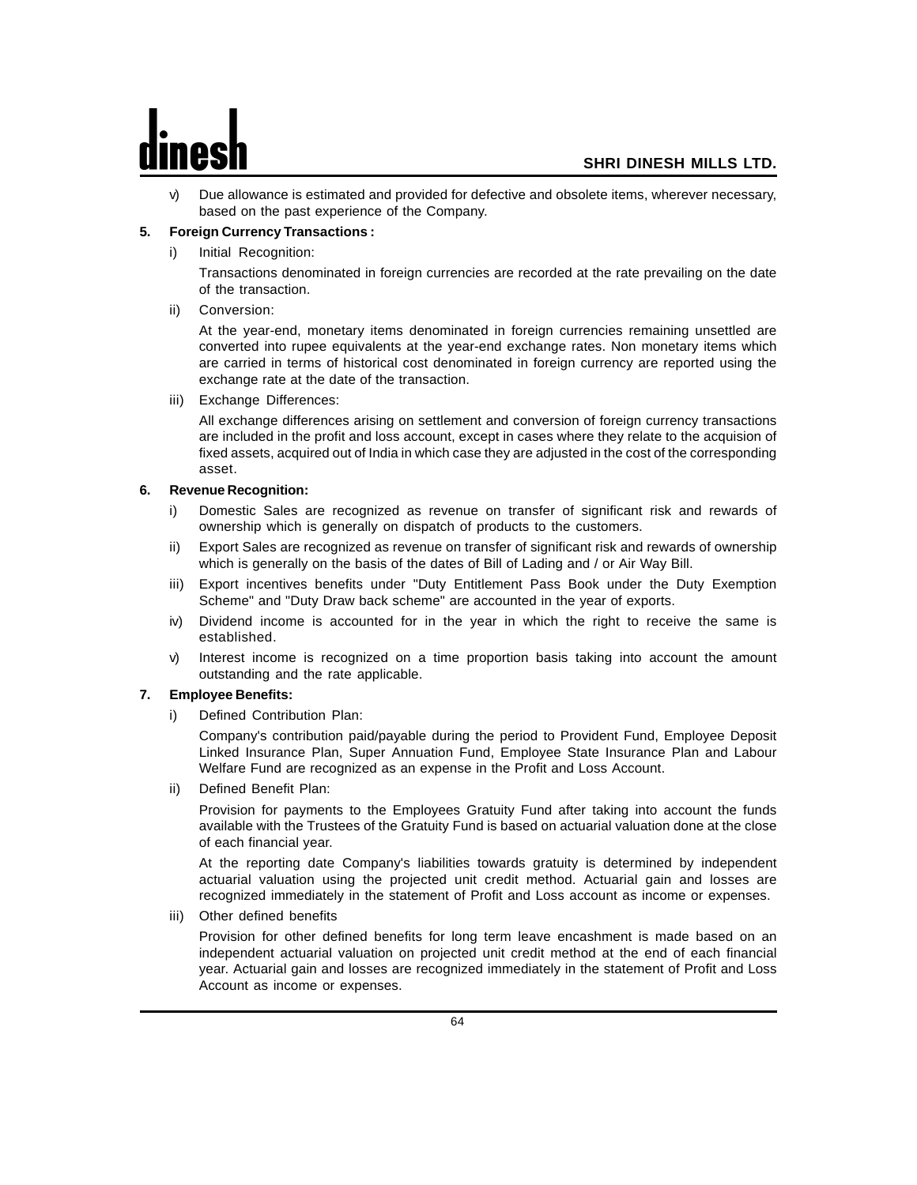v) Due allowance is estimated and provided for defective and obsolete items, wherever necessary, based on the past experience of the Company.

**5. Foreign Currency Transactions :**

i) Initial Recognition:

Transactions denominated in foreign currencies are recorded at the rate prevailing on the date of the transaction.

ii) Conversion:

At the year-end, monetary items denominated in foreign currencies remaining unsettled are converted into rupee equivalents at the year-end exchange rates. Non monetary items which are carried in terms of historical cost denominated in foreign currency are reported using the exchange rate at the date of the transaction.

iii) Exchange Differences:

All exchange differences arising on settlement and conversion of foreign currency transactions are included in the profit and loss account, except in cases where they relate to the acquision of fixed assets, acquired out of India in which case they are adjusted in the cost of the corresponding asset.

**6. Revenue Recognition:**

i) Domestic Sales are recognized as revenue on transfer of significant risk and rewards of ownership which is generally on dispatch of products to the customers.

ii) Export Sales are recognized as revenue on transfer of significant risk and rewards of ownership which is generally on the basis of the dates of Bill of Lading and / or Air Way Bill.

iii) Export incentives benefits under "Duty Entitlement Pass Book under the Duty Exemption Scheme" and "Duty Draw back scheme" are accounted in the year of exports.

iv) Dividend income is accounted for in the year in which the right to receive the same is established.

v) Interest income is recognized on a time proportion basis taking into account the amount outstanding and the rate applicable.

**7. Employee Benefits:**

i) Defined Contribution Plan:

Company's contribution paid/payable during the period to Provident Fund, Employee Deposit Linked Insurance Plan, Super Annuation Fund, Employee State Insurance Plan and Labour Welfare Fund are recognized as an expense in the Profit and Loss Account.

ii) Defined Benefit Plan:

Provision for payments to the Employees Gratuity Fund after taking into account the funds available with the Trustees of the Gratuity Fund is based on actuarial valuation done at the close of each financial year.

At the reporting date Company's liabilities towards gratuity is determined by independent actuarial valuation using the projected unit credit method. Actuarial gain and losses are recognized immediately in the statement of Profit and Loss account as income or expenses.

iii) Other defined benefits

Provision for other defined benefits for long term leave encashment is made based on an independent actuarial valuation on projected unit credit method at the end of each financial year. Actuarial gain and losses are recognized immediately in the statement of Profit and Loss Account as income or expenses.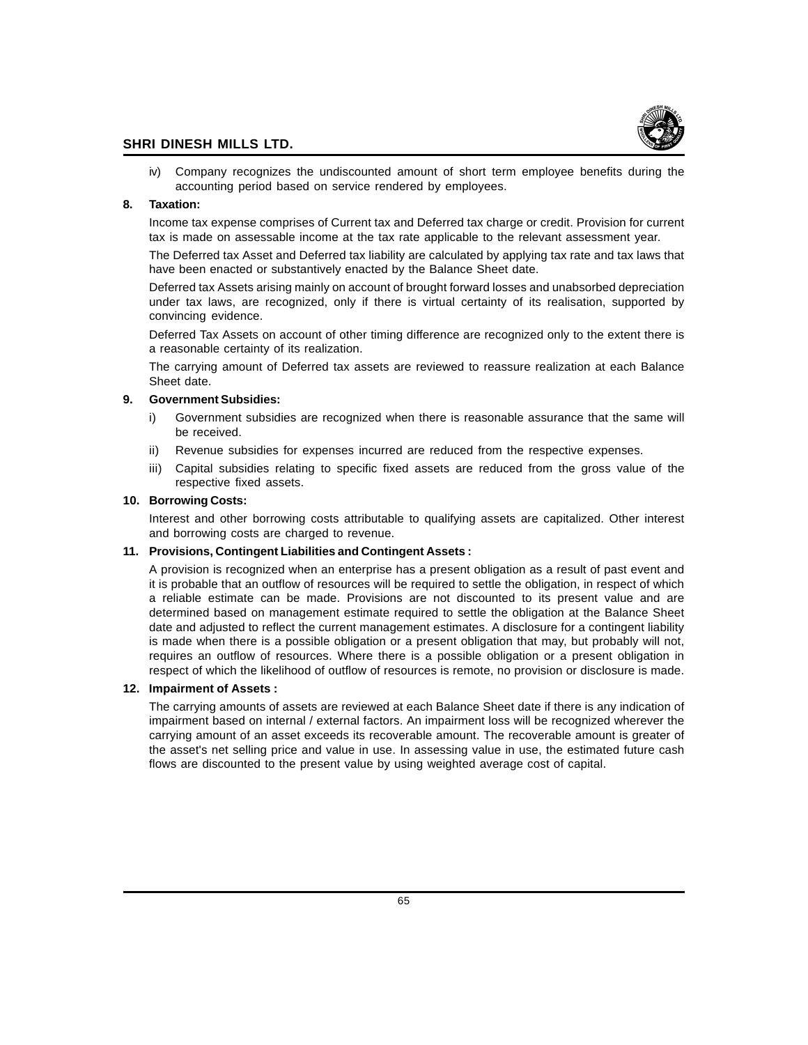iv) Company recognizes the undiscounted amount of short term employee benefits during the accounting period based on service rendered by employees.

**8. Taxation:**

Income tax expense comprises of Current tax and Deferred tax charge or credit. Provision for current tax is made on assessable income at the tax rate applicable to the relevant assessment year.

The Deferred tax Asset and Deferred tax liability are calculated by applying tax rate and tax laws that have been enacted or substantively enacted by the Balance Sheet date.

Deferred tax Assets arising mainly on account of brought forward losses and unabsorbed depreciation under tax laws, are recognized, only if there is virtual certainty of its realisation, supported by convincing evidence.

Deferred Tax Assets on account of other timing difference are recognized only to the extent there is a reasonable certainty of its realization.

The carrying amount of Deferred tax assets are reviewed to reassure realization at each Balance Sheet date.

**9. Government Subsidies:**

i) Government subsidies are recognized when there is reasonable assurance that the same will be received.

ii) Revenue subsidies for expenses incurred are reduced from the respective expenses.

iii) Capital subsidies relating to specific fixed assets are reduced from the gross value of the respective fixed assets.

**10. Borrowing Costs:**

Interest and other borrowing costs attributable to qualifying assets are capitalized. Other interest and borrowing costs are charged to revenue.

**11. Provisions, Contingent Liabilities and Contingent Assets :**

A provision is recognized when an enterprise has a present obligation as a result of past event and it is probable that an outflow of resources will be required to settle the obligation, in respect of which a reliable estimate can be made. Provisions are not discounted to its present value and are determined based on management estimate required to settle the obligation at the Balance Sheet date and adjusted to reflect the current management estimates. A disclosure for a contingent liability is made when there is a possible obligation or a present obligation that may, but probably will not, requires an outflow of resources. Where there is a possible obligation or a present obligation in respect of which the likelihood of outflow of resources is remote, no provision or disclosure is made.

**12. Impairment of Assets :**

The carrying amounts of assets are reviewed at each Balance Sheet date if there is any indication of impairment based on internal / external factors. An impairment loss will be recognized wherever the carrying amount of an asset exceeds its recoverable amount. The recoverable amount is greater of the asset's net selling price and value in use. In assessing value in use, the estimated future cash flows are discounted to the present value by using weighted average cost of capital.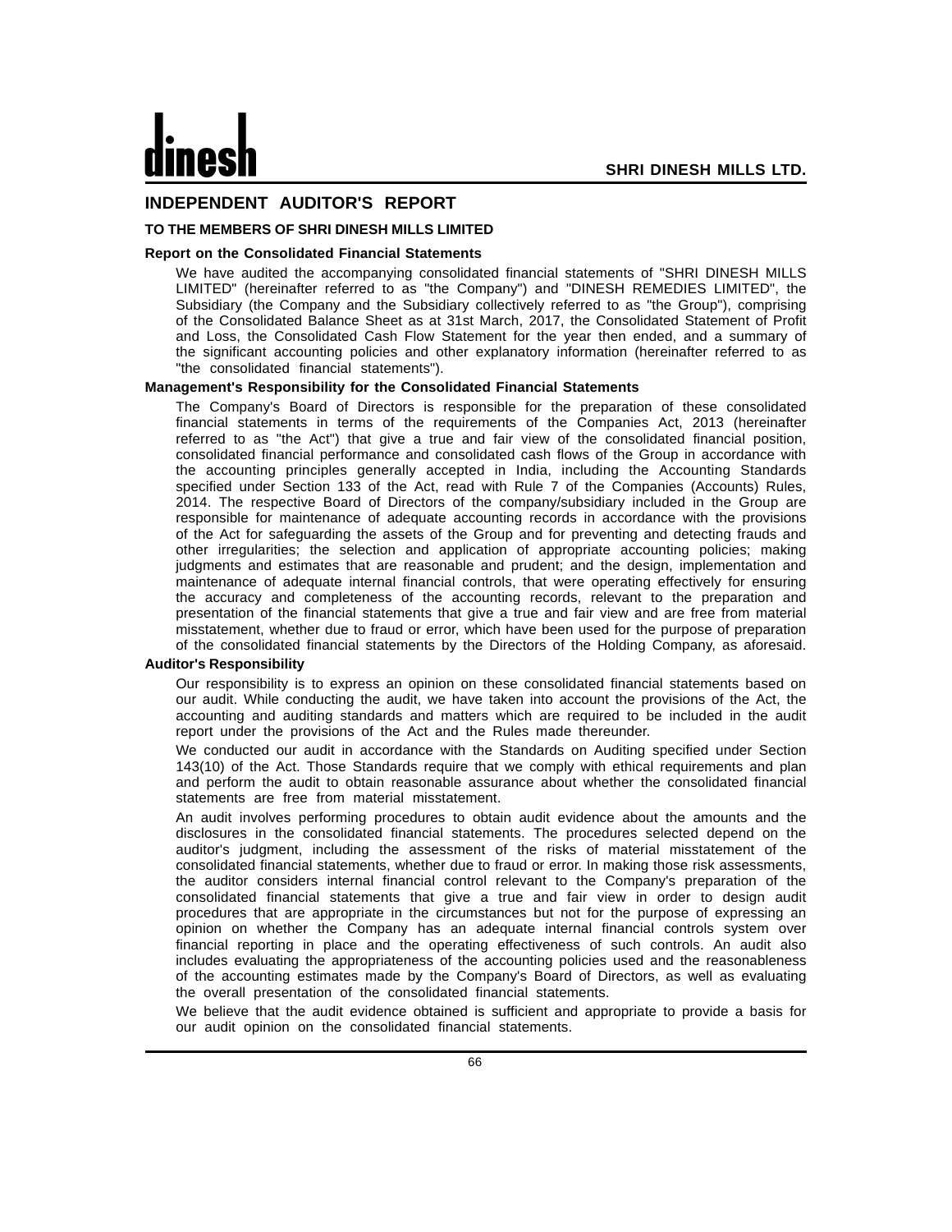# INDEPENDENT AUDITOR'S REPORT

### TO THE MEMBERS OF SHRI DINESH MILLS LIMITED

**Report on the Consolidated Financial Statements**

We have audited the accompanying consolidated financial statements of "SHRI DINESH MILLS LIMITED" (hereinafter referred to as "the Company") and "DINESH REMEDIES LIMITED", the Subsidiary (the Company and the Subsidiary collectively referred to as "the Group"), comprising of the Consolidated Balance Sheet as at 31st March, 2017, the Consolidated Statement of Profit and Loss, the Consolidated Cash Flow Statement for the year then ended, and a summary of the significant accounting policies and other explanatory information (hereinafter referred to as "the consolidated financial statements").

**Management's Responsibility for the Consolidated Financial Statements**

The Company's Board of Directors is responsible for the preparation of these consolidated financial statements in terms of the requirements of the Companies Act, 2013 (hereinafter referred to as "the Act") that give a true and fair view of the consolidated financial position, consolidated financial performance and consolidated cash flows of the Group in accordance with the accounting principles generally accepted in India, including the Accounting Standards specified under Section 133 of the Act, read with Rule 7 of the Companies (Accounts) Rules, 2014. The respective Board of Directors of the company/subsidiary included in the Group are responsible for maintenance of adequate accounting records in accordance with the provisions of the Act for safeguarding the assets of the Group and for preventing and detecting frauds and other irregularities; the selection and application of appropriate accounting policies; making judgments and estimates that are reasonable and prudent; and the design, implementation and maintenance of adequate internal financial controls, that were operating effectively for ensuring the accuracy and completeness of the accounting records, relevant to the preparation and presentation of the financial statements that give a true and fair view and are free from material misstatement, whether due to fraud or error, which have been used for the purpose of preparation of the consolidated financial statements by the Directors of the Holding Company, as aforesaid.

**Auditor's Responsibility**

Our responsibility is to express an opinion on these consolidated financial statements based on our audit. While conducting the audit, we have taken into account the provisions of the Act, the accounting and auditing standards and matters which are required to be included in the audit report under the provisions of the Act and the Rules made thereunder.

We conducted our audit in accordance with the Standards on Auditing specified under Section 143(10) of the Act. Those Standards require that we comply with ethical requirements and plan and perform the audit to obtain reasonable assurance about whether the consolidated financial statements are free from material misstatement.

An audit involves performing procedures to obtain audit evidence about the amounts and the disclosures in the consolidated financial statements. The procedures selected depend on the auditor's judgment, including the assessment of the risks of material misstatement of the consolidated financial statements, whether due to fraud or error. In making those risk assessments, the auditor considers internal financial control relevant to the Company's preparation of the consolidated financial statements that give a true and fair view in order to design audit procedures that are appropriate in the circumstances but not for the purpose of expressing an opinion on whether the Company has an adequate internal financial controls system over financial reporting in place and the operating effectiveness of such controls. An audit also includes evaluating the appropriateness of the accounting policies used and the reasonableness of the accounting estimates made by the Company's Board of Directors, as well as evaluating the overall presentation of the consolidated financial statements.

We believe that the audit evidence obtained is sufficient and appropriate to provide a basis for our audit opinion on the consolidated financial statements.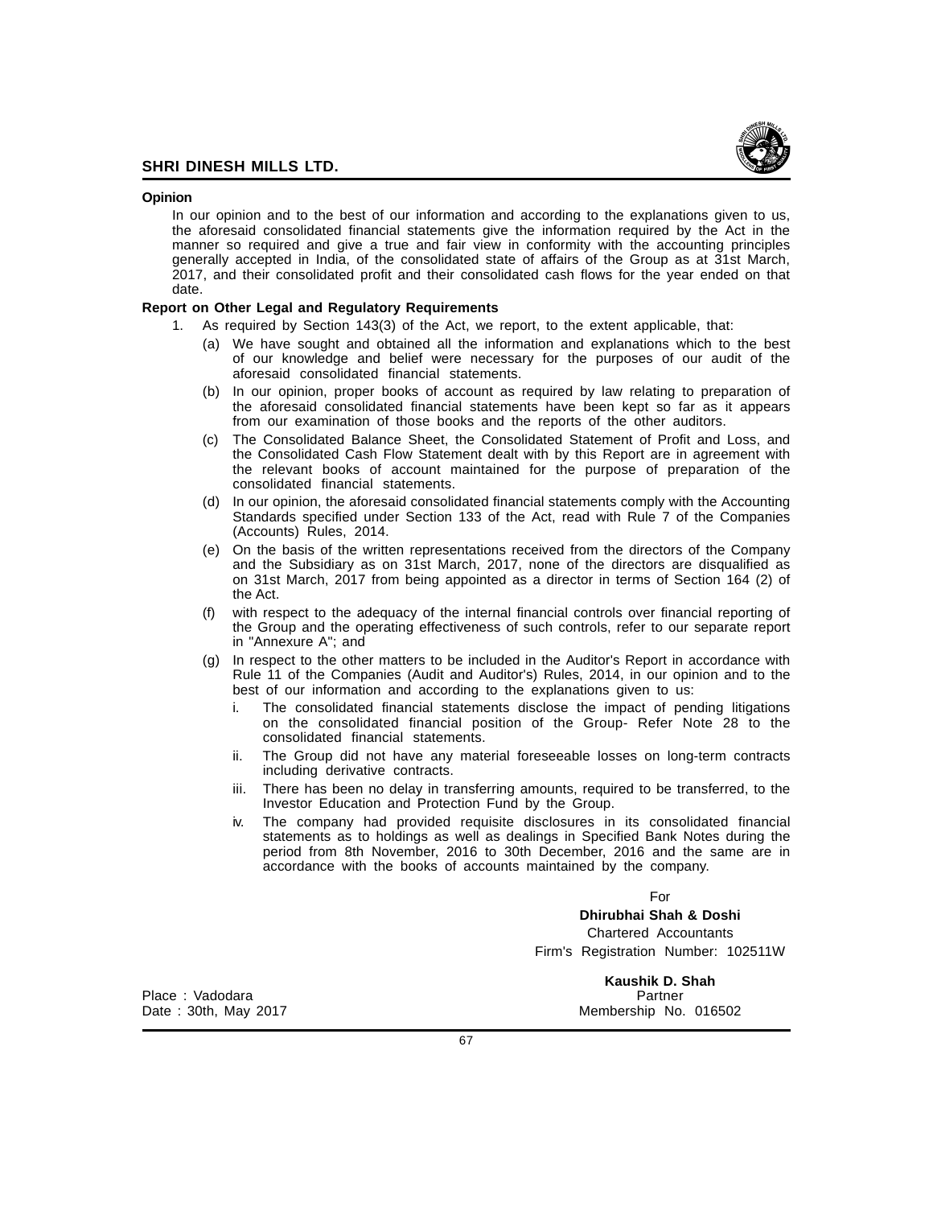**Opinion**

In our opinion and to the best of our information and according to the explanations given to us, the aforesaid consolidated financial statements give the information required by the Act in the manner so required and give a true and fair view in conformity with the accounting principles generally accepted in India, of the consolidated state of affairs of the Group as at 31st March, 2017, and their consolidated profit and their consolidated cash flows for the year ended on that date.

**Report on Other Legal and Regulatory Requirements**

1. As required by Section 143(3) of the Act, we report, to the extent applicable, that:

   (a) We have sought and obtained all the information and explanations which to the best of our knowledge and belief were necessary for the purposes of our audit of the aforesaid consolidated financial statements.

   (b) In our opinion, proper books of account as required by law relating to preparation of the aforesaid consolidated financial statements have been kept so far as it appears from our examination of those books and the reports of the other auditors.

   (c) The Consolidated Balance Sheet, the Consolidated Statement of Profit and Loss, and the Consolidated Cash Flow Statement dealt with by this Report are in agreement with the relevant books of account maintained for the purpose of preparation of the consolidated financial statements.

   (d) In our opinion, the aforesaid consolidated financial statements comply with the Accounting Standards specified under Section 133 of the Act, read with Rule 7 of the Companies (Accounts) Rules, 2014.

   (e) On the basis of the written representations received from the directors of the Company and the Subsidiary as on 31st March, 2017, none of the directors are disqualified as on 31st March, 2017 from being appointed as a director in terms of Section 164 (2) of the Act.

   (f) with respect to the adequacy of the internal financial controls over financial reporting of the Group and the operating effectiveness of such controls, refer to our separate report in "Annexure A"; and

   (g) In respect to the other matters to be included in the Auditor's Report in accordance with Rule 11 of the Companies (Audit and Auditor's) Rules, 2014, in our opinion and to the best of our information and according to the explanations given to us:

      i. The consolidated financial statements disclose the impact of pending litigations on the consolidated financial position of the Group- Refer Note 28 to the consolidated financial statements.

      ii. The Group did not have any material foreseeable losses on long-term contracts including derivative contracts.

      iii. There has been no delay in transferring amounts, required to be transferred, to the Investor Education and Protection Fund by the Group.

      iv. The company had provided requisite disclosures in its consolidated financial statements as to holdings as well as dealings in Specified Bank Notes during the period from 8th November, 2016 to 30th December, 2016 and the same are in accordance with the books of accounts maintained by the company.

For
**Dhirubhai Shah & Doshi**
Chartered Accountants
Firm's Registration Number: 102511W

**Kaushik D. Shah**
Partner
Membership No. 016502

Place : Vadodara
Date : 30th, May 2017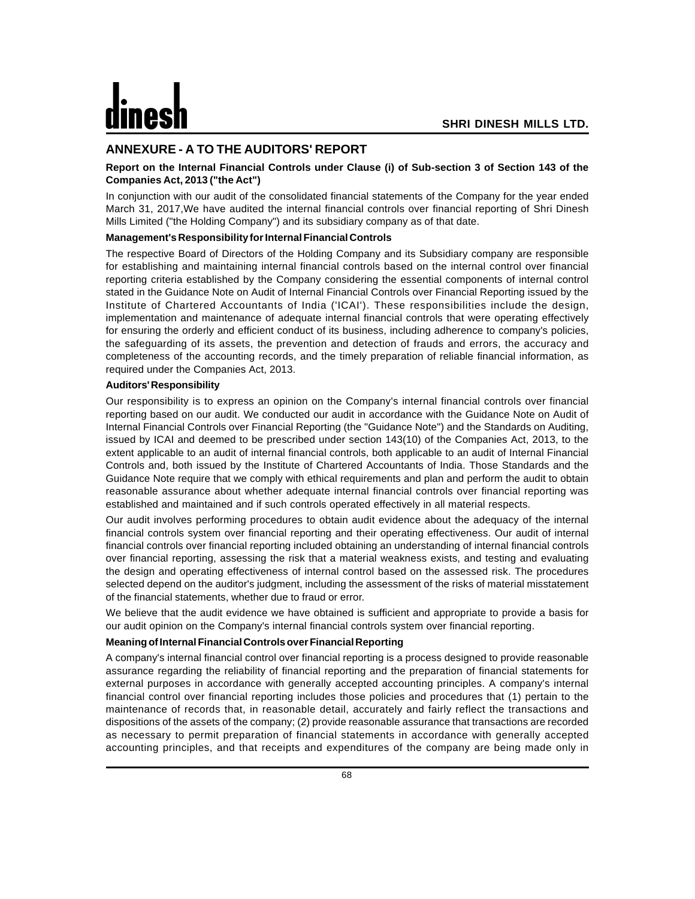## ANNEXURE - A TO THE AUDITORS' REPORT

**Report on the Internal Financial Controls under Clause (i) of Sub-section 3 of Section 143 of the Companies Act, 2013 ("the Act")**

In conjunction with our audit of the consolidated financial statements of the Company for the year ended March 31, 2017,We have audited the internal financial controls over financial reporting of Shri Dinesh Mills Limited ("the Holding Company") and its subsidiary company as of that date.

**Management's Responsibility for Internal Financial Controls**

The respective Board of Directors of the Holding Company and its Subsidiary company are responsible for establishing and maintaining internal financial controls based on the internal control over financial reporting criteria established by the Company considering the essential components of internal control stated in the Guidance Note on Audit of Internal Financial Controls over Financial Reporting issued by the Institute of Chartered Accountants of India ('ICAI'). These responsibilities include the design, implementation and maintenance of adequate internal financial controls that were operating effectively for ensuring the orderly and efficient conduct of its business, including adherence to company's policies, the safeguarding of its assets, the prevention and detection of frauds and errors, the accuracy and completeness of the accounting records, and the timely preparation of reliable financial information, as required under the Companies Act, 2013.

**Auditors' Responsibility**

Our responsibility is to express an opinion on the Company's internal financial controls over financial reporting based on our audit. We conducted our audit in accordance with the Guidance Note on Audit of Internal Financial Controls over Financial Reporting (the "Guidance Note") and the Standards on Auditing, issued by ICAI and deemed to be prescribed under section 143(10) of the Companies Act, 2013, to the extent applicable to an audit of internal financial controls, both applicable to an audit of Internal Financial Controls and, both issued by the Institute of Chartered Accountants of India. Those Standards and the Guidance Note require that we comply with ethical requirements and plan and perform the audit to obtain reasonable assurance about whether adequate internal financial controls over financial reporting was established and maintained and if such controls operated effectively in all material respects.

Our audit involves performing procedures to obtain audit evidence about the adequacy of the internal financial controls system over financial reporting and their operating effectiveness. Our audit of internal financial controls over financial reporting included obtaining an understanding of internal financial controls over financial reporting, assessing the risk that a material weakness exists, and testing and evaluating the design and operating effectiveness of internal control based on the assessed risk. The procedures selected depend on the auditor's judgment, including the assessment of the risks of material misstatement of the financial statements, whether due to fraud or error.

We believe that the audit evidence we have obtained is sufficient and appropriate to provide a basis for our audit opinion on the Company's internal financial controls system over financial reporting.

**Meaning of Internal Financial Controls over Financial Reporting**

A company's internal financial control over financial reporting is a process designed to provide reasonable assurance regarding the reliability of financial reporting and the preparation of financial statements for external purposes in accordance with generally accepted accounting principles. A company's internal financial control over financial reporting includes those policies and procedures that (1) pertain to the maintenance of records that, in reasonable detail, accurately and fairly reflect the transactions and dispositions of the assets of the company; (2) provide reasonable assurance that transactions are recorded as necessary to permit preparation of financial statements in accordance with generally accepted accounting principles, and that receipts and expenditures of the company are being made only in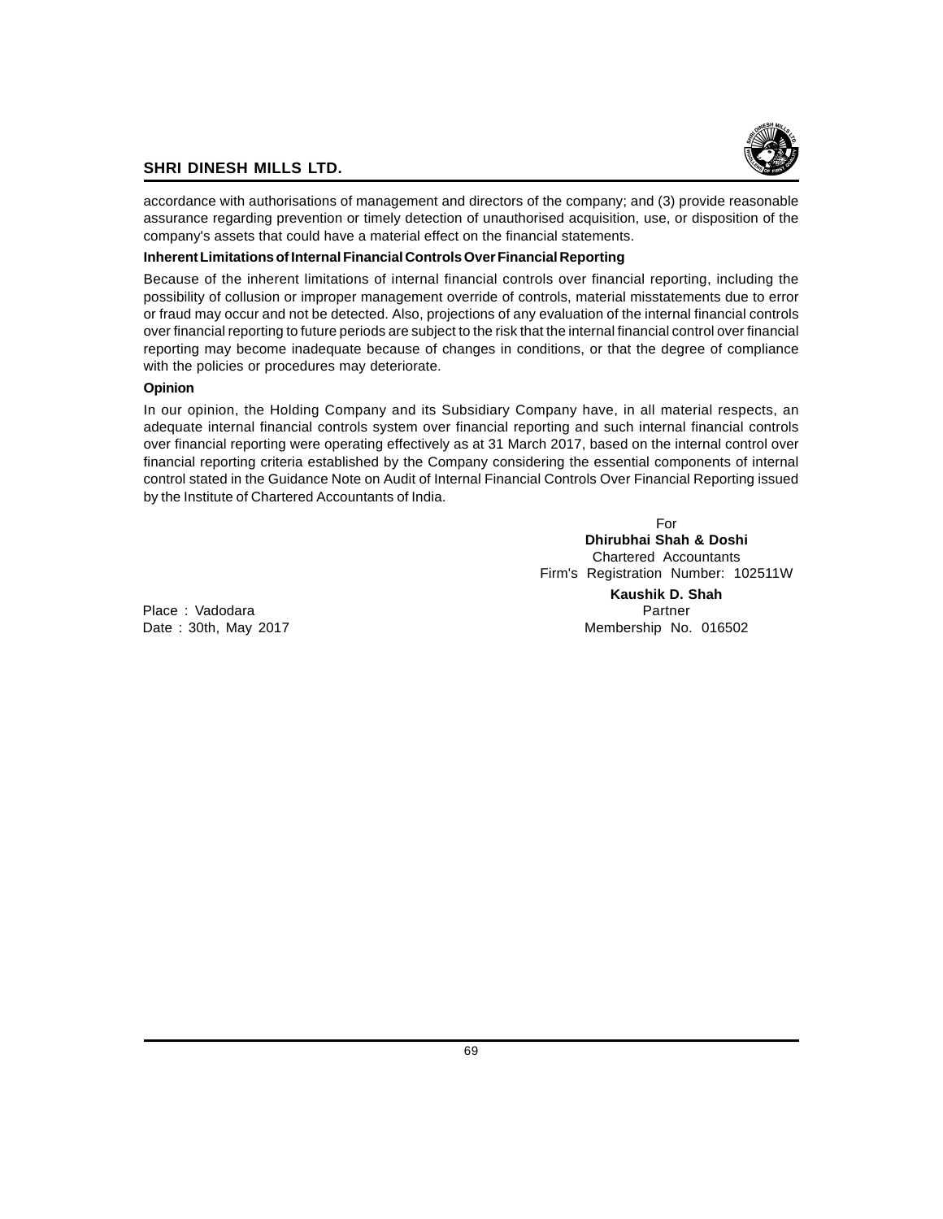accordance with authorisations of management and directors of the company; and (3) provide reasonable assurance regarding prevention or timely detection of unauthorised acquisition, use, or disposition of the company's assets that could have a material effect on the financial statements.

**Inherent Limitations of Internal Financial Controls Over Financial Reporting**

Because of the inherent limitations of internal financial controls over financial reporting, including the possibility of collusion or improper management override of controls, material misstatements due to error or fraud may occur and not be detected. Also, projections of any evaluation of the internal financial controls over financial reporting to future periods are subject to the risk that the internal financial control over financial reporting may become inadequate because of changes in conditions, or that the degree of compliance with the policies or procedures may deteriorate.

**Opinion**

In our opinion, the Holding Company and its Subsidiary Company have, in all material respects, an adequate internal financial controls system over financial reporting and such internal financial controls over financial reporting were operating effectively as at 31 March 2017, based on the internal control over financial reporting criteria established by the Company considering the essential components of internal control stated in the Guidance Note on Audit of Internal Financial Controls Over Financial Reporting issued by the Institute of Chartered Accountants of India.

For
**Dhirubhai Shah & Doshi**
Chartered Accountants
Firm's Registration Number: 102511W

**Kaushik D. Shah**
Partner
Membership No. 016502

Place : Vadodara
Date : 30th, May 2017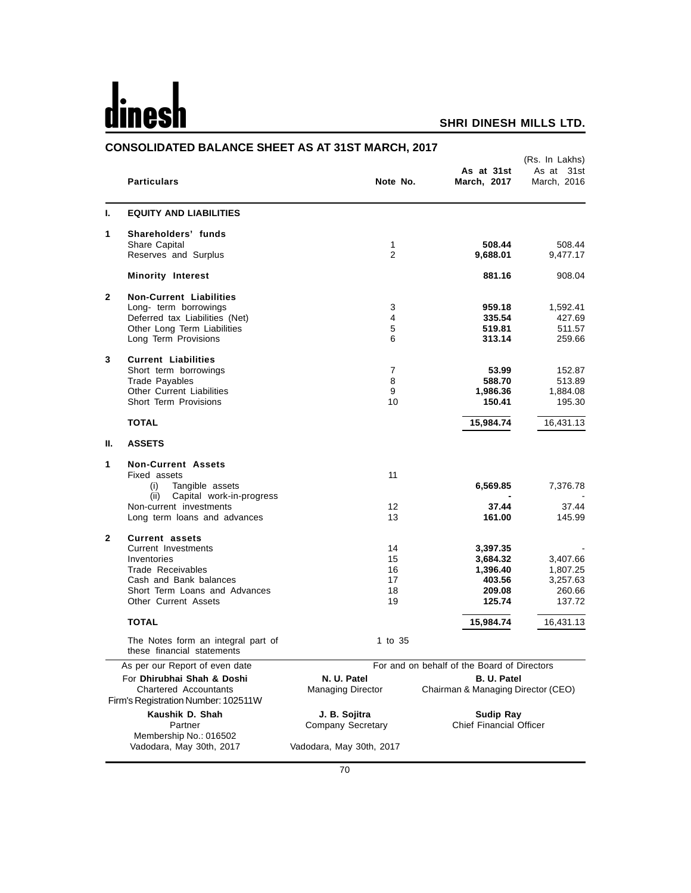dinesh

**SHRI DINESH MILLS LTD.**

## CONSOLIDATED BALANCE SHEET AS AT 31ST MARCH, 2017

(Rs. In Lakhs)

| | Particulars | Note No. | As at 31st March, 2017 | As at 31st March, 2016 |
|---|---|---|---|---|
| **I.** | **EQUITY AND LIABILITIES** | | | |
| **1** | **Shareholders' funds** | | | |
| | Share Capital | 1 | **508.44** | 508.44 |
| | Reserves and Surplus | 2 | **9,688.01** | 9,477.17 |
| | **Minority Interest** | | **881.16** | 908.04 |
| **2** | **Non-Current Liabilities** | | | |
| | Long- term borrowings | 3 | **959.18** | 1,592.41 |
| | Deferred tax Liabilities (Net) | 4 | **335.54** | 427.69 |
| | Other Long Term Liabilities | 5 | **519.81** | 511.57 |
| | Long Term Provisions | 6 | **313.14** | 259.66 |
| **3** | **Current Liabilities** | | | |
| | Short term borrowings | 7 | **53.99** | 152.87 |
| | Trade Payables | 8 | **588.70** | 513.89 |
| | Other Current Liabilities | 9 | **1,986.36** | 1,884.08 |
| | Short Term Provisions | 10 | **150.41** | 195.30 |
| | **TOTAL** | | **15,984.74** | 16,431.13 |
| **II.** | **ASSETS** | | | |
| **1** | **Non-Current Assets** | | | |
| | Fixed assets | 11 | | |
| | (i) Tangible assets | | **6,569.85** | 7,376.78 |
| | (ii) Capital work-in-progress | | **-** | - |
| | Non-current investments | 12 | **37.44** | 37.44 |
| | Long term loans and advances | 13 | **161.00** | 145.99 |
| **2** | **Current assets** | | | |
| | Current Investments | 14 | **3,397.35** | - |
| | Inventories | 15 | **3,684.32** | 3,407.66 |
| | Trade Receivables | 16 | **1,396.40** | 1,807.25 |
| | Cash and Bank balances | 17 | **403.56** | 3,257.63 |
| | Short Term Loans and Advances | 18 | **209.08** | 260.66 |
| | Other Current Assets | 19 | **125.74** | 137.72 |
| | **TOTAL** | | **15,984.74** | 16,431.13 |
| | The Notes form an integral part of these financial statements | 1 to 35 | | |

As per our Report of even date

For **Dhirubhai Shah & Doshi**
Chartered Accountants
Firm's Registration Number: 102511W

**Kaushik D. Shah**
Partner
Membership No.: 016502
Vadodara, May 30th, 2017

For and on behalf of the Board of Directors

**N. U. Patel**
Managing Director

**B. U. Patel**
Chairman & Managing Director (CEO)

**J. B. Sojitra**
Company Secretary

**Sudip Ray**
Chief Financial Officer

Vadodara, May 30th, 2017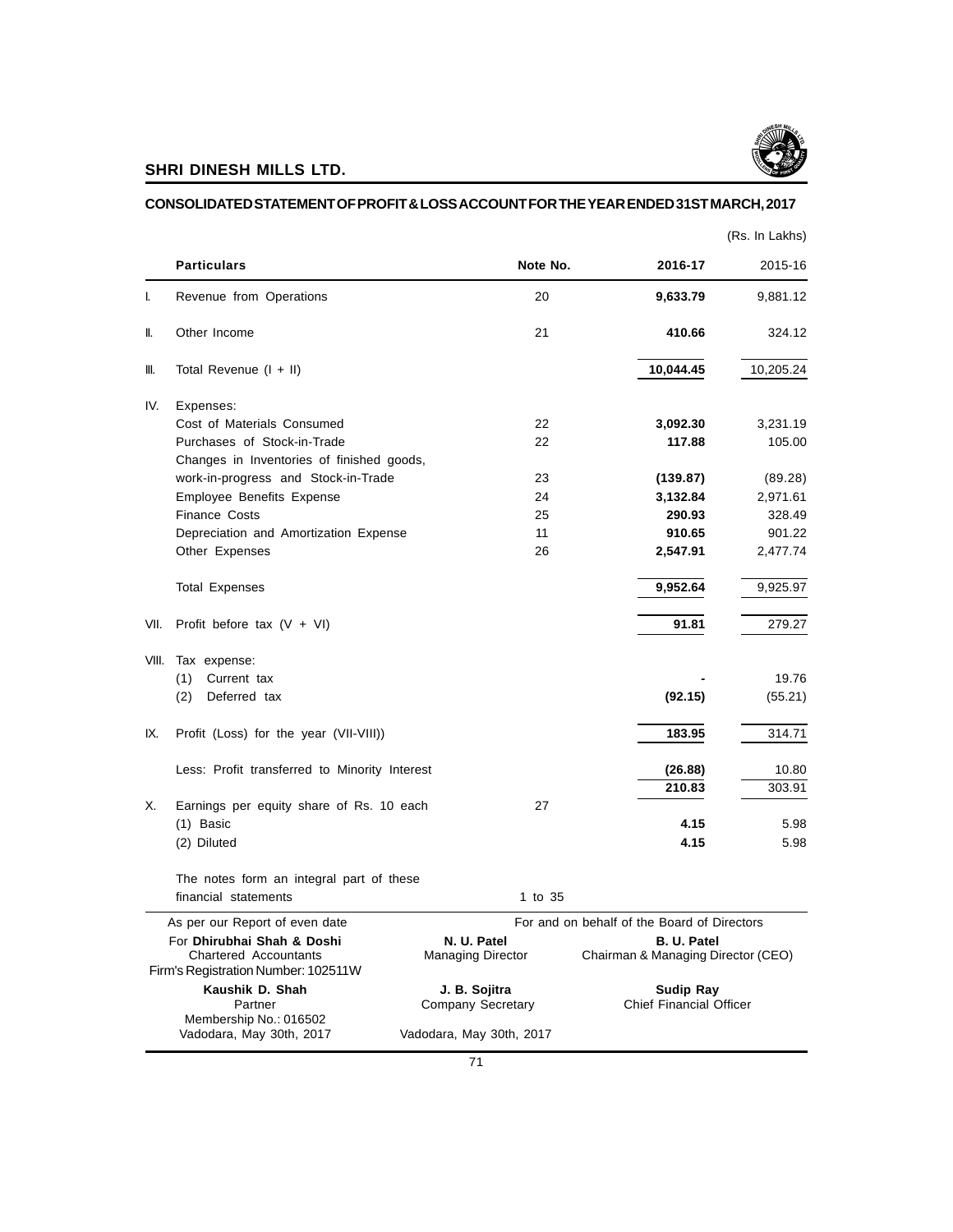## SHRI DINESH MILLS LTD.

### CONSOLIDATED STATEMENT OF PROFIT & LOSS ACCOUNT FOR THE YEAR ENDED 31ST MARCH, 2017

(Rs. In Lakhs)

| | Particulars | Note No. | 2016-17 | 2015-16 |
|---|---|---|---|---|
| I. | Revenue from Operations | 20 | **9,633.79** | 9,881.12 |
| II. | Other Income | 21 | **410.66** | 324.12 |
| III. | Total Revenue (I + II) | | **10,044.45** | 10,205.24 |
| IV. | Expenses: | | | |
| | Cost of Materials Consumed | 22 | **3,092.30** | 3,231.19 |
| | Purchases of Stock-in-Trade | 22 | **117.88** | 105.00 |
| | Changes in Inventories of finished goods, work-in-progress and Stock-in-Trade | 23 | **(139.87)** | (89.28) |
| | Employee Benefits Expense | 24 | **3,132.84** | 2,971.61 |
| | Finance Costs | 25 | **290.93** | 328.49 |
| | Depreciation and Amortization Expense | 11 | **910.65** | 901.22 |
| | Other Expenses | 26 | **2,547.91** | 2,477.74 |
| | Total Expenses | | **9,952.64** | 9,925.97 |
| VII. | Profit before tax (V + VI) | | **91.81** | 279.27 |
| VIII. | Tax expense: | | | |
| | (1) Current tax | | **-** | 19.76 |
| | (2) Deferred tax | | **(92.15)** | (55.21) |
| IX. | Profit (Loss) for the year (VII-VIII)) | | **183.95** | 314.71 |
| | Less: Profit transferred to Minority Interest | | **(26.88)** | 10.80 |
| | | | **210.83** | 303.91 |
| X. | Earnings per equity share of Rs. 10 each | 27 | | |
| | (1) Basic | | **4.15** | 5.98 |
| | (2) Diluted | | **4.15** | 5.98 |
| | The notes form an integral part of these financial statements | 1 to 35 | | |

As per our Report of even date

For **Dhirubhai Shah & Doshi**
Chartered Accountants
Firm's Registration Number: 102511W

**Kaushik D. Shah**
Partner
Membership No.: 016502
Vadodara, May 30th, 2017

For and on behalf of the Board of Directors

**N. U. Patel**
Managing Director

**B. U. Patel**
Chairman & Managing Director (CEO)

**J. B. Sojitra**
Company Secretary

**Sudip Ray**
Chief Financial Officer

Vadodara, May 30th, 2017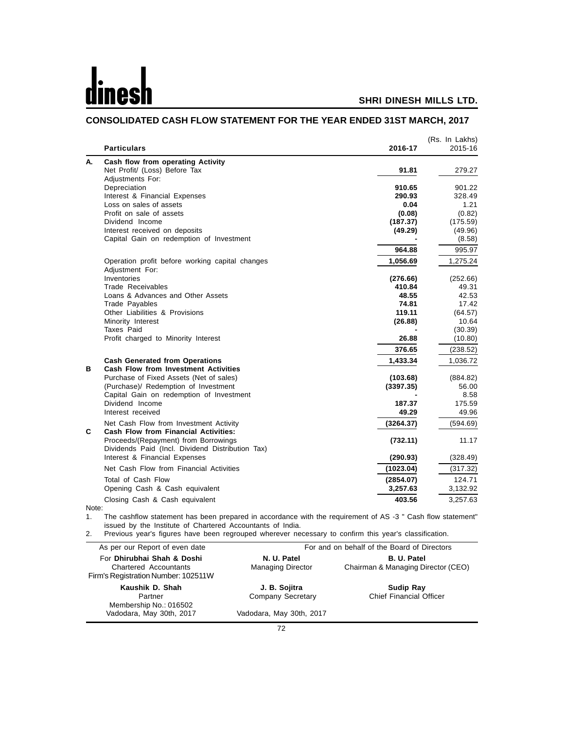**SHRI DINESH MILLS LTD.**

## CONSOLIDATED CASH FLOW STATEMENT FOR THE YEAR ENDED 31ST MARCH, 2017

(Rs. In Lakhs)

| | Particulars | 2016-17 | 2015-16 |
|---|---|---|---|
| **A.** | **Cash flow from operating Activity** | | |
| | Net Profit/ (Loss) Before Tax | **91.81** | 279.27 |
| | Adjustments For: | | |
| | Depreciation | **910.65** | 901.22 |
| | Interest & Financial Expenses | **290.93** | 328.49 |
| | Loss on sales of assets | **0.04** | 1.21 |
| | Profit on sale of assets | **(0.08)** | (0.82) |
| | Dividend Income | **(187.37)** | (175.59) |
| | Interest received on deposits | **(49.29)** | (49.96) |
| | Capital Gain on redemption of Investment | **-** | (8.58) |
| | | **964.88** | 995.97 |
| | Operation profit before working capital changes | **1,056.69** | 1,275.24 |
| | Adjustment For: | | |
| | Inventories | **(276.66)** | (252.66) |
| | Trade Receivables | **410.84** | 49.31 |
| | Loans & Advances and Other Assets | **48.55** | 42.53 |
| | Trade Payables | **74.81** | 17.42 |
| | Other Liabilities & Provisions | **119.11** | (64.57) |
| | Minority Interest | **(26.88)** | 10.64 |
| | Taxes Paid | **-** | (30.39) |
| | Profit charged to Minority Interest | **26.88** | (10.80) |
| | | **376.65** | (238.52) |
| | **Cash Generated from Operations** | **1,433.34** | 1,036.72 |
| **B** | **Cash Flow from Investment Activities** | | |
| | Purchase of Fixed Assets (Net of sales) | **(103.68)** | (884.82) |
| | (Purchase)/ Redemption of Investment | **(3397.35)** | 56.00 |
| | Capital Gain on redemption of Investment | **-** | 8.58 |
| | Dividend Income | **187.37** | 175.59 |
| | Interest received | **49.29** | 49.96 |
| | Net Cash Flow from Investment Activity | **(3264.37)** | (594.69) |
| **C** | **Cash Flow from Financial Activities:** | | |
| | Proceeds/(Repayment) from Borrowings | **(732.11)** | 11.17 |
| | Dividends Paid (Incl. Dividend Distribution Tax) | | |
| | Interest & Financial Expenses | **(290.93)** | (328.49) |
| | Net Cash Flow from Financial Activities | **(1023.04)** | (317.32) |
| | Total of Cash Flow | **(2854.07)** | 124.71 |
| | Opening Cash & Cash equivalent | **3,257.63** | 3,132.92 |
| | Closing Cash & Cash equivalent | **403.56** | 3,257.63 |

Note:

1. The cashflow statement has been prepared in accordance with the requirement of AS -3 " Cash flow statement" issued by the Institute of Chartered Accountants of India.
2. Previous year's figures have been regrouped wherever necessary to confirm this year's classification.

| As per our Report of even date | For and on behalf of the Board of Directors | |
|---|---|---|
| For **Dhirubhai Shah & Doshi**<br>Chartered Accountants<br>Firm's Registration Number: 102511W | **N. U. Patel**<br>Managing Director | **B. U. Patel**<br>Chairman & Managing Director (CEO) |
| **Kaushik D. Shah**<br>Partner<br>Membership No.: 016502<br>Vadodara, May 30th, 2017 | **J. B. Sojitra**<br>Company Secretary<br><br>Vadodara, May 30th, 2017 | **Sudip Ray**<br>Chief Financial Officer |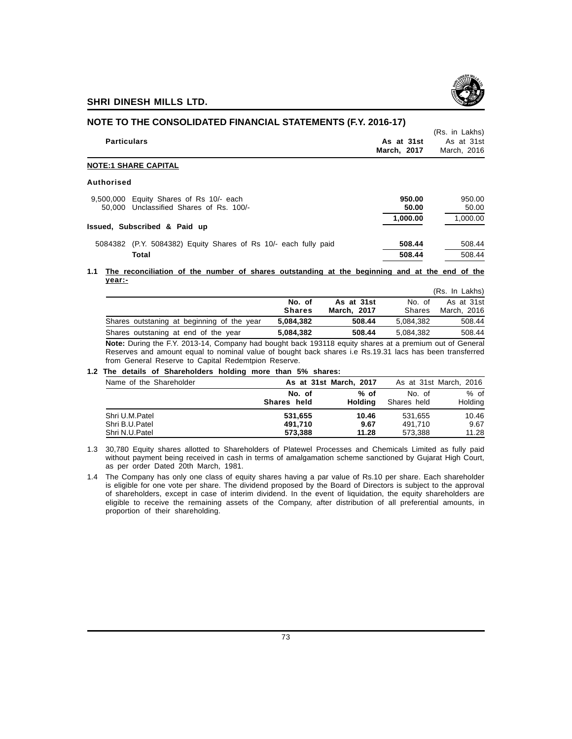## NOTE TO THE CONSOLIDATED FINANCIAL STATEMENTS (F.Y. 2016-17)

(Rs. in Lakhs)

| Particulars | As at 31st March, 2017 | As at 31st March, 2016 |
|---|---|---|
| **NOTE:1 SHARE CAPITAL** | | |
| **Authorised** | | |
| 9,500,000 Equity Shares of Rs 10/- each | **950.00** | 950.00 |
| 50,000 Unclassified Shares of Rs. 100/- | **50.00** | 50.00 |
| | **1,000.00** | 1,000.00 |
| **Issued, Subscribed & Paid up** | | |
| 5084382 (P.Y. 5084382) Equity Shares of Rs 10/- each fully paid | **508.44** | 508.44 |
| **Total** | **508.44** | 508.44 |

**1.1 The reconciliation of the number of shares outstanding at the beginning and at the end of the year:-**

(Rs. In Lakhs)

| | No. of Shares | As at 31st March, 2017 | No. of Shares | As at 31st March, 2016 |
|---|---|---|---|---|
| Shares outstaning at beginning of the year | **5,084,382** | **508.44** | 5,084,382 | 508.44 |
| Shares outstaning at end of the year | **5,084,382** | **508.44** | 5,084,382 | 508.44 |

**Note:** During the F.Y. 2013-14, Company had bought back 193118 equity shares at a premium out of General Reserves and amount equal to nominal value of bought back shares i.e Rs.19.31 lacs has been transferred from General Reserve to Capital Redemtpion Reserve.

**1.2 The details of Shareholders holding more than 5% shares:**

| Name of the Shareholder | As at 31st March, 2017 | | As at 31st March, 2016 | |
|---|---|---|---|---|
| | No. of Shares held | % of Holding | No. of Shares held | % of Holding |
| Shri U.M.Patel | **531,655** | **10.46** | 531,655 | 10.46 |
| Shri B.U.Patel | **491,710** | **9.67** | 491,710 | 9.67 |
| Shri N.U.Patel | **573,388** | **11.28** | 573,388 | 11.28 |

1.3 30,780 Equity shares allotted to Shareholders of Platewel Processes and Chemicals Limited as fully paid without payment being received in cash in terms of amalgamation scheme sanctioned by Gujarat High Court, as per order Dated 20th March, 1981.

1.4 The Company has only one class of equity shares having a par value of Rs.10 per share. Each shareholder is eligible for one vote per share. The dividend proposed by the Board of Directors is subject to the approval of shareholders, except in case of interim dividend. In the event of liquidation, the equity shareholders are eligible to receive the remaining assets of the Company, after distribution of all preferential amounts, in proportion of their shareholding.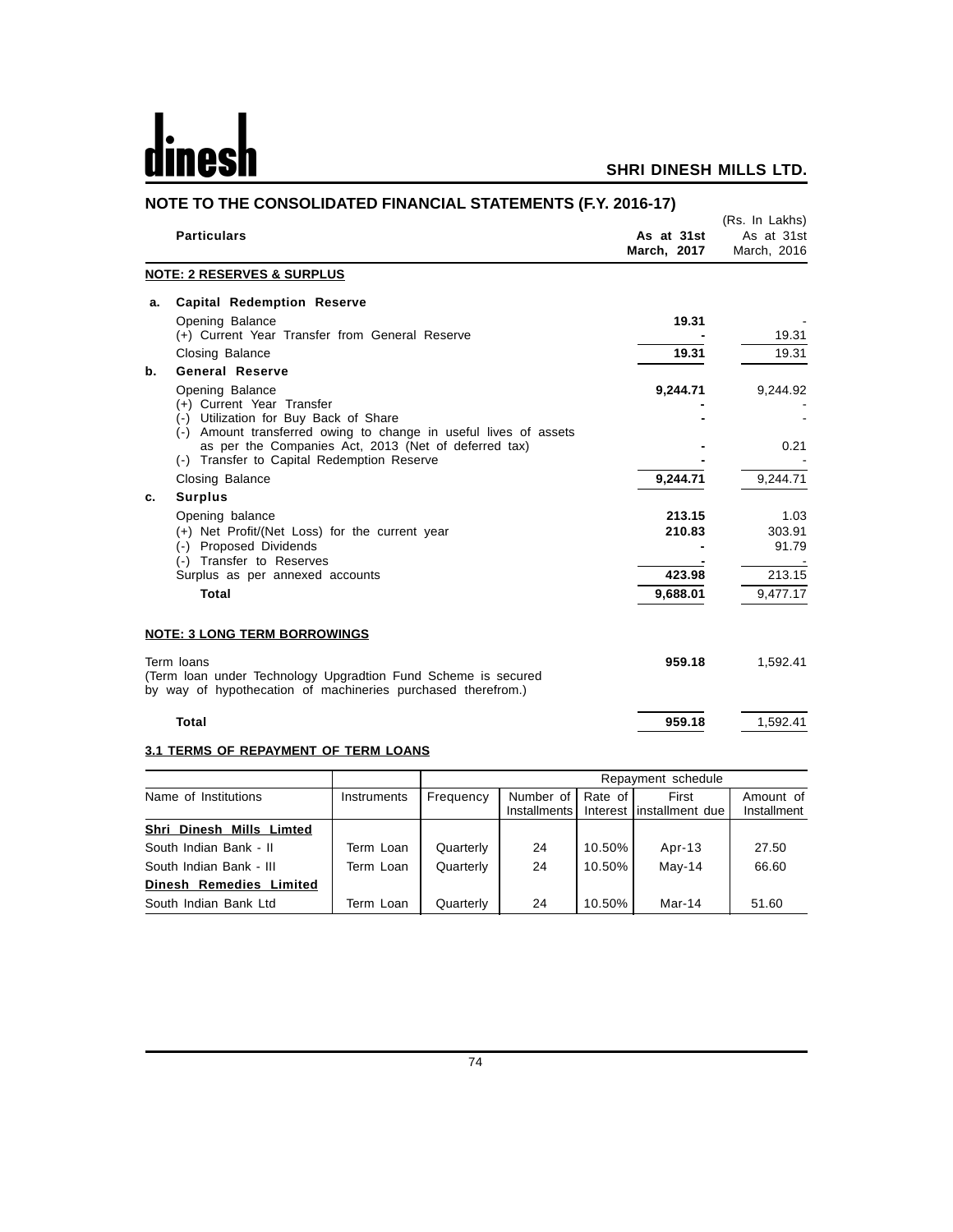## NOTE TO THE CONSOLIDATED FINANCIAL STATEMENTS (F.Y. 2016-17)

(Rs. In Lakhs)

| | Particulars | As at 31st March, 2017 | As at 31st March, 2016 |
|---|---|---|---|
| | **NOTE: 2 RESERVES & SURPLUS** | | |
| **a.** | **Capital Redemption Reserve** | | |
| | Opening Balance | **19.31** | - |
| | (+) Current Year Transfer from General Reserve | **-** | 19.31 |
| | Closing Balance | **19.31** | 19.31 |
| **b.** | **General Reserve** | | |
| | Opening Balance | **9,244.71** | 9,244.92 |
| | (+) Current Year Transfer | **-** | - |
| | (-) Utilization for Buy Back of Share | **-** | - |
| | (-) Amount transferred owing to change in useful lives of assets as per the Companies Act, 2013 (Net of deferred tax) | **-** | 0.21 |
| | (-) Transfer to Capital Redemption Reserve | **-** | - |
| | Closing Balance | **9,244.71** | 9,244.71 |
| **c.** | **Surplus** | | |
| | Opening balance | **213.15** | 1.03 |
| | (+) Net Profit/(Net Loss) for the current year | **210.83** | 303.91 |
| | (-) Proposed Dividends | **-** | 91.79 |
| | (-) Transfer to Reserves | **-** | - |
| | Surplus as per annexed accounts | **423.98** | 213.15 |
| | **Total** | **9,688.01** | 9,477.17 |

**NOTE: 3 LONG TERM BORROWINGS**

| Particulars | As at 31st March, 2017 | As at 31st March, 2016 |
|---|---|---|
| Term loans (Term loan under Technology Upgradtion Fund Scheme is secured by way of hypothecation of machineries purchased therefrom.) | **959.18** | 1,592.41 |
| **Total** | **959.18** | 1,592.41 |

**3.1 TERMS OF REPAYMENT OF TERM LOANS**

| | | Repayment schedule | | | | |
|---|---|---|---|---|---|---|
| Name of Institutions | Instruments | Frequency | Number of Installments | Rate of Interest | First installment due | Amount of Installment |
| **Shri Dinesh Mills Limted** | | | | | | |
| South Indian Bank - II | Term Loan | Quarterly | 24 | 10.50% | Apr-13 | 27.50 |
| South Indian Bank - III | Term Loan | Quarterly | 24 | 10.50% | May-14 | 66.60 |
| **Dinesh Remedies Limited** | | | | | | |
| South Indian Bank Ltd | Term Loan | Quarterly | 24 | 10.50% | Mar-14 | 51.60 |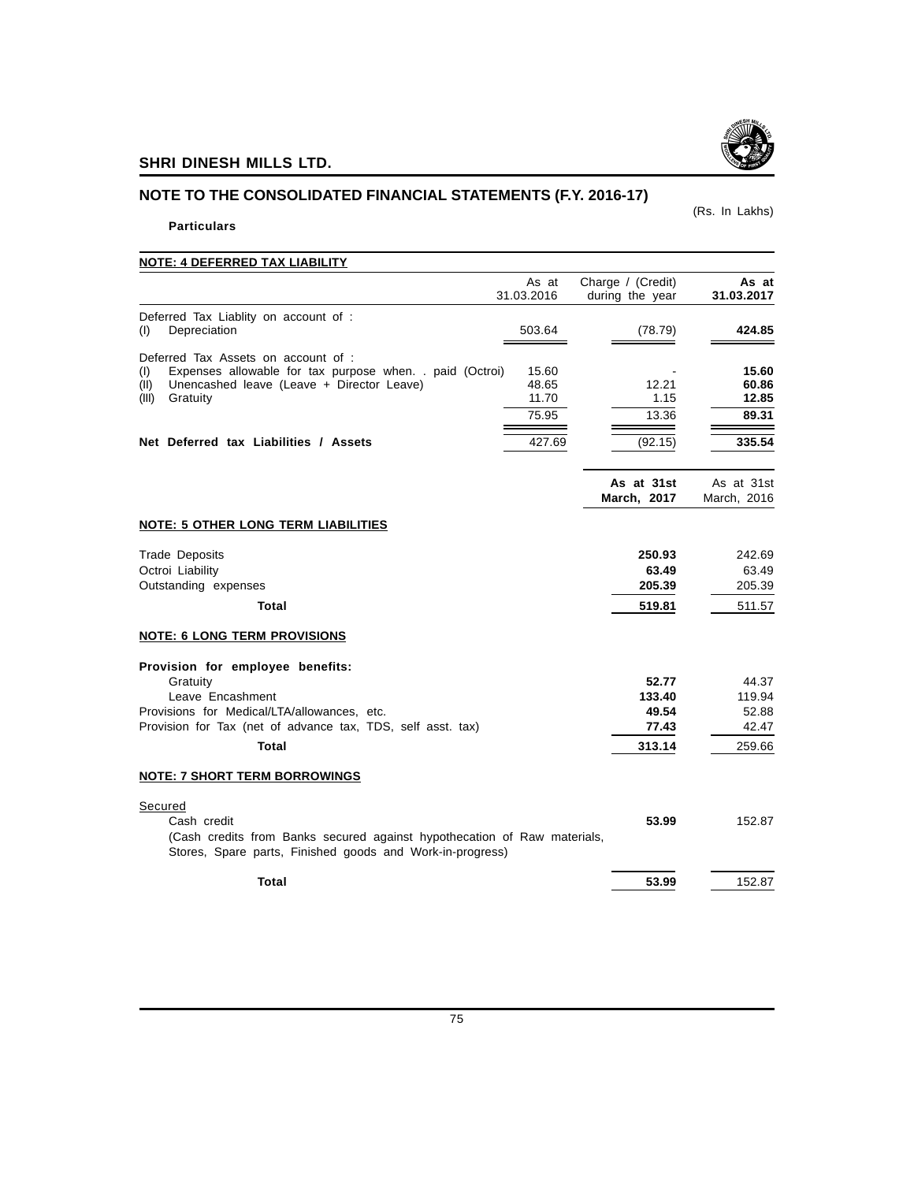## NOTE TO THE CONSOLIDATED FINANCIAL STATEMENTS (F.Y. 2016-17)

(Rs. In Lakhs)

**Particulars**

**NOTE: 4 DEFERRED TAX LIABILITY**

| | As at 31.03.2016 | Charge / (Credit) during the year | As at 31.03.2017 |
|---|---|---|---|
| Deferred Tax Liablity on account of : | | | |
| (I) Depreciation | 503.64 | (78.79) | **424.85** |
| Deferred Tax Assets on account of : | | | |
| (I) Expenses allowable for tax purpose when. . paid (Octroi) | 15.60 | - | **15.60** |
| (II) Unencashed leave (Leave + Director Leave) | 48.65 | 12.21 | **60.86** |
| (III) Gratuity | 11.70 | 1.15 | **12.85** |
| | 75.95 | 13.36 | **89.31** |
| **Net Deferred tax Liabilities / Assets** | 427.69 | (92.15) | **335.54** |

| | **As at 31st March, 2017** | As at 31st March, 2016 |
|---|---|---|
| **NOTE: 5 OTHER LONG TERM LIABILITIES** | | |
| Trade Deposits | **250.93** | 242.69 |
| Octroi Liability | **63.49** | 63.49 |
| Outstanding expenses | **205.39** | 205.39 |
| **Total** | **519.81** | 511.57 |
| **NOTE: 6 LONG TERM PROVISIONS** | | |
| **Provision for employee benefits:** | | |
| Gratuity | **52.77** | 44.37 |
| Leave Encashment | **133.40** | 119.94 |
| Provisions for Medical/LTA/allowances, etc. | **49.54** | 52.88 |
| Provision for Tax (net of advance tax, TDS, self asst. tax) | **77.43** | 42.47 |
| **Total** | **313.14** | 259.66 |
| **NOTE: 7 SHORT TERM BORROWINGS** | | |
| Secured | | |
| Cash credit | **53.99** | 152.87 |
| (Cash credits from Banks secured against hypothecation of Raw materials, Stores, Spare parts, Finished goods and Work-in-progress) | | |
| **Total** | **53.99** | 152.87 |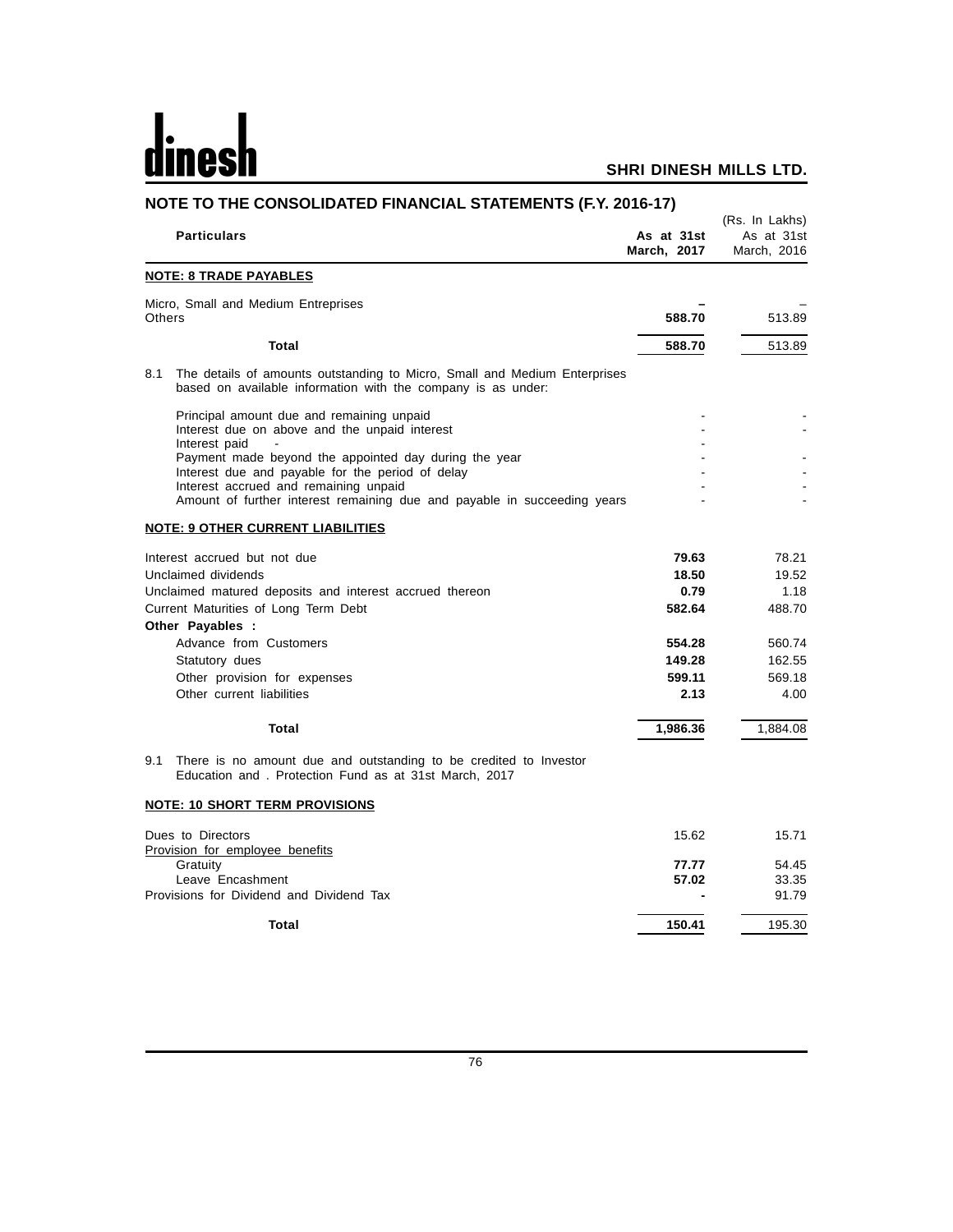## NOTE TO THE CONSOLIDATED FINANCIAL STATEMENTS (F.Y. 2016-17)

(Rs. In Lakhs)

| Particulars | As at 31st March, 2017 | As at 31st March, 2016 |
|---|---|---|
| **NOTE: 8 TRADE PAYABLES** | | |
| Micro, Small and Medium Entreprises | – | – |
| Others | **588.70** | 513.89 |
| **Total** | **588.70** | 513.89 |
| 8.1 The details of amounts outstanding to Micro, Small and Medium Enterprises based on available information with the company is as under: | | |
| Principal amount due and remaining unpaid | - | - |
| Interest due on above and the unpaid interest | - | - |
| Interest paid - | - | |
| Payment made beyond the appointed day during the year | - | - |
| Interest due and payable for the period of delay | - | - |
| Interest accrued and remaining unpaid | - | - |
| Amount of further interest remaining due and payable in succeeding years | - | - |
| **NOTE: 9 OTHER CURRENT LIABILITIES** | | |
| Interest accrued but not due | **79.63** | 78.21 |
| Unclaimed dividends | **18.50** | 19.52 |
| Unclaimed matured deposits and interest accrued thereon | **0.79** | 1.18 |
| Current Maturities of Long Term Debt | **582.64** | 488.70 |
| **Other Payables :** | | |
| Advance from Customers | **554.28** | 560.74 |
| Statutory dues | **149.28** | 162.55 |
| Other provision for expenses | **599.11** | 569.18 |
| Other current liabilities | **2.13** | 4.00 |
| **Total** | **1,986.36** | 1,884.08 |
| 9.1 There is no amount due and outstanding to be credited to Investor Education and . Protection Fund as at 31st March, 2017 | | |
| **NOTE: 10 SHORT TERM PROVISIONS** | | |
| Dues to Directors | 15.62 | 15.71 |
| Provision for employee benefits | | |
| Gratuity | **77.77** | 54.45 |
| Leave Encashment | **57.02** | 33.35 |
| Provisions for Dividend and Dividend Tax | **-** | 91.79 |
| **Total** | **150.41** | 195.30 |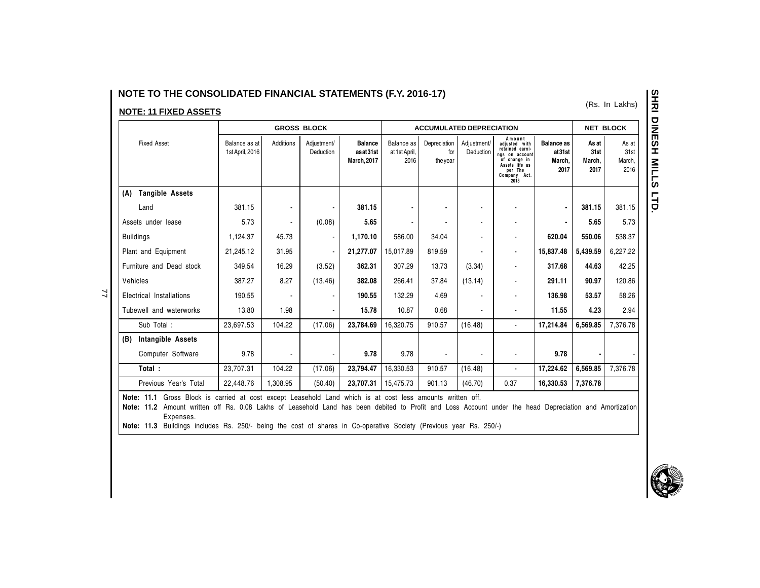## NOTE TO THE CONSOLIDATED FINANCIAL STATEMENTS (F.Y. 2016-17)

(Rs. In Lakhs)

### NOTE: 11 FIXED ASSETS

| Fixed Asset | GROSS BLOCK | | | | ACCUMULATED DEPRECIATION | | | | | NET BLOCK | |
|---|---|---|---|---|---|---|---|---|---|---|---|
| | Balance as at 1st April, 2016 | Additions | Adjustment/ Deduction | **Balance as at 31st March, 2017** | Balance as at 1st April, 2016 | Depreciation for the year | Adjustment/ Deduction | Amount adjusted with retained earnings on account of change in Assets life as per The Company Act. 2013 | **Balance as at 31st March, 2017** | **As at 31st March, 2017** | As at 31st March, 2016 |
| **(A) Tangible Assets** | | | | | | | | | | | |
| Land | 381.15 | - | - | **381.15** | - | - | - | - | **-** | **381.15** | 381.15 |
| Assets under lease | 5.73 | - | (0.08) | **5.65** | - | - | - | - | **-** | **5.65** | 5.73 |
| Buildings | 1,124.37 | 45.73 | - | **1,170.10** | 586.00 | 34.04 | - | - | **620.04** | **550.06** | 538.37 |
| Plant and Equipment | 21,245.12 | 31.95 | - | **21,277.07** | 15,017.89 | 819.59 | - | - | **15,837.48** | **5,439.59** | 6,227.22 |
| Furniture and Dead stock | 349.54 | 16.29 | (3.52) | **362.31** | 307.29 | 13.73 | (3.34) | - | **317.68** | **44.63** | 42.25 |
| Vehicles | 387.27 | 8.27 | (13.46) | **382.08** | 266.41 | 37.84 | (13.14) | - | **291.11** | **90.97** | 120.86 |
| Electrical Installations | 190.55 | - | - | **190.55** | 132.29 | 4.69 | - | - | **136.98** | **53.57** | 58.26 |
| Tubewell and waterworks | 13.80 | 1.98 | - | **15.78** | 10.87 | 0.68 | - | - | **11.55** | **4.23** | 2.94 |
| Sub Total : | 23,697.53 | 104.22 | (17.06) | **23,784.69** | 16,320.75 | 910.57 | (16.48) | - | **17,214.84** | **6,569.85** | 7,376.78 |
| **(B) Intangible Assets** | | | | | | | | | | | |
| Computer Software | 9.78 | - | - | **9.78** | 9.78 | - | - | - | **9.78** | **-** | - |
| **Total :** | 23,707.31 | 104.22 | (17.06) | **23,794.47** | 16,330.53 | 910.57 | (16.48) | - | **17,224.62** | **6,569.85** | 7,376.78 |
| Previous Year's Total | 22,448.76 | 1,308.95 | (50.40) | **23,707.31** | 15,475.73 | 901.13 | (46.70) | 0.37 | **16,330.53** | **7,376.78** | |

**Note: 11.1** Gross Block is carried at cost except Leasehold Land which is at cost less amounts written off.

**Note: 11.2** Amount written off Rs. 0.08 Lakhs of Leasehold Land has been debited to Profit and Loss Account under the head Depreciation and Amortization Expenses.

**Note: 11.3** Buildings includes Rs. 250/- being the cost of shares in Co-operative Society (Previous year Rs. 250/-)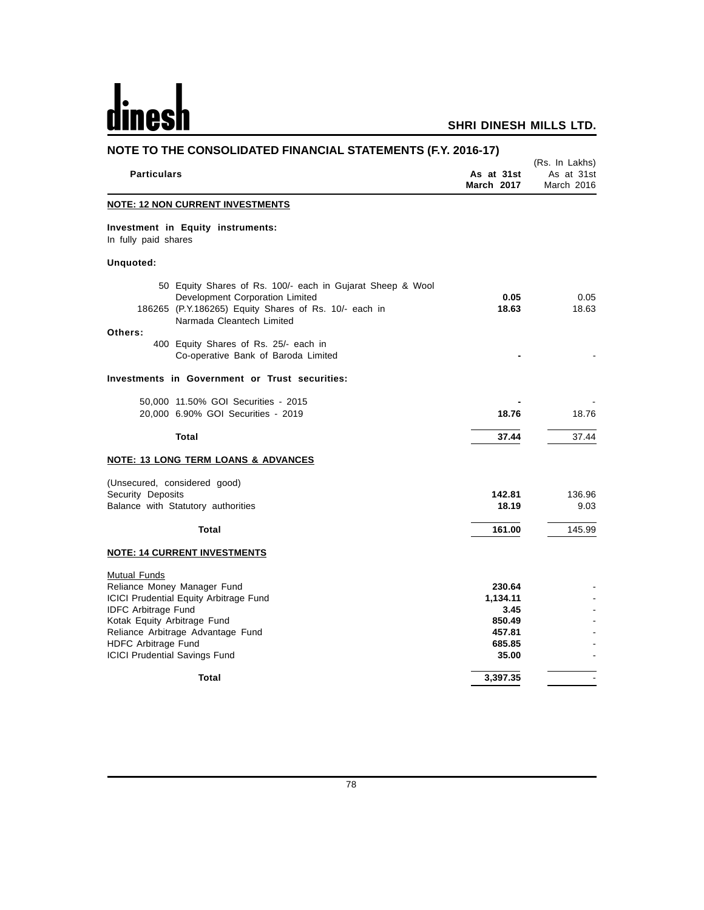## NOTE TO THE CONSOLIDATED FINANCIAL STATEMENTS (F.Y. 2016-17)

(Rs. In Lakhs)

| Particulars | As at 31st March 2017 | As at 31st March 2016 |
|---|---|---|
| **NOTE: 12 NON CURRENT INVESTMENTS** | | |
| **Investment in Equity instruments:** | | |
| In fully paid shares | | |
| **Unquoted:** | | |
| 50 Equity Shares of Rs. 100/- each in Gujarat Sheep & Wool Development Corporation Limited | **0.05** | 0.05 |
| 186265 (P.Y.186265) Equity Shares of Rs. 10/- each in Narmada Cleantech Limited | **18.63** | 18.63 |
| **Others:** | | |
| 400 Equity Shares of Rs. 25/- each in Co-operative Bank of Baroda Limited | **-** | - |
| **Investments in Government or Trust securities:** | | |
| 50,000 11.50% GOI Securities - 2015 | **-** | - |
| 20,000 6.90% GOI Securities - 2019 | **18.76** | 18.76 |
| **Total** | **37.44** | 37.44 |
| **NOTE: 13 LONG TERM LOANS & ADVANCES** | | |
| (Unsecured, considered good) | | |
| Security Deposits | **142.81** | 136.96 |
| Balance with Statutory authorities | **18.19** | 9.03 |
| **Total** | **161.00** | 145.99 |
| **NOTE: 14 CURRENT INVESTMENTS** | | |
| Mutual Funds | | |
| Reliance Money Manager Fund | **230.64** | - |
| ICICI Prudential Equity Arbitrage Fund | **1,134.11** | - |
| IDFC Arbitrage Fund | **3.45** | - |
| Kotak Equity Arbitrage Fund | **850.49** | - |
| Reliance Arbitrage Advantage Fund | **457.81** | - |
| HDFC Arbitrage Fund | **685.85** | - |
| ICICI Prudential Savings Fund | **35.00** | - |
| **Total** | **3,397.35** | - |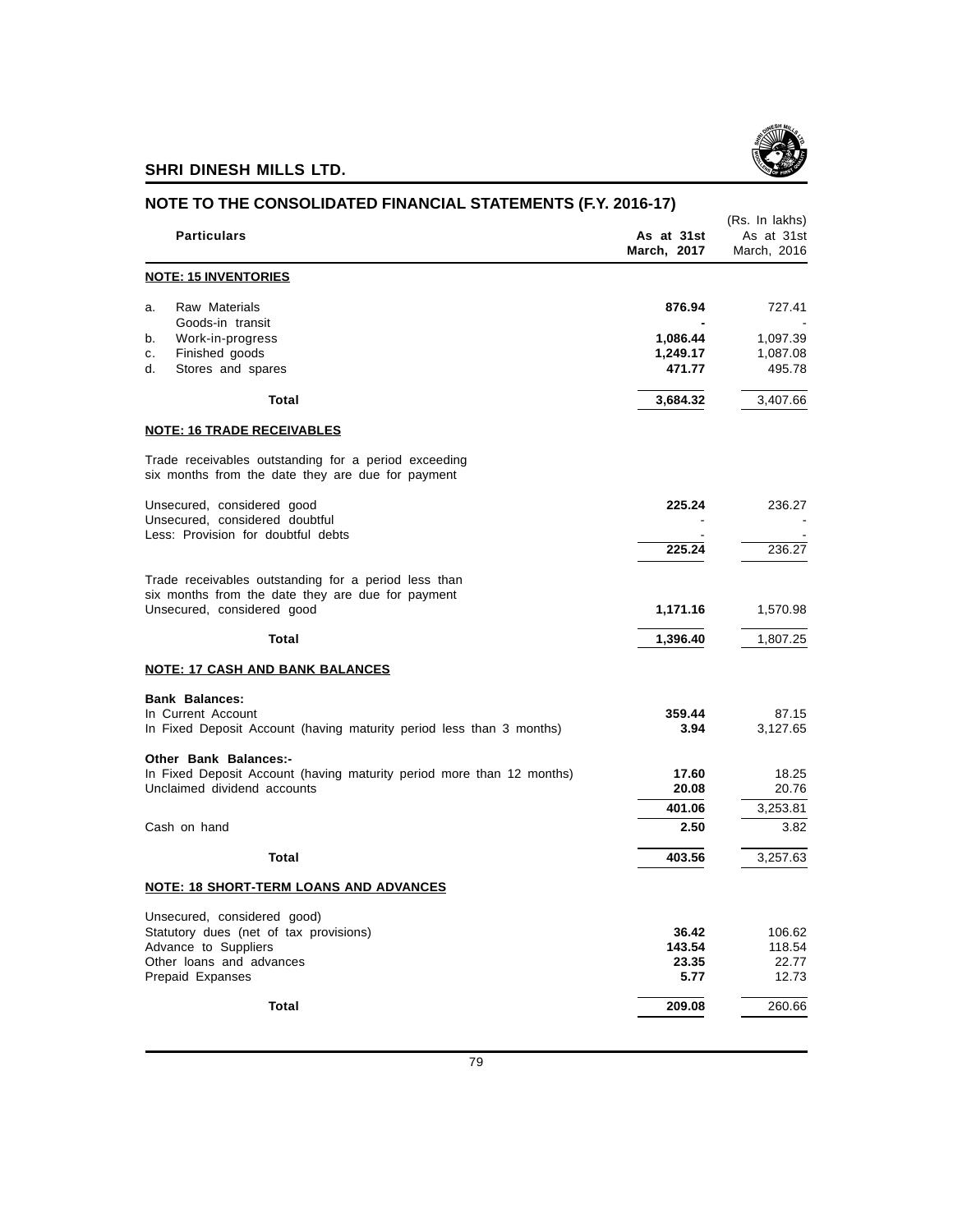## NOTE TO THE CONSOLIDATED FINANCIAL STATEMENTS (F.Y. 2016-17)

(Rs. In lakhs)

| Particulars | As at 31st March, 2017 | As at 31st March, 2016 |
|---|---|---|
| **NOTE: 15 INVENTORIES** | | |
| a. Raw Materials | **876.94** | 727.41 |
| Goods-in transit | **-** | - |
| b. Work-in-progress | **1,086.44** | 1,097.39 |
| c. Finished goods | **1,249.17** | 1,087.08 |
| d. Stores and spares | **471.77** | 495.78 |
| **Total** | **3,684.32** | 3,407.66 |
| **NOTE: 16 TRADE RECEIVABLES** | | |
| Trade receivables outstanding for a period exceeding six months from the date they are due for payment | | |
| Unsecured, considered good | **225.24** | 236.27 |
| Unsecured, considered doubtful | - | - |
| Less: Provision for doubtful debts | - | - |
| | **225.24** | 236.27 |
| Trade receivables outstanding for a period less than six months from the date they are due for payment | | |
| Unsecured, considered good | **1,171.16** | 1,570.98 |
| **Total** | **1,396.40** | 1,807.25 |
| **NOTE: 17 CASH AND BANK BALANCES** | | |
| **Bank Balances:** | | |
| In Current Account | **359.44** | 87.15 |
| In Fixed Deposit Account (having maturity period less than 3 months) | **3.94** | 3,127.65 |
| **Other Bank Balances:-** | | |
| In Fixed Deposit Account (having maturity period more than 12 months) | **17.60** | 18.25 |
| Unclaimed dividend accounts | **20.08** | 20.76 |
| | **401.06** | 3,253.81 |
| Cash on hand | **2.50** | 3.82 |
| **Total** | **403.56** | 3,257.63 |
| **NOTE: 18 SHORT-TERM LOANS AND ADVANCES** | | |
| Unsecured, considered good) | | |
| Statutory dues (net of tax provisions) | **36.42** | 106.62 |
| Advance to Suppliers | **143.54** | 118.54 |
| Other loans and advances | **23.35** | 22.77 |
| Prepaid Expanses | **5.77** | 12.73 |
| **Total** | **209.08** | 260.66 |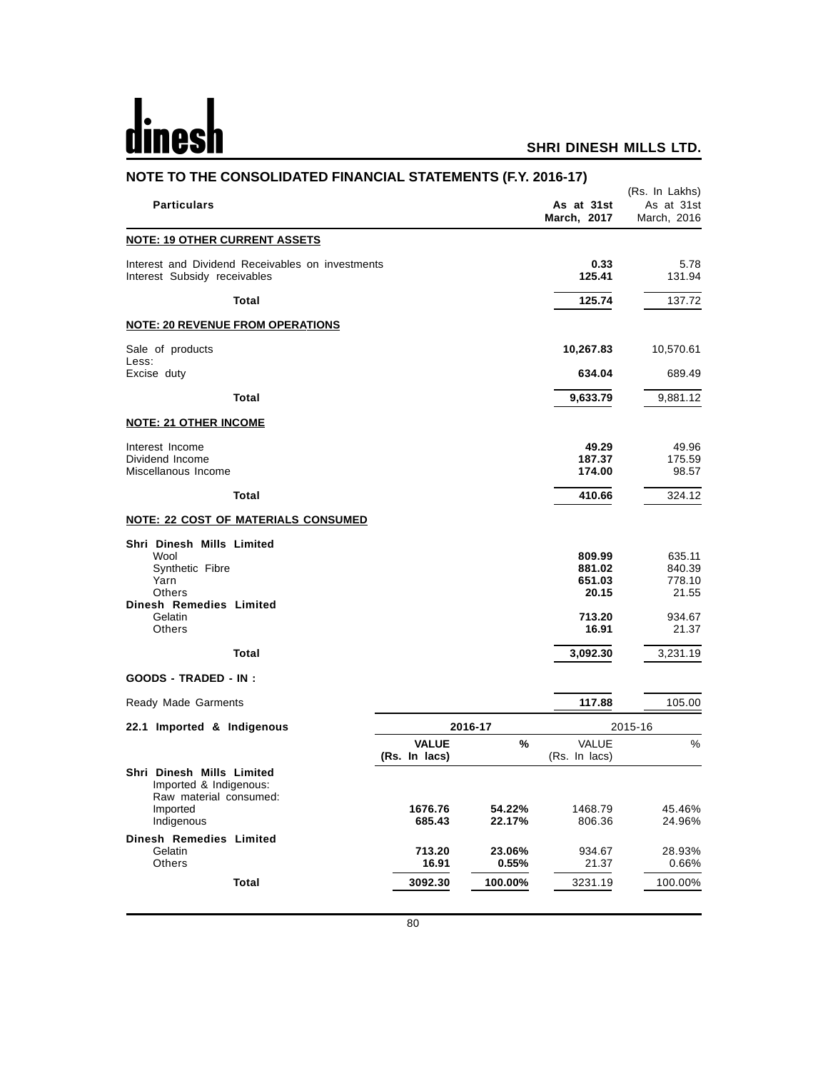## NOTE TO THE CONSOLIDATED FINANCIAL STATEMENTS (F.Y. 2016-17)

(Rs. In Lakhs)

| Particulars | As at 31st March, 2017 | As at 31st March, 2016 |
|---|---|---|
| **NOTE: 19 OTHER CURRENT ASSETS** | | |
| Interest and Dividend Receivables on investments | **0.33** | 5.78 |
| Interest Subsidy receivables | **125.41** | 131.94 |
| **Total** | **125.74** | 137.72 |
| **NOTE: 20 REVENUE FROM OPERATIONS** | | |
| Sale of products | **10,267.83** | 10,570.61 |
| Less: | | |
| Excise duty | **634.04** | 689.49 |
| **Total** | **9,633.79** | 9,881.12 |
| **NOTE: 21 OTHER INCOME** | | |
| Interest Income | **49.29** | 49.96 |
| Dividend Income | **187.37** | 175.59 |
| Miscellanous Income | **174.00** | 98.57 |
| **Total** | **410.66** | 324.12 |
| **NOTE: 22 COST OF MATERIALS CONSUMED** | | |
| **Shri Dinesh Mills Limited** | | |
| Wool | **809.99** | 635.11 |
| Synthetic Fibre | **881.02** | 840.39 |
| Yarn | **651.03** | 778.10 |
| Others | **20.15** | 21.55 |
| **Dinesh Remedies Limited** | | |
| Gelatin | **713.20** | 934.67 |
| Others | **16.91** | 21.37 |
| **Total** | **3,092.30** | 3,231.19 |
| **GOODS - TRADED - IN :** | | |
| Ready Made Garments | **117.88** | 105.00 |

| 22.1 Imported & Indigenous | 2016-17 | | 2015-16 | |
|---|---|---|---|---|
| | **VALUE (Rs. In lacs)** | **%** | VALUE (Rs. In lacs) | % |
| **Shri Dinesh Mills Limited** | | | | |
| Imported & Indigenous: | | | | |
| Raw material consumed: | | | | |
| Imported | **1676.76** | **54.22%** | 1468.79 | 45.46% |
| Indigenous | **685.43** | **22.17%** | 806.36 | 24.96% |
| **Dinesh Remedies Limited** | | | | |
| Gelatin | **713.20** | **23.06%** | 934.67 | 28.93% |
| Others | **16.91** | **0.55%** | 21.37 | 0.66% |
| **Total** | **3092.30** | **100.00%** | 3231.19 | 100.00% |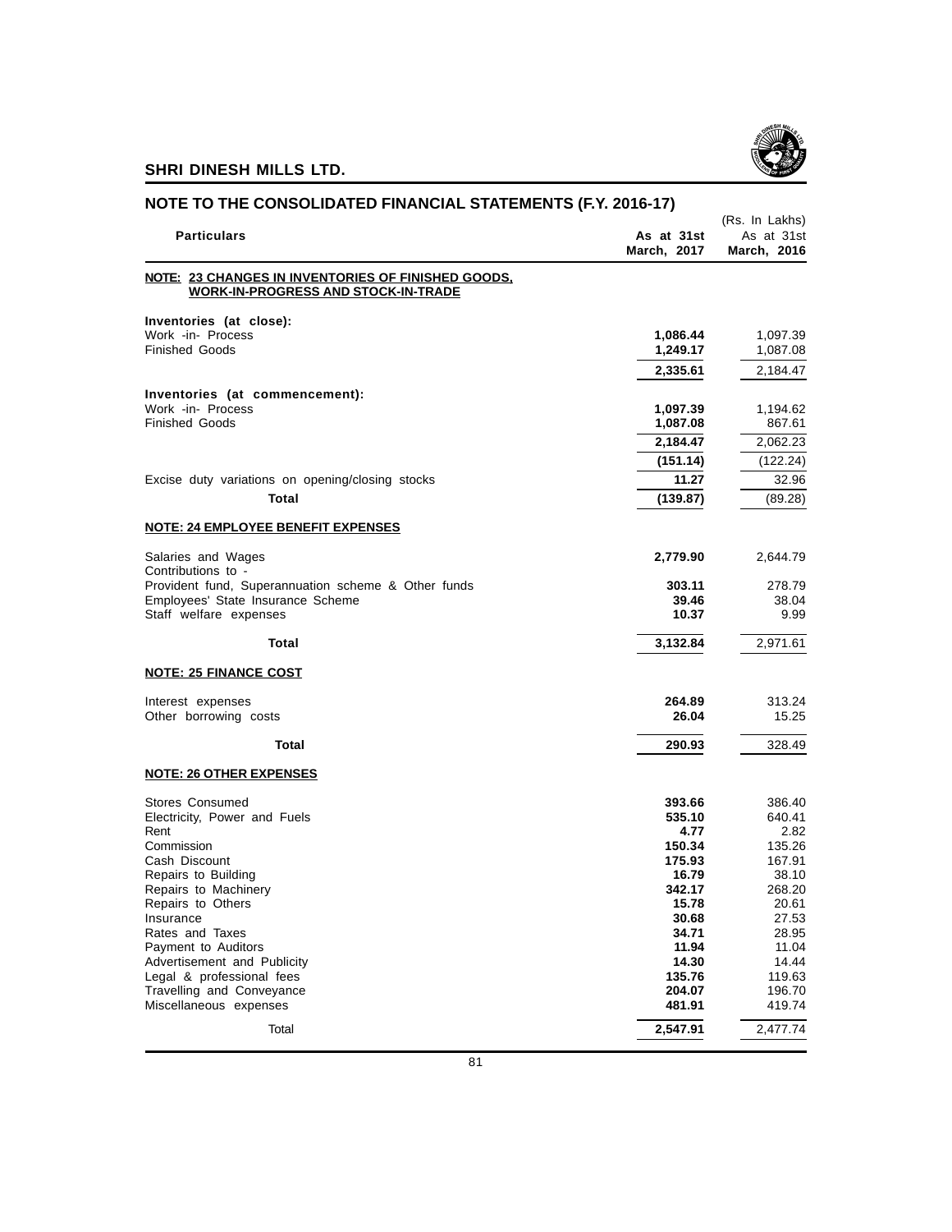## SHRI DINESH MILLS LTD.

## NOTE TO THE CONSOLIDATED FINANCIAL STATEMENTS (F.Y. 2016-17)

(Rs. In Lakhs)

| Particulars | As at 31st March, 2017 | As at 31st March, 2016 |
|---|---|---|
| **NOTE: 23 CHANGES IN INVENTORIES OF FINISHED GOODS, WORK-IN-PROGRESS AND STOCK-IN-TRADE** | | |
| **Inventories (at close):** | | |
| Work -in- Process | **1,086.44** | 1,097.39 |
| Finished Goods | **1,249.17** | 1,087.08 |
| | **2,335.61** | 2,184.47 |
| **Inventories (at commencement):** | | |
| Work -in- Process | **1,097.39** | 1,194.62 |
| Finished Goods | **1,087.08** | 867.61 |
| | **2,184.47** | 2,062.23 |
| | **(151.14)** | (122.24) |
| Excise duty variations on opening/closing stocks | **11.27** | 32.96 |
| **Total** | **(139.87)** | (89.28) |
| **NOTE: 24 EMPLOYEE BENEFIT EXPENSES** | | |
| Salaries and Wages | **2,779.90** | 2,644.79 |
| Contributions to - | | |
| Provident fund, Superannuation scheme & Other funds | **303.11** | 278.79 |
| Employees' State Insurance Scheme | **39.46** | 38.04 |
| Staff welfare expenses | **10.37** | 9.99 |
| **Total** | **3,132.84** | 2,971.61 |
| **NOTE: 25 FINANCE COST** | | |
| Interest expenses | **264.89** | 313.24 |
| Other borrowing costs | **26.04** | 15.25 |
| **Total** | **290.93** | 328.49 |
| **NOTE: 26 OTHER EXPENSES** | | |
| Stores Consumed | **393.66** | 386.40 |
| Electricity, Power and Fuels | **535.10** | 640.41 |
| Rent | **4.77** | 2.82 |
| Commission | **150.34** | 135.26 |
| Cash Discount | **175.93** | 167.91 |
| Repairs to Building | **16.79** | 38.10 |
| Repairs to Machinery | **342.17** | 268.20 |
| Repairs to Others | **15.78** | 20.61 |
| Insurance | **30.68** | 27.53 |
| Rates and Taxes | **34.71** | 28.95 |
| Payment to Auditors | **11.94** | 11.04 |
| Advertisement and Publicity | **14.30** | 14.44 |
| Legal & professional fees | **135.76** | 119.63 |
| Travelling and Conveyance | **204.07** | 196.70 |
| Miscellaneous expenses | **481.91** | 419.74 |
| Total | **2,547.91** | 2,477.74 |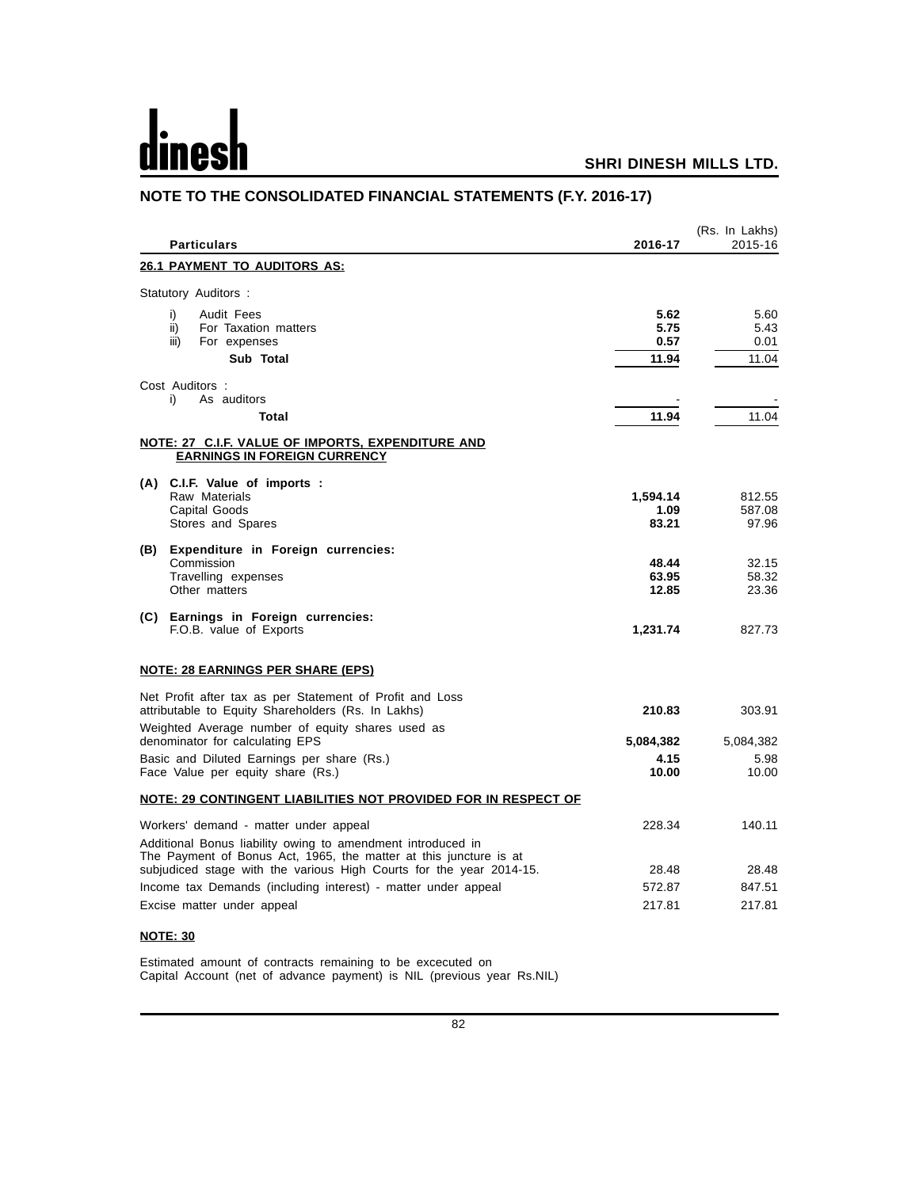# NOTE TO THE CONSOLIDATED FINANCIAL STATEMENTS (F.Y. 2016-17)

(Rs. In Lakhs)

| Particulars | 2016-17 | 2015-16 |
|---|---|---|
| **26.1 PAYMENT TO AUDITORS AS:** | | |
| Statutory Auditors : | | |
| i) Audit Fees | **5.62** | 5.60 |
| ii) For Taxation matters | **5.75** | 5.43 |
| iii) For expenses | **0.57** | 0.01 |
| **Sub Total** | **11.94** | 11.04 |
| Cost Auditors : | | |
| i) As auditors | - | - |
| **Total** | **11.94** | 11.04 |
| **NOTE: 27 C.I.F. VALUE OF IMPORTS, EXPENDITURE AND EARNINGS IN FOREIGN CURRENCY** | | |
| **(A) C.I.F. Value of imports :** | | |
| Raw Materials | **1,594.14** | 812.55 |
| Capital Goods | **1.09** | 587.08 |
| Stores and Spares | **83.21** | 97.96 |
| **(B) Expenditure in Foreign currencies:** | | |
| Commission | **48.44** | 32.15 |
| Travelling expenses | **63.95** | 58.32 |
| Other matters | **12.85** | 23.36 |
| **(C) Earnings in Foreign currencies:** | | |
| F.O.B. value of Exports | **1,231.74** | 827.73 |
| **NOTE: 28 EARNINGS PER SHARE (EPS)** | | |
| Net Profit after tax as per Statement of Profit and Loss attributable to Equity Shareholders (Rs. In Lakhs) | **210.83** | 303.91 |
| Weighted Average number of equity shares used as denominator for calculating EPS | **5,084,382** | 5,084,382 |
| Basic and Diluted Earnings per share (Rs.) | **4.15** | 5.98 |
| Face Value per equity share (Rs.) | **10.00** | 10.00 |
| **NOTE: 29 CONTINGENT LIABILITIES NOT PROVIDED FOR IN RESPECT OF** | | |
| Workers' demand - matter under appeal | 228.34 | 140.11 |
| Additional Bonus liability owing to amendment introduced in The Payment of Bonus Act, 1965, the matter at this juncture is at subjudiced stage with the various High Courts for the year 2014-15. | 28.48 | 28.48 |
| Income tax Demands (including interest) - matter under appeal | 572.87 | 847.51 |
| Excise matter under appeal | 217.81 | 217.81 |

**NOTE: 30**

Estimated amount of contracts remaining to be excecuted on Capital Account (net of advance payment) is NIL (previous year Rs.NIL)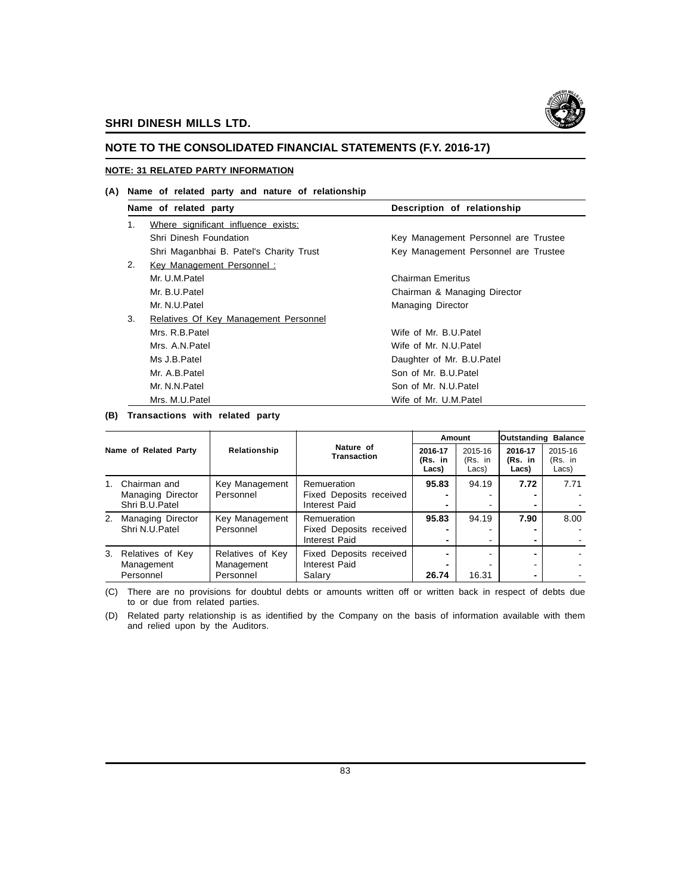## NOTE TO THE CONSOLIDATED FINANCIAL STATEMENTS (F.Y. 2016-17)

### NOTE: 31 RELATED PARTY INFORMATION

**(A) Name of related party and nature of relationship**

| | Name of related party | Description of relationship |
|---|---|---|
| 1. | Where significant influence exists: | |
| | Shri Dinesh Foundation | Key Management Personnel are Trustee |
| | Shri Maganbhai B. Patel's Charity Trust | Key Management Personnel are Trustee |
| 2. | Key Management Personnel : | |
| | Mr. U.M.Patel | Chairman Emeritus |
| | Mr. B.U.Patel | Chairman & Managing Director |
| | Mr. N.U.Patel | Managing Director |
| 3. | Relatives Of Key Management Personnel | |
| | Mrs. R.B.Patel | Wife of Mr. B.U.Patel |
| | Mrs. A.N.Patel | Wife of Mr. N.U.Patel |
| | Ms J.B.Patel | Daughter of Mr. B.U.Patel |
| | Mr. A.B.Patel | Son of Mr. B.U.Patel |
| | Mr. N.N.Patel | Son of Mr. N.U.Patel |
| | Mrs. M.U.Patel | Wife of Mr. U.M.Patel |

**(B) Transactions with related party**

| Name of Related Party | Relationship | Nature of Transaction | Amount | | Outstanding Balance | |
|---|---|---|---|---|---|---|
| | | | **2016-17 (Rs. in Lacs)** | 2015-16 (Rs. in Lacs) | **2016-17 (Rs. in Lacs)** | 2015-16 (Rs. in Lacs) |
| 1. Chairman and Managing Director Shri B.U.Patel | Key Management Personnel | Remueration | **95.83** | 94.19 | **7.72** | 7.71 |
| | | Fixed Deposits received | **-** | - | **-** | - |
| | | Interest Paid | **-** | - | **-** | - |
| 2. Managing Director Shri N.U.Patel | Key Management Personnel | Remueration | **95.83** | 94.19 | **7.90** | 8.00 |
| | | Fixed Deposits received | **-** | - | **-** | - |
| | | Interest Paid | **-** | - | **-** | - |
| 3. Relatives of Key Management Personnel | Relatives of Key Management Personnel | Fixed Deposits received | **-** | - | **-** | - |
| | | Interest Paid | **-** | - | - | - |
| | | Salary | **26.74** | 16.31 | **-** | - |

(C) There are no provisions for doubtul debts or amounts written off or written back in respect of debts due to or due from related parties.

(D) Related party relationship is as identified by the Company on the basis of information available with them and relied upon by the Auditors.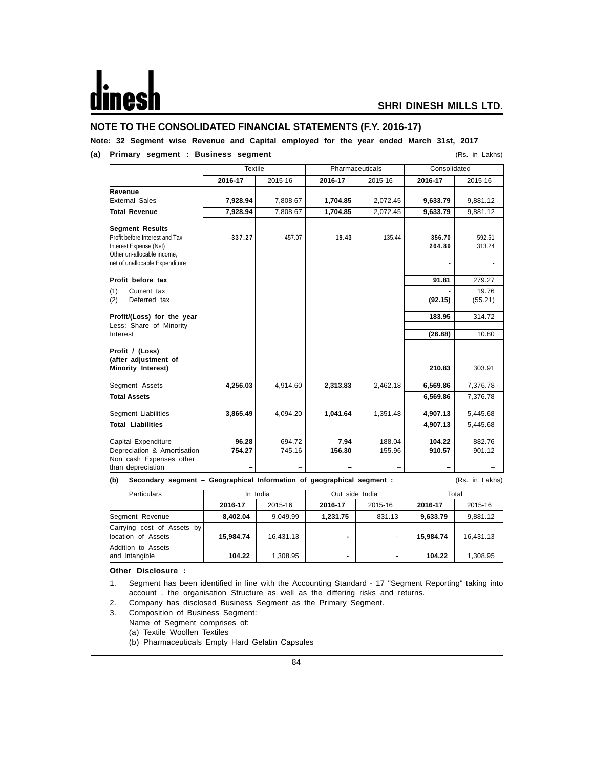## NOTE TO THE CONSOLIDATED FINANCIAL STATEMENTS (F.Y. 2016-17)

**Note: 32 Segment wise Revenue and Capital employed for the year ended March 31st, 2017**

**(a) Primary segment : Business segment** (Rs. in Lakhs)

| | Textile | | Pharmaceuticals | | Consolidated | |
|---|---|---|---|---|---|---|
| | **2016-17** | 2015-16 | **2016-17** | 2015-16 | **2016-17** | 2015-16 |
| **Revenue** | | | | | | |
| External Sales | **7,928.94** | 7,808.67 | **1,704.85** | 2,072.45 | **9,633.79** | 9,881.12 |
| **Total Revenue** | **7,928.94** | 7,808.67 | **1,704.85** | 2,072.45 | **9,633.79** | 9,881.12 |
| **Segment Results** | | | | | | |
| Profit before Interest and Tax | **337.27** | 457.07 | **19.43** | 135.44 | **356.70** | 592.51 |
| Interest Expense (Net) | | | | | **264.89** | 313.24 |
| Other un-allocable income, net of unallocable Expenditure | | | | | **-** | - |
| **Profit before tax** | | | | | **91.81** | 279.27 |
| (1) Current tax | | | | | **-** | 19.76 |
| (2) Deferred tax | | | | | **(92.15)** | (55.21) |
| **Profit/(Loss) for the year** | | | | | **183.95** | 314.72 |
| Less: Share of Minority Interest | | | | | **(26.88)** | 10.80 |
| **Profit / (Loss) (after adjustment of Minority Interest)** | | | | | **210.83** | 303.91 |
| Segment Assets | **4,256.03** | 4,914.60 | **2,313.83** | 2,462.18 | **6,569.86** | 7,376.78 |
| **Total Assets** | | | | | **6,569.86** | 7,376.78 |
| Segment Liabilities | **3,865.49** | 4,094.20 | **1,041.64** | 1,351.48 | **4,907.13** | 5,445.68 |
| **Total Liabilities** | | | | | **4,907.13** | 5,445.68 |
| Capital Expenditure | **96.28** | 694.72 | **7.94** | 188.04 | **104.22** | 882.76 |
| Depreciation & Amortisation | **754.27** | 745.16 | **156.30** | 155.96 | **910.57** | 901.12 |
| Non cash Expenses other than depreciation | **–** | – | **–** | – | **–** | – |

**(b) Secondary segment – Geographical Information of geographical segment :** (Rs. in Lakhs)

| Particulars | In India | | Out side India | | Total | |
|---|---|---|---|---|---|---|
| | **2016-17** | 2015-16 | **2016-17** | 2015-16 | **2016-17** | 2015-16 |
| Segment Revenue | **8,402.04** | 9,049.99 | **1,231.75** | 831.13 | **9,633.79** | 9,881.12 |
| Carrying cost of Assets by location of Assets | **15,984.74** | 16,431.13 | **-** | - | **15,984.74** | 16,431.13 |
| Addition to Assets and Intangible | **104.22** | 1,308.95 | **-** | - | **104.22** | 1,308.95 |

**Other Disclosure :**

1. Segment has been identified in line with the Accounting Standard - 17 "Segment Reporting" taking into account . the organisation Structure as well as the differing risks and returns.
2. Company has disclosed Business Segment as the Primary Segment.
3. Composition of Business Segment:
   Name of Segment comprises of:
   (a) Textile Woollen Textiles
   (b) Pharmaceuticals Empty Hard Gelatin Capsules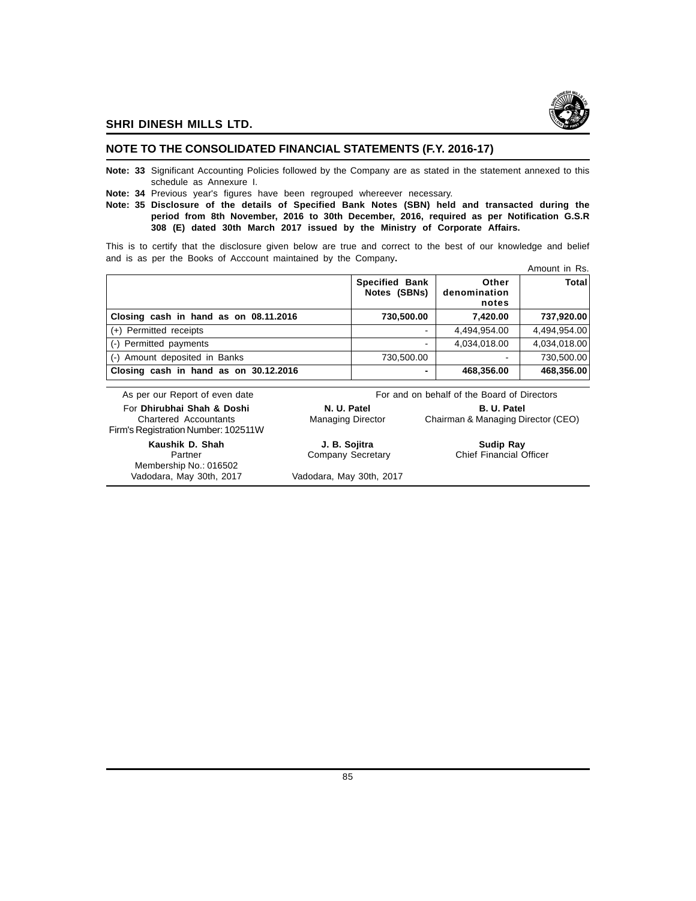## SHRI DINESH MILLS LTD.

## NOTE TO THE CONSOLIDATED FINANCIAL STATEMENTS (F.Y. 2016-17)

**Note: 33** Significant Accounting Policies followed by the Company are as stated in the statement annexed to this schedule as Annexure I.

**Note: 34** Previous year's figures have been regrouped whereeever necessary.

**Note: 35 Disclosure of the details of Specified Bank Notes (SBN) held and transacted during the period from 8th November, 2016 to 30th December, 2016, required as per Notification G.S.R 308 (E) dated 30th March 2017 issued by the Ministry of Corporate Affairs.**

This is to certify that the disclosure given below are true and correct to the best of our knowledge and belief and is as per the Books of Acccount maintained by the Company.

Amount in Rs.

| | Specified Bank Notes (SBNs) | Other denomination notes | Total |
|---|---|---|---|
| **Closing cash in hand as on 08.11.2016** | **730,500.00** | **7,420.00** | **737,920.00** |
| (+) Permitted receipts | - | 4,494,954.00 | 4,494,954.00 |
| (-) Permitted payments | - | 4,034,018.00 | 4,034,018.00 |
| (-) Amount deposited in Banks | 730,500.00 | - | 730,500.00 |
| **Closing cash in hand as on 30.12.2016** | **-** | **468,356.00** | **468,356.00** |

As per our Report of even date

For **Dhirubhai Shah & Doshi**
Chartered Accountants
Firm's Registration Number: 102511W

**Kaushik D. Shah**
Partner
Membership No.: 016502
Vadodara, May 30th, 2017

For and on behalf of the Board of Directors

**N. U. Patel**
Managing Director

**B. U. Patel**
Chairman & Managing Director (CEO)

**J. B. Sojitra**
Company Secretary

**Sudip Ray**
Chief Financial Officer

Vadodara, May 30th, 2017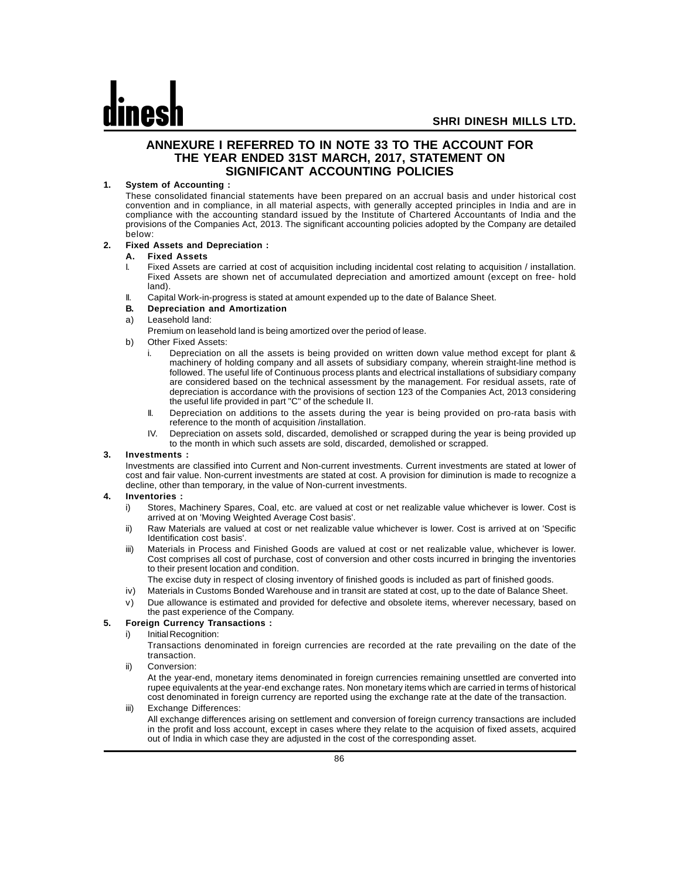# ANNEXURE I REFERRED TO IN NOTE 33 TO THE ACCOUNT FOR THE YEAR ENDED 31ST MARCH, 2017, STATEMENT ON SIGNIFICANT ACCOUNTING POLICIES

**1. System of Accounting :**

These consolidated financial statements have been prepared on an accrual basis and under historical cost convention and in compliance, in all material aspects, with generally accepted principles in India and are in compliance with the accounting standard issued by the Institute of Chartered Accountants of India and the provisions of the Companies Act, 2013. The significant accounting policies adopted by the Company are detailed below:

**2. Fixed Assets and Depreciation :**

**A. Fixed Assets**

I. Fixed Assets are carried at cost of acquisition including incidental cost relating to acquisition / installation. Fixed Assets are shown net of accumulated depreciation and amortized amount (except on free- hold land).

II. Capital Work-in-progress is stated at amount expended up to the date of Balance Sheet.

**B. Depreciation and Amortization**

a) Leasehold land:

Premium on leasehold land is being amortized over the period of lease.

b) Other Fixed Assets:

i. Depreciation on all the assets is being provided on written down value method except for plant & machinery of holding company and all assets of subsidiary company, wherein straight-line method is followed. The useful life of Continuous process plants and electrical installations of subsidiary company are considered based on the technical assessment by the management. For residual assets, rate of depreciation is accordance with the provisions of section 123 of the Companies Act, 2013 considering the useful life provided in part "C" of the schedule II.

II. Depreciation on additions to the assets during the year is being provided on pro-rata basis with reference to the month of acquisition /installation.

IV. Depreciation on assets sold, discarded, demolished or scrapped during the year is being provided up to the month in which such assets are sold, discarded, demolished or scrapped.

**3. Investments :**

Investments are classified into Current and Non-current investments. Current investments are stated at lower of cost and fair value. Non-current investments are stated at cost. A provision for diminution is made to recognize a decline, other than temporary, in the value of Non-current investments.

**4. Inventories :**

i) Stores, Machinery Spares, Coal, etc. are valued at cost or net realizable value whichever is lower. Cost is arrived at on 'Moving Weighted Average Cost basis'.

ii) Raw Materials are valued at cost or net realizable value whichever is lower. Cost is arrived at on 'Specific Identification cost basis'.

iii) Materials in Process and Finished Goods are valued at cost or net realizable value, whichever is lower. Cost comprises all cost of purchase, cost of conversion and other costs incurred in bringing the inventories to their present location and condition.

The excise duty in respect of closing inventory of finished goods is included as part of finished goods.

iv) Materials in Customs Bonded Warehouse and in transit are stated at cost, up to the date of Balance Sheet.

v) Due allowance is estimated and provided for defective and obsolete items, wherever necessary, based on the past experience of the Company.

**5. Foreign Currency Transactions :**

i) Initial Recognition:

Transactions denominated in foreign currencies are recorded at the rate prevailing on the date of the transaction.

ii) Conversion:

At the year-end, monetary items denominated in foreign currencies remaining unsettled are converted into rupee equivalents at the year-end exchange rates. Non monetary items which are carried in terms of historical cost denominated in foreign currency are reported using the exchange rate at the date of the transaction.

iii) Exchange Differences:

All exchange differences arising on settlement and conversion of foreign currency transactions are included in the profit and loss account, except in cases where they relate to the acquision of fixed assets, acquired out of India in which case they are adjusted in the cost of the corresponding asset.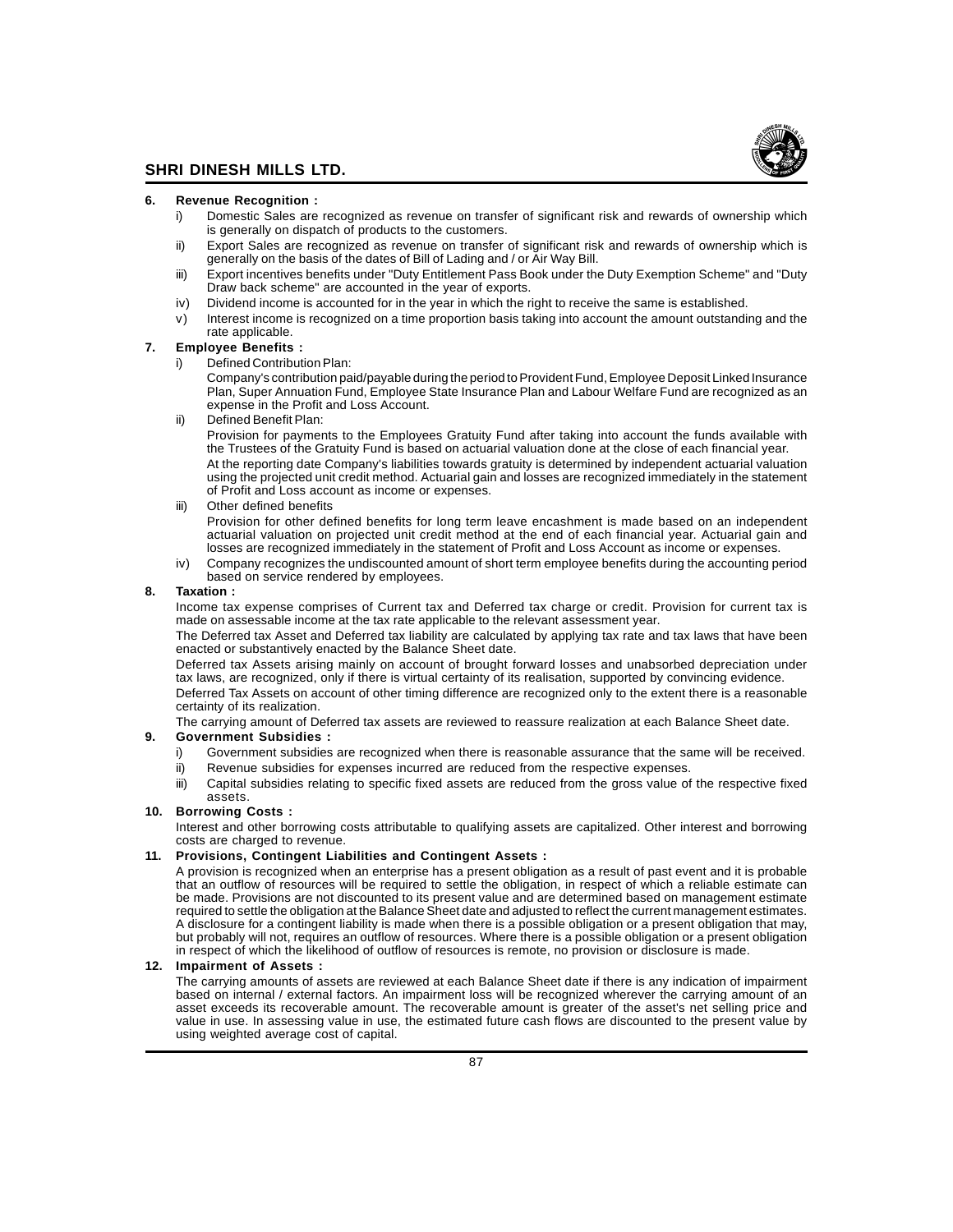**6. Revenue Recognition :**

i) Domestic Sales are recognized as revenue on transfer of significant risk and rewards of ownership which is generally on dispatch of products to the customers.

ii) Export Sales are recognized as revenue on transfer of significant risk and rewards of ownership which is generally on the basis of the dates of Bill of Lading and / or Air Way Bill.

iii) Export incentives benefits under "Duty Entitlement Pass Book under the Duty Exemption Scheme" and "Duty Draw back scheme" are accounted in the year of exports.

iv) Dividend income is accounted for in the year in which the right to receive the same is established.

v) Interest income is recognized on a time proportion basis taking into account the amount outstanding and the rate applicable.

**7. Employee Benefits :**

i) Defined Contribution Plan:

Company's contribution paid/payable during the period to Provident Fund, Employee Deposit Linked Insurance Plan, Super Annuation Fund, Employee State Insurance Plan and Labour Welfare Fund are recognized as an expense in the Profit and Loss Account.

ii) Defined Benefit Plan:

Provision for payments to the Employees Gratuity Fund after taking into account the funds available with the Trustees of the Gratuity Fund is based on actuarial valuation done at the close of each financial year.

At the reporting date Company's liabilities towards gratuity is determined by independent actuarial valuation using the projected unit credit method. Actuarial gain and losses are recognized immediately in the statement of Profit and Loss account as income or expenses.

iii) Other defined benefits

Provision for other defined benefits for long term leave encashment is made based on an independent actuarial valuation on projected unit credit method at the end of each financial year. Actuarial gain and losses are recognized immediately in the statement of Profit and Loss Account as income or expenses.

iv) Company recognizes the undiscounted amount of short term employee benefits during the accounting period based on service rendered by employees.

**8. Taxation :**

Income tax expense comprises of Current tax and Deferred tax charge or credit. Provision for current tax is made on assessable income at the tax rate applicable to the relevant assessment year.

The Deferred tax Asset and Deferred tax liability are calculated by applying tax rate and tax laws that have been enacted or substantively enacted by the Balance Sheet date.

Deferred tax Assets arising mainly on account of brought forward losses and unabsorbed depreciation under tax laws, are recognized, only if there is virtual certainty of its realisation, supported by convincing evidence.

Deferred Tax Assets on account of other timing difference are recognized only to the extent there is a reasonable certainty of its realization.

The carrying amount of Deferred tax assets are reviewed to reassure realization at each Balance Sheet date.

**9. Government Subsidies :**

i) Government subsidies are recognized when there is reasonable assurance that the same will be received.

ii) Revenue subsidies for expenses incurred are reduced from the respective expenses.

iii) Capital subsidies relating to specific fixed assets are reduced from the gross value of the respective fixed assets.

**10. Borrowing Costs :**

Interest and other borrowing costs attributable to qualifying assets are capitalized. Other interest and borrowing costs are charged to revenue.

**11. Provisions, Contingent Liabilities and Contingent Assets :**

A provision is recognized when an enterprise has a present obligation as a result of past event and it is probable that an outflow of resources will be required to settle the obligation, in respect of which a reliable estimate can be made. Provisions are not discounted to its present value and are determined based on management estimate required to settle the obligation at the Balance Sheet date and adjusted to reflect the current management estimates. A disclosure for a contingent liability is made when there is a possible obligation or a present obligation that may, but probably will not, requires an outflow of resources. Where there is a possible obligation or a present obligation in respect of which the likelihood of outflow of resources is remote, no provision or disclosure is made.

**12. Impairment of Assets :**

The carrying amounts of assets are reviewed at each Balance Sheet date if there is any indication of impairment based on internal / external factors. An impairment loss will be recognized wherever the carrying amount of an asset exceeds its recoverable amount. The recoverable amount is greater of the asset's net selling price and value in use. In assessing value in use, the estimated future cash flows are discounted to the present value by using weighted average cost of capital.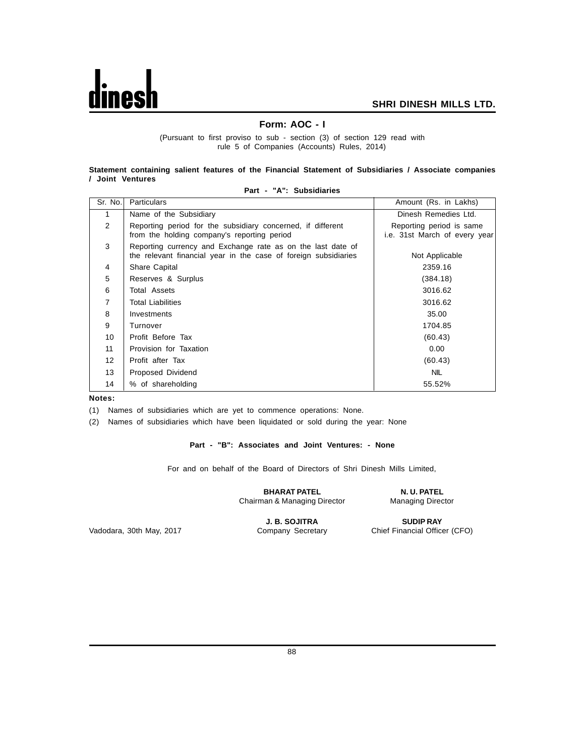## Form: AOC - I

(Pursuant to first proviso to sub - section (3) of section 129 read with rule 5 of Companies (Accounts) Rules, 2014)

**Statement containing salient features of the Financial Statement of Subsidiaries / Associate companies / Joint Ventures**

**Part - "A": Subsidiaries**

| Sr. No. | Particulars | Amount (Rs. in Lakhs) |
|---|---|---|
| 1 | Name of the Subsidiary | Dinesh Remedies Ltd. |
| 2 | Reporting period for the subsidiary concerned, if different from the holding company's reporting period | Reporting period is same i.e. 31st March of every year |
| 3 | Reporting currency and Exchange rate as on the last date of the relevant financial year in the case of foreign subsidiaries | Not Applicable |
| 4 | Share Capital | 2359.16 |
| 5 | Reserves & Surplus | (384.18) |
| 6 | Total Assets | 3016.62 |
| 7 | Total Liabilities | 3016.62 |
| 8 | Investments | 35.00 |
| 9 | Turnover | 1704.85 |
| 10 | Profit Before Tax | (60.43) |
| 11 | Provision for Taxation | 0.00 |
| 12 | Profit after Tax | (60.43) |
| 13 | Proposed Dividend | NIL |
| 14 | % of shareholding | 55.52% |

**Notes:**

(1) Names of subsidiaries which are yet to commence operations: None.

(2) Names of subsidiaries which have been liquidated or sold during the year: None

**Part - "B": Associates and Joint Ventures: - None**

For and on behalf of the Board of Directors of Shri Dinesh Mills Limited,

**BHARAT PATEL**
Chairman & Managing Director

**N. U. PATEL**
Managing Director

**J. B. SOJITRA**
Company Secretary

**SUDIP RAY**
Chief Financial Officer (CFO)

Vadodara, 30th May, 2017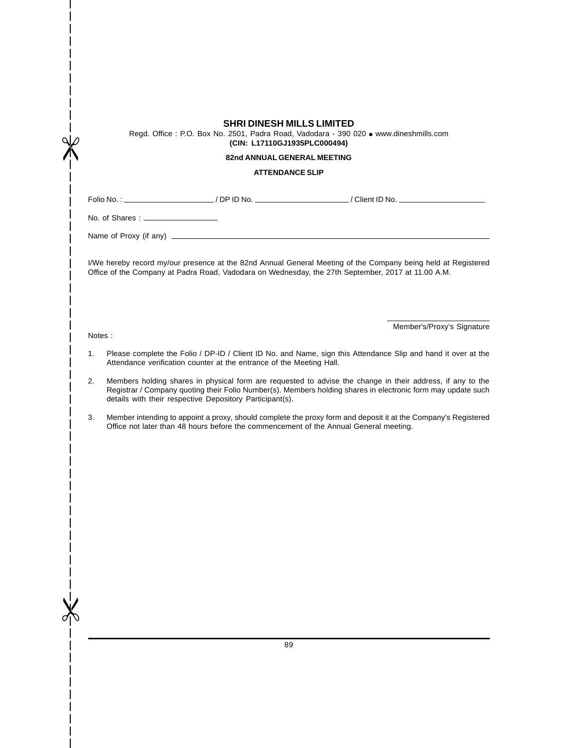# SHRI DINESH MILLS LIMITED

Regd. Office : P.O. Box No. 2501, Padra Road, Vadodara - 390 020 • www.dineshmills.com

**(CIN: L17110GJ1935PLC000494)**

**82nd ANNUAL GENERAL MEETING**

**ATTENDANCE SLIP**

Folio No. : ____________________ / DP ID No. ____________________ / Client ID No. ____________________

No. of Shares : ________________

Name of Proxy (if any) ______________________________________________________________

I/We hereby record my/our presence at the 82nd Annual General Meeting of the Company being held at Registered Office of the Company at Padra Road, Vadodara on Wednesday, the 27th September, 2017 at 11.00 A.M.

______________________

Member's/Proxy's Signature

Notes :

1. Please complete the Folio / DP-ID / Client ID No. and Name, sign this Attendance Slip and hand it over at the Attendance verification counter at the entrance of the Meeting Hall.

2. Members holding shares in physical form are requested to advise the change in their address, if any to the Registrar / Company quoting their Folio Number(s). Members holding shares in electronic form may update such details with their respective Depository Participant(s).

3. Member intending to appoint a proxy, should complete the proxy form and deposit it at the Company's Registered Office not later than 48 hours before the commencement of the Annual General meeting.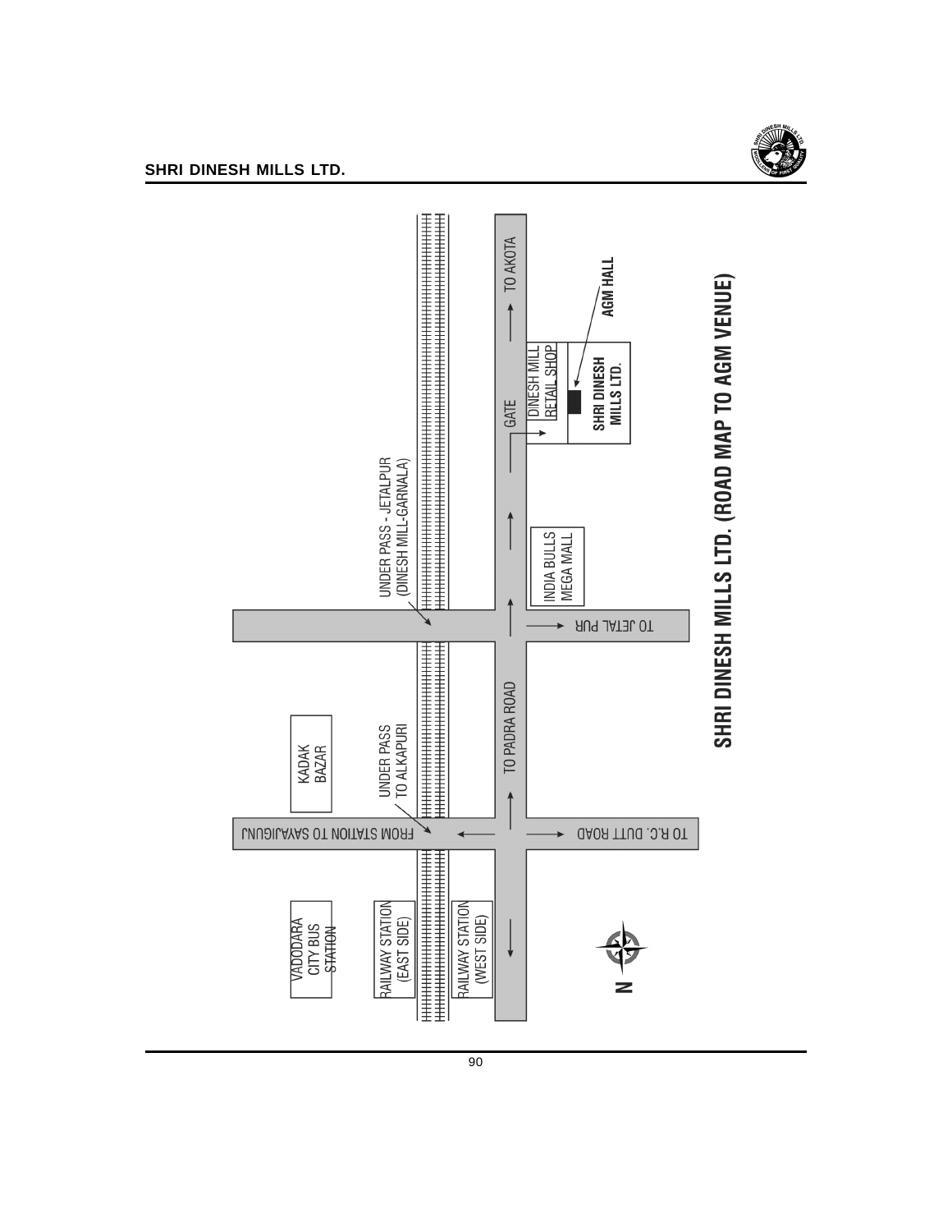# SHRI DINESH MILLS LTD. (ROAD MAP TO AGM VENUE)

AGM HALL

SHRI DINESH MILLS LTD.

DINESH MILL RETAIL SHOP

GATE

TO AKOTA

INDIA BULLS MEGA MALL

UNDER PASS - JETALPUR (DINESH MILL-GARNALA)

TO JETAL PUR

TO PADRA ROAD

KADAK BAZAR

UNDER PASS TO ALKAPURI

FROM STATION TO SAYAJIGUNJ

TO R.C. DUTT ROAD

VADODARA CITY BUS STATION

RAILWAY STATION (EAST SIDE)

RAILWAY STATION (WEST SIDE)

N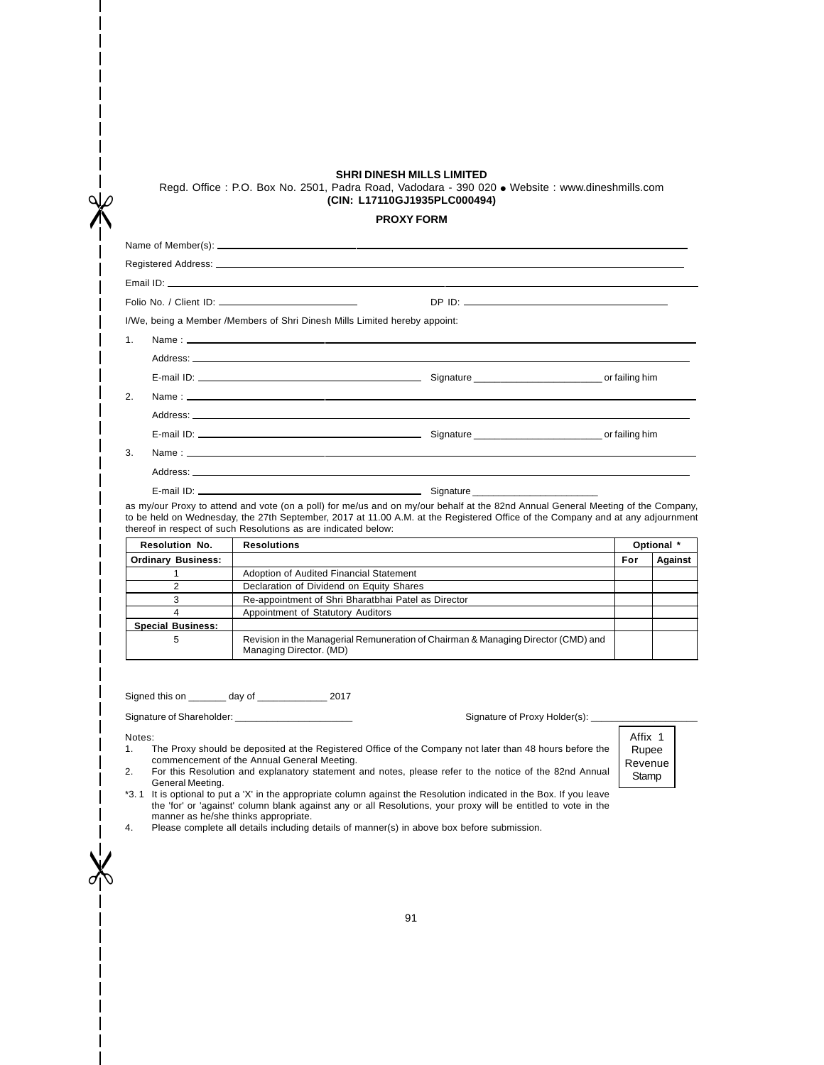**SHRI DINESH MILLS LIMITED**

Regd. Office : P.O. Box No. 2501, Padra Road, Vadodara - 390 020 ● Website : www.dineshmills.com

**(CIN: L17110GJ1935PLC000494)**

## PROXY FORM

Name of Member(s): ______________________________

Registered Address: ______________________________

Email ID: ______________________________

Folio No. / Client ID: ____________________ DP ID: ____________________

I/We, being a Member /Members of Shri Dinesh Mills Limited hereby appoint:

1. Name : ______________________________

   Address: ______________________________

   E-mail ID: ____________________ Signature ____________________ or failing him

2. Name : ______________________________

   Address: ______________________________

   E-mail ID: ____________________ Signature ____________________ or failing him

3. Name : ______________________________

   Address: ______________________________

   E-mail ID: ____________________ Signature ____________________

as my/our Proxy to attend and vote (on a poll) for me/us and on my/our behalf at the 82nd Annual General Meeting of the Company, to be held on Wednesday, the 27th September, 2017 at 11.00 A.M. at the Registered Office of the Company and at any adjournment thereof in respect of such Resolutions as are indicated below:

| Resolution No. | Resolutions | Optional * | |
|---|---|---|---|
| **Ordinary Business:** | | **For** | **Against** |
| 1 | Adoption of Audited Financial Statement | | |
| 2 | Declaration of Dividend on Equity Shares | | |
| 3 | Re-appointment of Shri Bharatbhai Patel as Director | | |
| 4 | Appointment of Statutory Auditors | | |
| **Special Business:** | | | |
| 5 | Revision in the Managerial Remuneration of Chairman & Managing Director (CMD) and Managing Director. (MD) | | |

Signed this on _______ day of _____________ 2017

Signature of Shareholder: ____________________ Signature of Proxy Holder(s): ____________________

Affix 1 Rupee Revenue Stamp

Notes:

1. The Proxy should be deposited at the Registered Office of the Company not later than 48 hours before the commencement of the Annual General Meeting.
2. For this Resolution and explanatory statement and notes, please refer to the notice of the 82nd Annual General Meeting.

*3. 1 It is optional to put a 'X' in the appropriate column against the Resolution indicated in the Box. If you leave the 'for' or 'against' column blank against any or all Resolutions, your proxy will be entitled to vote in the manner as he/she thinks appropriate.

4. Please complete all details including details of manner(s) in above box before submission.